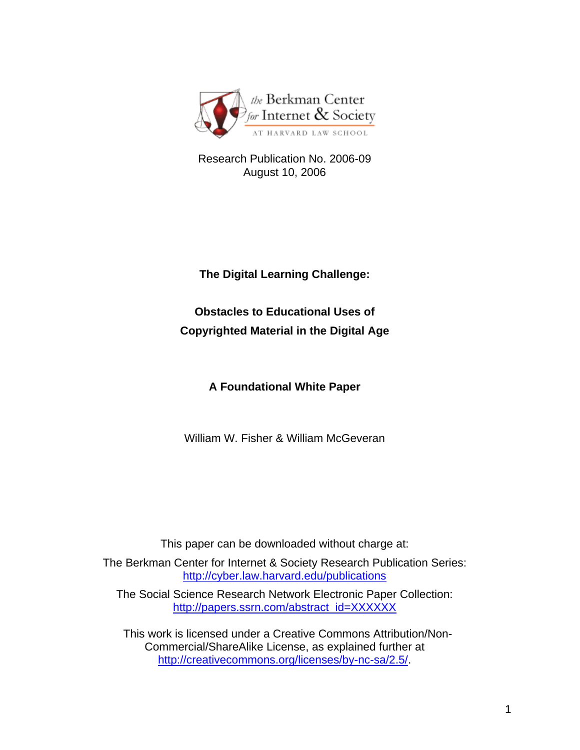the Berkman Center for Internet & Society AT HARVARD LAW SCHOOL

Research Publication No. 2006-09
August 10, 2006

# The Digital Learning Challenge:

## Obstacles to Educational Uses of Copyrighted Material in the Digital Age

### A Foundational White Paper

William W. Fisher & William McGeveran

This paper can be downloaded without charge at:

The Berkman Center for Internet & Society Research Publication Series:
http://cyber.law.harvard.edu/publications

The Social Science Research Network Electronic Paper Collection:
http://papers.ssrn.com/abstract_id=XXXXXX

This work is licensed under a Creative Commons Attribution/Non-Commercial/ShareAlike License, as explained further at http://creativecommons.org/licenses/by-nc-sa/2.5/.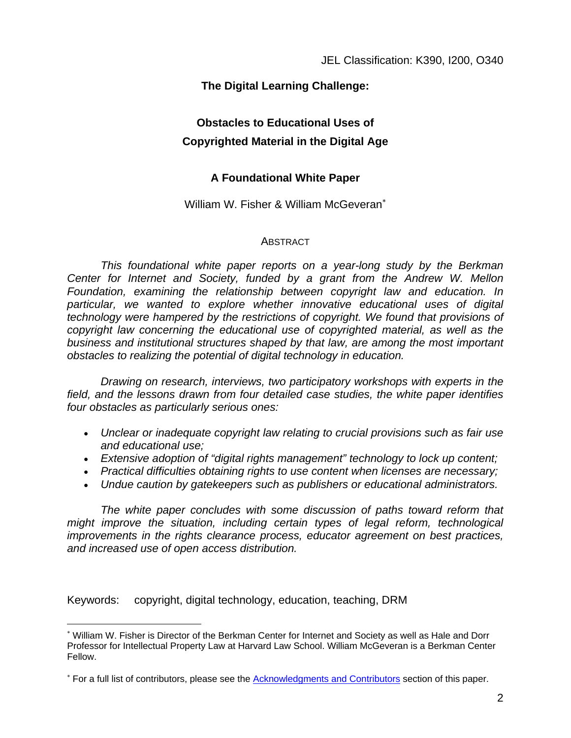JEL Classification: K390, I200, O340

# The Digital Learning Challenge:

# Obstacles to Educational Uses of Copyrighted Material in the Digital Age

## A Foundational White Paper

William W. Fisher & William McGeveran[*]

### ABSTRACT

*This foundational white paper reports on a year-long study by the Berkman Center for Internet and Society, funded by a grant from the Andrew W. Mellon Foundation, examining the relationship between copyright law and education. In particular, we wanted to explore whether innovative educational uses of digital technology were hampered by the restrictions of copyright. We found that provisions of copyright law concerning the educational use of copyrighted material, as well as the business and institutional structures shaped by that law, are among the most important obstacles to realizing the potential of digital technology in education.*

*Drawing on research, interviews, two participatory workshops with experts in the field, and the lessons drawn from four detailed case studies, the white paper identifies four obstacles as particularly serious ones:*

- *Unclear or inadequate copyright law relating to crucial provisions such as fair use and educational use;*
- *Extensive adoption of "digital rights management" technology to lock up content;*
- *Practical difficulties obtaining rights to use content when licenses are necessary;*
- *Undue caution by gatekeepers such as publishers or educational administrators.*

*The white paper concludes with some discussion of paths toward reform that might improve the situation, including certain types of legal reform, technological improvements in the rights clearance process, educator agreement on best practices, and increased use of open access distribution.*

Keywords: copyright, digital technology, education, teaching, DRM

---

[*] William W. Fisher is Director of the Berkman Center for Internet and Society as well as Hale and Dorr Professor for Intellectual Property Law at Harvard Law School. William McGeveran is a Berkman Center Fellow.

[*] For a full list of contributors, please see the Acknowledgments and Contributors section of this paper.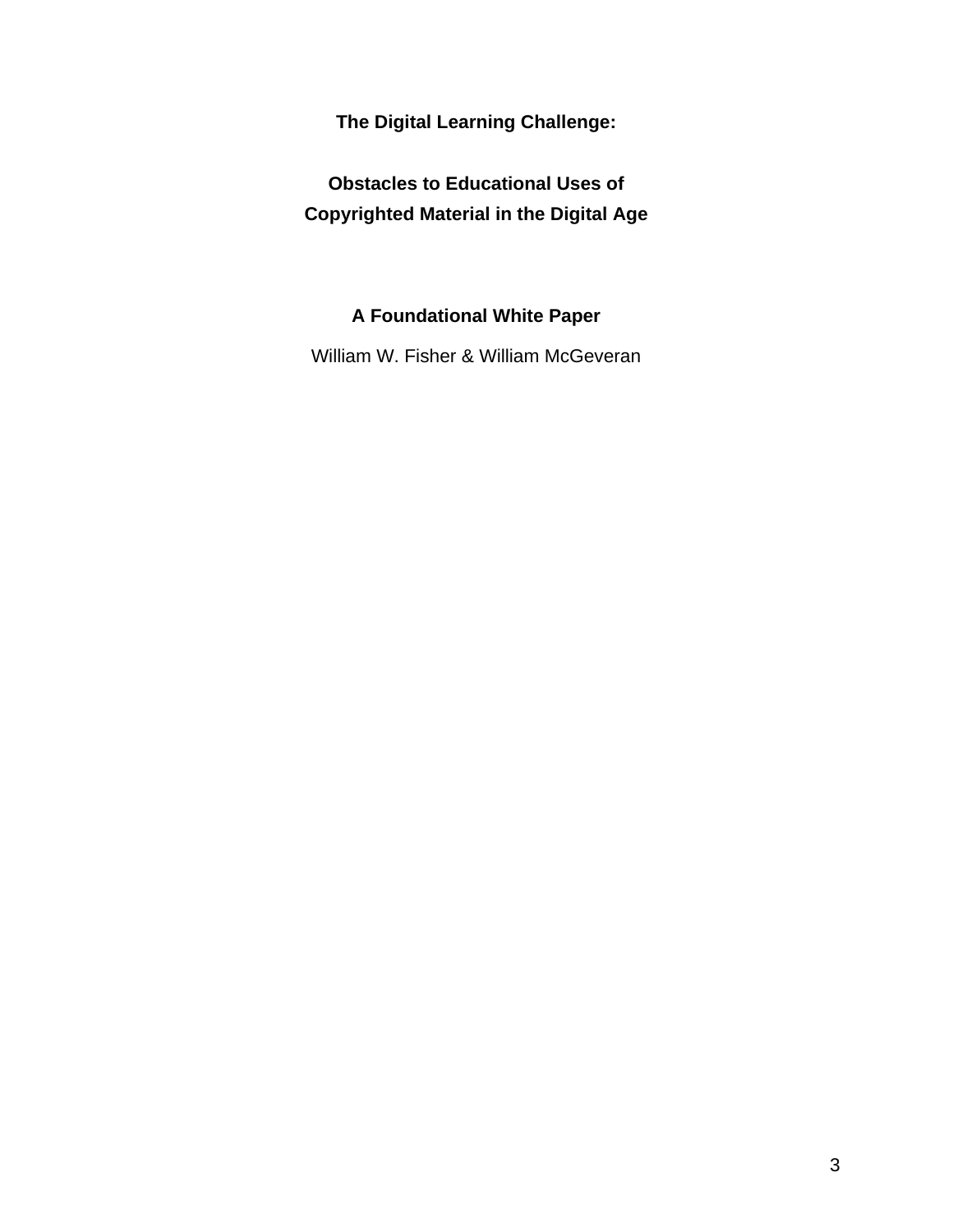# The Digital Learning Challenge:

## Obstacles to Educational Uses of Copyrighted Material in the Digital Age

### A Foundational White Paper

William W. Fisher & William McGeveran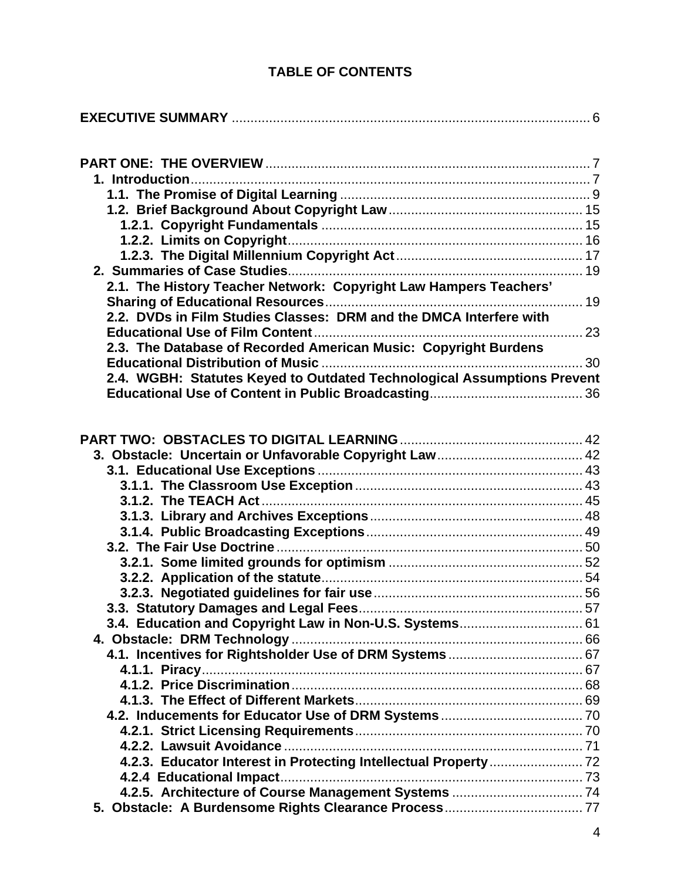# TABLE OF CONTENTS

**EXECUTIVE SUMMARY** ............................................................................................... 6

**PART ONE: THE OVERVIEW** ....................................................................................... 7

- **1. Introduction** ............................................................................................................ 7
  - **1.1. The Promise of Digital Learning** ..................................................................... 9
  - **1.2. Brief Background About Copyright Law** ....................................................... 15
    - **1.2.1. Copyright Fundamentals** ......................................................................... 15
    - **1.2.2. Limits on Copyright** .................................................................................. 16
    - **1.2.3. The Digital Millennium Copyright Act** ..................................................... 17
- **2. Summaries of Case Studies** ................................................................................... 19
  - **2.1. The History Teacher Network: Copyright Law Hampers Teachers' Sharing of Educational Resources** ..................................................................... 19
  - **2.2. DVDs in Film Studies Classes: DRM and the DMCA Interfere with Educational Use of Film Content** ........................................................................ 23
  - **2.3. The Database of Recorded American Music: Copyright Burdens Educational Distribution of Music** ....................................................................... 30
  - **2.4. WGBH: Statutes Keyed to Outdated Technological Assumptions Prevent Educational Use of Content in Public Broadcasting** ......................................... 36

**PART TWO: OBSTACLES TO DIGITAL LEARNING** ................................................. 42

- **3. Obstacle: Uncertain or Unfavorable Copyright Law** ........................................... 42
  - **3.1. Educational Use Exceptions** ........................................................................... 43
    - **3.1.1. The Classroom Use Exception** ................................................................ 43
    - **3.1.2. The TEACH Act** ....................................................................................... 45
    - **3.1.3. Library and Archives Exceptions** ............................................................ 48
    - **3.1.4. Public Broadcasting Exceptions** .............................................................. 49
  - **3.2. The Fair Use Doctrine** ..................................................................................... 50
    - **3.2.1. Some limited grounds for optimism** ........................................................ 52
    - **3.2.2. Application of the statute** ........................................................................ 54
    - **3.2.3. Negotiated guidelines for fair use** ........................................................... 56
  - **3.3. Statutory Damages and Legal Fees** ................................................................ 57
  - **3.4. Education and Copyright Law in Non-U.S. Systems** ....................................... 61
- **4. Obstacle: DRM Technology** ................................................................................... 66
  - **4.1. Incentives for Rightsholder Use of DRM Systems** .......................................... 67
    - **4.1.1. Piracy** ....................................................................................................... 67
    - **4.1.2. Price Discrimination** ................................................................................ 68
    - **4.1.3. The Effect of Different Markets** ............................................................... 69
  - **4.2. Inducements for Educator Use of DRM Systems** ............................................ 70
    - **4.2.1. Strict Licensing Requirements** ................................................................ 70
    - **4.2.2. Lawsuit Avoidance** ................................................................................... 71
    - **4.2.3. Educator Interest in Protecting Intellectual Property** ............................... 72
    - **4.2.4 Educational Impact** ................................................................................... 73
    - **4.2.5. Architecture of Course Management Systems** ........................................ 74
- **5. Obstacle: A Burdensome Rights Clearance Process** ............................................ 77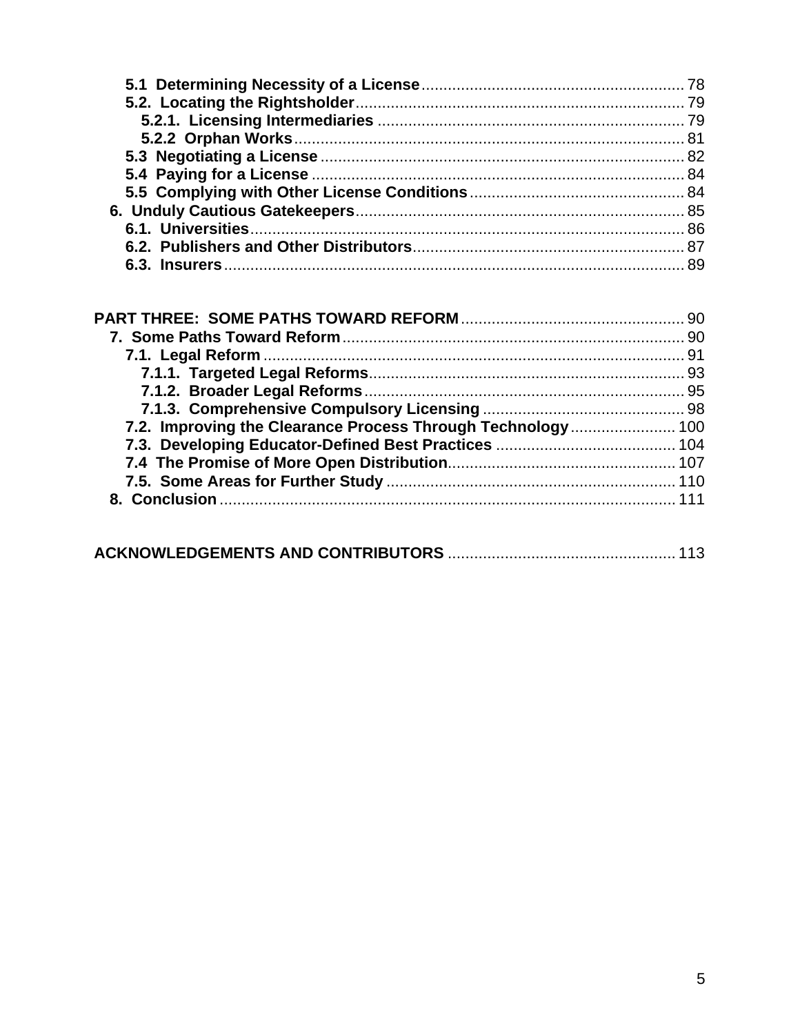5.1 Determining Necessity of a License ........................................................... 78
5.2. Locating the Rightsholder .......................................................................... 79
5.2.1. Licensing Intermediaries ...................................................................... 79
5.2.2 Orphan Works ......................................................................................... 81
5.3 Negotiating a License .................................................................................. 82
5.4 Paying for a License .................................................................................... 84
5.5 Complying with Other License Conditions ................................................. 84
6. Unduly Cautious Gatekeepers .......................................................................... 85
6.1. Universities .................................................................................................. 86
6.2. Publishers and Other Distributors ............................................................. 87
6.3. Insurers ........................................................................................................ 89

PART THREE: SOME PATHS TOWARD REFORM .................................................. 90
7. Some Paths Toward Reform ............................................................................. 90
7.1. Legal Reform ............................................................................................... 91
7.1.1. Targeted Legal Reforms ........................................................................ 93
7.1.2. Broader Legal Reforms ......................................................................... 95
7.1.3. Comprehensive Compulsory Licensing .............................................. 98
7.2. Improving the Clearance Process Through Technology ........................ 100
7.3. Developing Educator-Defined Best Practices ......................................... 104
7.4 The Promise of More Open Distribution .................................................... 107
7.5. Some Areas for Further Study ................................................................. 110
8. Conclusion ....................................................................................................... 111

ACKNOWLEDGEMENTS AND CONTRIBUTORS .................................................... 113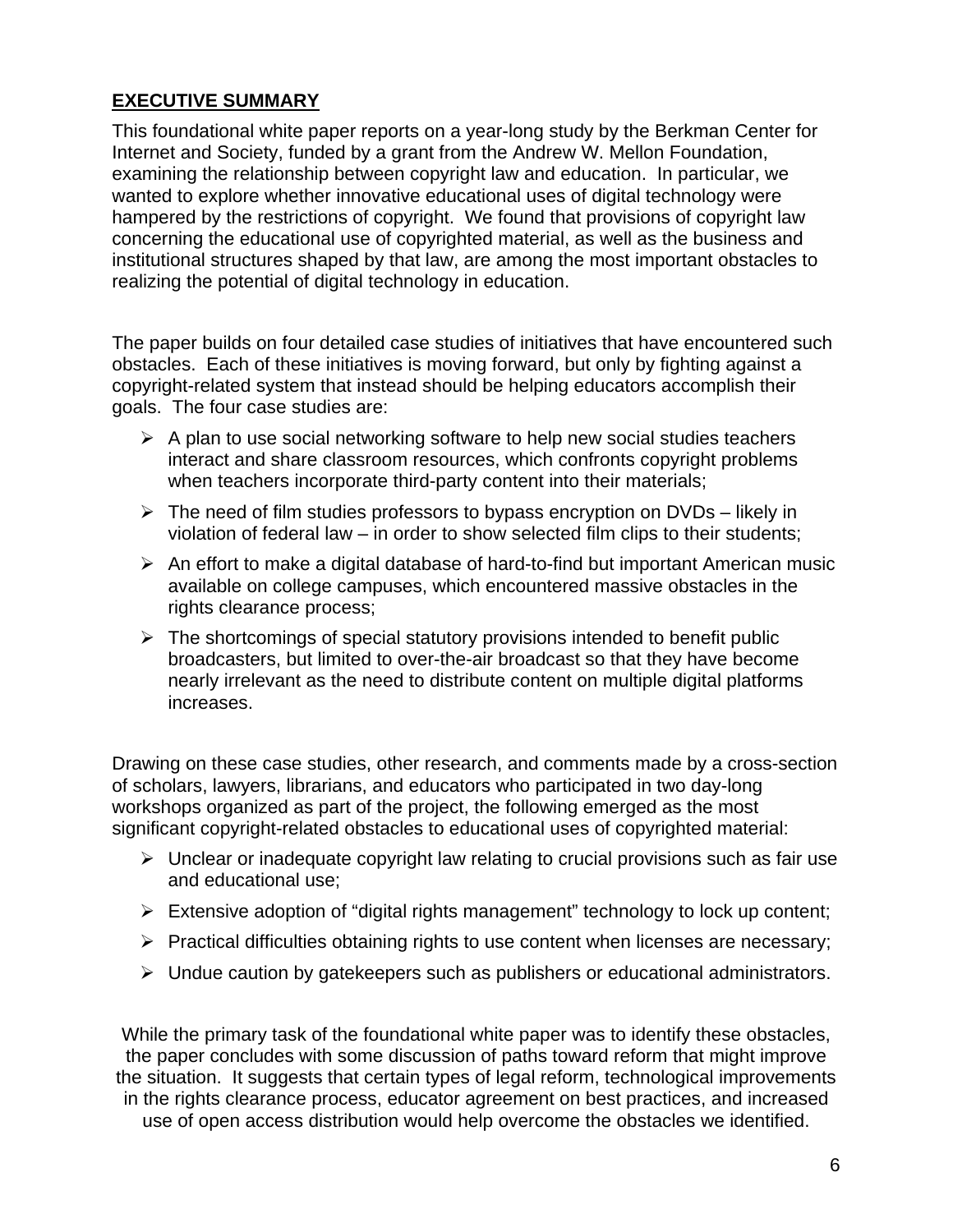## EXECUTIVE SUMMARY

This foundational white paper reports on a year-long study by the Berkman Center for Internet and Society, funded by a grant from the Andrew W. Mellon Foundation, examining the relationship between copyright law and education. In particular, we wanted to explore whether innovative educational uses of digital technology were hampered by the restrictions of copyright. We found that provisions of copyright law concerning the educational use of copyrighted material, as well as the business and institutional structures shaped by that law, are among the most important obstacles to realizing the potential of digital technology in education.

The paper builds on four detailed case studies of initiatives that have encountered such obstacles. Each of these initiatives is moving forward, but only by fighting against a copyright-related system that instead should be helping educators accomplish their goals. The four case studies are:

- A plan to use social networking software to help new social studies teachers interact and share classroom resources, which confronts copyright problems when teachers incorporate third-party content into their materials;
- The need of film studies professors to bypass encryption on DVDs – likely in violation of federal law – in order to show selected film clips to their students;
- An effort to make a digital database of hard-to-find but important American music available on college campuses, which encountered massive obstacles in the rights clearance process;
- The shortcomings of special statutory provisions intended to benefit public broadcasters, but limited to over-the-air broadcast so that they have become nearly irrelevant as the need to distribute content on multiple digital platforms increases.

Drawing on these case studies, other research, and comments made by a cross-section of scholars, lawyers, librarians, and educators who participated in two day-long workshops organized as part of the project, the following emerged as the most significant copyright-related obstacles to educational uses of copyrighted material:

- Unclear or inadequate copyright law relating to crucial provisions such as fair use and educational use;
- Extensive adoption of "digital rights management" technology to lock up content;
- Practical difficulties obtaining rights to use content when licenses are necessary;
- Undue caution by gatekeepers such as publishers or educational administrators.

While the primary task of the foundational white paper was to identify these obstacles, the paper concludes with some discussion of paths toward reform that might improve the situation. It suggests that certain types of legal reform, technological improvements in the rights clearance process, educator agreement on best practices, and increased use of open access distribution would help overcome the obstacles we identified.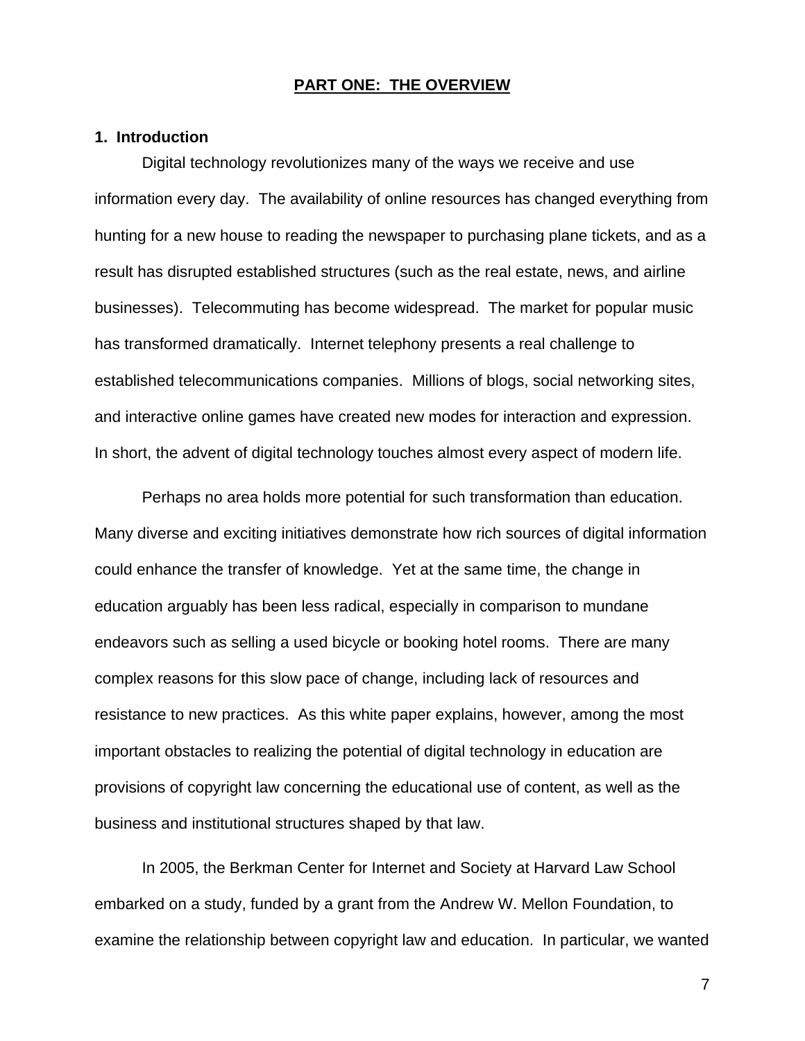# PART ONE: THE OVERVIEW

## 1. Introduction

Digital technology revolutionizes many of the ways we receive and use information every day. The availability of online resources has changed everything from hunting for a new house to reading the newspaper to purchasing plane tickets, and as a result has disrupted established structures (such as the real estate, news, and airline businesses). Telecommuting has become widespread. The market for popular music has transformed dramatically. Internet telephony presents a real challenge to established telecommunications companies. Millions of blogs, social networking sites, and interactive online games have created new modes for interaction and expression. In short, the advent of digital technology touches almost every aspect of modern life.

Perhaps no area holds more potential for such transformation than education. Many diverse and exciting initiatives demonstrate how rich sources of digital information could enhance the transfer of knowledge. Yet at the same time, the change in education arguably has been less radical, especially in comparison to mundane endeavors such as selling a used bicycle or booking hotel rooms. There are many complex reasons for this slow pace of change, including lack of resources and resistance to new practices. As this white paper explains, however, among the most important obstacles to realizing the potential of digital technology in education are provisions of copyright law concerning the educational use of content, as well as the business and institutional structures shaped by that law.

In 2005, the Berkman Center for Internet and Society at Harvard Law School embarked on a study, funded by a grant from the Andrew W. Mellon Foundation, to examine the relationship between copyright law and education. In particular, we wanted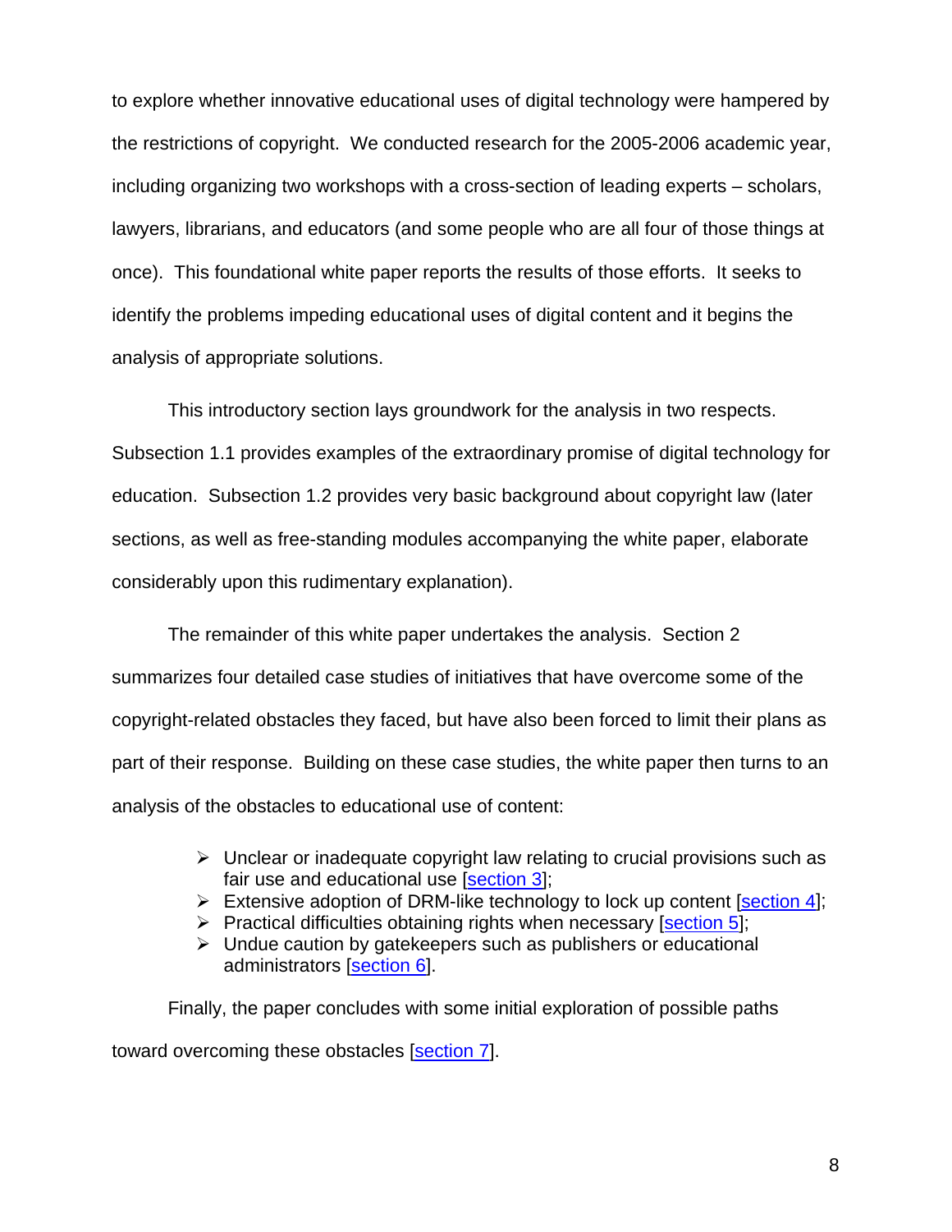to explore whether innovative educational uses of digital technology were hampered by the restrictions of copyright. We conducted research for the 2005-2006 academic year, including organizing two workshops with a cross-section of leading experts – scholars, lawyers, librarians, and educators (and some people who are all four of those things at once). This foundational white paper reports the results of those efforts. It seeks to identify the problems impeding educational uses of digital content and it begins the analysis of appropriate solutions.

This introductory section lays groundwork for the analysis in two respects. Subsection 1.1 provides examples of the extraordinary promise of digital technology for education. Subsection 1.2 provides very basic background about copyright law (later sections, as well as free-standing modules accompanying the white paper, elaborate considerably upon this rudimentary explanation).

The remainder of this white paper undertakes the analysis. Section 2 summarizes four detailed case studies of initiatives that have overcome some of the copyright-related obstacles they faced, but have also been forced to limit their plans as part of their response. Building on these case studies, the white paper then turns to an analysis of the obstacles to educational use of content:

- Unclear or inadequate copyright law relating to crucial provisions such as fair use and educational use [section 3];
- Extensive adoption of DRM-like technology to lock up content [section 4];
- Practical difficulties obtaining rights when necessary [section 5];
- Undue caution by gatekeepers such as publishers or educational administrators [section 6].

Finally, the paper concludes with some initial exploration of possible paths toward overcoming these obstacles [section 7].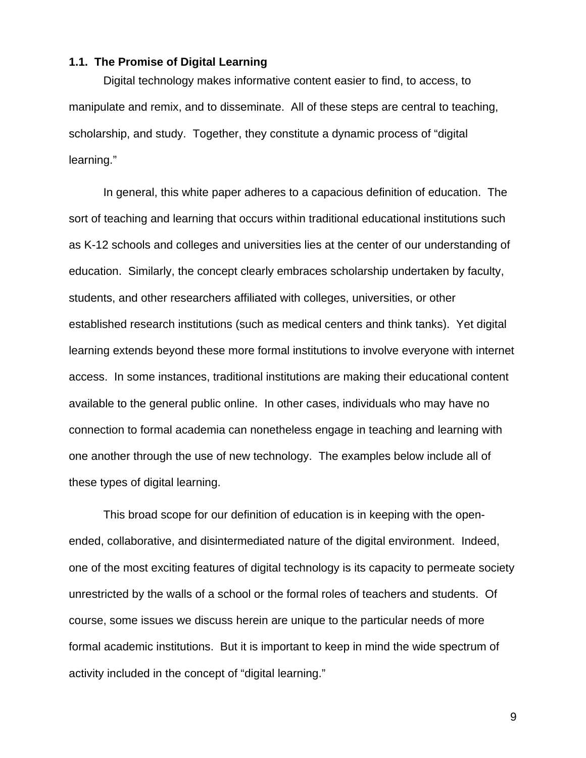### 1.1. The Promise of Digital Learning

Digital technology makes informative content easier to find, to access, to manipulate and remix, and to disseminate. All of these steps are central to teaching, scholarship, and study. Together, they constitute a dynamic process of "digital learning."

In general, this white paper adheres to a capacious definition of education. The sort of teaching and learning that occurs within traditional educational institutions such as K-12 schools and colleges and universities lies at the center of our understanding of education. Similarly, the concept clearly embraces scholarship undertaken by faculty, students, and other researchers affiliated with colleges, universities, or other established research institutions (such as medical centers and think tanks). Yet digital learning extends beyond these more formal institutions to involve everyone with internet access. In some instances, traditional institutions are making their educational content available to the general public online. In other cases, individuals who may have no connection to formal academia can nonetheless engage in teaching and learning with one another through the use of new technology. The examples below include all of these types of digital learning.

This broad scope for our definition of education is in keeping with the open-ended, collaborative, and disintermediated nature of the digital environment. Indeed, one of the most exciting features of digital technology is its capacity to permeate society unrestricted by the walls of a school or the formal roles of teachers and students. Of course, some issues we discuss herein are unique to the particular needs of more formal academic institutions. But it is important to keep in mind the wide spectrum of activity included in the concept of "digital learning."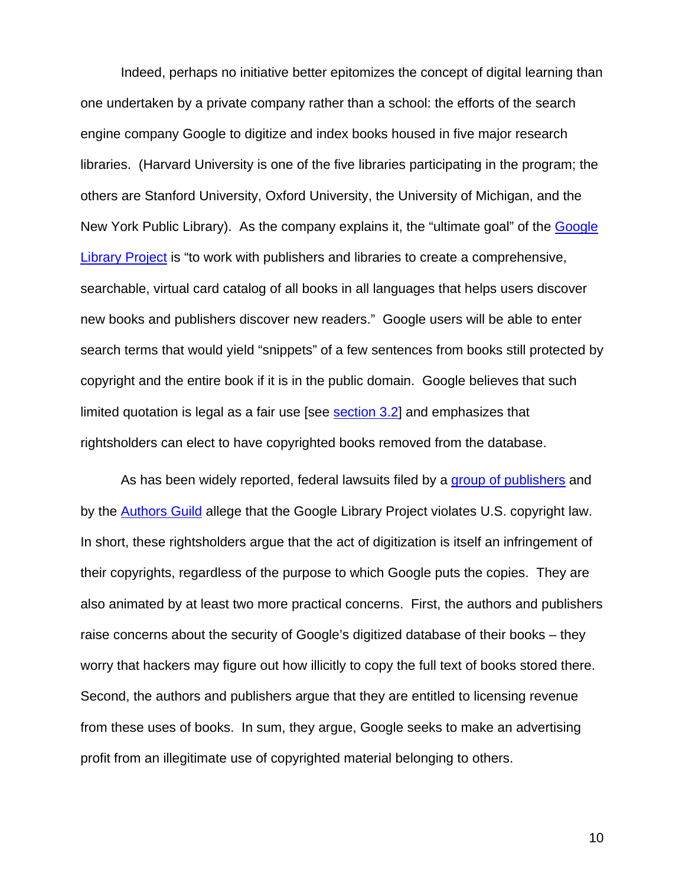Indeed, perhaps no initiative better epitomizes the concept of digital learning than one undertaken by a private company rather than a school: the efforts of the search engine company Google to digitize and index books housed in five major research libraries. (Harvard University is one of the five libraries participating in the program; the others are Stanford University, Oxford University, the University of Michigan, and the New York Public Library). As the company explains it, the "ultimate goal" of the Google Library Project is "to work with publishers and libraries to create a comprehensive, searchable, virtual card catalog of all books in all languages that helps users discover new books and publishers discover new readers." Google users will be able to enter search terms that would yield "snippets" of a few sentences from books still protected by copyright and the entire book if it is in the public domain. Google believes that such limited quotation is legal as a fair use [see section 3.2] and emphasizes that rightsholders can elect to have copyrighted books removed from the database.

As has been widely reported, federal lawsuits filed by a group of publishers and by the Authors Guild allege that the Google Library Project violates U.S. copyright law. In short, these rightsholders argue that the act of digitization is itself an infringement of their copyrights, regardless of the purpose to which Google puts the copies. They are also animated by at least two more practical concerns. First, the authors and publishers raise concerns about the security of Google's digitized database of their books – they worry that hackers may figure out how illicitly to copy the full text of books stored there. Second, the authors and publishers argue that they are entitled to licensing revenue from these uses of books. In sum, they argue, Google seeks to make an advertising profit from an illegitimate use of copyrighted material belonging to others.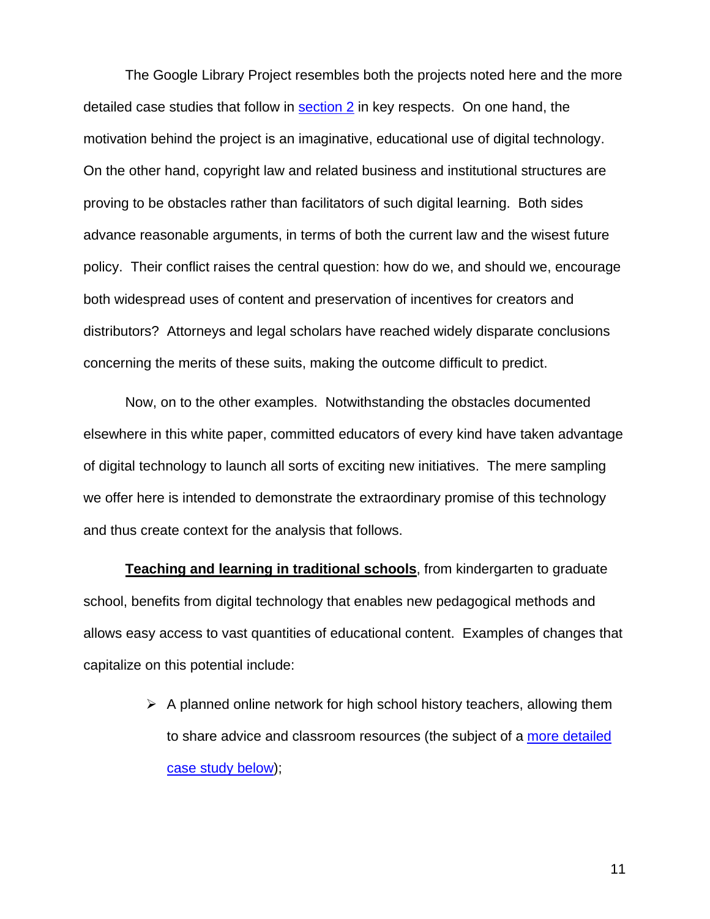The Google Library Project resembles both the projects noted here and the more detailed case studies that follow in section 2 in key respects. On one hand, the motivation behind the project is an imaginative, educational use of digital technology. On the other hand, copyright law and related business and institutional structures are proving to be obstacles rather than facilitators of such digital learning. Both sides advance reasonable arguments, in terms of both the current law and the wisest future policy. Their conflict raises the central question: how do we, and should we, encourage both widespread uses of content and preservation of incentives for creators and distributors? Attorneys and legal scholars have reached widely disparate conclusions concerning the merits of these suits, making the outcome difficult to predict.

Now, on to the other examples. Notwithstanding the obstacles documented elsewhere in this white paper, committed educators of every kind have taken advantage of digital technology to launch all sorts of exciting new initiatives. The mere sampling we offer here is intended to demonstrate the extraordinary promise of this technology and thus create context for the analysis that follows.

**Teaching and learning in traditional schools**, from kindergarten to graduate school, benefits from digital technology that enables new pedagogical methods and allows easy access to vast quantities of educational content. Examples of changes that capitalize on this potential include:

- A planned online network for high school history teachers, allowing them to share advice and classroom resources (the subject of a more detailed case study below);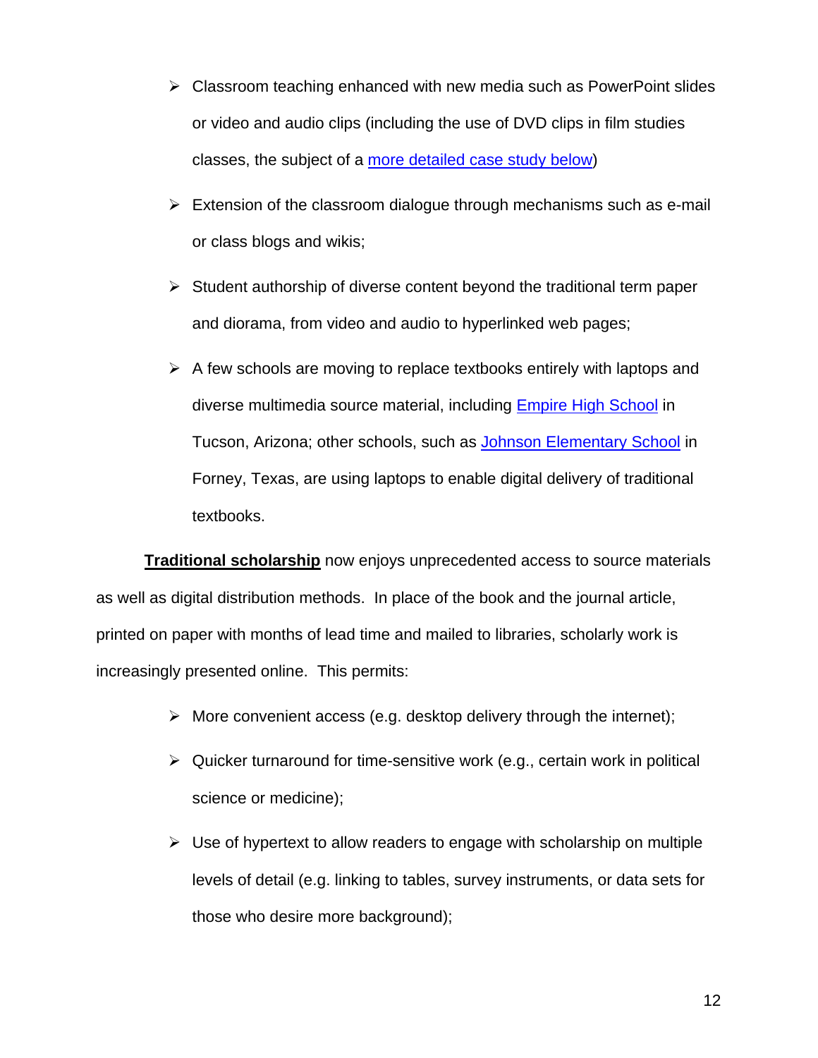- Classroom teaching enhanced with new media such as PowerPoint slides or video and audio clips (including the use of DVD clips in film studies classes, the subject of a more detailed case study below)
- Extension of the classroom dialogue through mechanisms such as e-mail or class blogs and wikis;
- Student authorship of diverse content beyond the traditional term paper and diorama, from video and audio to hyperlinked web pages;
- A few schools are moving to replace textbooks entirely with laptops and diverse multimedia source material, including Empire High School in Tucson, Arizona; other schools, such as Johnson Elementary School in Forney, Texas, are using laptops to enable digital delivery of traditional textbooks.

**Traditional scholarship** now enjoys unprecedented access to source materials as well as digital distribution methods. In place of the book and the journal article, printed on paper with months of lead time and mailed to libraries, scholarly work is increasingly presented online. This permits:

- More convenient access (e.g. desktop delivery through the internet);
- Quicker turnaround for time-sensitive work (e.g., certain work in political science or medicine);
- Use of hypertext to allow readers to engage with scholarship on multiple levels of detail (e.g. linking to tables, survey instruments, or data sets for those who desire more background);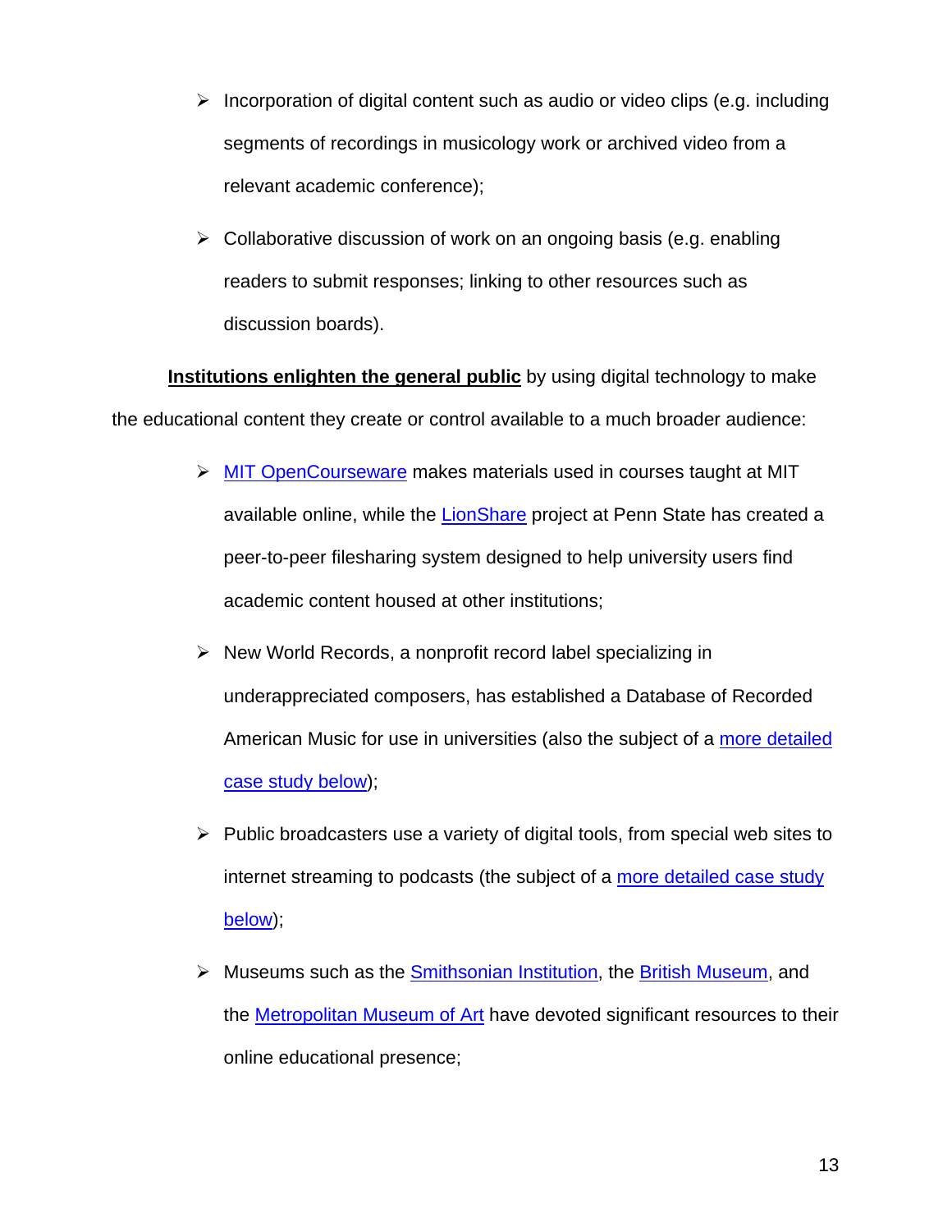- Incorporation of digital content such as audio or video clips (e.g. including segments of recordings in musicology work or archived video from a relevant academic conference);
- Collaborative discussion of work on an ongoing basis (e.g. enabling readers to submit responses; linking to other resources such as discussion boards).

**Institutions enlighten the general public** by using digital technology to make the educational content they create or control available to a much broader audience:

- MIT OpenCourseware makes materials used in courses taught at MIT available online, while the LionShare project at Penn State has created a peer-to-peer filesharing system designed to help university users find academic content housed at other institutions;
- New World Records, a nonprofit record label specializing in underappreciated composers, has established a Database of Recorded American Music for use in universities (also the subject of a more detailed case study below);
- Public broadcasters use a variety of digital tools, from special web sites to internet streaming to podcasts (the subject of a more detailed case study below);
- Museums such as the Smithsonian Institution, the British Museum, and the Metropolitan Museum of Art have devoted significant resources to their online educational presence;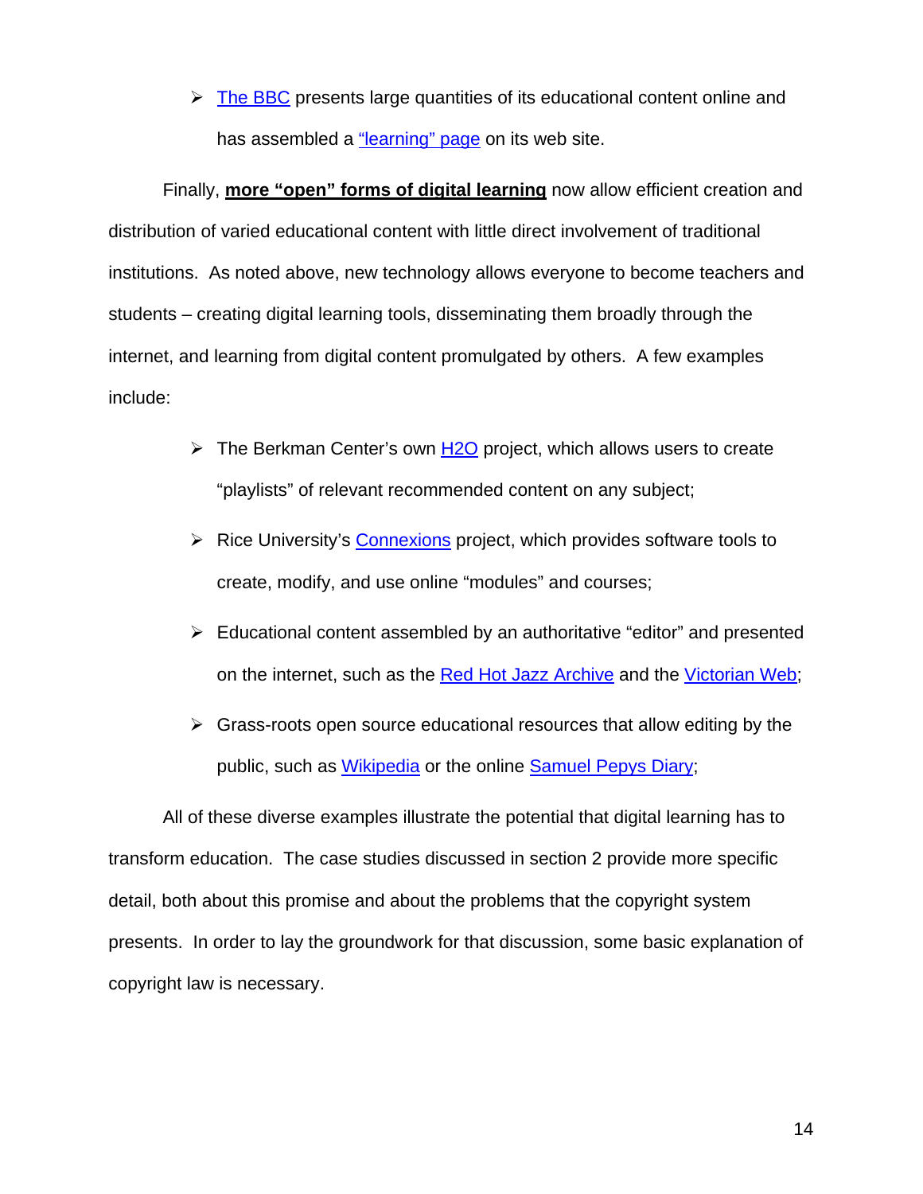- The BBC presents large quantities of its educational content online and has assembled a "learning" page on its web site.

Finally, **more "open" forms of digital learning** now allow efficient creation and distribution of varied educational content with little direct involvement of traditional institutions. As noted above, new technology allows everyone to become teachers and students – creating digital learning tools, disseminating them broadly through the internet, and learning from digital content promulgated by others. A few examples include:

- The Berkman Center's own H2O project, which allows users to create "playlists" of relevant recommended content on any subject;
- Rice University's Connexions project, which provides software tools to create, modify, and use online "modules" and courses;
- Educational content assembled by an authoritative "editor" and presented on the internet, such as the Red Hot Jazz Archive and the Victorian Web;
- Grass-roots open source educational resources that allow editing by the public, such as Wikipedia or the online Samuel Pepys Diary;

All of these diverse examples illustrate the potential that digital learning has to transform education. The case studies discussed in section 2 provide more specific detail, both about this promise and about the problems that the copyright system presents. In order to lay the groundwork for that discussion, some basic explanation of copyright law is necessary.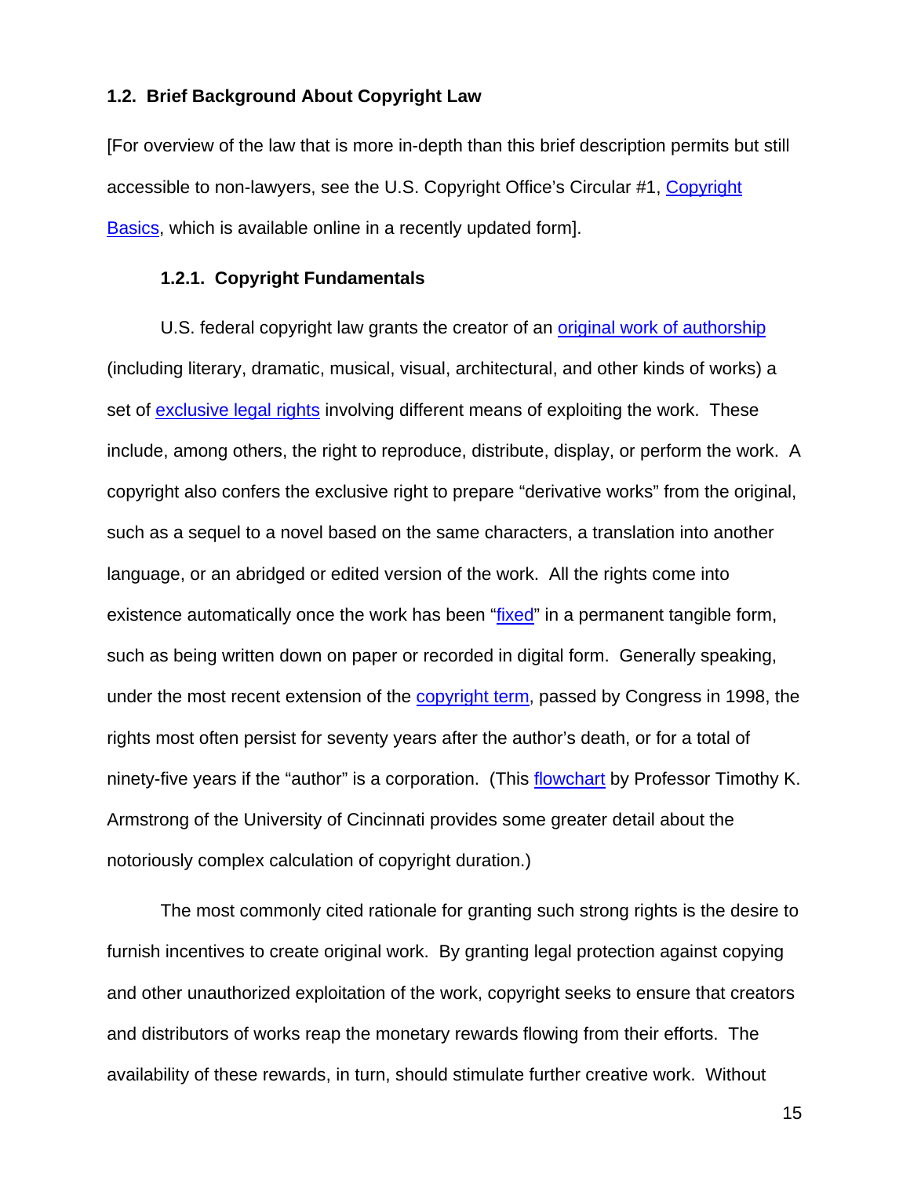### 1.2. Brief Background About Copyright Law

[For overview of the law that is more in-depth than this brief description permits but still accessible to non-lawyers, see the U.S. Copyright Office's Circular #1, Copyright Basics, which is available online in a recently updated form].

#### 1.2.1. Copyright Fundamentals

U.S. federal copyright law grants the creator of an original work of authorship (including literary, dramatic, musical, visual, architectural, and other kinds of works) a set of exclusive legal rights involving different means of exploiting the work. These include, among others, the right to reproduce, distribute, display, or perform the work. A copyright also confers the exclusive right to prepare "derivative works" from the original, such as a sequel to a novel based on the same characters, a translation into another language, or an abridged or edited version of the work. All the rights come into existence automatically once the work has been "fixed" in a permanent tangible form, such as being written down on paper or recorded in digital form. Generally speaking, under the most recent extension of the copyright term, passed by Congress in 1998, the rights most often persist for seventy years after the author's death, or for a total of ninety-five years if the "author" is a corporation. (This flowchart by Professor Timothy K. Armstrong of the University of Cincinnati provides some greater detail about the notoriously complex calculation of copyright duration.)

The most commonly cited rationale for granting such strong rights is the desire to furnish incentives to create original work. By granting legal protection against copying and other unauthorized exploitation of the work, copyright seeks to ensure that creators and distributors of works reap the monetary rewards flowing from their efforts. The availability of these rewards, in turn, should stimulate further creative work. Without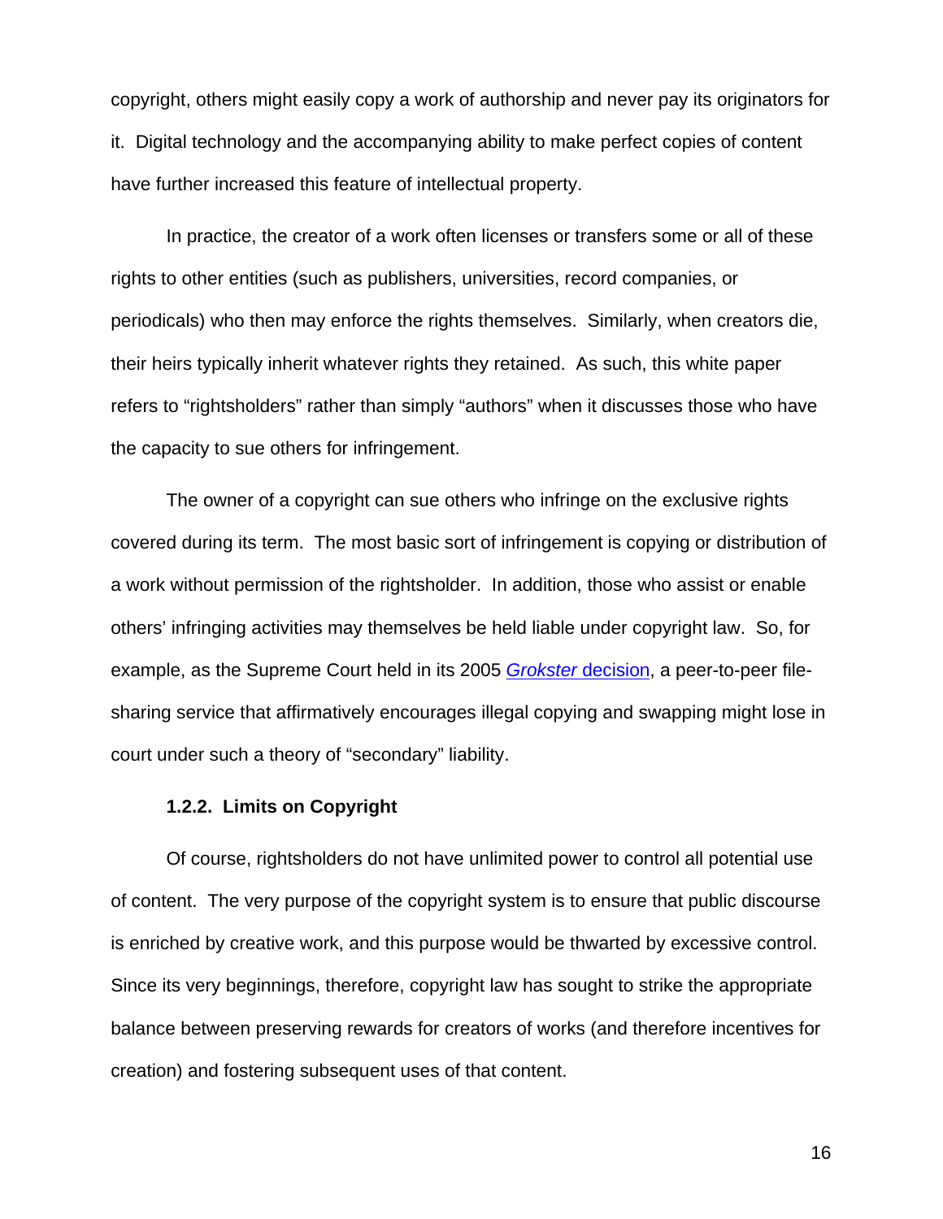copyright, others might easily copy a work of authorship and never pay its originators for it. Digital technology and the accompanying ability to make perfect copies of content have further increased this feature of intellectual property.

In practice, the creator of a work often licenses or transfers some or all of these rights to other entities (such as publishers, universities, record companies, or periodicals) who then may enforce the rights themselves. Similarly, when creators die, their heirs typically inherit whatever rights they retained. As such, this white paper refers to "rightsholders" rather than simply "authors" when it discusses those who have the capacity to sue others for infringement.

The owner of a copyright can sue others who infringe on the exclusive rights covered during its term. The most basic sort of infringement is copying or distribution of a work without permission of the rightsholder. In addition, those who assist or enable others' infringing activities may themselves be held liable under copyright law. So, for example, as the Supreme Court held in its 2005 *Grokster* decision, a peer-to-peer file-sharing service that affirmatively encourages illegal copying and swapping might lose in court under such a theory of "secondary" liability.

### 1.2.2. Limits on Copyright

Of course, rightsholders do not have unlimited power to control all potential use of content. The very purpose of the copyright system is to ensure that public discourse is enriched by creative work, and this purpose would be thwarted by excessive control. Since its very beginnings, therefore, copyright law has sought to strike the appropriate balance between preserving rewards for creators of works (and therefore incentives for creation) and fostering subsequent uses of that content.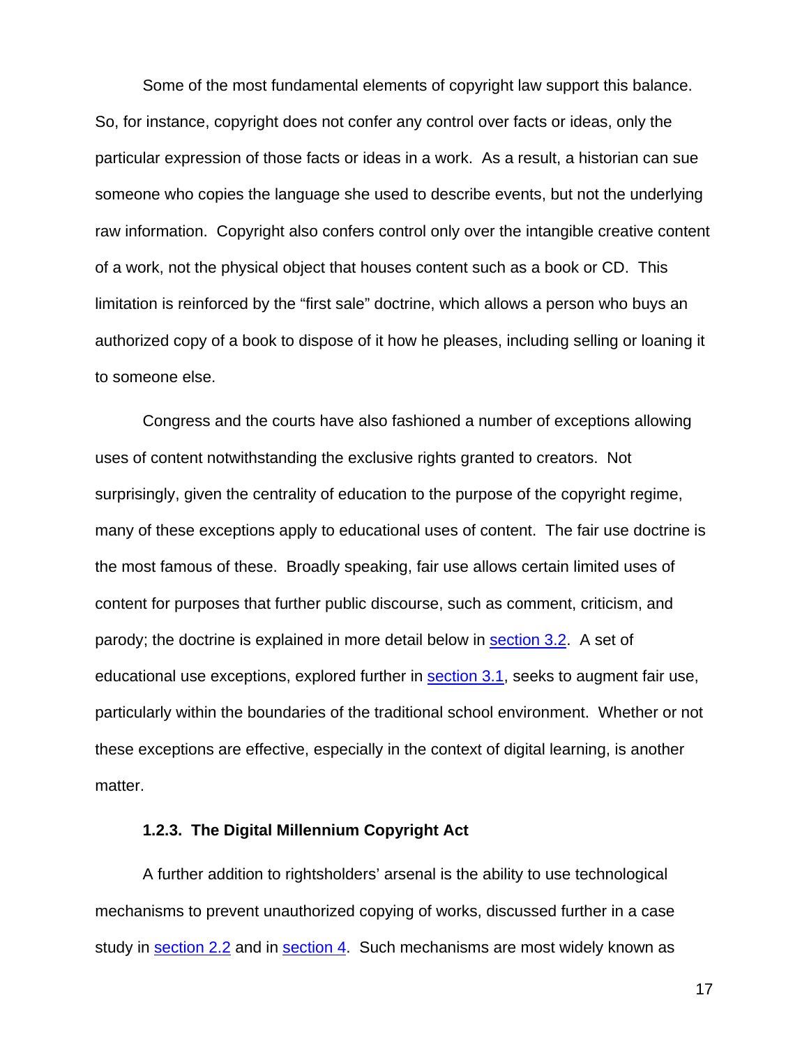Some of the most fundamental elements of copyright law support this balance. So, for instance, copyright does not confer any control over facts or ideas, only the particular expression of those facts or ideas in a work. As a result, a historian can sue someone who copies the language she used to describe events, but not the underlying raw information. Copyright also confers control only over the intangible creative content of a work, not the physical object that houses content such as a book or CD. This limitation is reinforced by the "first sale" doctrine, which allows a person who buys an authorized copy of a book to dispose of it how he pleases, including selling or loaning it to someone else.

Congress and the courts have also fashioned a number of exceptions allowing uses of content notwithstanding the exclusive rights granted to creators. Not surprisingly, given the centrality of education to the purpose of the copyright regime, many of these exceptions apply to educational uses of content. The fair use doctrine is the most famous of these. Broadly speaking, fair use allows certain limited uses of content for purposes that further public discourse, such as comment, criticism, and parody; the doctrine is explained in more detail below in section 3.2. A set of educational use exceptions, explored further in section 3.1, seeks to augment fair use, particularly within the boundaries of the traditional school environment. Whether or not these exceptions are effective, especially in the context of digital learning, is another matter.

### 1.2.3. The Digital Millennium Copyright Act

A further addition to rightsholders' arsenal is the ability to use technological mechanisms to prevent unauthorized copying of works, discussed further in a case study in section 2.2 and in section 4. Such mechanisms are most widely known as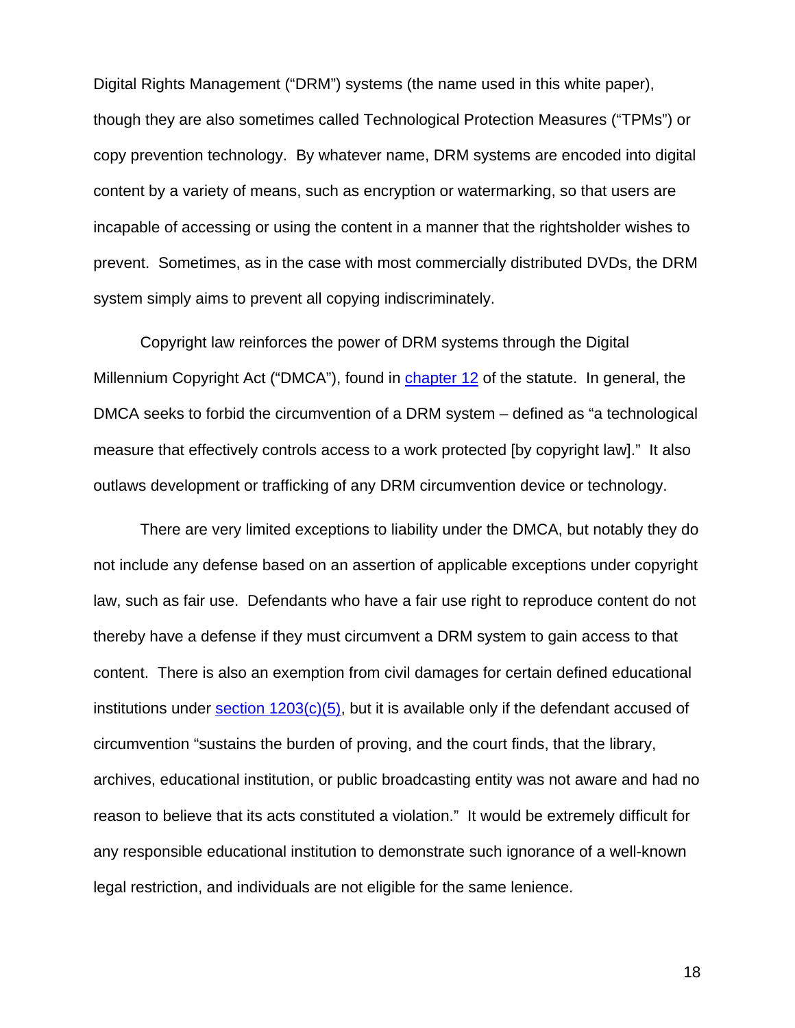Digital Rights Management ("DRM") systems (the name used in this white paper), though they are also sometimes called Technological Protection Measures ("TPMs") or copy prevention technology. By whatever name, DRM systems are encoded into digital content by a variety of means, such as encryption or watermarking, so that users are incapable of accessing or using the content in a manner that the rightsholder wishes to prevent. Sometimes, as in the case with most commercially distributed DVDs, the DRM system simply aims to prevent all copying indiscriminately.

Copyright law reinforces the power of DRM systems through the Digital Millennium Copyright Act ("DMCA"), found in chapter 12 of the statute. In general, the DMCA seeks to forbid the circumvention of a DRM system – defined as "a technological measure that effectively controls access to a work protected [by copyright law]." It also outlaws development or trafficking of any DRM circumvention device or technology.

There are very limited exceptions to liability under the DMCA, but notably they do not include any defense based on an assertion of applicable exceptions under copyright law, such as fair use. Defendants who have a fair use right to reproduce content do not thereby have a defense if they must circumvent a DRM system to gain access to that content. There is also an exemption from civil damages for certain defined educational institutions under section 1203(c)(5), but it is available only if the defendant accused of circumvention "sustains the burden of proving, and the court finds, that the library, archives, educational institution, or public broadcasting entity was not aware and had no reason to believe that its acts constituted a violation." It would be extremely difficult for any responsible educational institution to demonstrate such ignorance of a well-known legal restriction, and individuals are not eligible for the same lenience.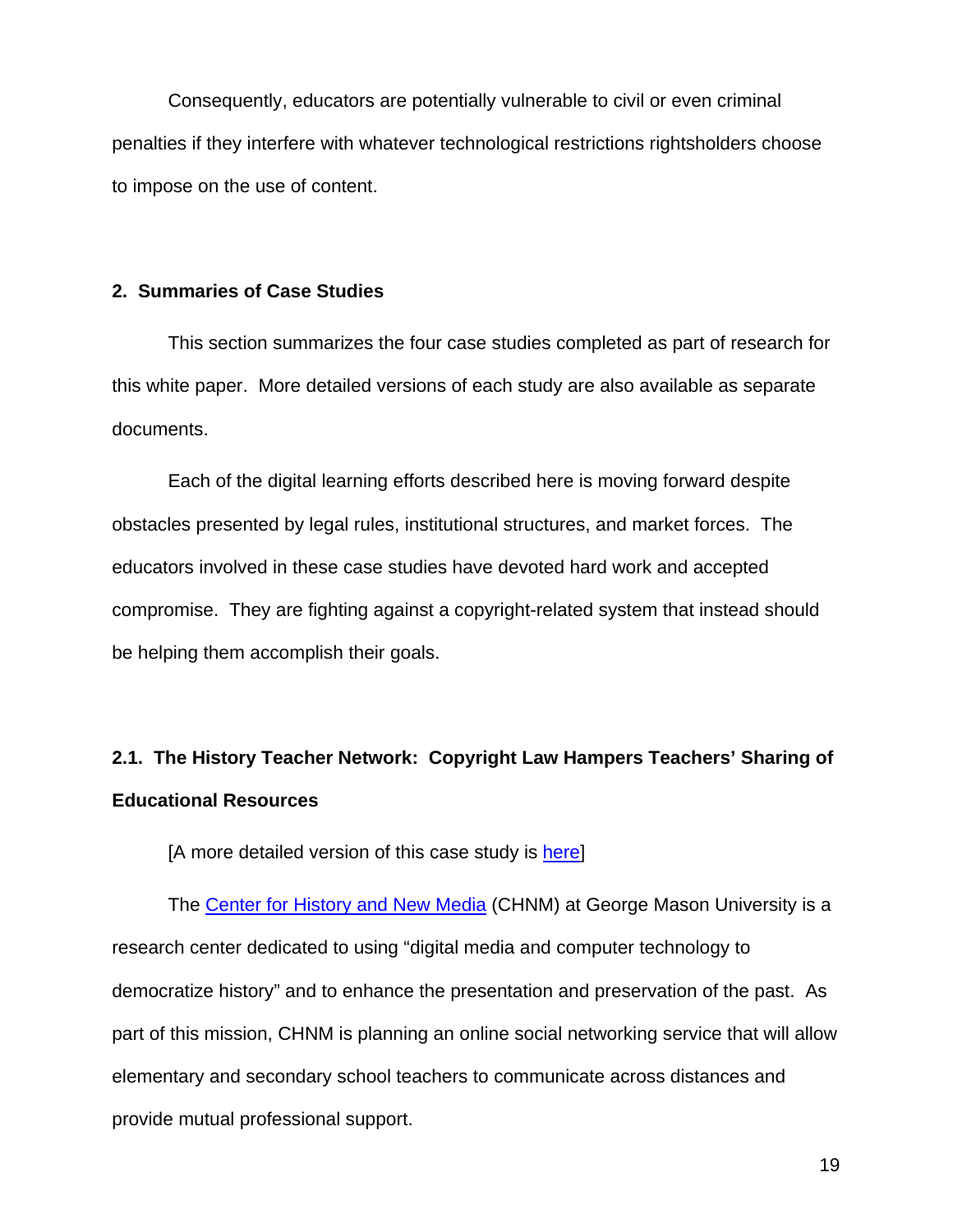Consequently, educators are potentially vulnerable to civil or even criminal penalties if they interfere with whatever technological restrictions rightsholders choose to impose on the use of content.

## 2. Summaries of Case Studies

This section summarizes the four case studies completed as part of research for this white paper. More detailed versions of each study are also available as separate documents.

Each of the digital learning efforts described here is moving forward despite obstacles presented by legal rules, institutional structures, and market forces. The educators involved in these case studies have devoted hard work and accepted compromise. They are fighting against a copyright-related system that instead should be helping them accomplish their goals.

### 2.1. The History Teacher Network: Copyright Law Hampers Teachers' Sharing of Educational Resources

[A more detailed version of this case study is here]

The Center for History and New Media (CHNM) at George Mason University is a research center dedicated to using "digital media and computer technology to democratize history" and to enhance the presentation and preservation of the past. As part of this mission, CHNM is planning an online social networking service that will allow elementary and secondary school teachers to communicate across distances and provide mutual professional support.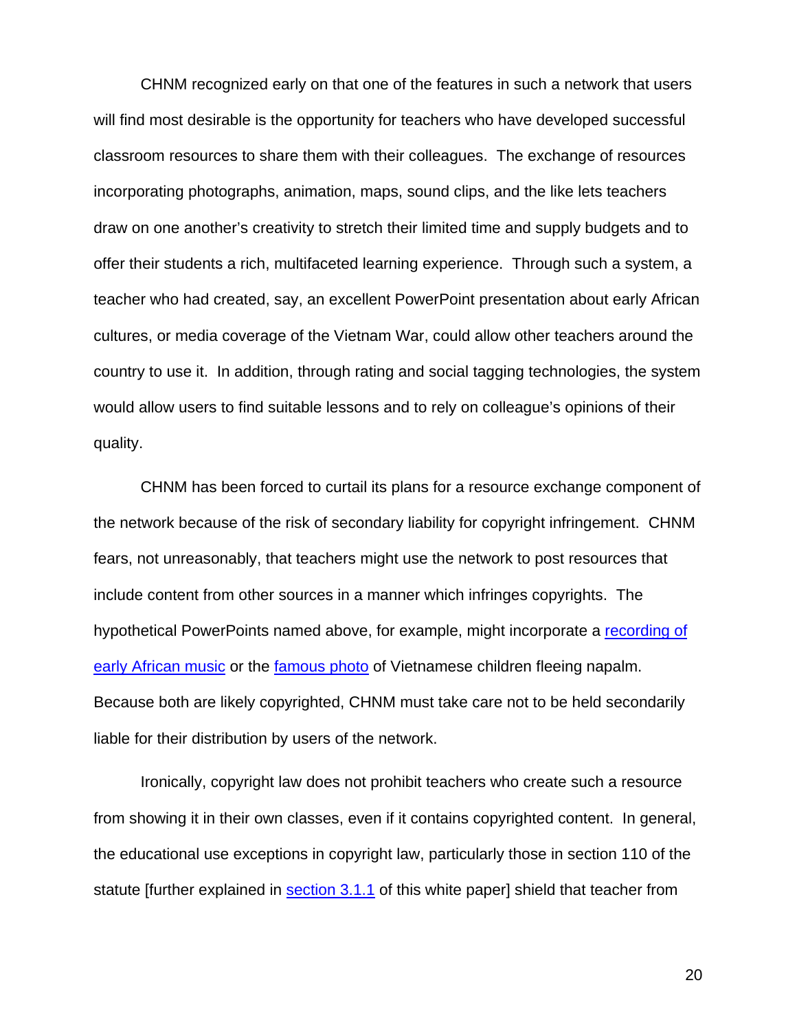CHNM recognized early on that one of the features in such a network that users will find most desirable is the opportunity for teachers who have developed successful classroom resources to share them with their colleagues. The exchange of resources incorporating photographs, animation, maps, sound clips, and the like lets teachers draw on one another's creativity to stretch their limited time and supply budgets and to offer their students a rich, multifaceted learning experience. Through such a system, a teacher who had created, say, an excellent PowerPoint presentation about early African cultures, or media coverage of the Vietnam War, could allow other teachers around the country to use it. In addition, through rating and social tagging technologies, the system would allow users to find suitable lessons and to rely on colleague's opinions of their quality.

CHNM has been forced to curtail its plans for a resource exchange component of the network because of the risk of secondary liability for copyright infringement. CHNM fears, not unreasonably, that teachers might use the network to post resources that include content from other sources in a manner which infringes copyrights. The hypothetical PowerPoints named above, for example, might incorporate a recording of early African music or the famous photo of Vietnamese children fleeing napalm. Because both are likely copyrighted, CHNM must take care not to be held secondarily liable for their distribution by users of the network.

Ironically, copyright law does not prohibit teachers who create such a resource from showing it in their own classes, even if it contains copyrighted content. In general, the educational use exceptions in copyright law, particularly those in section 110 of the statute [further explained in section 3.1.1 of this white paper] shield that teacher from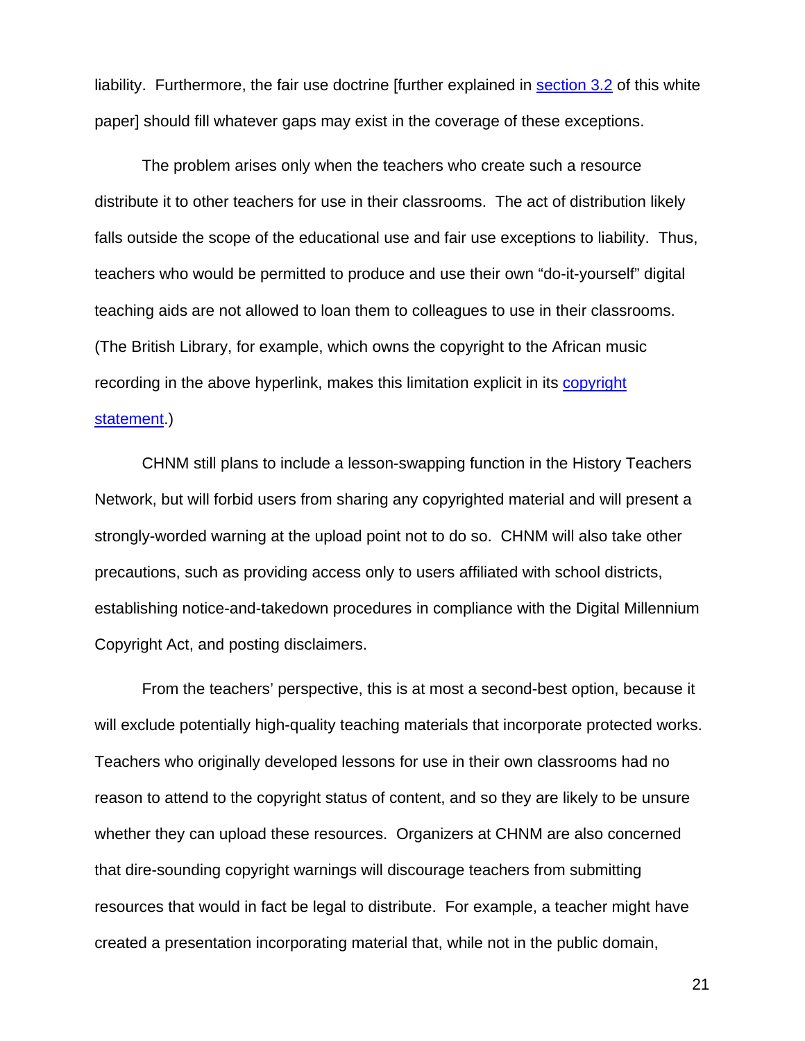liability. Furthermore, the fair use doctrine [further explained in section 3.2 of this white paper] should fill whatever gaps may exist in the coverage of these exceptions.

The problem arises only when the teachers who create such a resource distribute it to other teachers for use in their classrooms. The act of distribution likely falls outside the scope of the educational use and fair use exceptions to liability. Thus, teachers who would be permitted to produce and use their own "do-it-yourself" digital teaching aids are not allowed to loan them to colleagues to use in their classrooms. (The British Library, for example, which owns the copyright to the African music recording in the above hyperlink, makes this limitation explicit in its copyright statement.)

CHNM still plans to include a lesson-swapping function in the History Teachers Network, but will forbid users from sharing any copyrighted material and will present a strongly-worded warning at the upload point not to do so. CHNM will also take other precautions, such as providing access only to users affiliated with school districts, establishing notice-and-takedown procedures in compliance with the Digital Millennium Copyright Act, and posting disclaimers.

From the teachers' perspective, this is at most a second-best option, because it will exclude potentially high-quality teaching materials that incorporate protected works. Teachers who originally developed lessons for use in their own classrooms had no reason to attend to the copyright status of content, and so they are likely to be unsure whether they can upload these resources. Organizers at CHNM are also concerned that dire-sounding copyright warnings will discourage teachers from submitting resources that would in fact be legal to distribute. For example, a teacher might have created a presentation incorporating material that, while not in the public domain,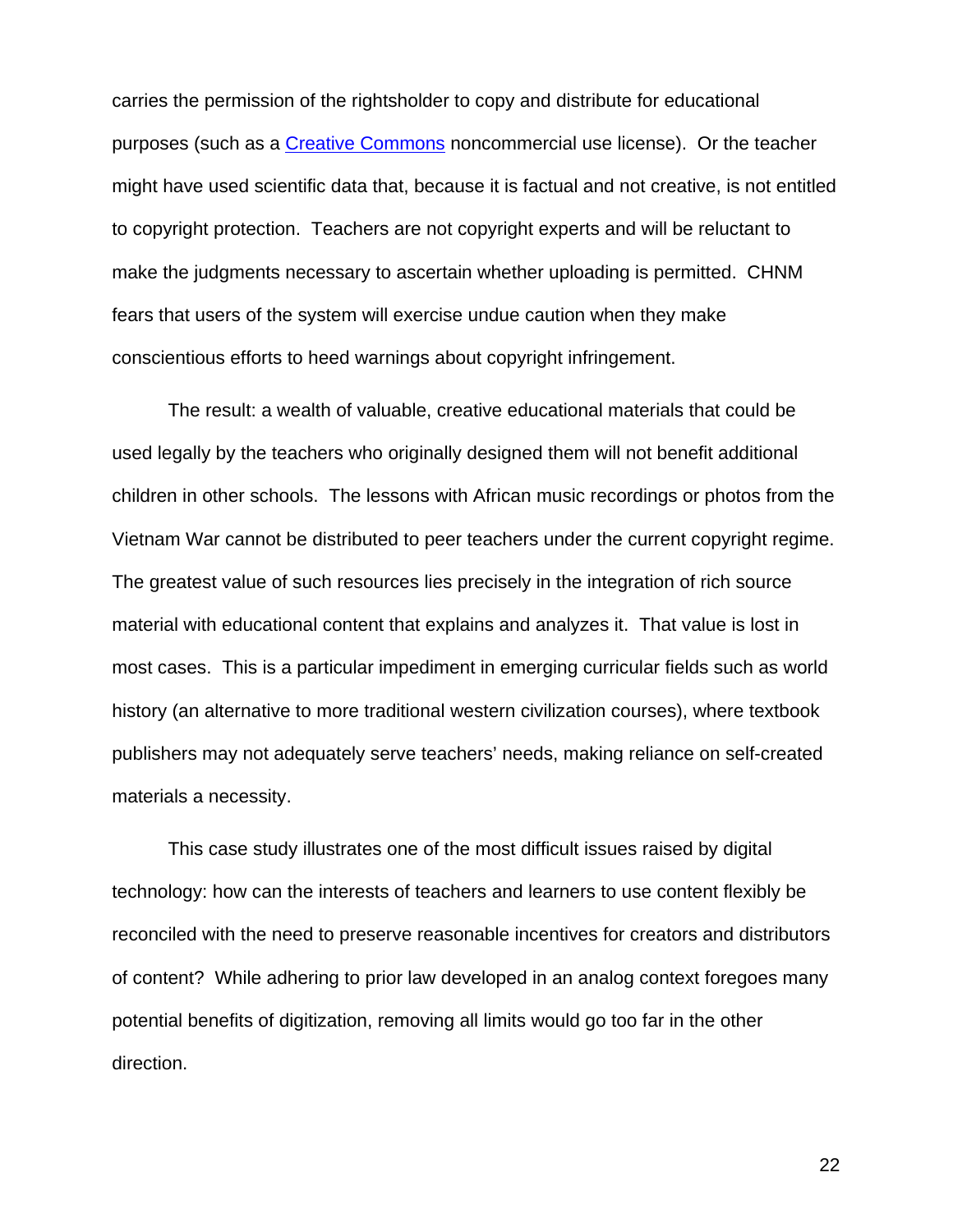carries the permission of the rightsholder to copy and distribute for educational purposes (such as a Creative Commons noncommercial use license). Or the teacher might have used scientific data that, because it is factual and not creative, is not entitled to copyright protection. Teachers are not copyright experts and will be reluctant to make the judgments necessary to ascertain whether uploading is permitted. CHNM fears that users of the system will exercise undue caution when they make conscientious efforts to heed warnings about copyright infringement.

The result: a wealth of valuable, creative educational materials that could be used legally by the teachers who originally designed them will not benefit additional children in other schools. The lessons with African music recordings or photos from the Vietnam War cannot be distributed to peer teachers under the current copyright regime. The greatest value of such resources lies precisely in the integration of rich source material with educational content that explains and analyzes it. That value is lost in most cases. This is a particular impediment in emerging curricular fields such as world history (an alternative to more traditional western civilization courses), where textbook publishers may not adequately serve teachers' needs, making reliance on self-created materials a necessity.

This case study illustrates one of the most difficult issues raised by digital technology: how can the interests of teachers and learners to use content flexibly be reconciled with the need to preserve reasonable incentives for creators and distributors of content? While adhering to prior law developed in an analog context foregoes many potential benefits of digitization, removing all limits would go too far in the other direction.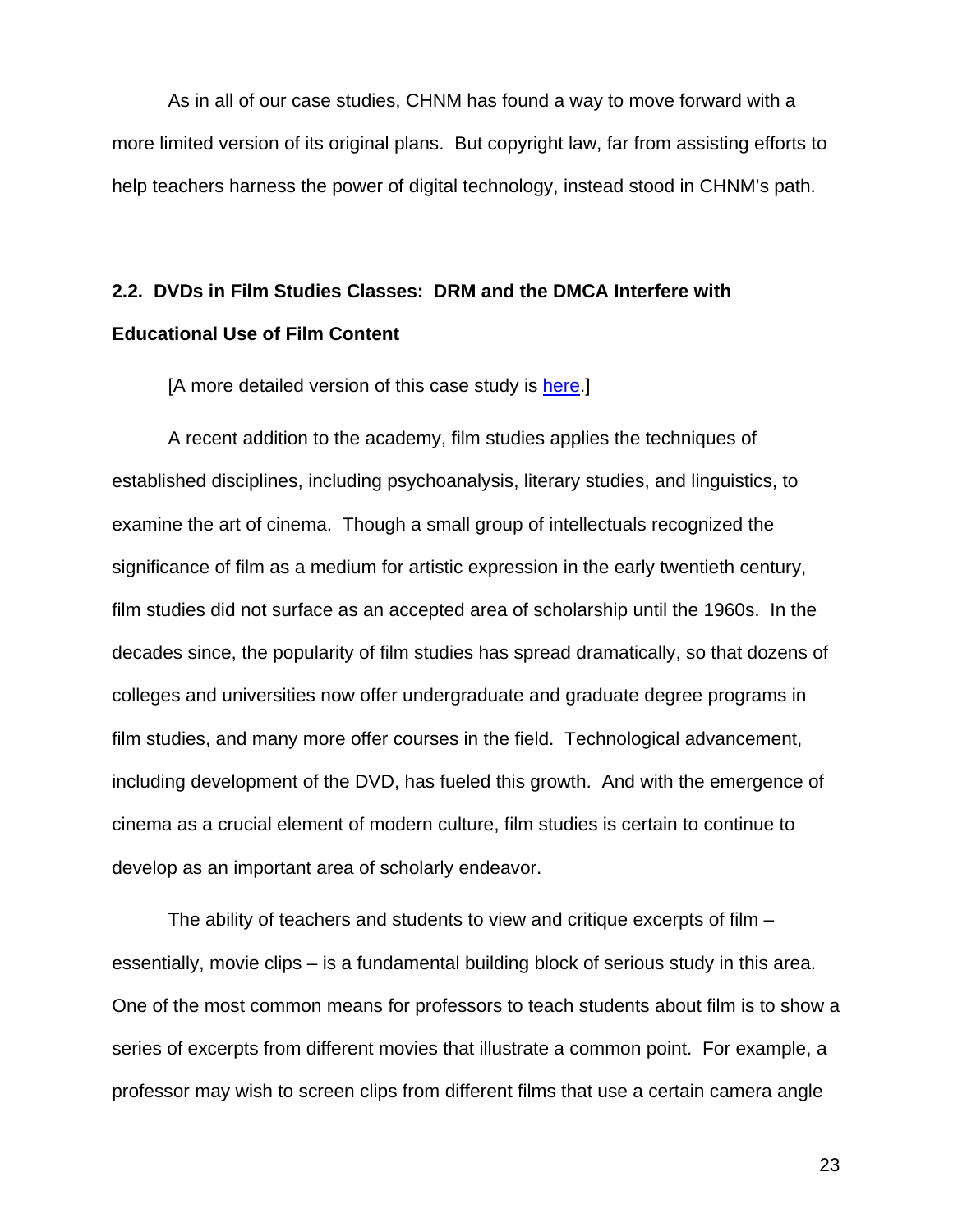As in all of our case studies, CHNM has found a way to move forward with a more limited version of its original plans. But copyright law, far from assisting efforts to help teachers harness the power of digital technology, instead stood in CHNM's path.

## 2.2. DVDs in Film Studies Classes: DRM and the DMCA Interfere with Educational Use of Film Content

[A more detailed version of this case study is here.]

A recent addition to the academy, film studies applies the techniques of established disciplines, including psychoanalysis, literary studies, and linguistics, to examine the art of cinema. Though a small group of intellectuals recognized the significance of film as a medium for artistic expression in the early twentieth century, film studies did not surface as an accepted area of scholarship until the 1960s. In the decades since, the popularity of film studies has spread dramatically, so that dozens of colleges and universities now offer undergraduate and graduate degree programs in film studies, and many more offer courses in the field. Technological advancement, including development of the DVD, has fueled this growth. And with the emergence of cinema as a crucial element of modern culture, film studies is certain to continue to develop as an important area of scholarly endeavor.

The ability of teachers and students to view and critique excerpts of film – essentially, movie clips – is a fundamental building block of serious study in this area. One of the most common means for professors to teach students about film is to show a series of excerpts from different movies that illustrate a common point. For example, a professor may wish to screen clips from different films that use a certain camera angle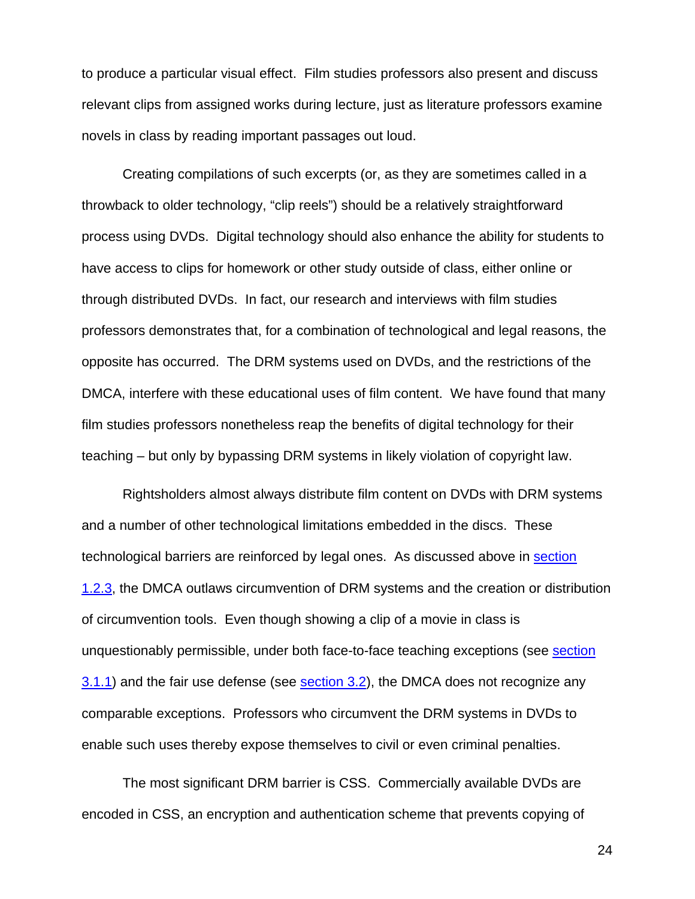to produce a particular visual effect. Film studies professors also present and discuss relevant clips from assigned works during lecture, just as literature professors examine novels in class by reading important passages out loud.

Creating compilations of such excerpts (or, as they are sometimes called in a throwback to older technology, "clip reels") should be a relatively straightforward process using DVDs. Digital technology should also enhance the ability for students to have access to clips for homework or other study outside of class, either online or through distributed DVDs. In fact, our research and interviews with film studies professors demonstrates that, for a combination of technological and legal reasons, the opposite has occurred. The DRM systems used on DVDs, and the restrictions of the DMCA, interfere with these educational uses of film content. We have found that many film studies professors nonetheless reap the benefits of digital technology for their teaching – but only by bypassing DRM systems in likely violation of copyright law.

Rightsholders almost always distribute film content on DVDs with DRM systems and a number of other technological limitations embedded in the discs. These technological barriers are reinforced by legal ones. As discussed above in section 1.2.3, the DMCA outlaws circumvention of DRM systems and the creation or distribution of circumvention tools. Even though showing a clip of a movie in class is unquestionably permissible, under both face-to-face teaching exceptions (see section 3.1.1) and the fair use defense (see section 3.2), the DMCA does not recognize any comparable exceptions. Professors who circumvent the DRM systems in DVDs to enable such uses thereby expose themselves to civil or even criminal penalties.

The most significant DRM barrier is CSS. Commercially available DVDs are encoded in CSS, an encryption and authentication scheme that prevents copying of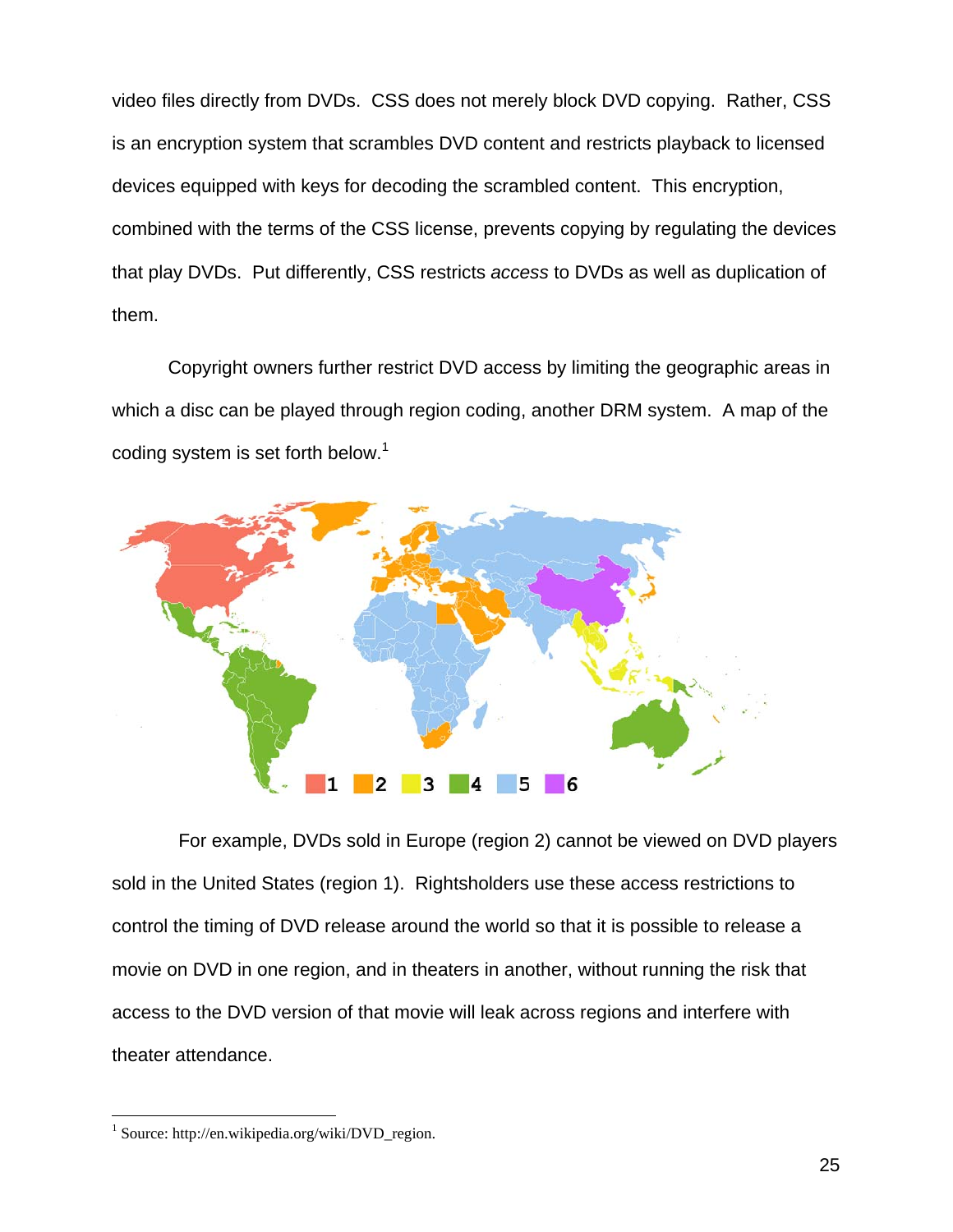video files directly from DVDs. CSS does not merely block DVD copying. Rather, CSS is an encryption system that scrambles DVD content and restricts playback to licensed devices equipped with keys for decoding the scrambled content. This encryption, combined with the terms of the CSS license, prevents copying by regulating the devices that play DVDs. Put differently, CSS restricts *access* to DVDs as well as duplication of them.

Copyright owners further restrict DVD access by limiting the geographic areas in which a disc can be played through region coding, another DRM system. A map of the coding system is set forth below.[1]

For example, DVDs sold in Europe (region 2) cannot be viewed on DVD players sold in the United States (region 1). Rightsholders use these access restrictions to control the timing of DVD release around the world so that it is possible to release a movie on DVD in one region, and in theaters in another, without running the risk that access to the DVD version of that movie will leak across regions and interfere with theater attendance.

[1] Source: http://en.wikipedia.org/wiki/DVD_region.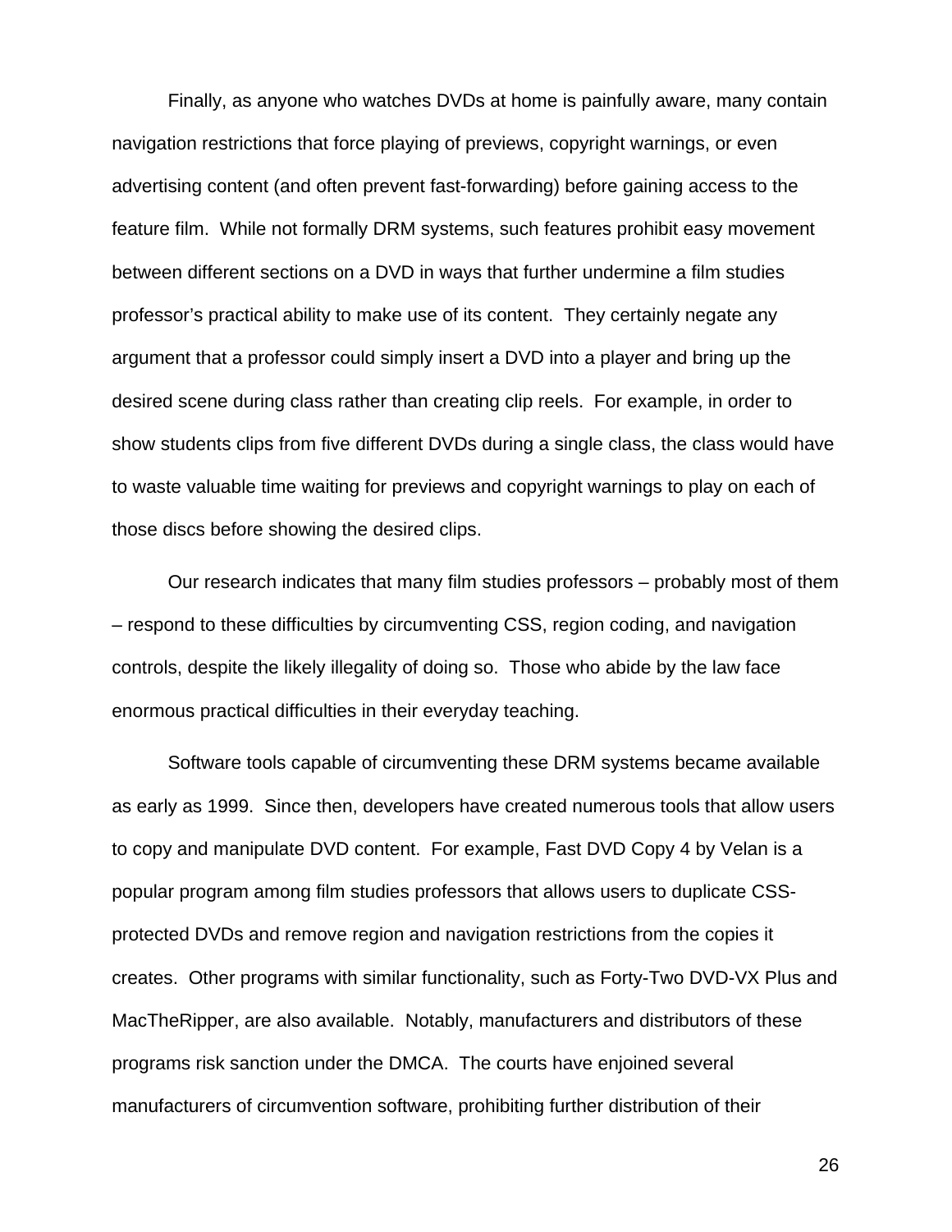Finally, as anyone who watches DVDs at home is painfully aware, many contain navigation restrictions that force playing of previews, copyright warnings, or even advertising content (and often prevent fast-forwarding) before gaining access to the feature film. While not formally DRM systems, such features prohibit easy movement between different sections on a DVD in ways that further undermine a film studies professor's practical ability to make use of its content. They certainly negate any argument that a professor could simply insert a DVD into a player and bring up the desired scene during class rather than creating clip reels. For example, in order to show students clips from five different DVDs during a single class, the class would have to waste valuable time waiting for previews and copyright warnings to play on each of those discs before showing the desired clips.

Our research indicates that many film studies professors – probably most of them – respond to these difficulties by circumventing CSS, region coding, and navigation controls, despite the likely illegality of doing so. Those who abide by the law face enormous practical difficulties in their everyday teaching.

Software tools capable of circumventing these DRM systems became available as early as 1999. Since then, developers have created numerous tools that allow users to copy and manipulate DVD content. For example, Fast DVD Copy 4 by Velan is a popular program among film studies professors that allows users to duplicate CSS-protected DVDs and remove region and navigation restrictions from the copies it creates. Other programs with similar functionality, such as Forty-Two DVD-VX Plus and MacTheRipper, are also available. Notably, manufacturers and distributors of these programs risk sanction under the DMCA. The courts have enjoined several manufacturers of circumvention software, prohibiting further distribution of their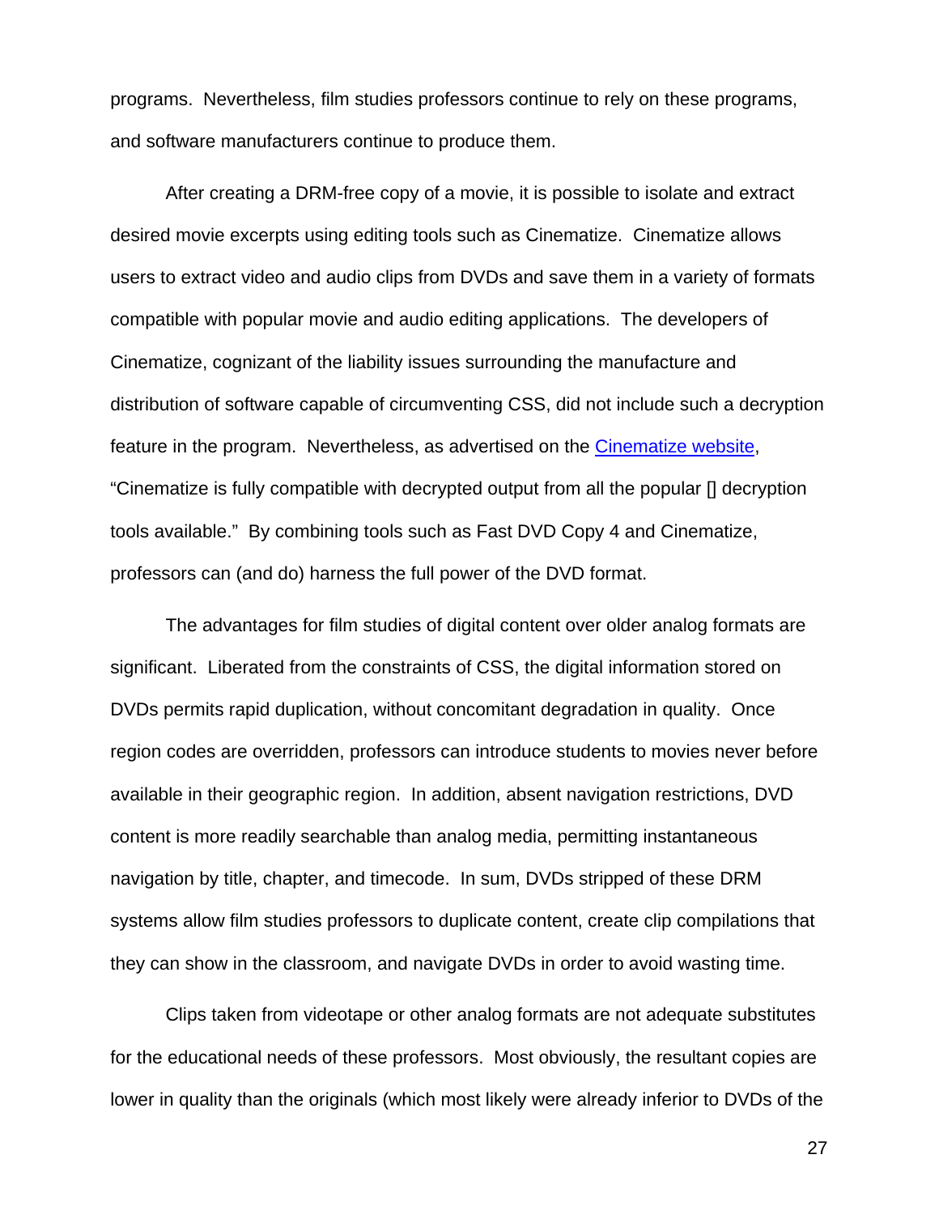programs. Nevertheless, film studies professors continue to rely on these programs, and software manufacturers continue to produce them.

After creating a DRM-free copy of a movie, it is possible to isolate and extract desired movie excerpts using editing tools such as Cinematize. Cinematize allows users to extract video and audio clips from DVDs and save them in a variety of formats compatible with popular movie and audio editing applications. The developers of Cinematize, cognizant of the liability issues surrounding the manufacture and distribution of software capable of circumventing CSS, did not include such a decryption feature in the program. Nevertheless, as advertised on the Cinematize website, "Cinematize is fully compatible with decrypted output from all the popular [] decryption tools available." By combining tools such as Fast DVD Copy 4 and Cinematize, professors can (and do) harness the full power of the DVD format.

The advantages for film studies of digital content over older analog formats are significant. Liberated from the constraints of CSS, the digital information stored on DVDs permits rapid duplication, without concomitant degradation in quality. Once region codes are overridden, professors can introduce students to movies never before available in their geographic region. In addition, absent navigation restrictions, DVD content is more readily searchable than analog media, permitting instantaneous navigation by title, chapter, and timecode. In sum, DVDs stripped of these DRM systems allow film studies professors to duplicate content, create clip compilations that they can show in the classroom, and navigate DVDs in order to avoid wasting time.

Clips taken from videotape or other analog formats are not adequate substitutes for the educational needs of these professors. Most obviously, the resultant copies are lower in quality than the originals (which most likely were already inferior to DVDs of the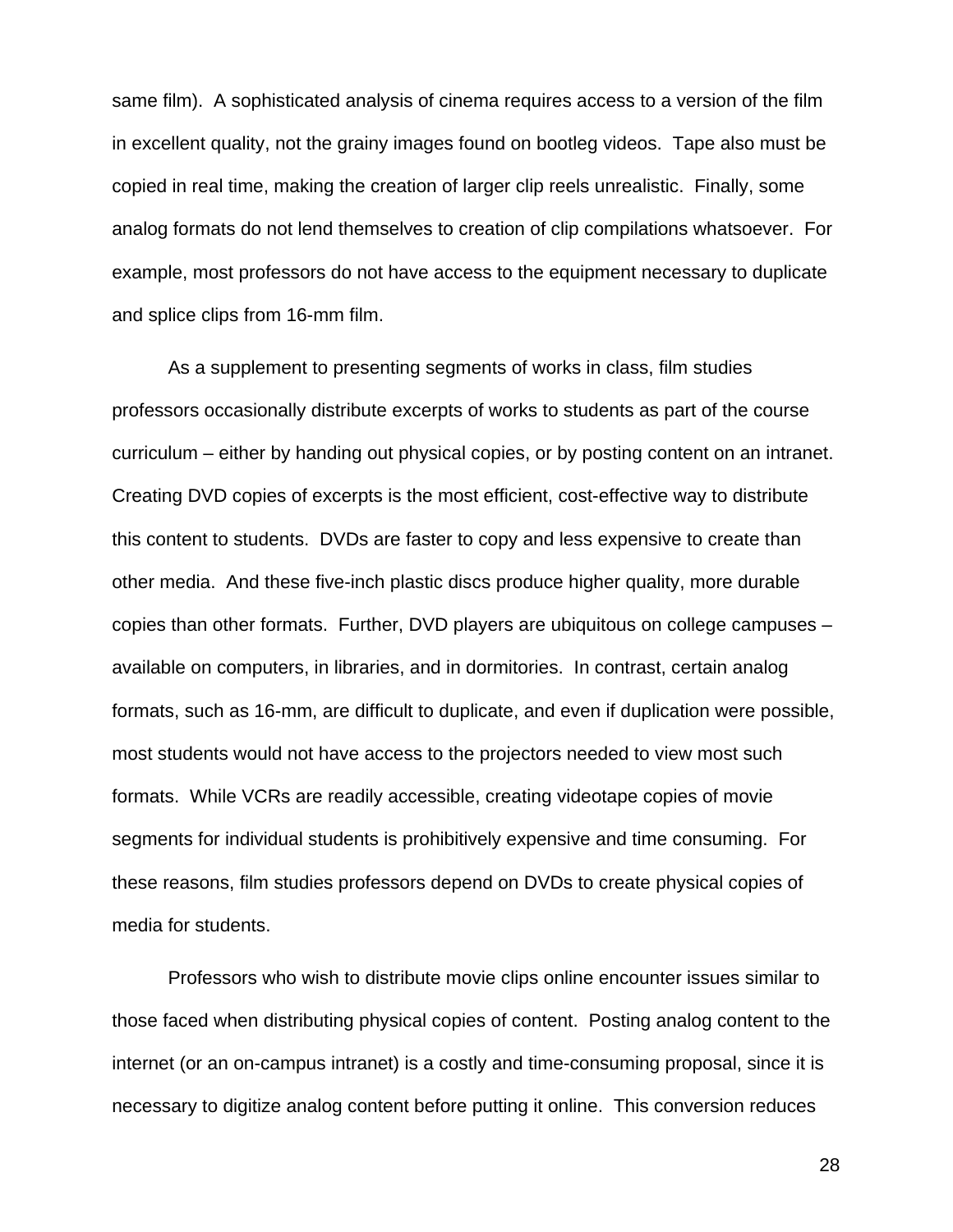same film). A sophisticated analysis of cinema requires access to a version of the film in excellent quality, not the grainy images found on bootleg videos. Tape also must be copied in real time, making the creation of larger clip reels unrealistic. Finally, some analog formats do not lend themselves to creation of clip compilations whatsoever. For example, most professors do not have access to the equipment necessary to duplicate and splice clips from 16-mm film.

As a supplement to presenting segments of works in class, film studies professors occasionally distribute excerpts of works to students as part of the course curriculum – either by handing out physical copies, or by posting content on an intranet. Creating DVD copies of excerpts is the most efficient, cost-effective way to distribute this content to students. DVDs are faster to copy and less expensive to create than other media. And these five-inch plastic discs produce higher quality, more durable copies than other formats. Further, DVD players are ubiquitous on college campuses – available on computers, in libraries, and in dormitories. In contrast, certain analog formats, such as 16-mm, are difficult to duplicate, and even if duplication were possible, most students would not have access to the projectors needed to view most such formats. While VCRs are readily accessible, creating videotape copies of movie segments for individual students is prohibitively expensive and time consuming. For these reasons, film studies professors depend on DVDs to create physical copies of media for students.

Professors who wish to distribute movie clips online encounter issues similar to those faced when distributing physical copies of content. Posting analog content to the internet (or an on-campus intranet) is a costly and time-consuming proposal, since it is necessary to digitize analog content before putting it online. This conversion reduces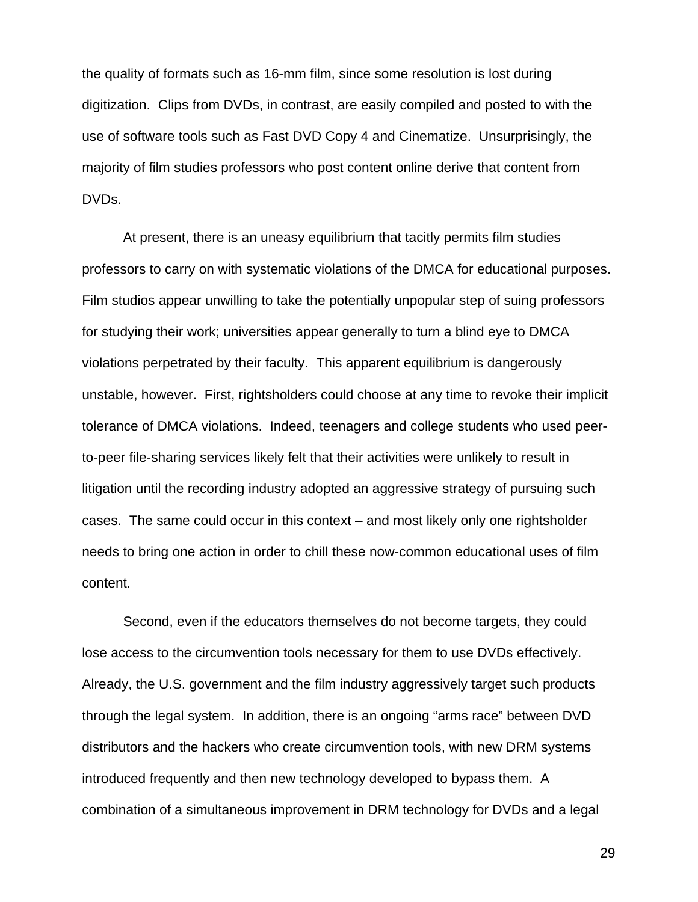the quality of formats such as 16-mm film, since some resolution is lost during digitization. Clips from DVDs, in contrast, are easily compiled and posted to with the use of software tools such as Fast DVD Copy 4 and Cinematize. Unsurprisingly, the majority of film studies professors who post content online derive that content from DVDs.

At present, there is an uneasy equilibrium that tacitly permits film studies professors to carry on with systematic violations of the DMCA for educational purposes. Film studios appear unwilling to take the potentially unpopular step of suing professors for studying their work; universities appear generally to turn a blind eye to DMCA violations perpetrated by their faculty. This apparent equilibrium is dangerously unstable, however. First, rightsholders could choose at any time to revoke their implicit tolerance of DMCA violations. Indeed, teenagers and college students who used peer-to-peer file-sharing services likely felt that their activities were unlikely to result in litigation until the recording industry adopted an aggressive strategy of pursuing such cases. The same could occur in this context – and most likely only one rightsholder needs to bring one action in order to chill these now-common educational uses of film content.

Second, even if the educators themselves do not become targets, they could lose access to the circumvention tools necessary for them to use DVDs effectively. Already, the U.S. government and the film industry aggressively target such products through the legal system. In addition, there is an ongoing "arms race" between DVD distributors and the hackers who create circumvention tools, with new DRM systems introduced frequently and then new technology developed to bypass them. A combination of a simultaneous improvement in DRM technology for DVDs and a legal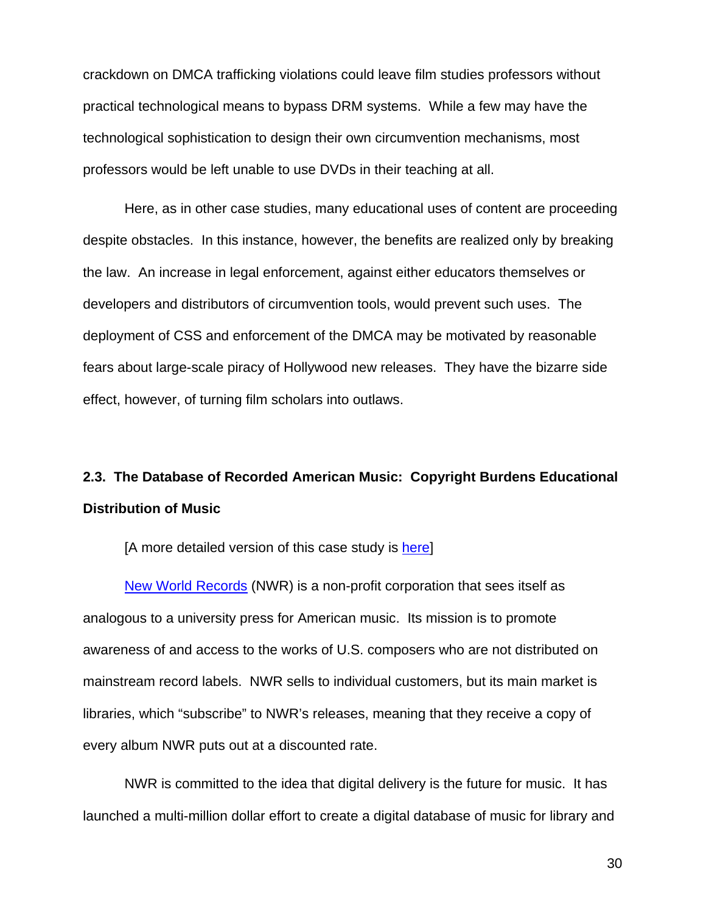crackdown on DMCA trafficking violations could leave film studies professors without practical technological means to bypass DRM systems. While a few may have the technological sophistication to design their own circumvention mechanisms, most professors would be left unable to use DVDs in their teaching at all.

Here, as in other case studies, many educational uses of content are proceeding despite obstacles. In this instance, however, the benefits are realized only by breaking the law. An increase in legal enforcement, against either educators themselves or developers and distributors of circumvention tools, would prevent such uses. The deployment of CSS and enforcement of the DMCA may be motivated by reasonable fears about large-scale piracy of Hollywood new releases. They have the bizarre side effect, however, of turning film scholars into outlaws.

### 2.3. The Database of Recorded American Music: Copyright Burdens Educational Distribution of Music

[A more detailed version of this case study is here]

New World Records (NWR) is a non-profit corporation that sees itself as analogous to a university press for American music. Its mission is to promote awareness of and access to the works of U.S. composers who are not distributed on mainstream record labels. NWR sells to individual customers, but its main market is libraries, which "subscribe" to NWR's releases, meaning that they receive a copy of every album NWR puts out at a discounted rate.

NWR is committed to the idea that digital delivery is the future for music. It has launched a multi-million dollar effort to create a digital database of music for library and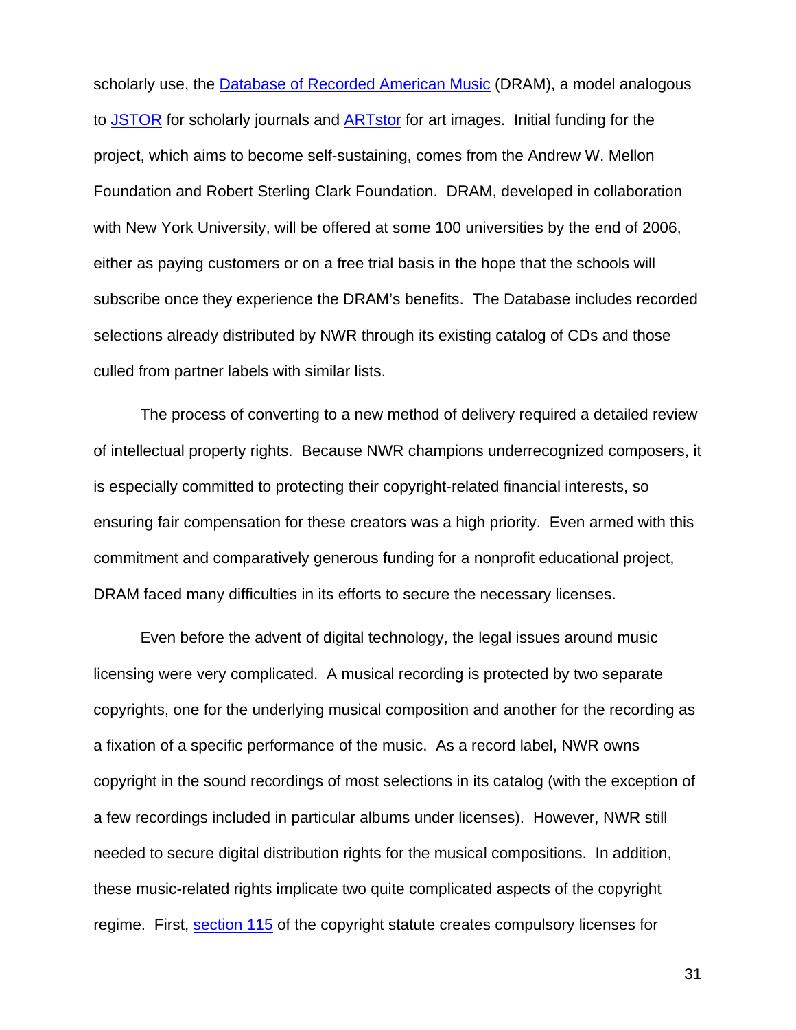scholarly use, the Database of Recorded American Music (DRAM), a model analogous to JSTOR for scholarly journals and ARTstor for art images. Initial funding for the project, which aims to become self-sustaining, comes from the Andrew W. Mellon Foundation and Robert Sterling Clark Foundation. DRAM, developed in collaboration with New York University, will be offered at some 100 universities by the end of 2006, either as paying customers or on a free trial basis in the hope that the schools will subscribe once they experience the DRAM's benefits. The Database includes recorded selections already distributed by NWR through its existing catalog of CDs and those culled from partner labels with similar lists.

The process of converting to a new method of delivery required a detailed review of intellectual property rights. Because NWR champions underrecognized composers, it is especially committed to protecting their copyright-related financial interests, so ensuring fair compensation for these creators was a high priority. Even armed with this commitment and comparatively generous funding for a nonprofit educational project, DRAM faced many difficulties in its efforts to secure the necessary licenses.

Even before the advent of digital technology, the legal issues around music licensing were very complicated. A musical recording is protected by two separate copyrights, one for the underlying musical composition and another for the recording as a fixation of a specific performance of the music. As a record label, NWR owns copyright in the sound recordings of most selections in its catalog (with the exception of a few recordings included in particular albums under licenses). However, NWR still needed to secure digital distribution rights for the musical compositions. In addition, these music-related rights implicate two quite complicated aspects of the copyright regime. First, section 115 of the copyright statute creates compulsory licenses for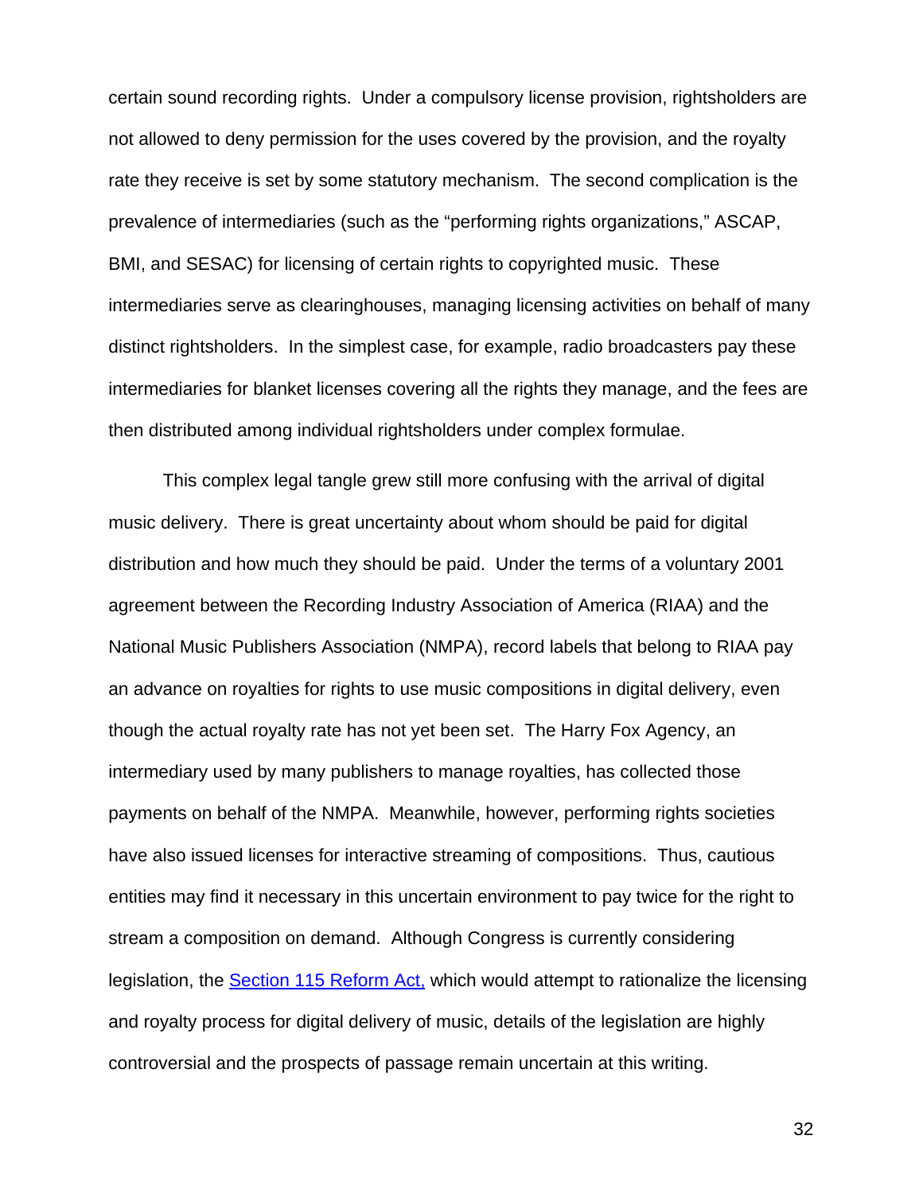certain sound recording rights. Under a compulsory license provision, rightsholders are not allowed to deny permission for the uses covered by the provision, and the royalty rate they receive is set by some statutory mechanism. The second complication is the prevalence of intermediaries (such as the "performing rights organizations," ASCAP, BMI, and SESAC) for licensing of certain rights to copyrighted music. These intermediaries serve as clearinghouses, managing licensing activities on behalf of many distinct rightsholders. In the simplest case, for example, radio broadcasters pay these intermediaries for blanket licenses covering all the rights they manage, and the fees are then distributed among individual rightsholders under complex formulae.

This complex legal tangle grew still more confusing with the arrival of digital music delivery. There is great uncertainty about whom should be paid for digital distribution and how much they should be paid. Under the terms of a voluntary 2001 agreement between the Recording Industry Association of America (RIAA) and the National Music Publishers Association (NMPA), record labels that belong to RIAA pay an advance on royalties for rights to use music compositions in digital delivery, even though the actual royalty rate has not yet been set. The Harry Fox Agency, an intermediary used by many publishers to manage royalties, has collected those payments on behalf of the NMPA. Meanwhile, however, performing rights societies have also issued licenses for interactive streaming of compositions. Thus, cautious entities may find it necessary in this uncertain environment to pay twice for the right to stream a composition on demand. Although Congress is currently considering legislation, the Section 115 Reform Act, which would attempt to rationalize the licensing and royalty process for digital delivery of music, details of the legislation are highly controversial and the prospects of passage remain uncertain at this writing.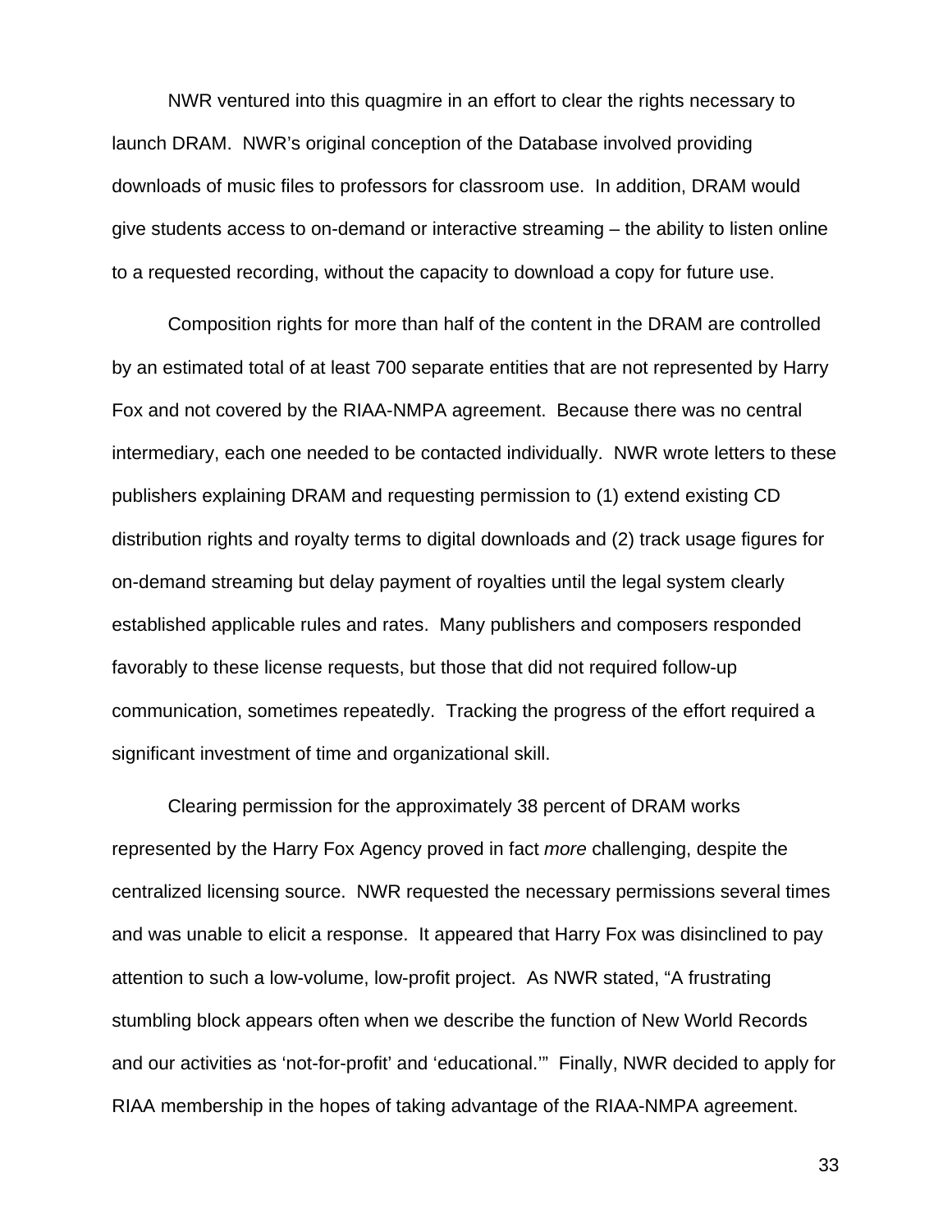NWR ventured into this quagmire in an effort to clear the rights necessary to launch DRAM. NWR's original conception of the Database involved providing downloads of music files to professors for classroom use. In addition, DRAM would give students access to on-demand or interactive streaming – the ability to listen online to a requested recording, without the capacity to download a copy for future use.

Composition rights for more than half of the content in the DRAM are controlled by an estimated total of at least 700 separate entities that are not represented by Harry Fox and not covered by the RIAA-NMPA agreement. Because there was no central intermediary, each one needed to be contacted individually. NWR wrote letters to these publishers explaining DRAM and requesting permission to (1) extend existing CD distribution rights and royalty terms to digital downloads and (2) track usage figures for on-demand streaming but delay payment of royalties until the legal system clearly established applicable rules and rates. Many publishers and composers responded favorably to these license requests, but those that did not required follow-up communication, sometimes repeatedly. Tracking the progress of the effort required a significant investment of time and organizational skill.

Clearing permission for the approximately 38 percent of DRAM works represented by the Harry Fox Agency proved in fact *more* challenging, despite the centralized licensing source. NWR requested the necessary permissions several times and was unable to elicit a response. It appeared that Harry Fox was disinclined to pay attention to such a low-volume, low-profit project. As NWR stated, "A frustrating stumbling block appears often when we describe the function of New World Records and our activities as 'not-for-profit' and 'educational.'" Finally, NWR decided to apply for RIAA membership in the hopes of taking advantage of the RIAA-NMPA agreement.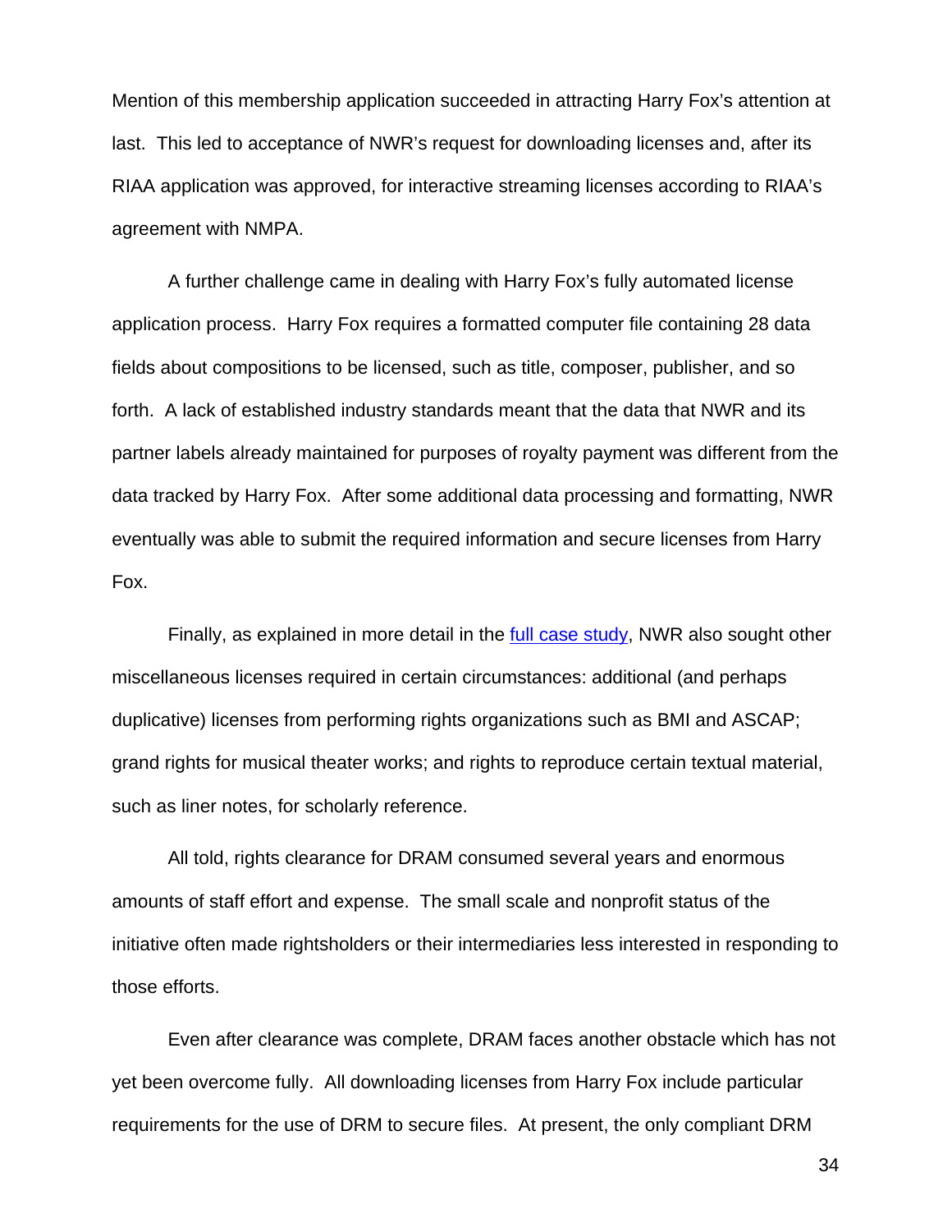Mention of this membership application succeeded in attracting Harry Fox's attention at last. This led to acceptance of NWR's request for downloading licenses and, after its RIAA application was approved, for interactive streaming licenses according to RIAA's agreement with NMPA.

A further challenge came in dealing with Harry Fox's fully automated license application process. Harry Fox requires a formatted computer file containing 28 data fields about compositions to be licensed, such as title, composer, publisher, and so forth. A lack of established industry standards meant that the data that NWR and its partner labels already maintained for purposes of royalty payment was different from the data tracked by Harry Fox. After some additional data processing and formatting, NWR eventually was able to submit the required information and secure licenses from Harry Fox.

Finally, as explained in more detail in the full case study, NWR also sought other miscellaneous licenses required in certain circumstances: additional (and perhaps duplicative) licenses from performing rights organizations such as BMI and ASCAP; grand rights for musical theater works; and rights to reproduce certain textual material, such as liner notes, for scholarly reference.

All told, rights clearance for DRAM consumed several years and enormous amounts of staff effort and expense. The small scale and nonprofit status of the initiative often made rightsholders or their intermediaries less interested in responding to those efforts.

Even after clearance was complete, DRAM faces another obstacle which has not yet been overcome fully. All downloading licenses from Harry Fox include particular requirements for the use of DRM to secure files. At present, the only compliant DRM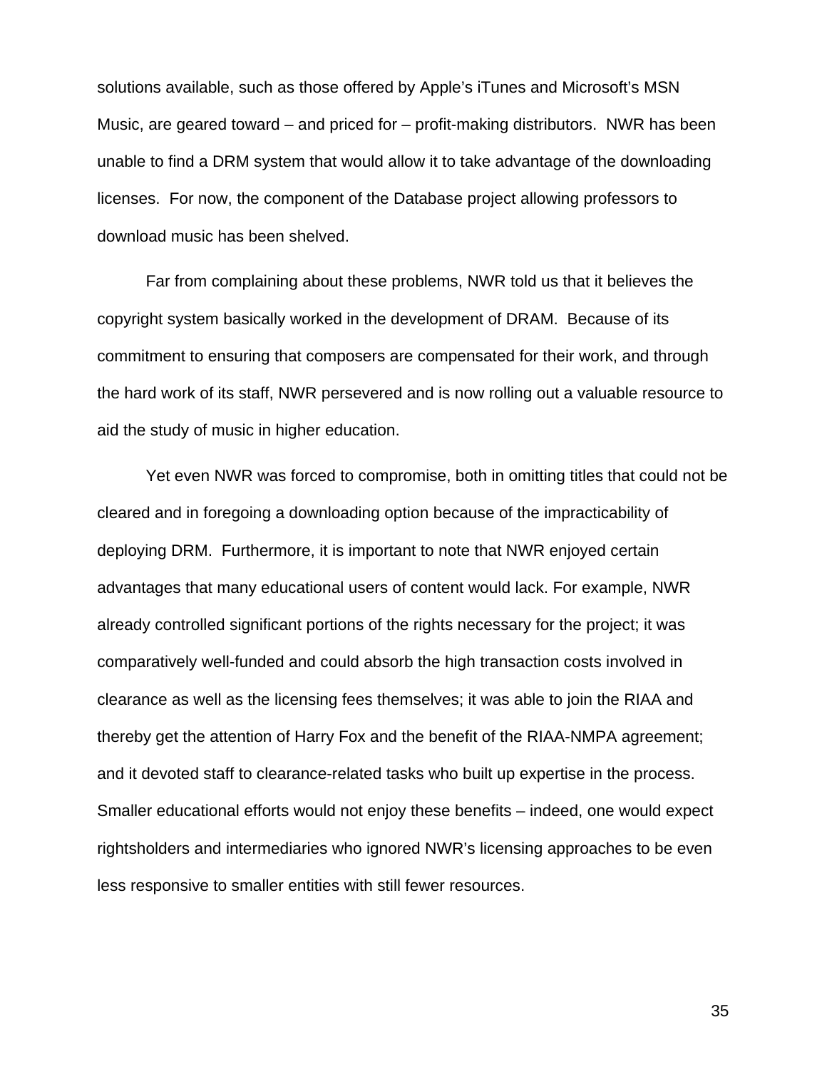solutions available, such as those offered by Apple's iTunes and Microsoft's MSN Music, are geared toward – and priced for – profit-making distributors. NWR has been unable to find a DRM system that would allow it to take advantage of the downloading licenses. For now, the component of the Database project allowing professors to download music has been shelved.

Far from complaining about these problems, NWR told us that it believes the copyright system basically worked in the development of DRAM. Because of its commitment to ensuring that composers are compensated for their work, and through the hard work of its staff, NWR persevered and is now rolling out a valuable resource to aid the study of music in higher education.

Yet even NWR was forced to compromise, both in omitting titles that could not be cleared and in foregoing a downloading option because of the impracticability of deploying DRM. Furthermore, it is important to note that NWR enjoyed certain advantages that many educational users of content would lack. For example, NWR already controlled significant portions of the rights necessary for the project; it was comparatively well-funded and could absorb the high transaction costs involved in clearance as well as the licensing fees themselves; it was able to join the RIAA and thereby get the attention of Harry Fox and the benefit of the RIAA-NMPA agreement; and it devoted staff to clearance-related tasks who built up expertise in the process. Smaller educational efforts would not enjoy these benefits – indeed, one would expect rightsholders and intermediaries who ignored NWR's licensing approaches to be even less responsive to smaller entities with still fewer resources.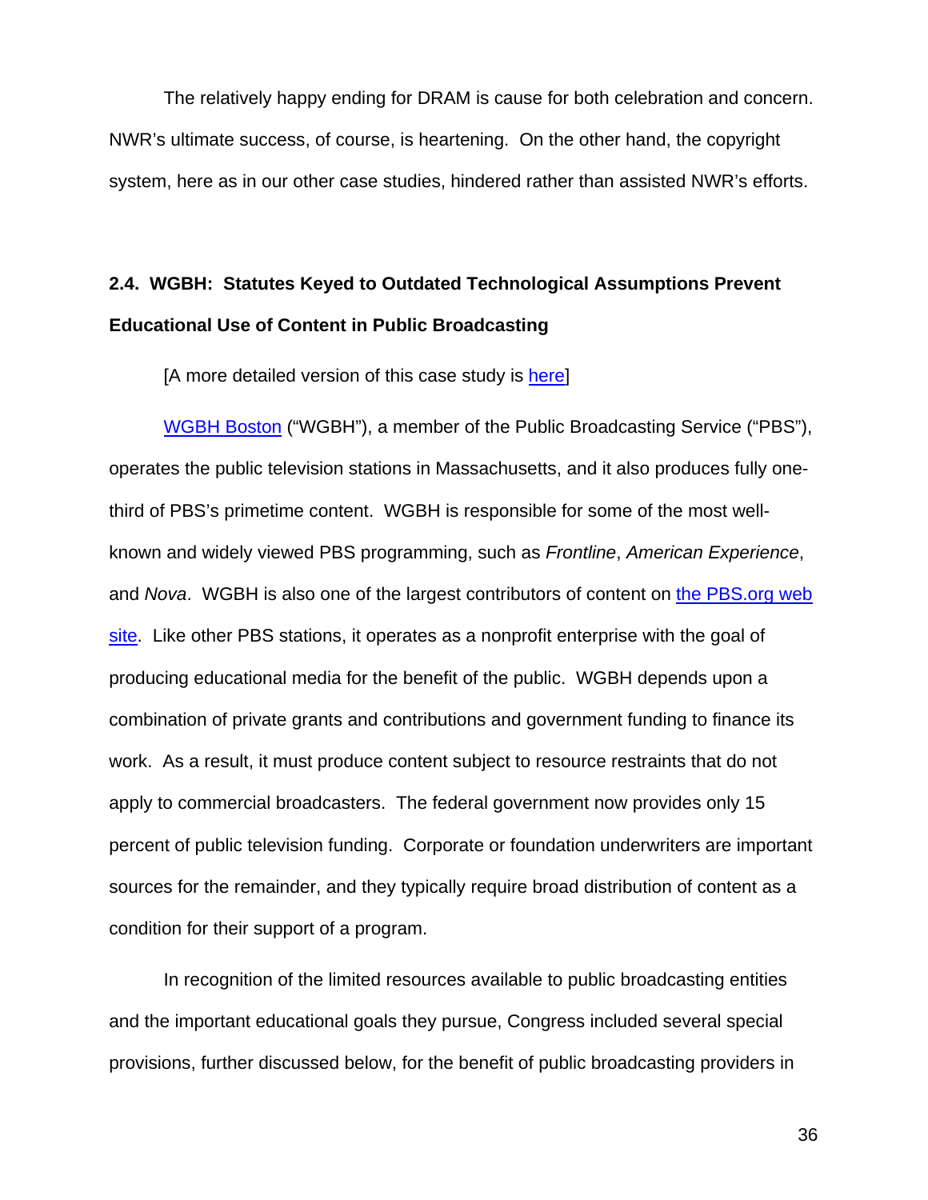The relatively happy ending for DRAM is cause for both celebration and concern. NWR's ultimate success, of course, is heartening. On the other hand, the copyright system, here as in our other case studies, hindered rather than assisted NWR's efforts.

### 2.4. WGBH: Statutes Keyed to Outdated Technological Assumptions Prevent Educational Use of Content in Public Broadcasting

[A more detailed version of this case study is here]

WGBH Boston ("WGBH"), a member of the Public Broadcasting Service ("PBS"), operates the public television stations in Massachusetts, and it also produces fully one-third of PBS's primetime content. WGBH is responsible for some of the most well-known and widely viewed PBS programming, such as *Frontline*, *American Experience*, and *Nova*. WGBH is also one of the largest contributors of content on the PBS.org web site. Like other PBS stations, it operates as a nonprofit enterprise with the goal of producing educational media for the benefit of the public. WGBH depends upon a combination of private grants and contributions and government funding to finance its work. As a result, it must produce content subject to resource restraints that do not apply to commercial broadcasters. The federal government now provides only 15 percent of public television funding. Corporate or foundation underwriters are important sources for the remainder, and they typically require broad distribution of content as a condition for their support of a program.

In recognition of the limited resources available to public broadcasting entities and the important educational goals they pursue, Congress included several special provisions, further discussed below, for the benefit of public broadcasting providers in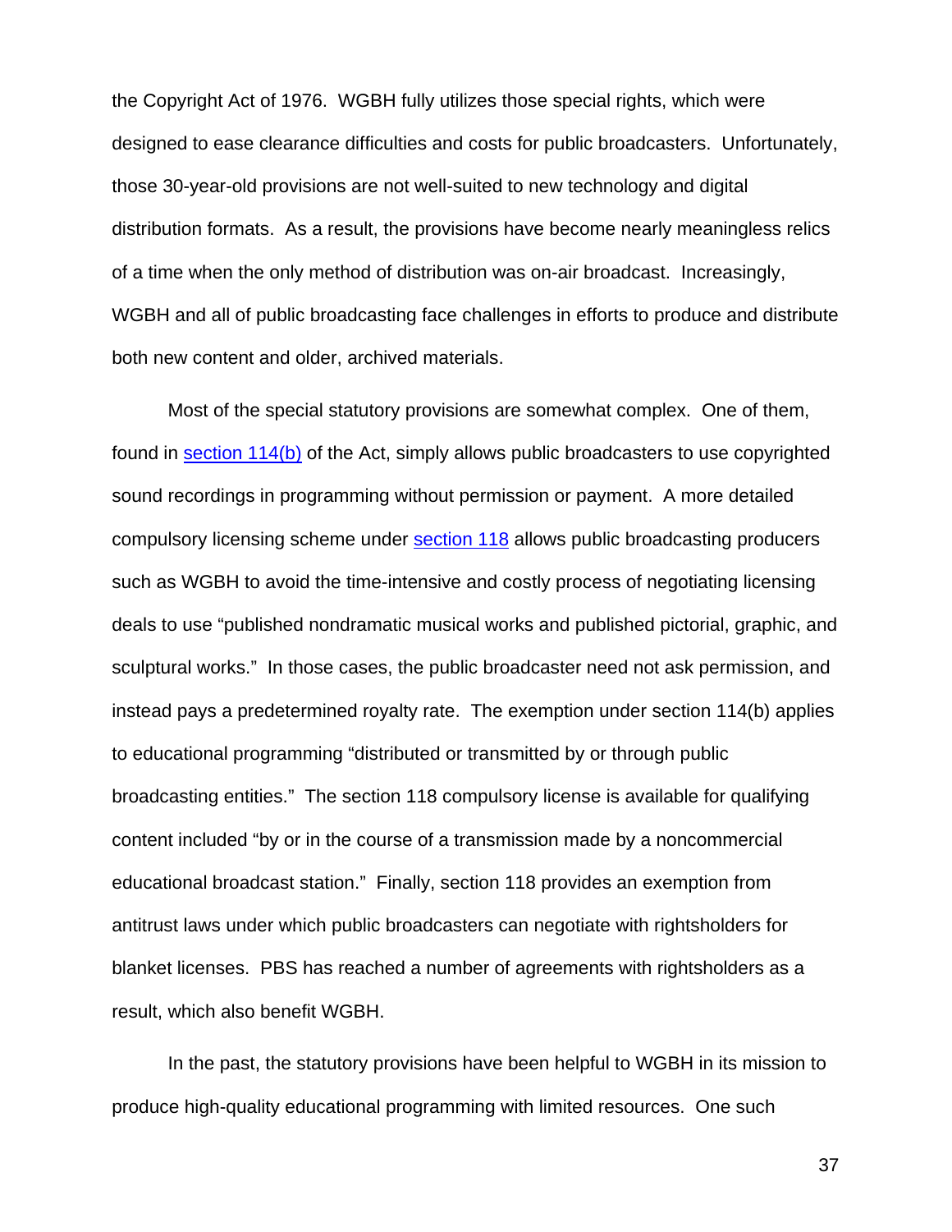the Copyright Act of 1976. WGBH fully utilizes those special rights, which were designed to ease clearance difficulties and costs for public broadcasters. Unfortunately, those 30-year-old provisions are not well-suited to new technology and digital distribution formats. As a result, the provisions have become nearly meaningless relics of a time when the only method of distribution was on-air broadcast. Increasingly, WGBH and all of public broadcasting face challenges in efforts to produce and distribute both new content and older, archived materials.

Most of the special statutory provisions are somewhat complex. One of them, found in section 114(b) of the Act, simply allows public broadcasters to use copyrighted sound recordings in programming without permission or payment. A more detailed compulsory licensing scheme under section 118 allows public broadcasting producers such as WGBH to avoid the time-intensive and costly process of negotiating licensing deals to use "published nondramatic musical works and published pictorial, graphic, and sculptural works." In those cases, the public broadcaster need not ask permission, and instead pays a predetermined royalty rate. The exemption under section 114(b) applies to educational programming "distributed or transmitted by or through public broadcasting entities." The section 118 compulsory license is available for qualifying content included "by or in the course of a transmission made by a noncommercial educational broadcast station." Finally, section 118 provides an exemption from antitrust laws under which public broadcasters can negotiate with rightsholders for blanket licenses. PBS has reached a number of agreements with rightsholders as a result, which also benefit WGBH.

In the past, the statutory provisions have been helpful to WGBH in its mission to produce high-quality educational programming with limited resources. One such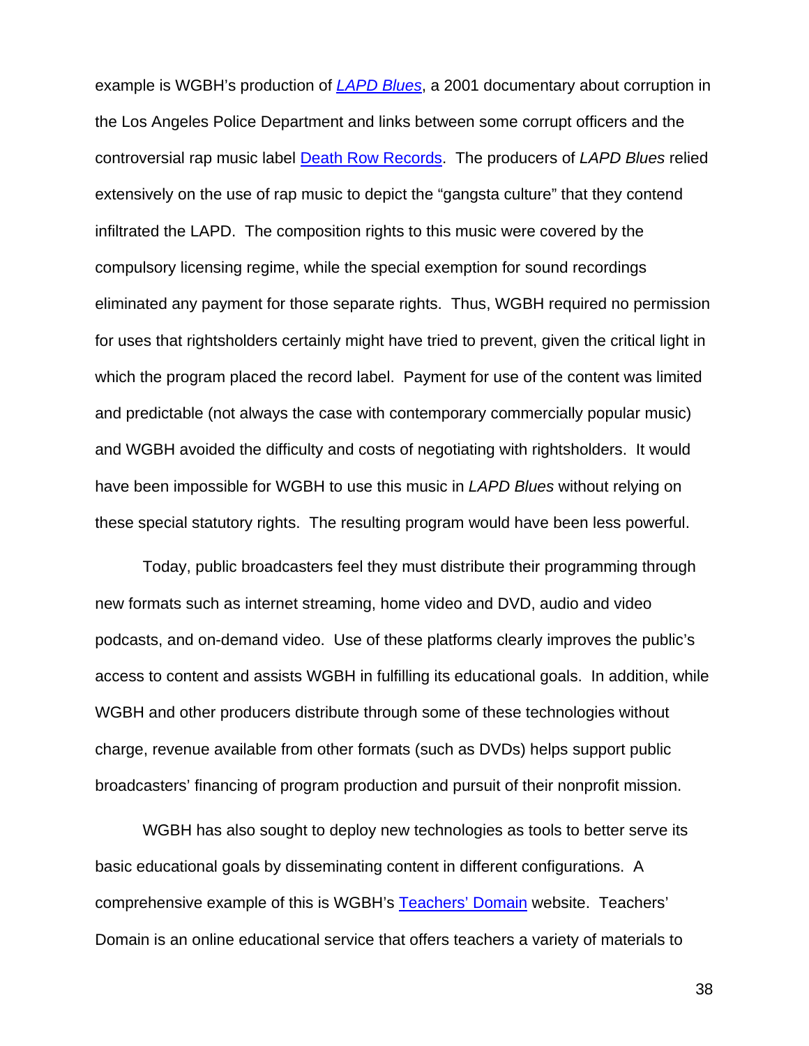example is WGBH's production of *LAPD Blues*, a 2001 documentary about corruption in the Los Angeles Police Department and links between some corrupt officers and the controversial rap music label Death Row Records. The producers of *LAPD Blues* relied extensively on the use of rap music to depict the "gangsta culture" that they contend infiltrated the LAPD. The composition rights to this music were covered by the compulsory licensing regime, while the special exemption for sound recordings eliminated any payment for those separate rights. Thus, WGBH required no permission for uses that rightsholders certainly might have tried to prevent, given the critical light in which the program placed the record label. Payment for use of the content was limited and predictable (not always the case with contemporary commercially popular music) and WGBH avoided the difficulty and costs of negotiating with rightsholders. It would have been impossible for WGBH to use this music in *LAPD Blues* without relying on these special statutory rights. The resulting program would have been less powerful.

Today, public broadcasters feel they must distribute their programming through new formats such as internet streaming, home video and DVD, audio and video podcasts, and on-demand video. Use of these platforms clearly improves the public's access to content and assists WGBH in fulfilling its educational goals. In addition, while WGBH and other producers distribute through some of these technologies without charge, revenue available from other formats (such as DVDs) helps support public broadcasters' financing of program production and pursuit of their nonprofit mission.

WGBH has also sought to deploy new technologies as tools to better serve its basic educational goals by disseminating content in different configurations. A comprehensive example of this is WGBH's Teachers' Domain website. Teachers' Domain is an online educational service that offers teachers a variety of materials to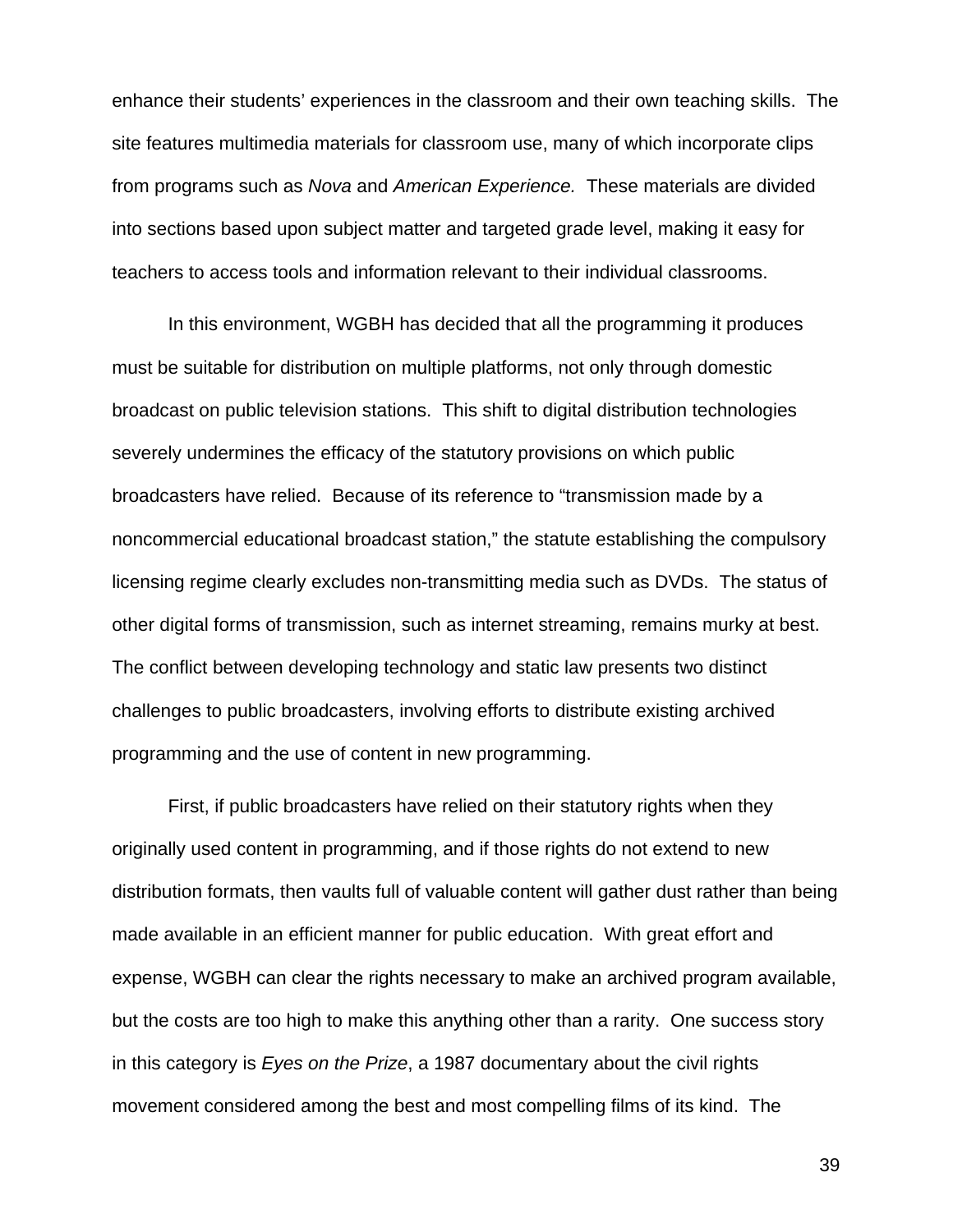enhance their students' experiences in the classroom and their own teaching skills. The site features multimedia materials for classroom use, many of which incorporate clips from programs such as *Nova* and *American Experience.* These materials are divided into sections based upon subject matter and targeted grade level, making it easy for teachers to access tools and information relevant to their individual classrooms.

In this environment, WGBH has decided that all the programming it produces must be suitable for distribution on multiple platforms, not only through domestic broadcast on public television stations. This shift to digital distribution technologies severely undermines the efficacy of the statutory provisions on which public broadcasters have relied. Because of its reference to "transmission made by a noncommercial educational broadcast station," the statute establishing the compulsory licensing regime clearly excludes non-transmitting media such as DVDs. The status of other digital forms of transmission, such as internet streaming, remains murky at best. The conflict between developing technology and static law presents two distinct challenges to public broadcasters, involving efforts to distribute existing archived programming and the use of content in new programming.

First, if public broadcasters have relied on their statutory rights when they originally used content in programming, and if those rights do not extend to new distribution formats, then vaults full of valuable content will gather dust rather than being made available in an efficient manner for public education. With great effort and expense, WGBH can clear the rights necessary to make an archived program available, but the costs are too high to make this anything other than a rarity. One success story in this category is *Eyes on the Prize*, a 1987 documentary about the civil rights movement considered among the best and most compelling films of its kind. The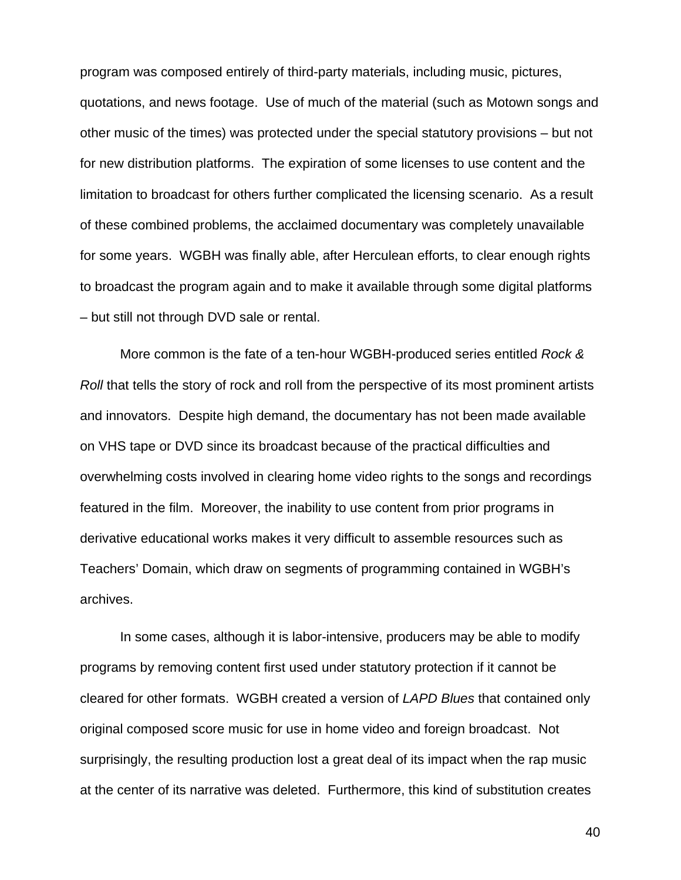program was composed entirely of third-party materials, including music, pictures, quotations, and news footage. Use of much of the material (such as Motown songs and other music of the times) was protected under the special statutory provisions – but not for new distribution platforms. The expiration of some licenses to use content and the limitation to broadcast for others further complicated the licensing scenario. As a result of these combined problems, the acclaimed documentary was completely unavailable for some years. WGBH was finally able, after Herculean efforts, to clear enough rights to broadcast the program again and to make it available through some digital platforms – but still not through DVD sale or rental.

More common is the fate of a ten-hour WGBH-produced series entitled *Rock & Roll* that tells the story of rock and roll from the perspective of its most prominent artists and innovators. Despite high demand, the documentary has not been made available on VHS tape or DVD since its broadcast because of the practical difficulties and overwhelming costs involved in clearing home video rights to the songs and recordings featured in the film. Moreover, the inability to use content from prior programs in derivative educational works makes it very difficult to assemble resources such as Teachers' Domain, which draw on segments of programming contained in WGBH's archives.

In some cases, although it is labor-intensive, producers may be able to modify programs by removing content first used under statutory protection if it cannot be cleared for other formats. WGBH created a version of *LAPD Blues* that contained only original composed score music for use in home video and foreign broadcast. Not surprisingly, the resulting production lost a great deal of its impact when the rap music at the center of its narrative was deleted. Furthermore, this kind of substitution creates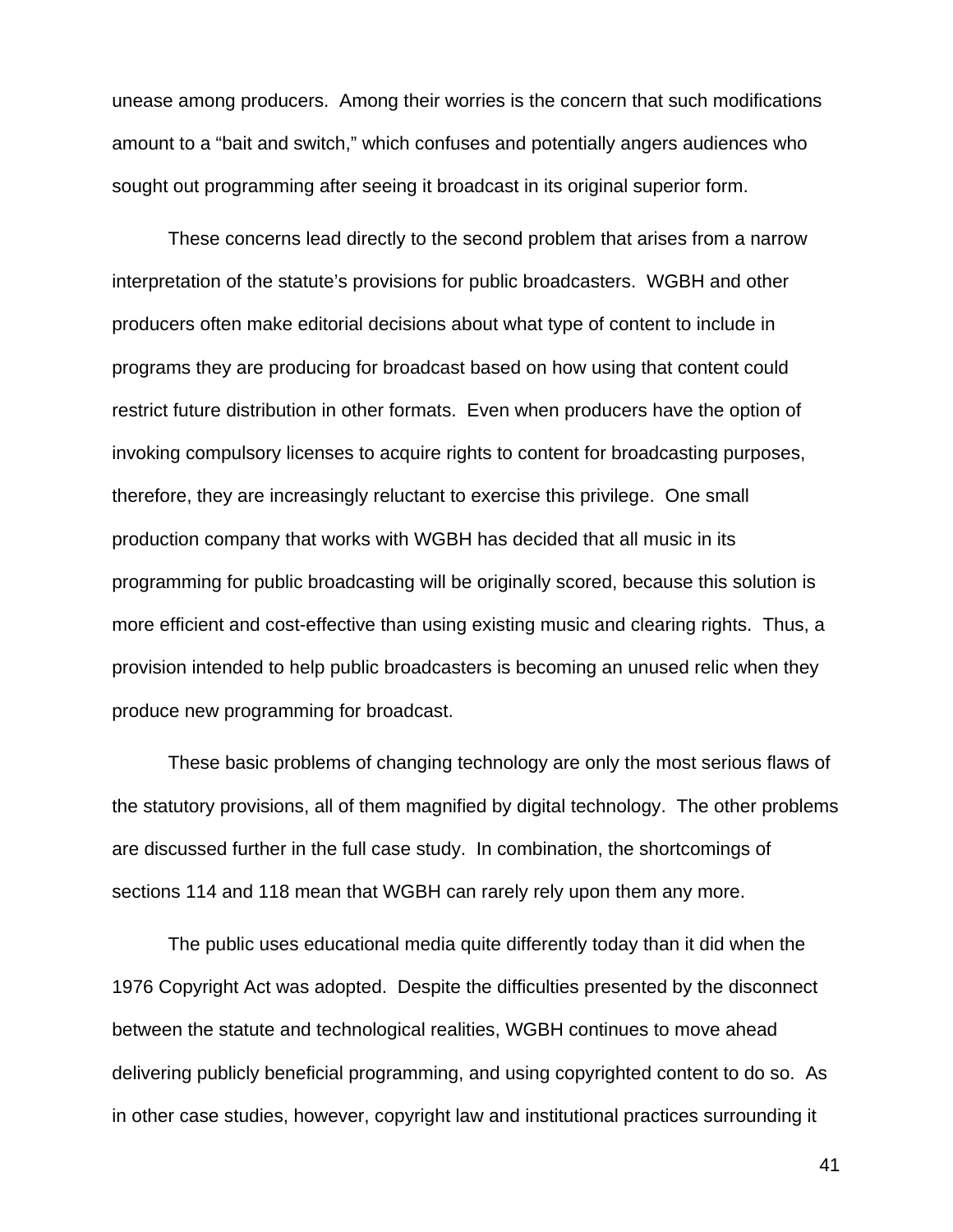unease among producers. Among their worries is the concern that such modifications amount to a "bait and switch," which confuses and potentially angers audiences who sought out programming after seeing it broadcast in its original superior form.

These concerns lead directly to the second problem that arises from a narrow interpretation of the statute's provisions for public broadcasters. WGBH and other producers often make editorial decisions about what type of content to include in programs they are producing for broadcast based on how using that content could restrict future distribution in other formats. Even when producers have the option of invoking compulsory licenses to acquire rights to content for broadcasting purposes, therefore, they are increasingly reluctant to exercise this privilege. One small production company that works with WGBH has decided that all music in its programming for public broadcasting will be originally scored, because this solution is more efficient and cost-effective than using existing music and clearing rights. Thus, a provision intended to help public broadcasters is becoming an unused relic when they produce new programming for broadcast.

These basic problems of changing technology are only the most serious flaws of the statutory provisions, all of them magnified by digital technology. The other problems are discussed further in the full case study. In combination, the shortcomings of sections 114 and 118 mean that WGBH can rarely rely upon them any more.

The public uses educational media quite differently today than it did when the 1976 Copyright Act was adopted. Despite the difficulties presented by the disconnect between the statute and technological realities, WGBH continues to move ahead delivering publicly beneficial programming, and using copyrighted content to do so. As in other case studies, however, copyright law and institutional practices surrounding it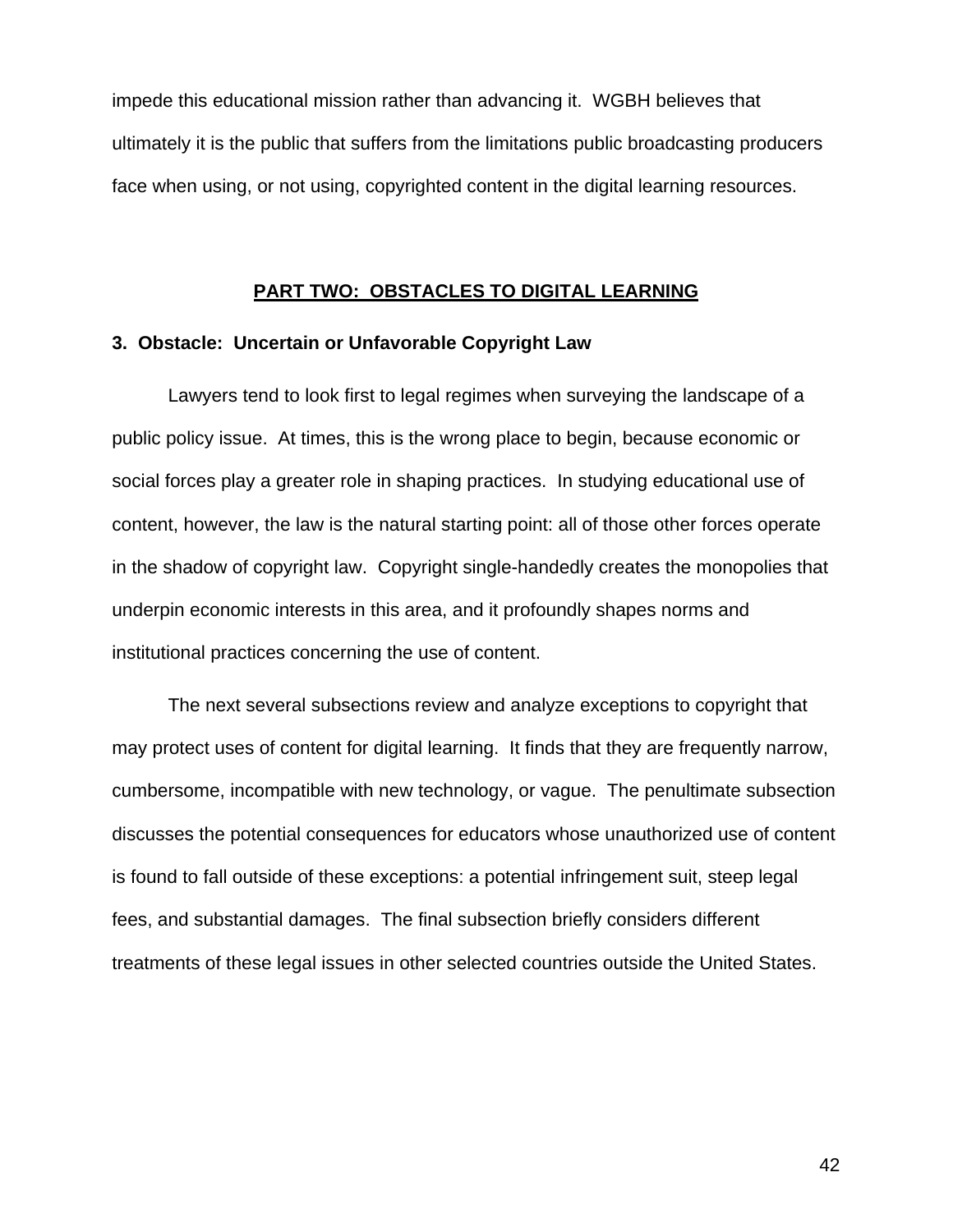impede this educational mission rather than advancing it. WGBH believes that ultimately it is the public that suffers from the limitations public broadcasting producers face when using, or not using, copyrighted content in the digital learning resources.

## PART TWO: OBSTACLES TO DIGITAL LEARNING

### 3. Obstacle: Uncertain or Unfavorable Copyright Law

Lawyers tend to look first to legal regimes when surveying the landscape of a public policy issue. At times, this is the wrong place to begin, because economic or social forces play a greater role in shaping practices. In studying educational use of content, however, the law is the natural starting point: all of those other forces operate in the shadow of copyright law. Copyright single-handedly creates the monopolies that underpin economic interests in this area, and it profoundly shapes norms and institutional practices concerning the use of content.

The next several subsections review and analyze exceptions to copyright that may protect uses of content for digital learning. It finds that they are frequently narrow, cumbersome, incompatible with new technology, or vague. The penultimate subsection discusses the potential consequences for educators whose unauthorized use of content is found to fall outside of these exceptions: a potential infringement suit, steep legal fees, and substantial damages. The final subsection briefly considers different treatments of these legal issues in other selected countries outside the United States.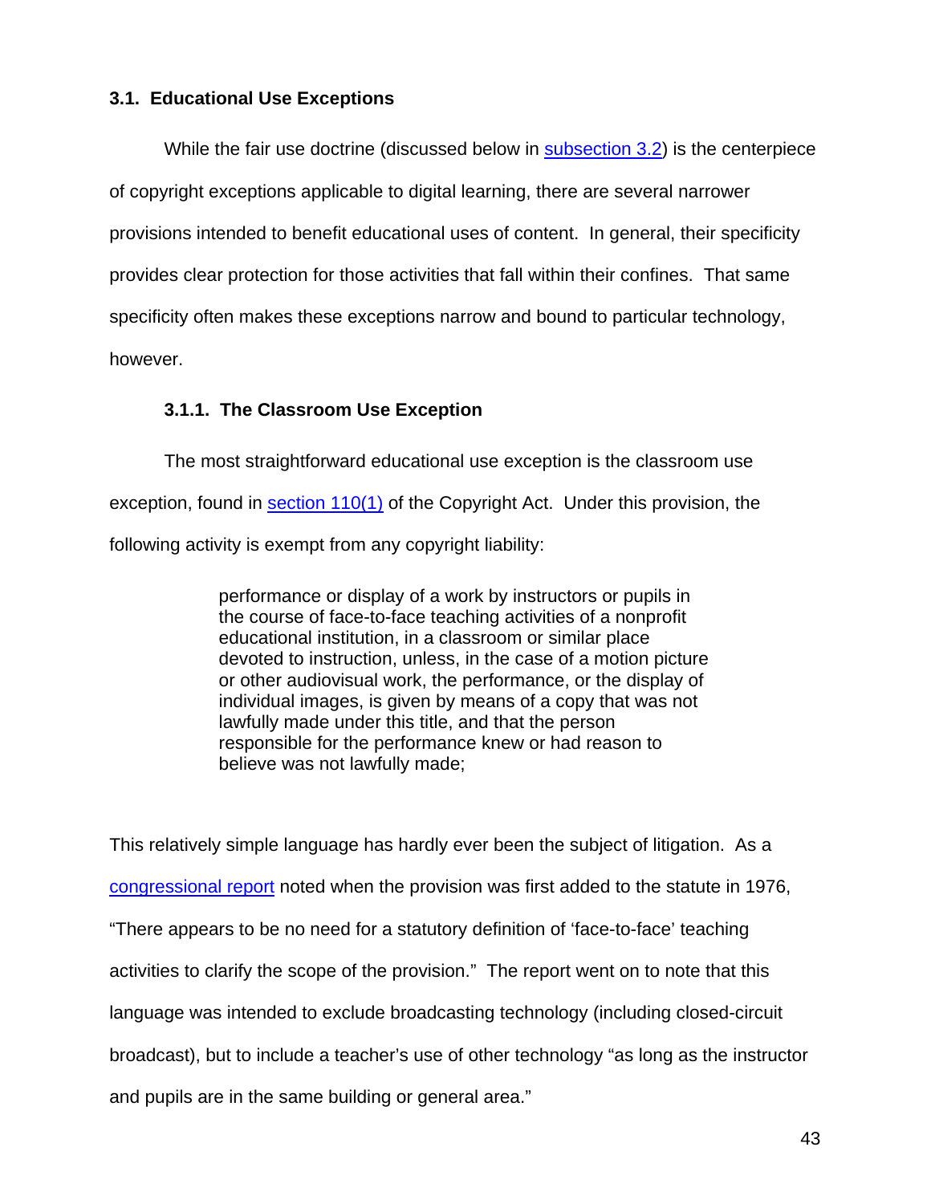### 3.1. Educational Use Exceptions

While the fair use doctrine (discussed below in subsection 3.2) is the centerpiece of copyright exceptions applicable to digital learning, there are several narrower provisions intended to benefit educational uses of content. In general, their specificity provides clear protection for those activities that fall within their confines. That same specificity often makes these exceptions narrow and bound to particular technology, however.

#### 3.1.1. The Classroom Use Exception

The most straightforward educational use exception is the classroom use exception, found in section 110(1) of the Copyright Act. Under this provision, the following activity is exempt from any copyright liability:

> performance or display of a work by instructors or pupils in the course of face-to-face teaching activities of a nonprofit educational institution, in a classroom or similar place devoted to instruction, unless, in the case of a motion picture or other audiovisual work, the performance, or the display of individual images, is given by means of a copy that was not lawfully made under this title, and that the person responsible for the performance knew or had reason to believe was not lawfully made;

This relatively simple language has hardly ever been the subject of litigation. As a congressional report noted when the provision was first added to the statute in 1976, "There appears to be no need for a statutory definition of 'face-to-face' teaching activities to clarify the scope of the provision." The report went on to note that this language was intended to exclude broadcasting technology (including closed-circuit broadcast), but to include a teacher's use of other technology "as long as the instructor and pupils are in the same building or general area."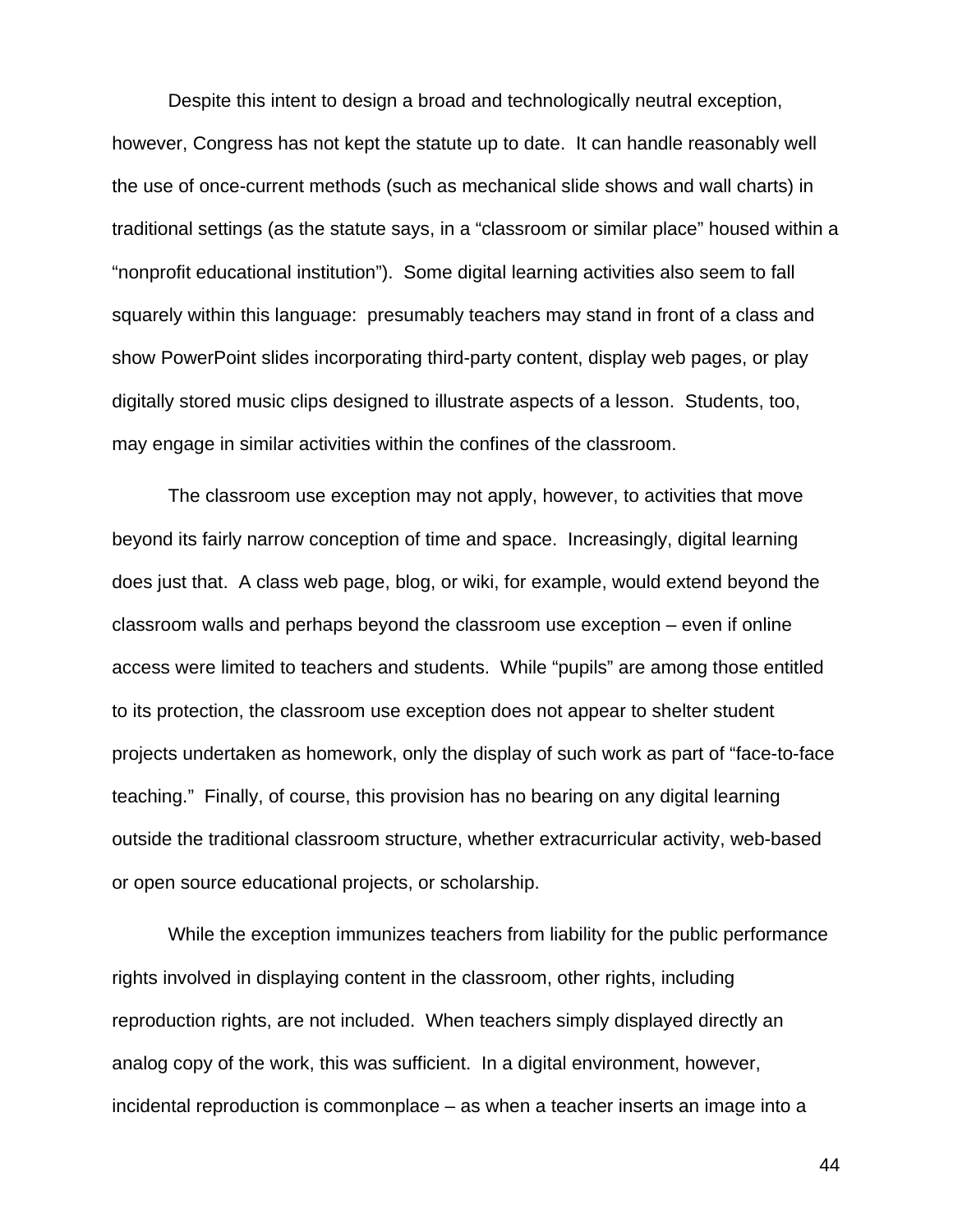Despite this intent to design a broad and technologically neutral exception, however, Congress has not kept the statute up to date. It can handle reasonably well the use of once-current methods (such as mechanical slide shows and wall charts) in traditional settings (as the statute says, in a "classroom or similar place" housed within a "nonprofit educational institution"). Some digital learning activities also seem to fall squarely within this language: presumably teachers may stand in front of a class and show PowerPoint slides incorporating third-party content, display web pages, or play digitally stored music clips designed to illustrate aspects of a lesson. Students, too, may engage in similar activities within the confines of the classroom.

The classroom use exception may not apply, however, to activities that move beyond its fairly narrow conception of time and space. Increasingly, digital learning does just that. A class web page, blog, or wiki, for example, would extend beyond the classroom walls and perhaps beyond the classroom use exception – even if online access were limited to teachers and students. While "pupils" are among those entitled to its protection, the classroom use exception does not appear to shelter student projects undertaken as homework, only the display of such work as part of "face-to-face teaching." Finally, of course, this provision has no bearing on any digital learning outside the traditional classroom structure, whether extracurricular activity, web-based or open source educational projects, or scholarship.

While the exception immunizes teachers from liability for the public performance rights involved in displaying content in the classroom, other rights, including reproduction rights, are not included. When teachers simply displayed directly an analog copy of the work, this was sufficient. In a digital environment, however, incidental reproduction is commonplace – as when a teacher inserts an image into a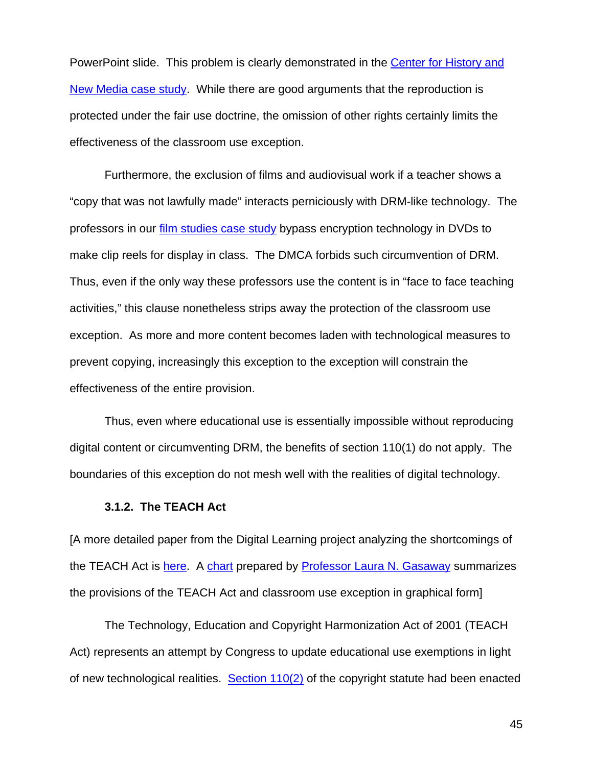PowerPoint slide. This problem is clearly demonstrated in the Center for History and New Media case study. While there are good arguments that the reproduction is protected under the fair use doctrine, the omission of other rights certainly limits the effectiveness of the classroom use exception.

Furthermore, the exclusion of films and audiovisual work if a teacher shows a "copy that was not lawfully made" interacts perniciously with DRM-like technology. The professors in our film studies case study bypass encryption technology in DVDs to make clip reels for display in class. The DMCA forbids such circumvention of DRM. Thus, even if the only way these professors use the content is in "face to face teaching activities," this clause nonetheless strips away the protection of the classroom use exception. As more and more content becomes laden with technological measures to prevent copying, increasingly this exception to the exception will constrain the effectiveness of the entire provision.

Thus, even where educational use is essentially impossible without reproducing digital content or circumventing DRM, the benefits of section 110(1) do not apply. The boundaries of this exception do not mesh well with the realities of digital technology.

### 3.1.2. The TEACH Act

[A more detailed paper from the Digital Learning project analyzing the shortcomings of the TEACH Act is here. A chart prepared by Professor Laura N. Gasaway summarizes the provisions of the TEACH Act and classroom use exception in graphical form]

The Technology, Education and Copyright Harmonization Act of 2001 (TEACH Act) represents an attempt by Congress to update educational use exemptions in light of new technological realities. Section 110(2) of the copyright statute had been enacted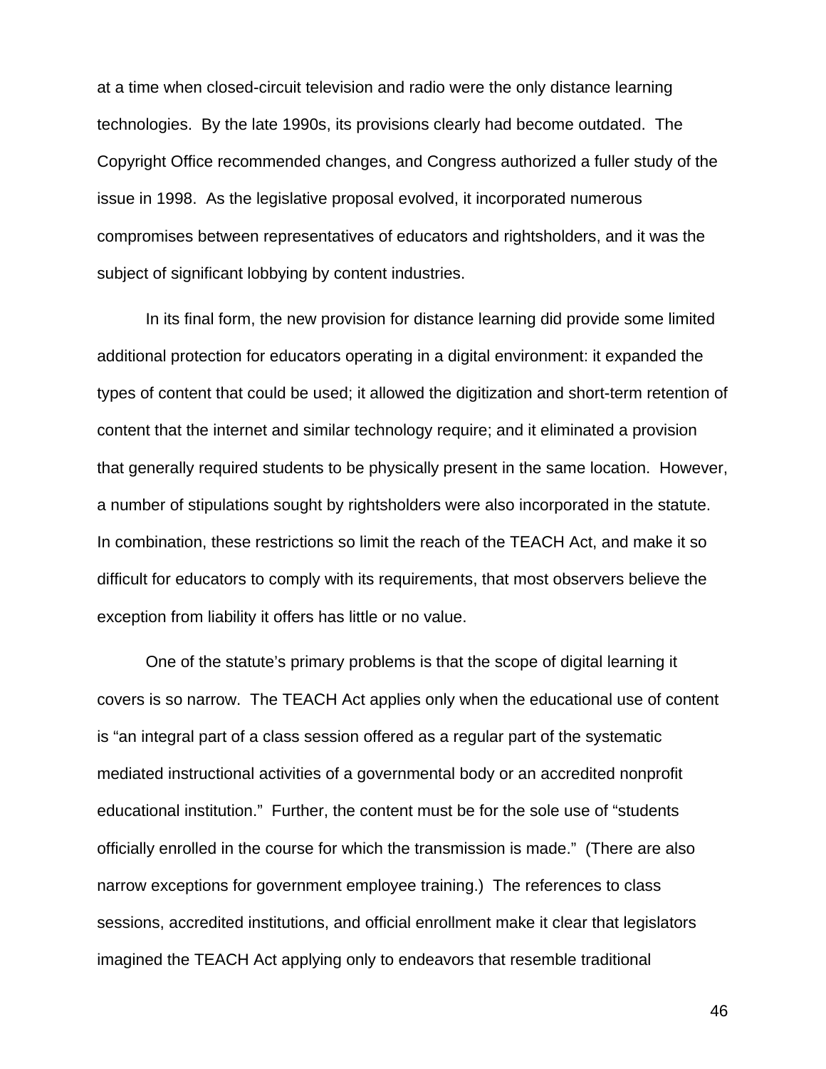at a time when closed-circuit television and radio were the only distance learning technologies. By the late 1990s, its provisions clearly had become outdated. The Copyright Office recommended changes, and Congress authorized a fuller study of the issue in 1998. As the legislative proposal evolved, it incorporated numerous compromises between representatives of educators and rightsholders, and it was the subject of significant lobbying by content industries.

In its final form, the new provision for distance learning did provide some limited additional protection for educators operating in a digital environment: it expanded the types of content that could be used; it allowed the digitization and short-term retention of content that the internet and similar technology require; and it eliminated a provision that generally required students to be physically present in the same location. However, a number of stipulations sought by rightsholders were also incorporated in the statute. In combination, these restrictions so limit the reach of the TEACH Act, and make it so difficult for educators to comply with its requirements, that most observers believe the exception from liability it offers has little or no value.

One of the statute's primary problems is that the scope of digital learning it covers is so narrow. The TEACH Act applies only when the educational use of content is "an integral part of a class session offered as a regular part of the systematic mediated instructional activities of a governmental body or an accredited nonprofit educational institution." Further, the content must be for the sole use of "students officially enrolled in the course for which the transmission is made." (There are also narrow exceptions for government employee training.) The references to class sessions, accredited institutions, and official enrollment make it clear that legislators imagined the TEACH Act applying only to endeavors that resemble traditional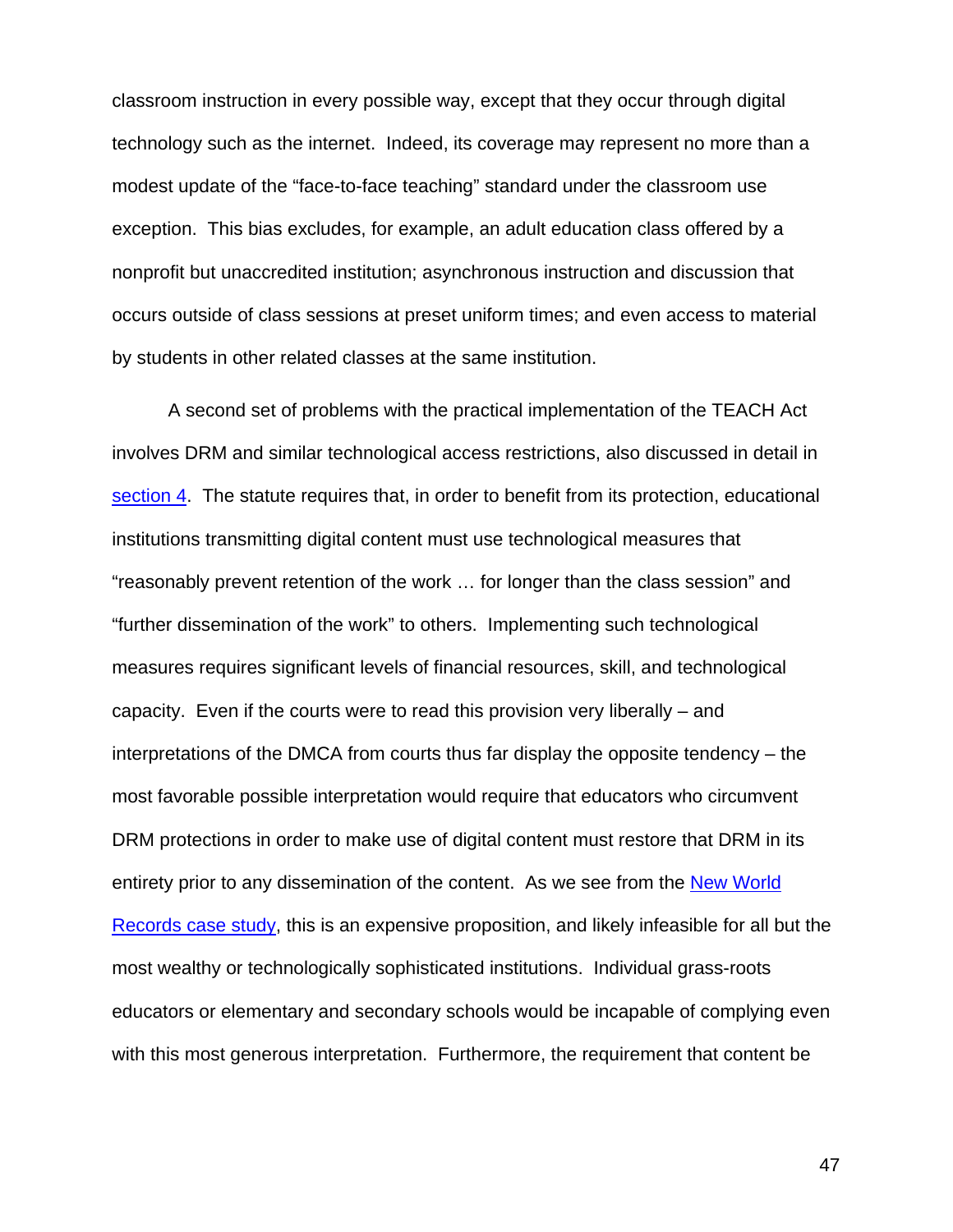classroom instruction in every possible way, except that they occur through digital technology such as the internet. Indeed, its coverage may represent no more than a modest update of the "face-to-face teaching" standard under the classroom use exception. This bias excludes, for example, an adult education class offered by a nonprofit but unaccredited institution; asynchronous instruction and discussion that occurs outside of class sessions at preset uniform times; and even access to material by students in other related classes at the same institution.

A second set of problems with the practical implementation of the TEACH Act involves DRM and similar technological access restrictions, also discussed in detail in [section 4](). The statute requires that, in order to benefit from its protection, educational institutions transmitting digital content must use technological measures that "reasonably prevent retention of the work … for longer than the class session" and "further dissemination of the work" to others. Implementing such technological measures requires significant levels of financial resources, skill, and technological capacity. Even if the courts were to read this provision very liberally – and interpretations of the DMCA from courts thus far display the opposite tendency – the most favorable possible interpretation would require that educators who circumvent DRM protections in order to make use of digital content must restore that DRM in its entirety prior to any dissemination of the content. As we see from the [New World Records case study](), this is an expensive proposition, and likely infeasible for all but the most wealthy or technologically sophisticated institutions. Individual grass-roots educators or elementary and secondary schools would be incapable of complying even with this most generous interpretation. Furthermore, the requirement that content be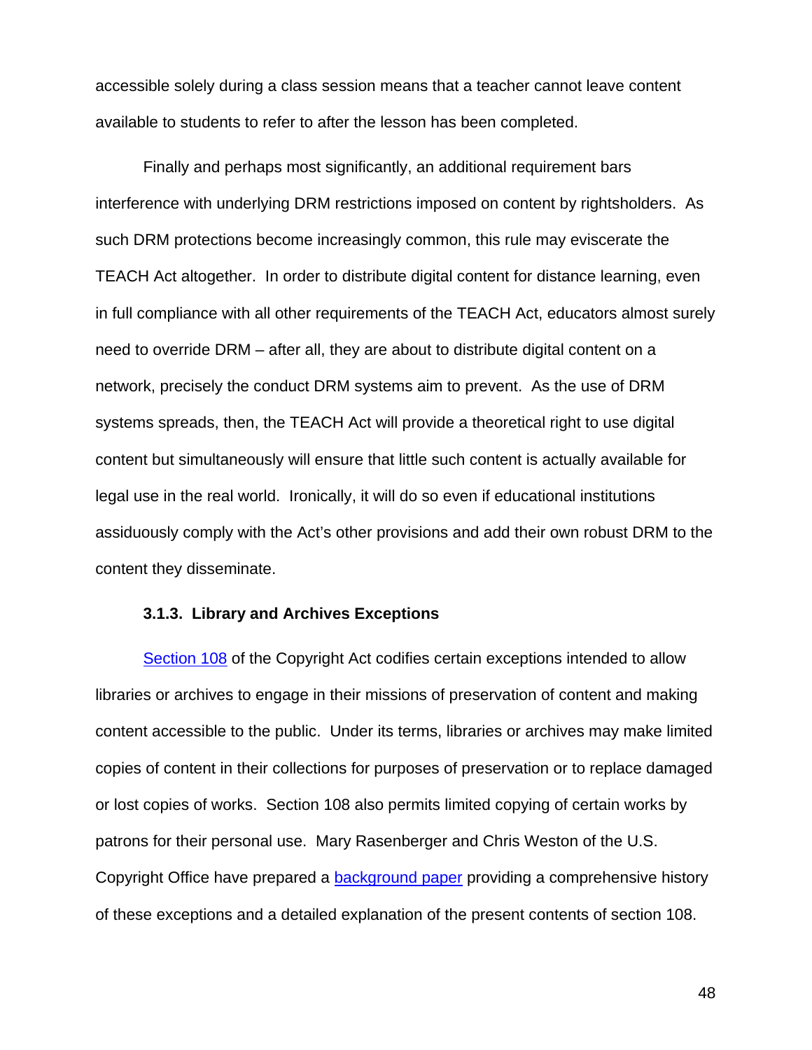accessible solely during a class session means that a teacher cannot leave content available to students to refer to after the lesson has been completed.

Finally and perhaps most significantly, an additional requirement bars interference with underlying DRM restrictions imposed on content by rightsholders. As such DRM protections become increasingly common, this rule may eviscerate the TEACH Act altogether. In order to distribute digital content for distance learning, even in full compliance with all other requirements of the TEACH Act, educators almost surely need to override DRM – after all, they are about to distribute digital content on a network, precisely the conduct DRM systems aim to prevent. As the use of DRM systems spreads, then, the TEACH Act will provide a theoretical right to use digital content but simultaneously will ensure that little such content is actually available for legal use in the real world. Ironically, it will do so even if educational institutions assiduously comply with the Act's other provisions and add their own robust DRM to the content they disseminate.

#### 3.1.3. Library and Archives Exceptions

Section 108 of the Copyright Act codifies certain exceptions intended to allow libraries or archives to engage in their missions of preservation of content and making content accessible to the public. Under its terms, libraries or archives may make limited copies of content in their collections for purposes of preservation or to replace damaged or lost copies of works. Section 108 also permits limited copying of certain works by patrons for their personal use. Mary Rasenberger and Chris Weston of the U.S. Copyright Office have prepared a background paper providing a comprehensive history of these exceptions and a detailed explanation of the present contents of section 108.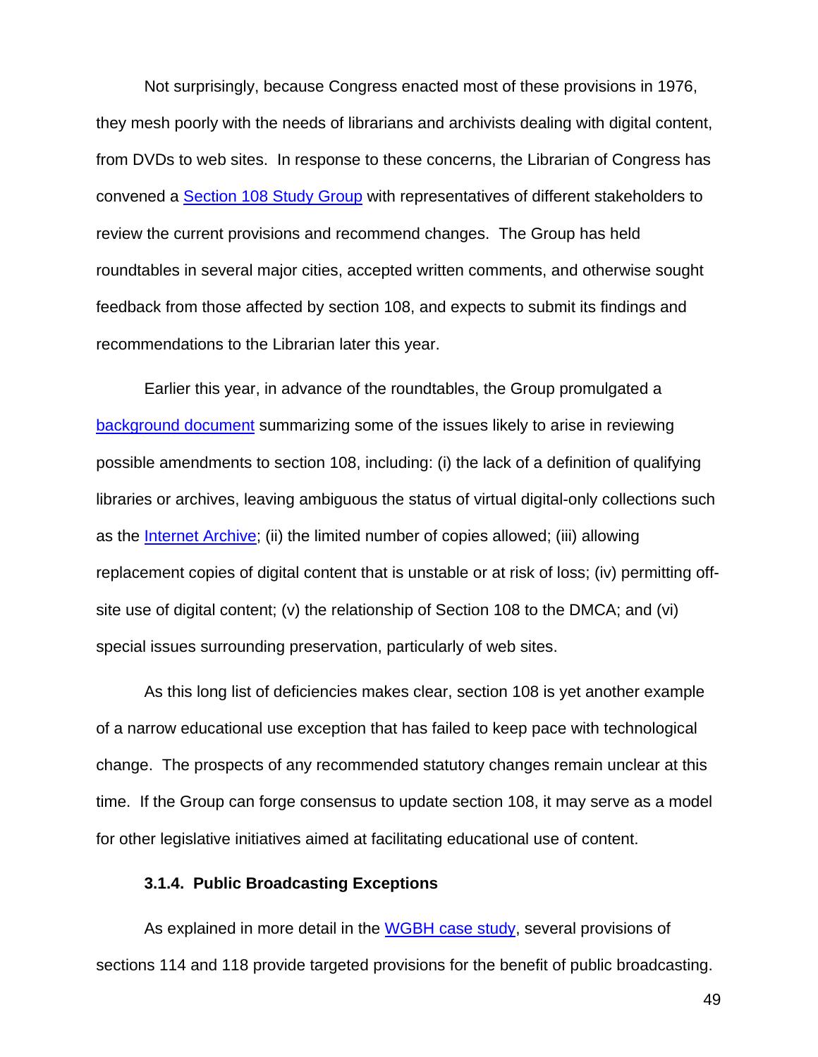Not surprisingly, because Congress enacted most of these provisions in 1976, they mesh poorly with the needs of librarians and archivists dealing with digital content, from DVDs to web sites. In response to these concerns, the Librarian of Congress has convened a Section 108 Study Group with representatives of different stakeholders to review the current provisions and recommend changes. The Group has held roundtables in several major cities, accepted written comments, and otherwise sought feedback from those affected by section 108, and expects to submit its findings and recommendations to the Librarian later this year.

Earlier this year, in advance of the roundtables, the Group promulgated a background document summarizing some of the issues likely to arise in reviewing possible amendments to section 108, including: (i) the lack of a definition of qualifying libraries or archives, leaving ambiguous the status of virtual digital-only collections such as the Internet Archive; (ii) the limited number of copies allowed; (iii) allowing replacement copies of digital content that is unstable or at risk of loss; (iv) permitting off-site use of digital content; (v) the relationship of Section 108 to the DMCA; and (vi) special issues surrounding preservation, particularly of web sites.

As this long list of deficiencies makes clear, section 108 is yet another example of a narrow educational use exception that has failed to keep pace with technological change. The prospects of any recommended statutory changes remain unclear at this time. If the Group can forge consensus to update section 108, it may serve as a model for other legislative initiatives aimed at facilitating educational use of content.

#### 3.1.4. Public Broadcasting Exceptions

As explained in more detail in the WGBH case study, several provisions of sections 114 and 118 provide targeted provisions for the benefit of public broadcasting.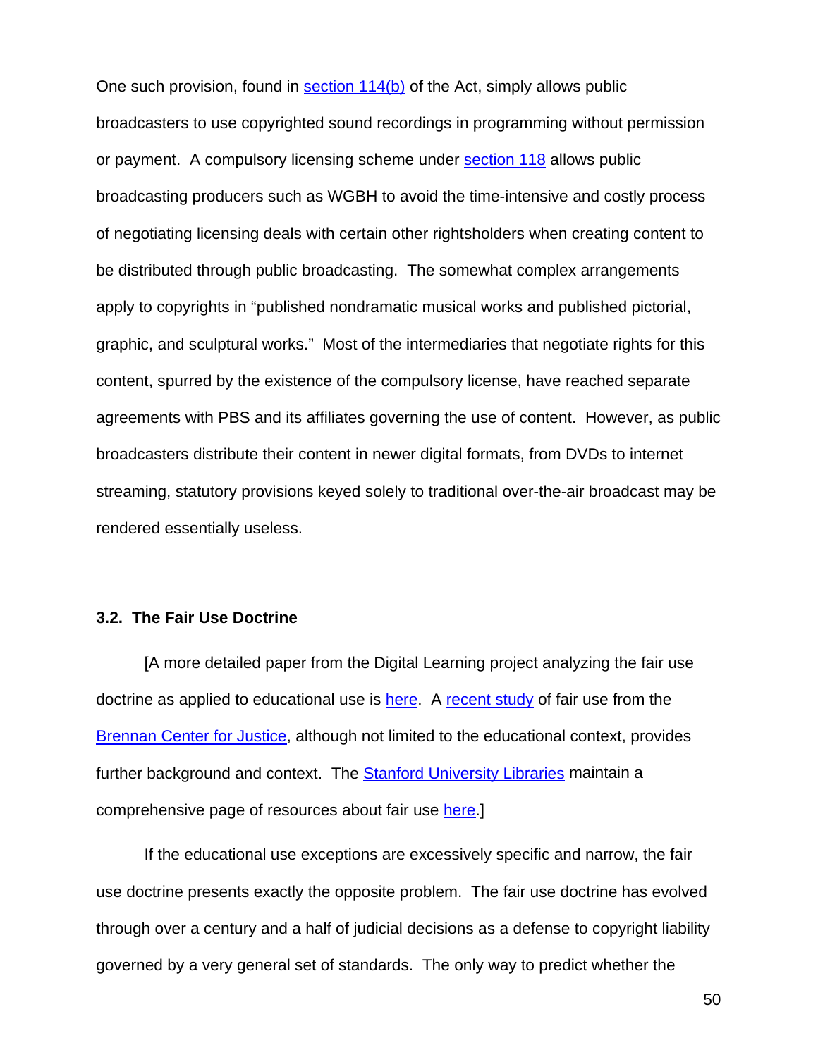One such provision, found in section 114(b) of the Act, simply allows public broadcasters to use copyrighted sound recordings in programming without permission or payment. A compulsory licensing scheme under section 118 allows public broadcasting producers such as WGBH to avoid the time-intensive and costly process of negotiating licensing deals with certain other rightsholders when creating content to be distributed through public broadcasting. The somewhat complex arrangements apply to copyrights in "published nondramatic musical works and published pictorial, graphic, and sculptural works." Most of the intermediaries that negotiate rights for this content, spurred by the existence of the compulsory license, have reached separate agreements with PBS and its affiliates governing the use of content. However, as public broadcasters distribute their content in newer digital formats, from DVDs to internet streaming, statutory provisions keyed solely to traditional over-the-air broadcast may be rendered essentially useless.

### 3.2. The Fair Use Doctrine

[A more detailed paper from the Digital Learning project analyzing the fair use doctrine as applied to educational use is here. A recent study of fair use from the Brennan Center for Justice, although not limited to the educational context, provides further background and context. The Stanford University Libraries maintain a comprehensive page of resources about fair use here.]

If the educational use exceptions are excessively specific and narrow, the fair use doctrine presents exactly the opposite problem. The fair use doctrine has evolved through over a century and a half of judicial decisions as a defense to copyright liability governed by a very general set of standards. The only way to predict whether the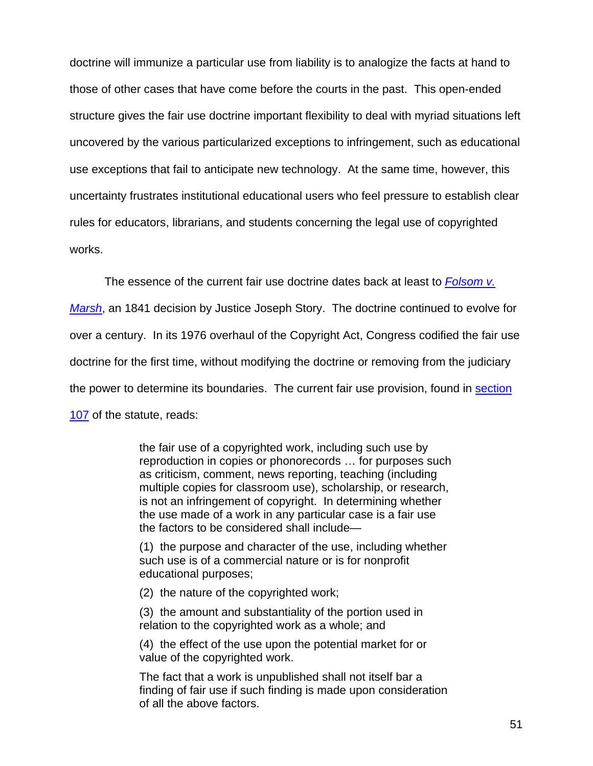doctrine will immunize a particular use from liability is to analogize the facts at hand to those of other cases that have come before the courts in the past. This open-ended structure gives the fair use doctrine important flexibility to deal with myriad situations left uncovered by the various particularized exceptions to infringement, such as educational use exceptions that fail to anticipate new technology. At the same time, however, this uncertainty frustrates institutional educational users who feel pressure to establish clear rules for educators, librarians, and students concerning the legal use of copyrighted works.

The essence of the current fair use doctrine dates back at least to *Folsom v. Marsh*, an 1841 decision by Justice Joseph Story. The doctrine continued to evolve for over a century. In its 1976 overhaul of the Copyright Act, Congress codified the fair use doctrine for the first time, without modifying the doctrine or removing from the judiciary the power to determine its boundaries. The current fair use provision, found in section 107 of the statute, reads:

> the fair use of a copyrighted work, including such use by reproduction in copies or phonorecords … for purposes such as criticism, comment, news reporting, teaching (including multiple copies for classroom use), scholarship, or research, is not an infringement of copyright. In determining whether the use made of a work in any particular case is a fair use the factors to be considered shall include—
>
> (1) the purpose and character of the use, including whether such use is of a commercial nature or is for nonprofit educational purposes;
>
> (2) the nature of the copyrighted work;
>
> (3) the amount and substantiality of the portion used in relation to the copyrighted work as a whole; and
>
> (4) the effect of the use upon the potential market for or value of the copyrighted work.
>
> The fact that a work is unpublished shall not itself bar a finding of fair use if such finding is made upon consideration of all the above factors.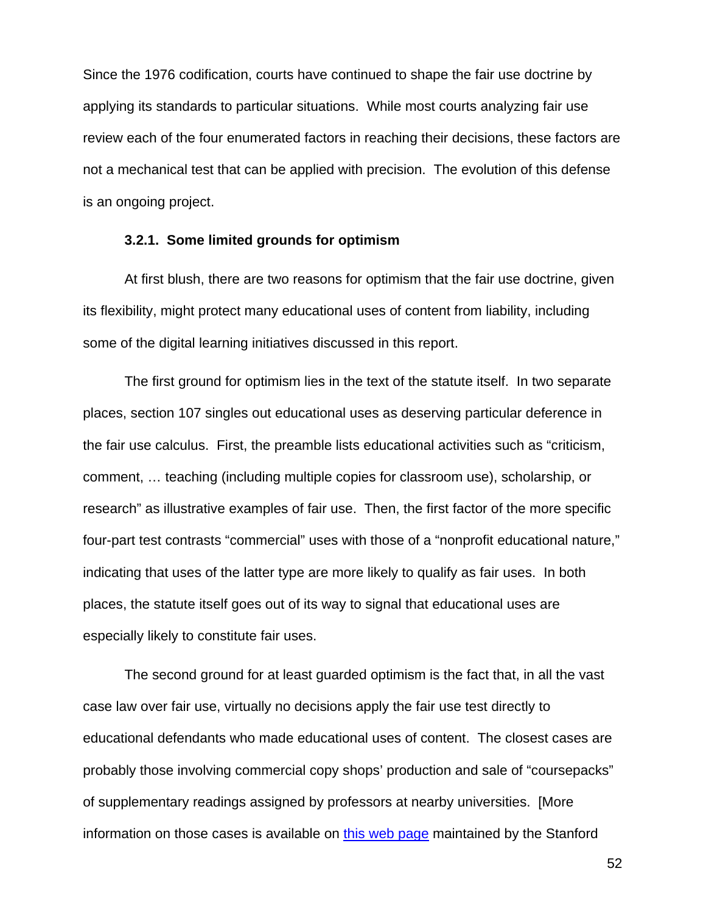Since the 1976 codification, courts have continued to shape the fair use doctrine by applying its standards to particular situations. While most courts analyzing fair use review each of the four enumerated factors in reaching their decisions, these factors are not a mechanical test that can be applied with precision. The evolution of this defense is an ongoing project.

### 3.2.1. Some limited grounds for optimism

At first blush, there are two reasons for optimism that the fair use doctrine, given its flexibility, might protect many educational uses of content from liability, including some of the digital learning initiatives discussed in this report.

The first ground for optimism lies in the text of the statute itself. In two separate places, section 107 singles out educational uses as deserving particular deference in the fair use calculus. First, the preamble lists educational activities such as "criticism, comment, … teaching (including multiple copies for classroom use), scholarship, or research" as illustrative examples of fair use. Then, the first factor of the more specific four-part test contrasts "commercial" uses with those of a "nonprofit educational nature," indicating that uses of the latter type are more likely to qualify as fair uses. In both places, the statute itself goes out of its way to signal that educational uses are especially likely to constitute fair uses.

The second ground for at least guarded optimism is the fact that, in all the vast case law over fair use, virtually no decisions apply the fair use test directly to educational defendants who made educational uses of content. The closest cases are probably those involving commercial copy shops' production and sale of "coursepacks" of supplementary readings assigned by professors at nearby universities. [More information on those cases is available on this web page maintained by the Stanford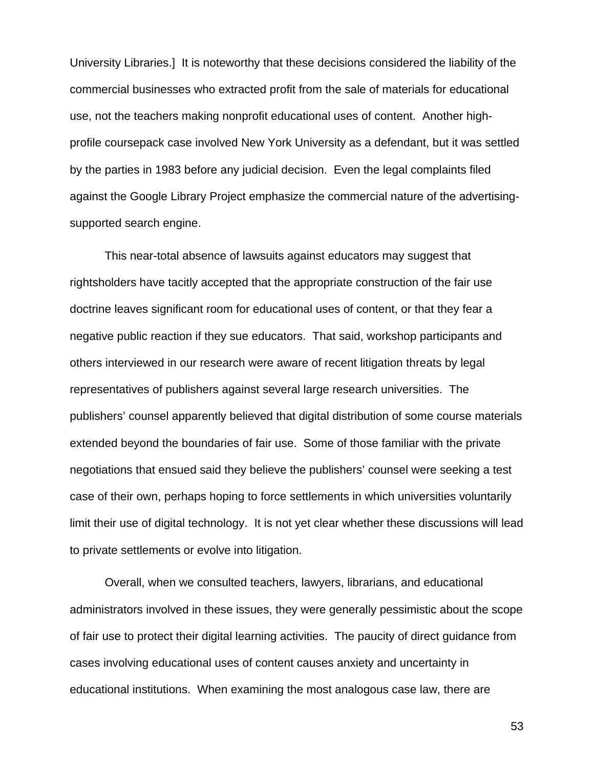University Libraries.]  It is noteworthy that these decisions considered the liability of the commercial businesses who extracted profit from the sale of materials for educational use, not the teachers making nonprofit educational uses of content.  Another high-profile coursepack case involved New York University as a defendant, but it was settled by the parties in 1983 before any judicial decision.  Even the legal complaints filed against the Google Library Project emphasize the commercial nature of the advertising-supported search engine.

This near-total absence of lawsuits against educators may suggest that rightsholders have tacitly accepted that the appropriate construction of the fair use doctrine leaves significant room for educational uses of content, or that they fear a negative public reaction if they sue educators.  That said, workshop participants and others interviewed in our research were aware of recent litigation threats by legal representatives of publishers against several large research universities.  The publishers' counsel apparently believed that digital distribution of some course materials extended beyond the boundaries of fair use.  Some of those familiar with the private negotiations that ensued said they believe the publishers' counsel were seeking a test case of their own, perhaps hoping to force settlements in which universities voluntarily limit their use of digital technology.  It is not yet clear whether these discussions will lead to private settlements or evolve into litigation.

Overall, when we consulted teachers, lawyers, librarians, and educational administrators involved in these issues, they were generally pessimistic about the scope of fair use to protect their digital learning activities.  The paucity of direct guidance from cases involving educational uses of content causes anxiety and uncertainty in educational institutions.  When examining the most analogous case law, there are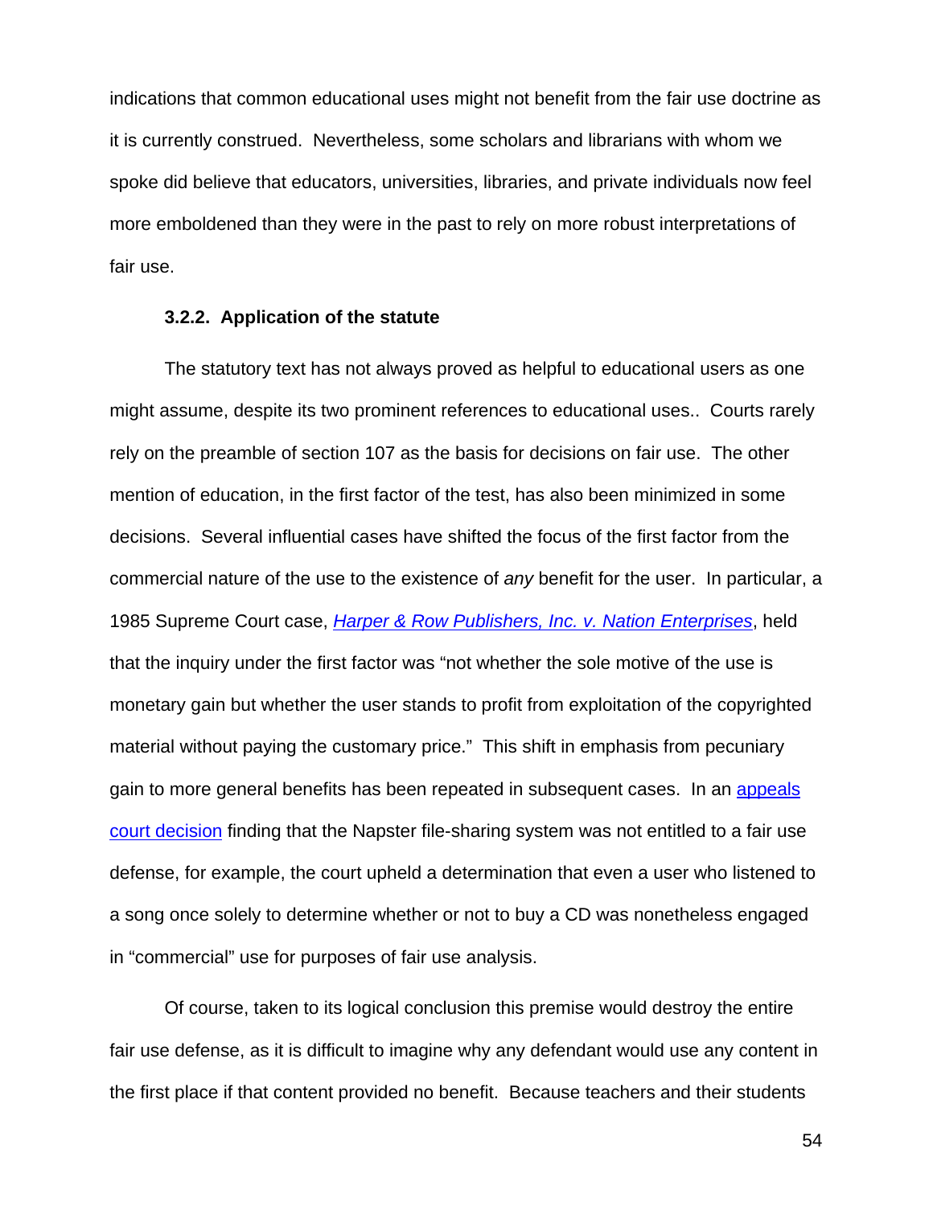indications that common educational uses might not benefit from the fair use doctrine as it is currently construed. Nevertheless, some scholars and librarians with whom we spoke did believe that educators, universities, libraries, and private individuals now feel more emboldened than they were in the past to rely on more robust interpretations of fair use.

#### 3.2.2. Application of the statute

The statutory text has not always proved as helpful to educational users as one might assume, despite its two prominent references to educational uses.. Courts rarely rely on the preamble of section 107 as the basis for decisions on fair use. The other mention of education, in the first factor of the test, has also been minimized in some decisions. Several influential cases have shifted the focus of the first factor from the commercial nature of the use to the existence of *any* benefit for the user. In particular, a 1985 Supreme Court case, *Harper & Row Publishers, Inc. v. Nation Enterprises*, held that the inquiry under the first factor was "not whether the sole motive of the use is monetary gain but whether the user stands to profit from exploitation of the copyrighted material without paying the customary price." This shift in emphasis from pecuniary gain to more general benefits has been repeated in subsequent cases. In an appeals court decision finding that the Napster file-sharing system was not entitled to a fair use defense, for example, the court upheld a determination that even a user who listened to a song once solely to determine whether or not to buy a CD was nonetheless engaged in "commercial" use for purposes of fair use analysis.

Of course, taken to its logical conclusion this premise would destroy the entire fair use defense, as it is difficult to imagine why any defendant would use any content in the first place if that content provided no benefit. Because teachers and their students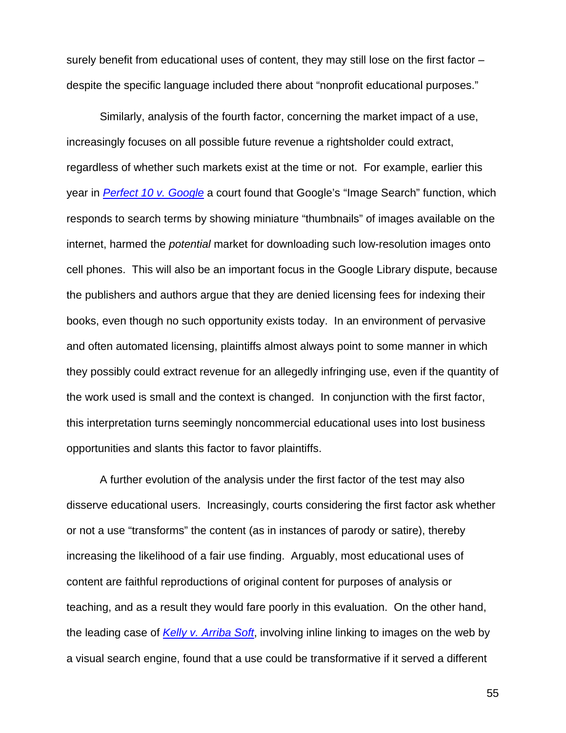surely benefit from educational uses of content, they may still lose on the first factor – despite the specific language included there about "nonprofit educational purposes."

Similarly, analysis of the fourth factor, concerning the market impact of a use, increasingly focuses on all possible future revenue a rightsholder could extract, regardless of whether such markets exist at the time or not. For example, earlier this year in *Perfect 10 v. Google* a court found that Google's "Image Search" function, which responds to search terms by showing miniature "thumbnails" of images available on the internet, harmed the *potential* market for downloading such low-resolution images onto cell phones. This will also be an important focus in the Google Library dispute, because the publishers and authors argue that they are denied licensing fees for indexing their books, even though no such opportunity exists today. In an environment of pervasive and often automated licensing, plaintiffs almost always point to some manner in which they possibly could extract revenue for an allegedly infringing use, even if the quantity of the work used is small and the context is changed. In conjunction with the first factor, this interpretation turns seemingly noncommercial educational uses into lost business opportunities and slants this factor to favor plaintiffs.

A further evolution of the analysis under the first factor of the test may also disserve educational users. Increasingly, courts considering the first factor ask whether or not a use "transforms" the content (as in instances of parody or satire), thereby increasing the likelihood of a fair use finding. Arguably, most educational uses of content are faithful reproductions of original content for purposes of analysis or teaching, and as a result they would fare poorly in this evaluation. On the other hand, the leading case of *Kelly v. Arriba Soft*, involving inline linking to images on the web by a visual search engine, found that a use could be transformative if it served a different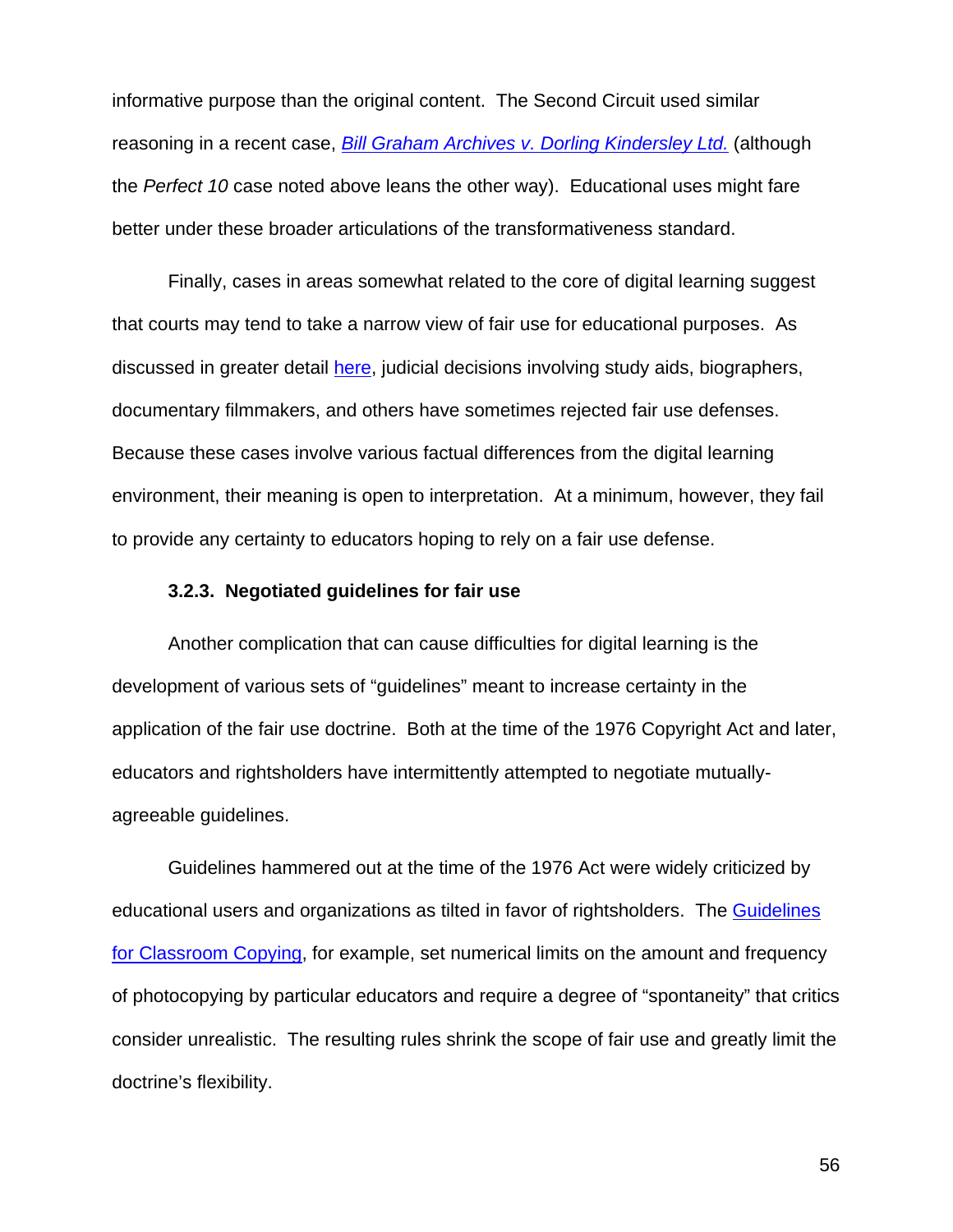informative purpose than the original content. The Second Circuit used similar reasoning in a recent case, *Bill Graham Archives v. Dorling Kindersley Ltd.* (although the *Perfect 10* case noted above leans the other way). Educational uses might fare better under these broader articulations of the transformativeness standard.

Finally, cases in areas somewhat related to the core of digital learning suggest that courts may tend to take a narrow view of fair use for educational purposes. As discussed in greater detail here, judicial decisions involving study aids, biographers, documentary filmmakers, and others have sometimes rejected fair use defenses. Because these cases involve various factual differences from the digital learning environment, their meaning is open to interpretation. At a minimum, however, they fail to provide any certainty to educators hoping to rely on a fair use defense.

### 3.2.3. Negotiated guidelines for fair use

Another complication that can cause difficulties for digital learning is the development of various sets of "guidelines" meant to increase certainty in the application of the fair use doctrine. Both at the time of the 1976 Copyright Act and later, educators and rightsholders have intermittently attempted to negotiate mutually-agreeable guidelines.

Guidelines hammered out at the time of the 1976 Act were widely criticized by educational users and organizations as tilted in favor of rightsholders. The Guidelines for Classroom Copying, for example, set numerical limits on the amount and frequency of photocopying by particular educators and require a degree of "spontaneity" that critics consider unrealistic. The resulting rules shrink the scope of fair use and greatly limit the doctrine's flexibility.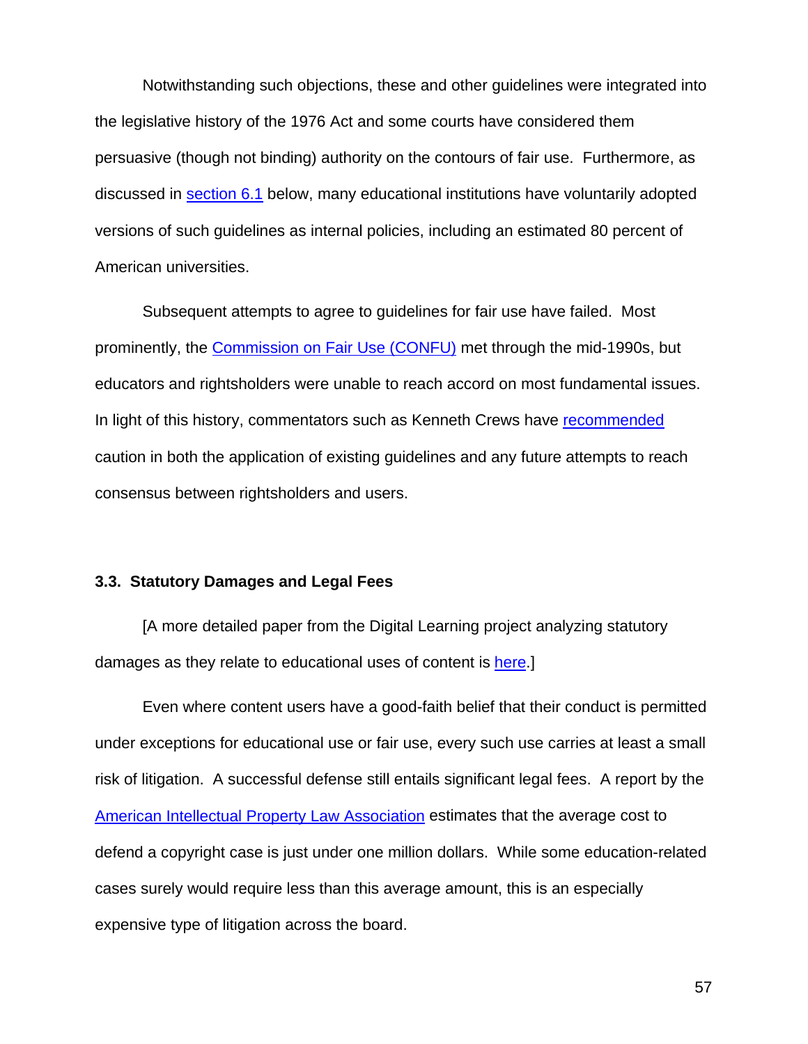Notwithstanding such objections, these and other guidelines were integrated into the legislative history of the 1976 Act and some courts have considered them persuasive (though not binding) authority on the contours of fair use. Furthermore, as discussed in section 6.1 below, many educational institutions have voluntarily adopted versions of such guidelines as internal policies, including an estimated 80 percent of American universities.

Subsequent attempts to agree to guidelines for fair use have failed. Most prominently, the Commission on Fair Use (CONFU) met through the mid-1990s, but educators and rightsholders were unable to reach accord on most fundamental issues. In light of this history, commentators such as Kenneth Crews have recommended caution in both the application of existing guidelines and any future attempts to reach consensus between rightsholders and users.

### 3.3. Statutory Damages and Legal Fees

[A more detailed paper from the Digital Learning project analyzing statutory damages as they relate to educational uses of content is here.]

Even where content users have a good-faith belief that their conduct is permitted under exceptions for educational use or fair use, every such use carries at least a small risk of litigation. A successful defense still entails significant legal fees. A report by the American Intellectual Property Law Association estimates that the average cost to defend a copyright case is just under one million dollars. While some education-related cases surely would require less than this average amount, this is an especially expensive type of litigation across the board.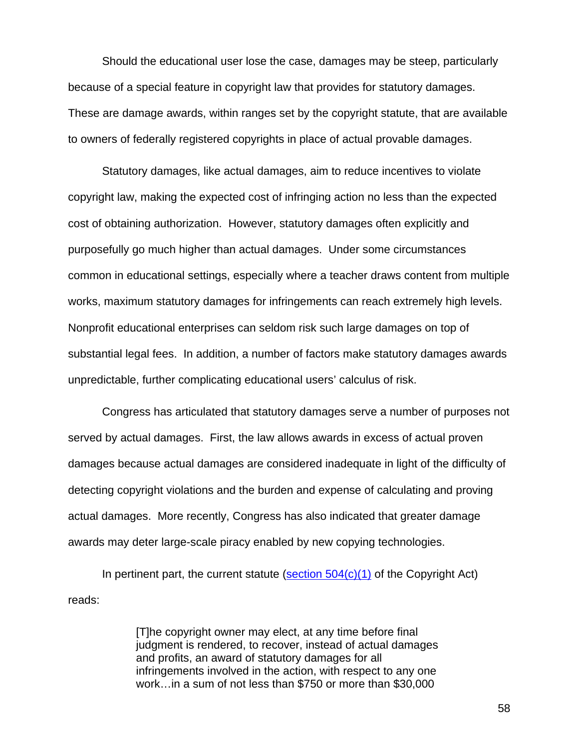Should the educational user lose the case, damages may be steep, particularly because of a special feature in copyright law that provides for statutory damages. These are damage awards, within ranges set by the copyright statute, that are available to owners of federally registered copyrights in place of actual provable damages.

Statutory damages, like actual damages, aim to reduce incentives to violate copyright law, making the expected cost of infringing action no less than the expected cost of obtaining authorization. However, statutory damages often explicitly and purposefully go much higher than actual damages. Under some circumstances common in educational settings, especially where a teacher draws content from multiple works, maximum statutory damages for infringements can reach extremely high levels. Nonprofit educational enterprises can seldom risk such large damages on top of substantial legal fees. In addition, a number of factors make statutory damages awards unpredictable, further complicating educational users' calculus of risk.

Congress has articulated that statutory damages serve a number of purposes not served by actual damages. First, the law allows awards in excess of actual proven damages because actual damages are considered inadequate in light of the difficulty of detecting copyright violations and the burden and expense of calculating and proving actual damages. More recently, Congress has also indicated that greater damage awards may deter large-scale piracy enabled by new copying technologies.

In pertinent part, the current statute (section 504(c)(1) of the Copyright Act) reads:

> [T]he copyright owner may elect, at any time before final judgment is rendered, to recover, instead of actual damages and profits, an award of statutory damages for all infringements involved in the action, with respect to any one work…in a sum of not less than $750 or more than $30,000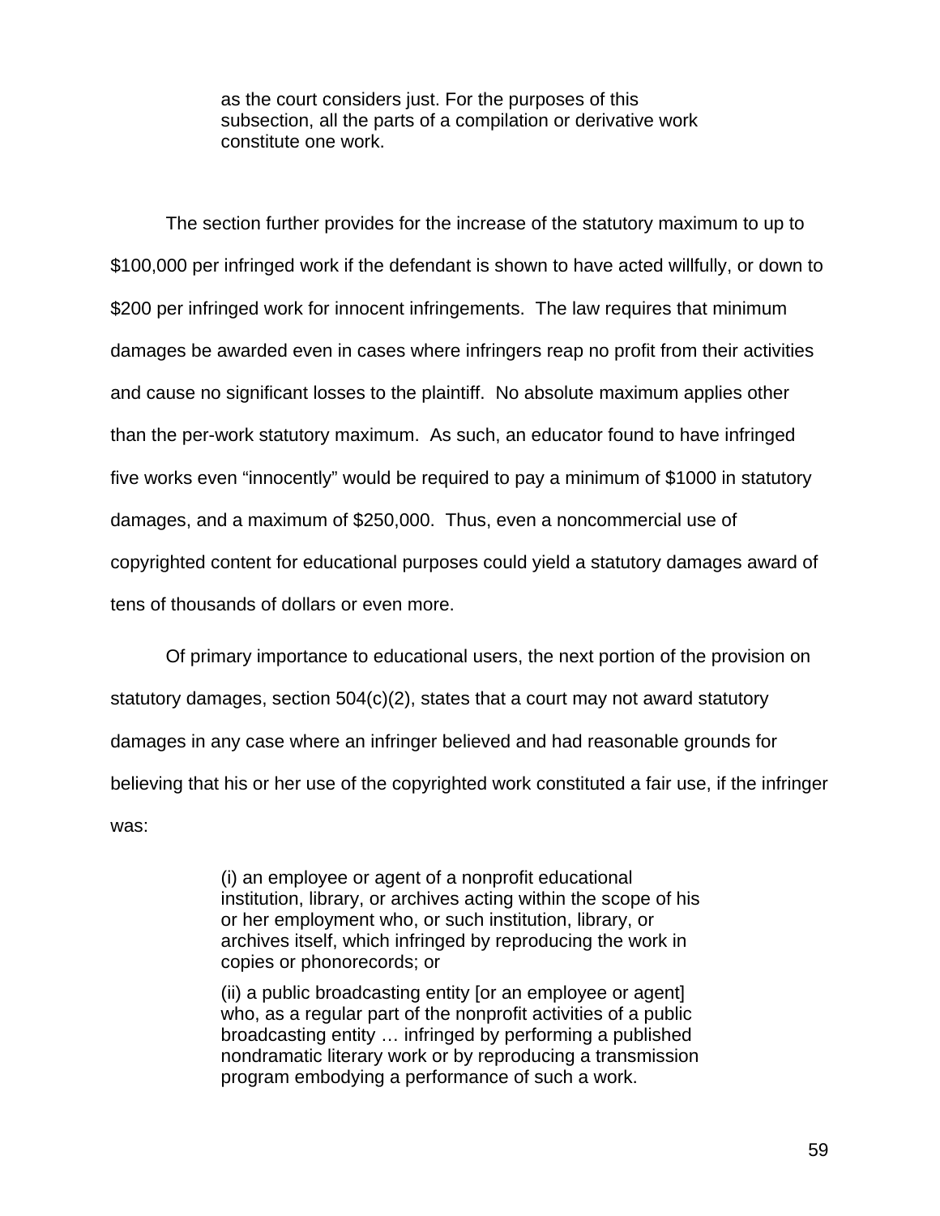> as the court considers just. For the purposes of this subsection, all the parts of a compilation or derivative work constitute one work.

The section further provides for the increase of the statutory maximum to up to $100,000 per infringed work if the defendant is shown to have acted willfully, or down to $200 per infringed work for innocent infringements. The law requires that minimum damages be awarded even in cases where infringers reap no profit from their activities and cause no significant losses to the plaintiff. No absolute maximum applies other than the per-work statutory maximum. As such, an educator found to have infringed five works even "innocently" would be required to pay a minimum of $1000 in statutory damages, and a maximum of $250,000. Thus, even a noncommercial use of copyrighted content for educational purposes could yield a statutory damages award of tens of thousands of dollars or even more.

Of primary importance to educational users, the next portion of the provision on statutory damages, section 504(c)(2), states that a court may not award statutory damages in any case where an infringer believed and had reasonable grounds for believing that his or her use of the copyrighted work constituted a fair use, if the infringer was:

> (i) an employee or agent of a nonprofit educational institution, library, or archives acting within the scope of his or her employment who, or such institution, library, or archives itself, which infringed by reproducing the work in copies or phonorecords; or
>
> (ii) a public broadcasting entity [or an employee or agent] who, as a regular part of the nonprofit activities of a public broadcasting entity … infringed by performing a published nondramatic literary work or by reproducing a transmission program embodying a performance of such a work.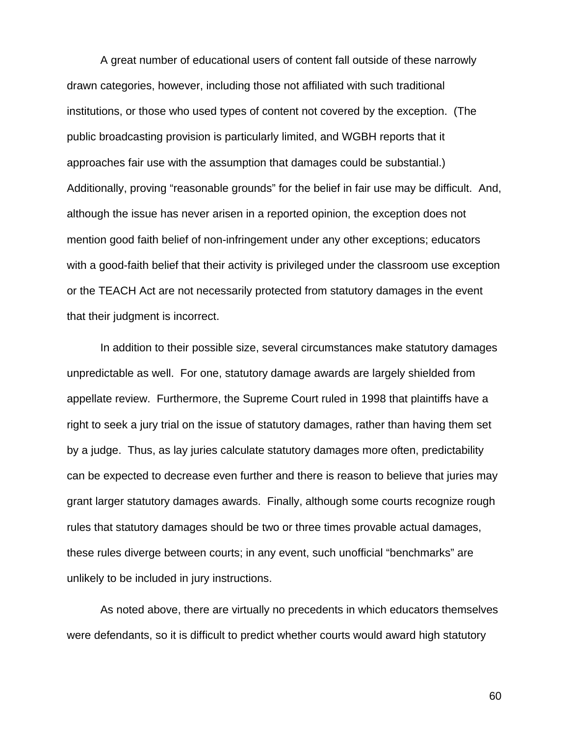A great number of educational users of content fall outside of these narrowly drawn categories, however, including those not affiliated with such traditional institutions, or those who used types of content not covered by the exception. (The public broadcasting provision is particularly limited, and WGBH reports that it approaches fair use with the assumption that damages could be substantial.) Additionally, proving "reasonable grounds" for the belief in fair use may be difficult. And, although the issue has never arisen in a reported opinion, the exception does not mention good faith belief of non-infringement under any other exceptions; educators with a good-faith belief that their activity is privileged under the classroom use exception or the TEACH Act are not necessarily protected from statutory damages in the event that their judgment is incorrect.

In addition to their possible size, several circumstances make statutory damages unpredictable as well. For one, statutory damage awards are largely shielded from appellate review. Furthermore, the Supreme Court ruled in 1998 that plaintiffs have a right to seek a jury trial on the issue of statutory damages, rather than having them set by a judge. Thus, as lay juries calculate statutory damages more often, predictability can be expected to decrease even further and there is reason to believe that juries may grant larger statutory damages awards. Finally, although some courts recognize rough rules that statutory damages should be two or three times provable actual damages, these rules diverge between courts; in any event, such unofficial "benchmarks" are unlikely to be included in jury instructions.

As noted above, there are virtually no precedents in which educators themselves were defendants, so it is difficult to predict whether courts would award high statutory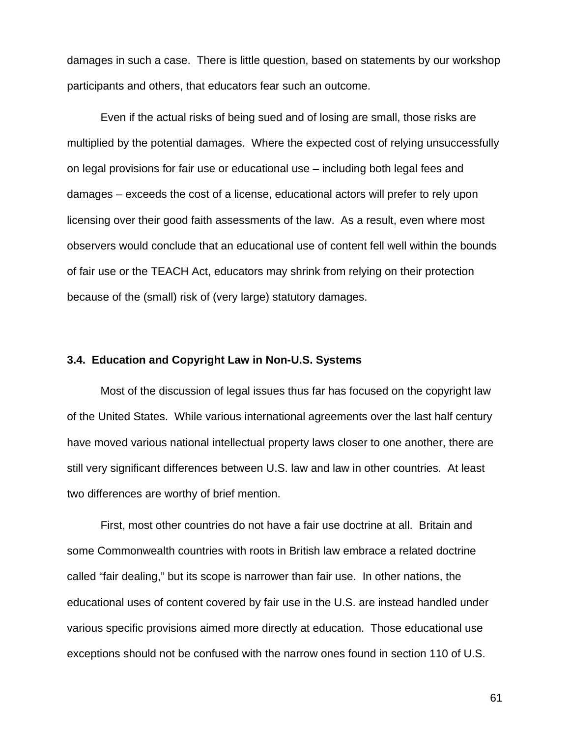damages in such a case. There is little question, based on statements by our workshop participants and others, that educators fear such an outcome.

Even if the actual risks of being sued and of losing are small, those risks are multiplied by the potential damages. Where the expected cost of relying unsuccessfully on legal provisions for fair use or educational use – including both legal fees and damages – exceeds the cost of a license, educational actors will prefer to rely upon licensing over their good faith assessments of the law. As a result, even where most observers would conclude that an educational use of content fell well within the bounds of fair use or the TEACH Act, educators may shrink from relying on their protection because of the (small) risk of (very large) statutory damages.

### 3.4. Education and Copyright Law in Non-U.S. Systems

Most of the discussion of legal issues thus far has focused on the copyright law of the United States. While various international agreements over the last half century have moved various national intellectual property laws closer to one another, there are still very significant differences between U.S. law and law in other countries. At least two differences are worthy of brief mention.

First, most other countries do not have a fair use doctrine at all. Britain and some Commonwealth countries with roots in British law embrace a related doctrine called "fair dealing," but its scope is narrower than fair use. In other nations, the educational uses of content covered by fair use in the U.S. are instead handled under various specific provisions aimed more directly at education. Those educational use exceptions should not be confused with the narrow ones found in section 110 of U.S.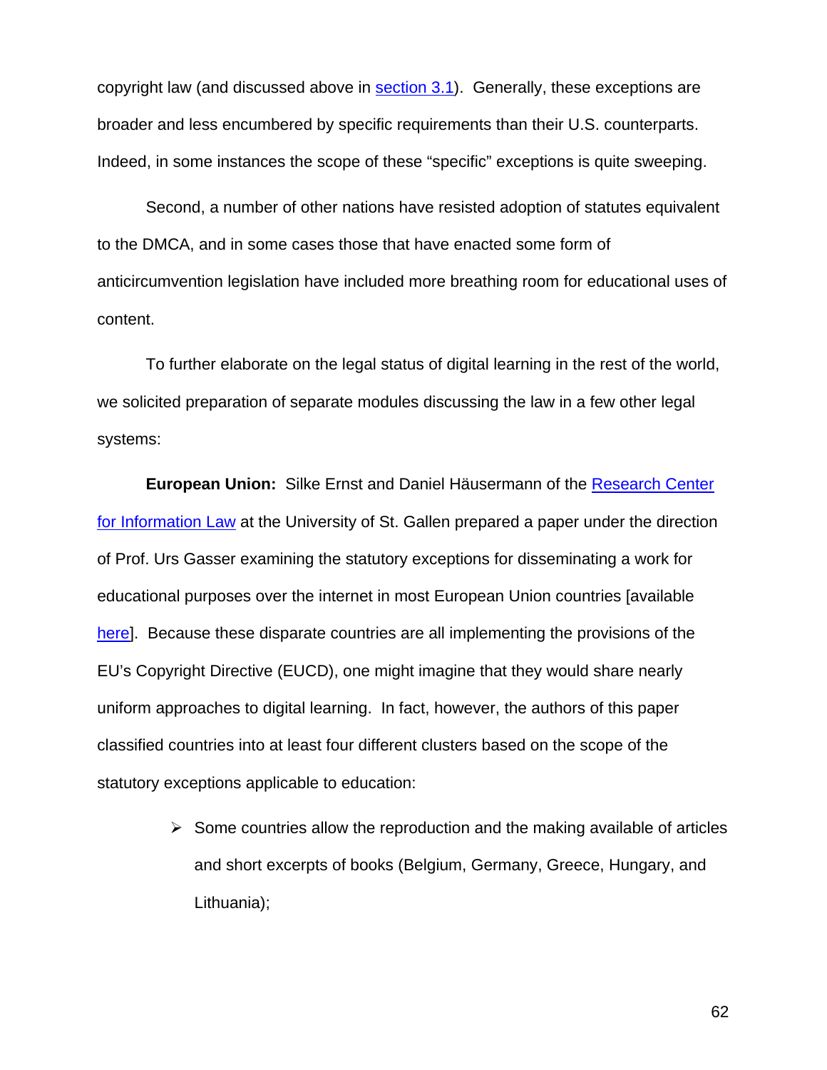copyright law (and discussed above in section 3.1). Generally, these exceptions are broader and less encumbered by specific requirements than their U.S. counterparts. Indeed, in some instances the scope of these "specific" exceptions is quite sweeping.

Second, a number of other nations have resisted adoption of statutes equivalent to the DMCA, and in some cases those that have enacted some form of anticircumvention legislation have included more breathing room for educational uses of content.

To further elaborate on the legal status of digital learning in the rest of the world, we solicited preparation of separate modules discussing the law in a few other legal systems:

**European Union:** Silke Ernst and Daniel Häusermann of the Research Center for Information Law at the University of St. Gallen prepared a paper under the direction of Prof. Urs Gasser examining the statutory exceptions for disseminating a work for educational purposes over the internet in most European Union countries [available here]. Because these disparate countries are all implementing the provisions of the EU's Copyright Directive (EUCD), one might imagine that they would share nearly uniform approaches to digital learning. In fact, however, the authors of this paper classified countries into at least four different clusters based on the scope of the statutory exceptions applicable to education:

- Some countries allow the reproduction and the making available of articles and short excerpts of books (Belgium, Germany, Greece, Hungary, and Lithuania);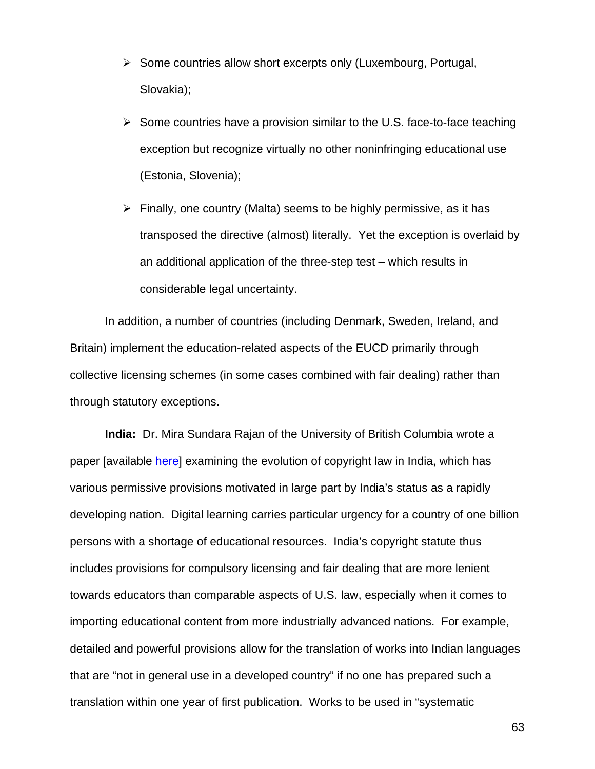- Some countries allow short excerpts only (Luxembourg, Portugal, Slovakia);
- Some countries have a provision similar to the U.S. face-to-face teaching exception but recognize virtually no other noninfringing educational use (Estonia, Slovenia);
- Finally, one country (Malta) seems to be highly permissive, as it has transposed the directive (almost) literally. Yet the exception is overlaid by an additional application of the three-step test – which results in considerable legal uncertainty.

In addition, a number of countries (including Denmark, Sweden, Ireland, and Britain) implement the education-related aspects of the EUCD primarily through collective licensing schemes (in some cases combined with fair dealing) rather than through statutory exceptions.

**India:** Dr. Mira Sundara Rajan of the University of British Columbia wrote a paper [available here] examining the evolution of copyright law in India, which has various permissive provisions motivated in large part by India's status as a rapidly developing nation. Digital learning carries particular urgency for a country of one billion persons with a shortage of educational resources. India's copyright statute thus includes provisions for compulsory licensing and fair dealing that are more lenient towards educators than comparable aspects of U.S. law, especially when it comes to importing educational content from more industrially advanced nations. For example, detailed and powerful provisions allow for the translation of works into Indian languages that are "not in general use in a developed country" if no one has prepared such a translation within one year of first publication. Works to be used in "systematic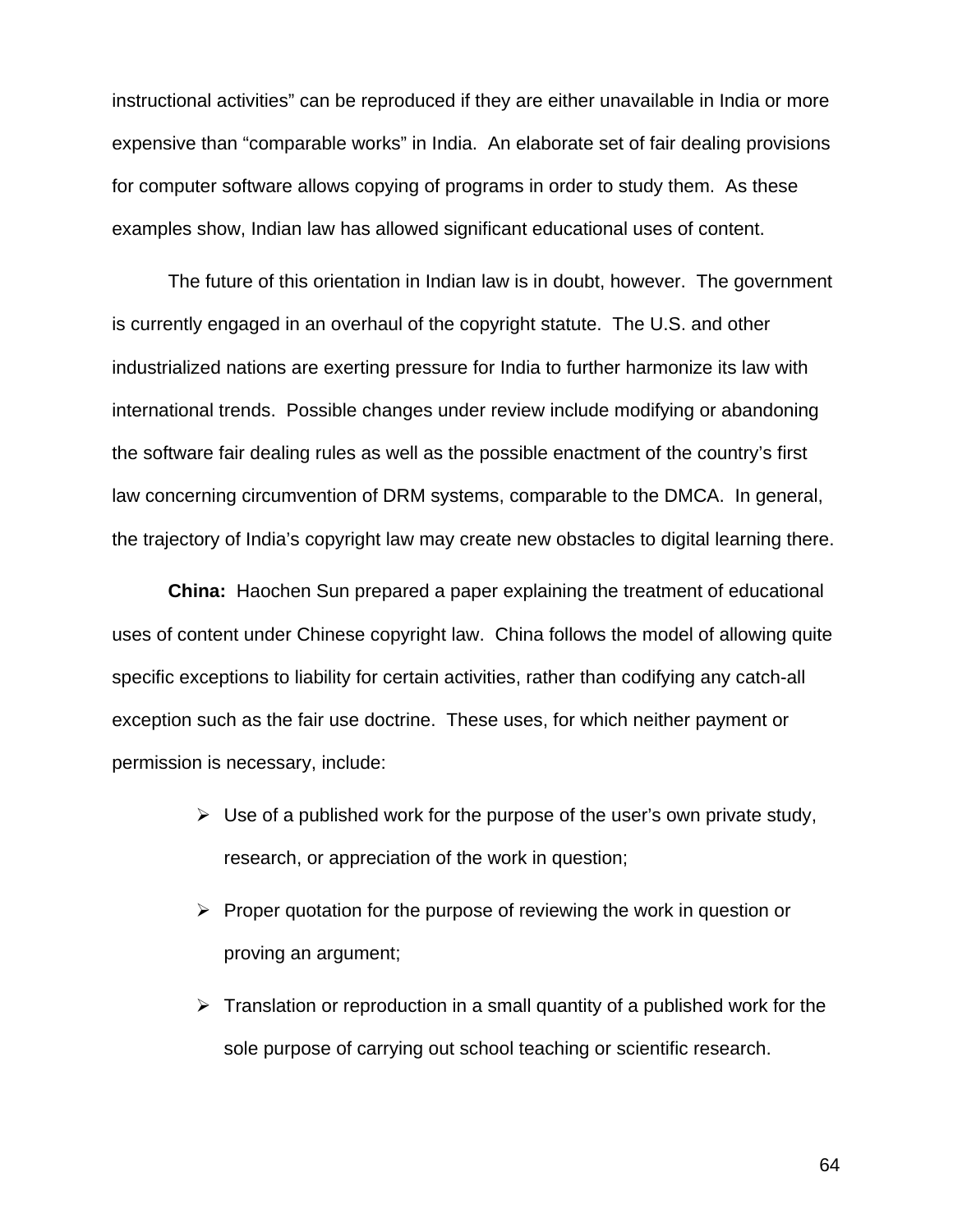instructional activities" can be reproduced if they are either unavailable in India or more expensive than "comparable works" in India. An elaborate set of fair dealing provisions for computer software allows copying of programs in order to study them. As these examples show, Indian law has allowed significant educational uses of content.

The future of this orientation in Indian law is in doubt, however. The government is currently engaged in an overhaul of the copyright statute. The U.S. and other industrialized nations are exerting pressure for India to further harmonize its law with international trends. Possible changes under review include modifying or abandoning the software fair dealing rules as well as the possible enactment of the country's first law concerning circumvention of DRM systems, comparable to the DMCA. In general, the trajectory of India's copyright law may create new obstacles to digital learning there.

**China:** Haochen Sun prepared a paper explaining the treatment of educational uses of content under Chinese copyright law. China follows the model of allowing quite specific exceptions to liability for certain activities, rather than codifying any catch-all exception such as the fair use doctrine. These uses, for which neither payment or permission is necessary, include:

- Use of a published work for the purpose of the user's own private study, research, or appreciation of the work in question;
- Proper quotation for the purpose of reviewing the work in question or proving an argument;
- Translation or reproduction in a small quantity of a published work for the sole purpose of carrying out school teaching or scientific research.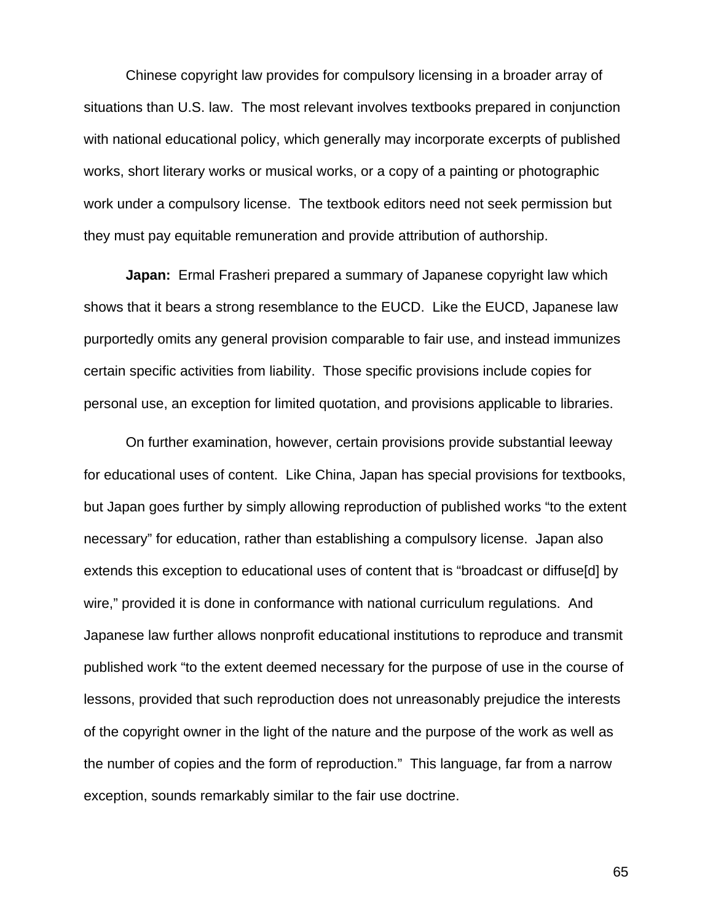Chinese copyright law provides for compulsory licensing in a broader array of situations than U.S. law. The most relevant involves textbooks prepared in conjunction with national educational policy, which generally may incorporate excerpts of published works, short literary works or musical works, or a copy of a painting or photographic work under a compulsory license. The textbook editors need not seek permission but they must pay equitable remuneration and provide attribution of authorship.

**Japan:** Ermal Frasheri prepared a summary of Japanese copyright law which shows that it bears a strong resemblance to the EUCD. Like the EUCD, Japanese law purportedly omits any general provision comparable to fair use, and instead immunizes certain specific activities from liability. Those specific provisions include copies for personal use, an exception for limited quotation, and provisions applicable to libraries.

On further examination, however, certain provisions provide substantial leeway for educational uses of content. Like China, Japan has special provisions for textbooks, but Japan goes further by simply allowing reproduction of published works "to the extent necessary" for education, rather than establishing a compulsory license. Japan also extends this exception to educational uses of content that is "broadcast or diffuse[d] by wire," provided it is done in conformance with national curriculum regulations. And Japanese law further allows nonprofit educational institutions to reproduce and transmit published work "to the extent deemed necessary for the purpose of use in the course of lessons, provided that such reproduction does not unreasonably prejudice the interests of the copyright owner in the light of the nature and the purpose of the work as well as the number of copies and the form of reproduction." This language, far from a narrow exception, sounds remarkably similar to the fair use doctrine.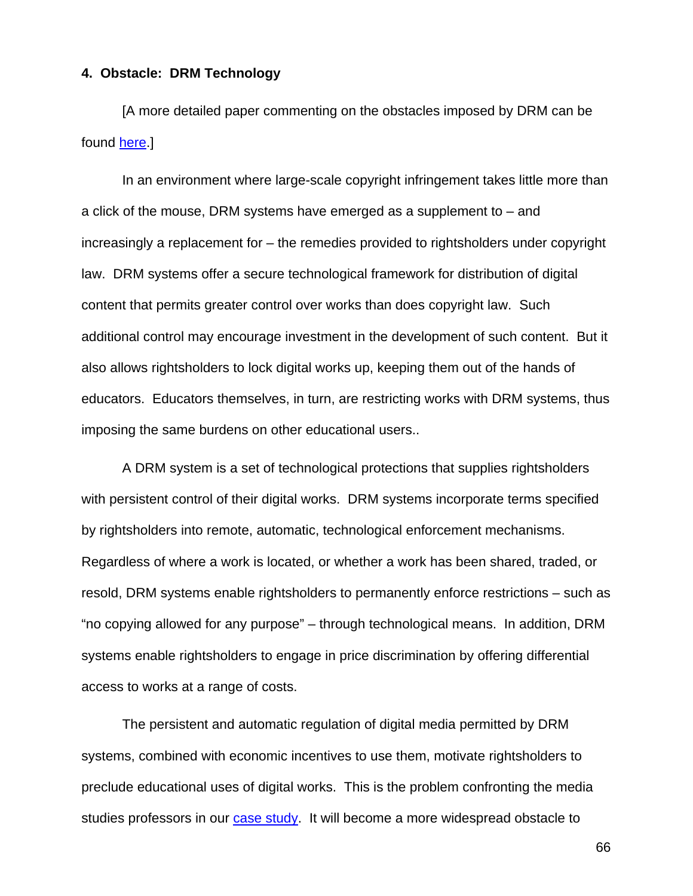**4. Obstacle: DRM Technology**

[A more detailed paper commenting on the obstacles imposed by DRM can be found here.]

In an environment where large-scale copyright infringement takes little more than a click of the mouse, DRM systems have emerged as a supplement to – and increasingly a replacement for – the remedies provided to rightsholders under copyright law. DRM systems offer a secure technological framework for distribution of digital content that permits greater control over works than does copyright law. Such additional control may encourage investment in the development of such content. But it also allows rightsholders to lock digital works up, keeping them out of the hands of educators. Educators themselves, in turn, are restricting works with DRM systems, thus imposing the same burdens on other educational users..

A DRM system is a set of technological protections that supplies rightsholders with persistent control of their digital works. DRM systems incorporate terms specified by rightsholders into remote, automatic, technological enforcement mechanisms. Regardless of where a work is located, or whether a work has been shared, traded, or resold, DRM systems enable rightsholders to permanently enforce restrictions – such as "no copying allowed for any purpose" – through technological means. In addition, DRM systems enable rightsholders to engage in price discrimination by offering differential access to works at a range of costs.

The persistent and automatic regulation of digital media permitted by DRM systems, combined with economic incentives to use them, motivate rightsholders to preclude educational uses of digital works. This is the problem confronting the media studies professors in our case study. It will become a more widespread obstacle to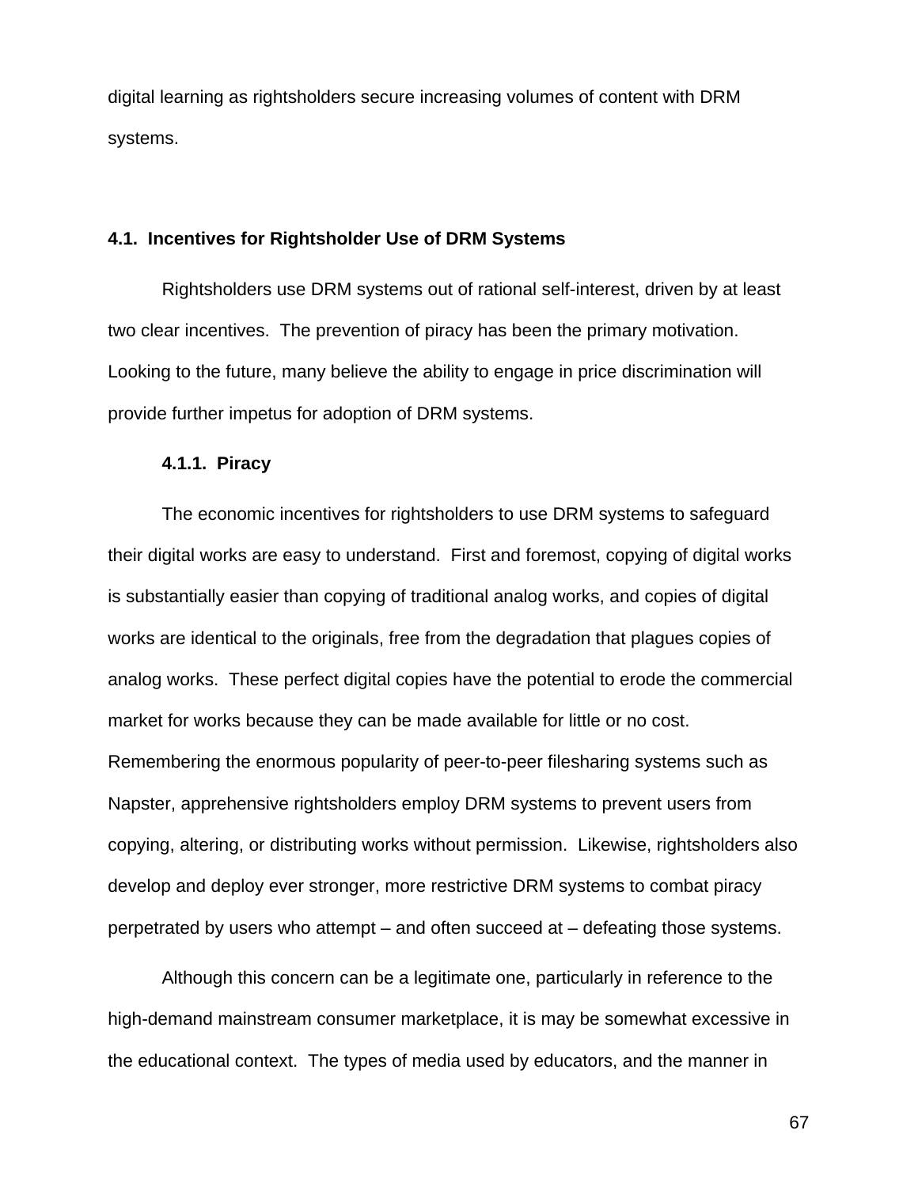digital learning as rightsholders secure increasing volumes of content with DRM systems.

## 4.1. Incentives for Rightsholder Use of DRM Systems

Rightsholders use DRM systems out of rational self-interest, driven by at least two clear incentives. The prevention of piracy has been the primary motivation. Looking to the future, many believe the ability to engage in price discrimination will provide further impetus for adoption of DRM systems.

### 4.1.1. Piracy

The economic incentives for rightsholders to use DRM systems to safeguard their digital works are easy to understand. First and foremost, copying of digital works is substantially easier than copying of traditional analog works, and copies of digital works are identical to the originals, free from the degradation that plagues copies of analog works. These perfect digital copies have the potential to erode the commercial market for works because they can be made available for little or no cost. Remembering the enormous popularity of peer-to-peer filesharing systems such as Napster, apprehensive rightsholders employ DRM systems to prevent users from copying, altering, or distributing works without permission. Likewise, rightsholders also develop and deploy ever stronger, more restrictive DRM systems to combat piracy perpetrated by users who attempt – and often succeed at – defeating those systems.

Although this concern can be a legitimate one, particularly in reference to the high-demand mainstream consumer marketplace, it is may be somewhat excessive in the educational context. The types of media used by educators, and the manner in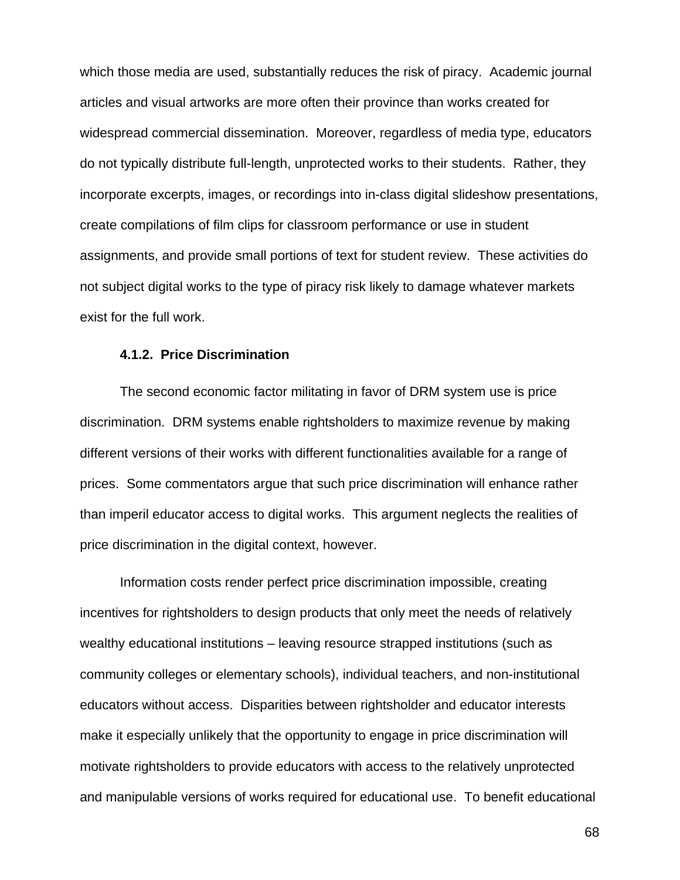which those media are used, substantially reduces the risk of piracy. Academic journal articles and visual artworks are more often their province than works created for widespread commercial dissemination. Moreover, regardless of media type, educators do not typically distribute full-length, unprotected works to their students. Rather, they incorporate excerpts, images, or recordings into in-class digital slideshow presentations, create compilations of film clips for classroom performance or use in student assignments, and provide small portions of text for student review. These activities do not subject digital works to the type of piracy risk likely to damage whatever markets exist for the full work.

#### 4.1.2. Price Discrimination

The second economic factor militating in favor of DRM system use is price discrimination. DRM systems enable rightsholders to maximize revenue by making different versions of their works with different functionalities available for a range of prices. Some commentators argue that such price discrimination will enhance rather than imperil educator access to digital works. This argument neglects the realities of price discrimination in the digital context, however.

Information costs render perfect price discrimination impossible, creating incentives for rightsholders to design products that only meet the needs of relatively wealthy educational institutions – leaving resource strapped institutions (such as community colleges or elementary schools), individual teachers, and non-institutional educators without access. Disparities between rightsholder and educator interests make it especially unlikely that the opportunity to engage in price discrimination will motivate rightsholders to provide educators with access to the relatively unprotected and manipulable versions of works required for educational use. To benefit educational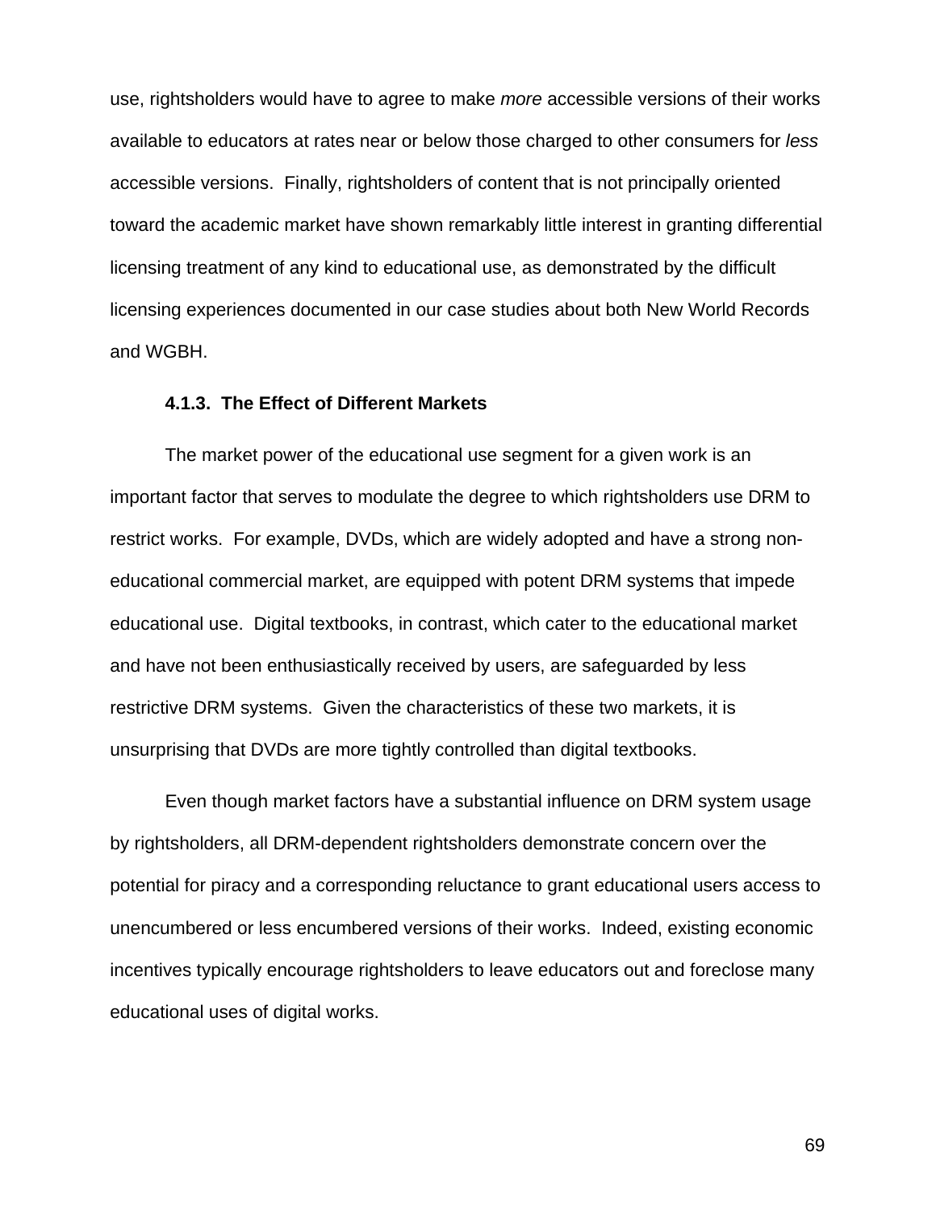use, rightsholders would have to agree to make *more* accessible versions of their works available to educators at rates near or below those charged to other consumers for *less* accessible versions. Finally, rightsholders of content that is not principally oriented toward the academic market have shown remarkably little interest in granting differential licensing treatment of any kind to educational use, as demonstrated by the difficult licensing experiences documented in our case studies about both New World Records and WGBH.

#### 4.1.3. The Effect of Different Markets

The market power of the educational use segment for a given work is an important factor that serves to modulate the degree to which rightsholders use DRM to restrict works. For example, DVDs, which are widely adopted and have a strong non-educational commercial market, are equipped with potent DRM systems that impede educational use. Digital textbooks, in contrast, which cater to the educational market and have not been enthusiastically received by users, are safeguarded by less restrictive DRM systems. Given the characteristics of these two markets, it is unsurprising that DVDs are more tightly controlled than digital textbooks.

Even though market factors have a substantial influence on DRM system usage by rightsholders, all DRM-dependent rightsholders demonstrate concern over the potential for piracy and a corresponding reluctance to grant educational users access to unencumbered or less encumbered versions of their works. Indeed, existing economic incentives typically encourage rightsholders to leave educators out and foreclose many educational uses of digital works.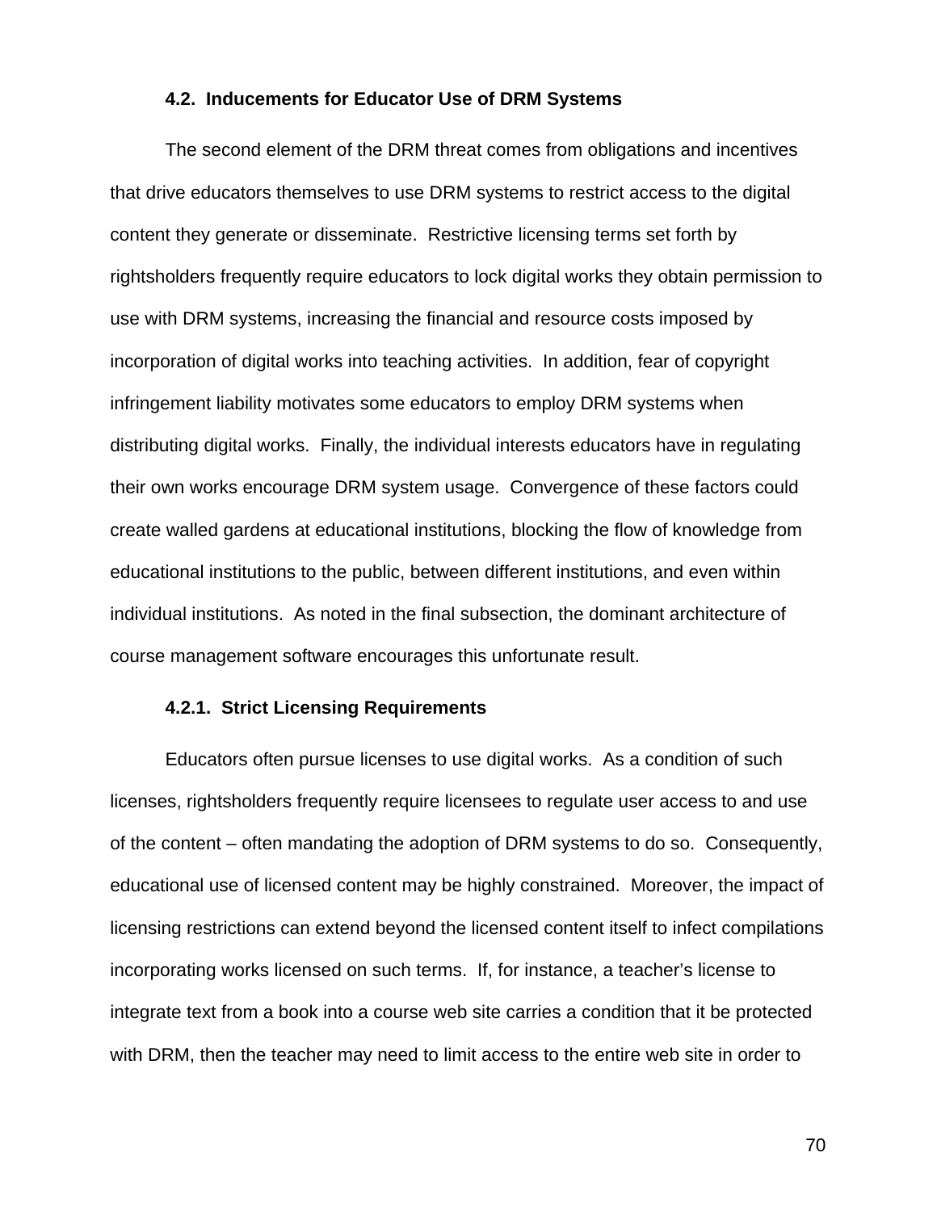### 4.2. Inducements for Educator Use of DRM Systems

The second element of the DRM threat comes from obligations and incentives that drive educators themselves to use DRM systems to restrict access to the digital content they generate or disseminate. Restrictive licensing terms set forth by rightsholders frequently require educators to lock digital works they obtain permission to use with DRM systems, increasing the financial and resource costs imposed by incorporation of digital works into teaching activities. In addition, fear of copyright infringement liability motivates some educators to employ DRM systems when distributing digital works. Finally, the individual interests educators have in regulating their own works encourage DRM system usage. Convergence of these factors could create walled gardens at educational institutions, blocking the flow of knowledge from educational institutions to the public, between different institutions, and even within individual institutions. As noted in the final subsection, the dominant architecture of course management software encourages this unfortunate result.

#### 4.2.1. Strict Licensing Requirements

Educators often pursue licenses to use digital works. As a condition of such licenses, rightsholders frequently require licensees to regulate user access to and use of the content – often mandating the adoption of DRM systems to do so. Consequently, educational use of licensed content may be highly constrained. Moreover, the impact of licensing restrictions can extend beyond the licensed content itself to infect compilations incorporating works licensed on such terms. If, for instance, a teacher's license to integrate text from a book into a course web site carries a condition that it be protected with DRM, then the teacher may need to limit access to the entire web site in order to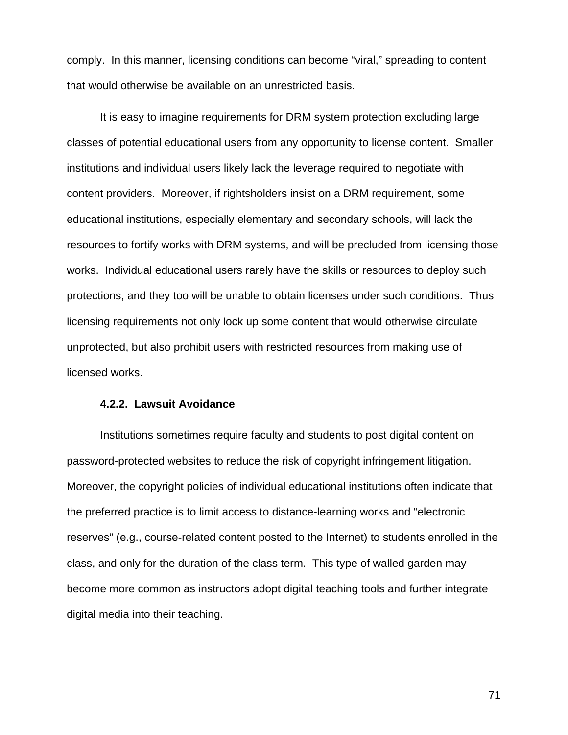comply. In this manner, licensing conditions can become "viral," spreading to content that would otherwise be available on an unrestricted basis.

It is easy to imagine requirements for DRM system protection excluding large classes of potential educational users from any opportunity to license content. Smaller institutions and individual users likely lack the leverage required to negotiate with content providers. Moreover, if rightsholders insist on a DRM requirement, some educational institutions, especially elementary and secondary schools, will lack the resources to fortify works with DRM systems, and will be precluded from licensing those works. Individual educational users rarely have the skills or resources to deploy such protections, and they too will be unable to obtain licenses under such conditions. Thus licensing requirements not only lock up some content that would otherwise circulate unprotected, but also prohibit users with restricted resources from making use of licensed works.

#### 4.2.2. Lawsuit Avoidance

Institutions sometimes require faculty and students to post digital content on password-protected websites to reduce the risk of copyright infringement litigation. Moreover, the copyright policies of individual educational institutions often indicate that the preferred practice is to limit access to distance-learning works and "electronic reserves" (e.g., course-related content posted to the Internet) to students enrolled in the class, and only for the duration of the class term. This type of walled garden may become more common as instructors adopt digital teaching tools and further integrate digital media into their teaching.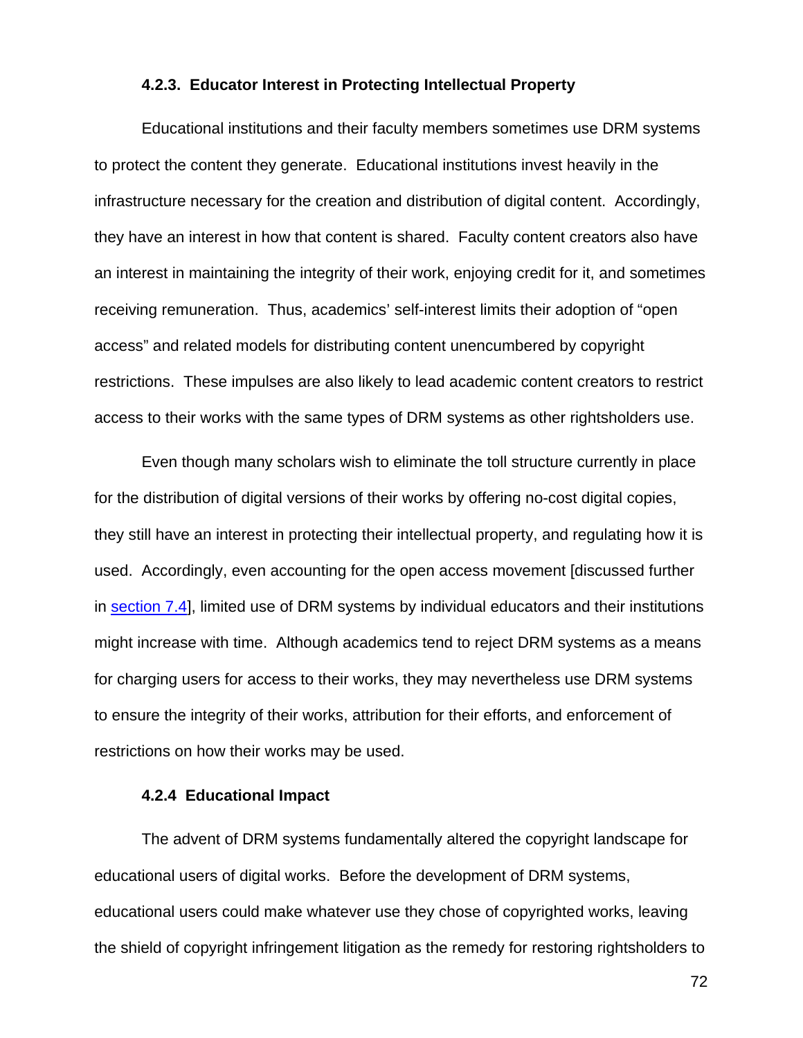#### 4.2.3. Educator Interest in Protecting Intellectual Property

Educational institutions and their faculty members sometimes use DRM systems to protect the content they generate. Educational institutions invest heavily in the infrastructure necessary for the creation and distribution of digital content. Accordingly, they have an interest in how that content is shared. Faculty content creators also have an interest in maintaining the integrity of their work, enjoying credit for it, and sometimes receiving remuneration. Thus, academics' self-interest limits their adoption of "open access" and related models for distributing content unencumbered by copyright restrictions. These impulses are also likely to lead academic content creators to restrict access to their works with the same types of DRM systems as other rightsholders use.

Even though many scholars wish to eliminate the toll structure currently in place for the distribution of digital versions of their works by offering no-cost digital copies, they still have an interest in protecting their intellectual property, and regulating how it is used. Accordingly, even accounting for the open access movement [discussed further in section 7.4], limited use of DRM systems by individual educators and their institutions might increase with time. Although academics tend to reject DRM systems as a means for charging users for access to their works, they may nevertheless use DRM systems to ensure the integrity of their works, attribution for their efforts, and enforcement of restrictions on how their works may be used.

#### 4.2.4 Educational Impact

The advent of DRM systems fundamentally altered the copyright landscape for educational users of digital works. Before the development of DRM systems, educational users could make whatever use they chose of copyrighted works, leaving the shield of copyright infringement litigation as the remedy for restoring rightsholders to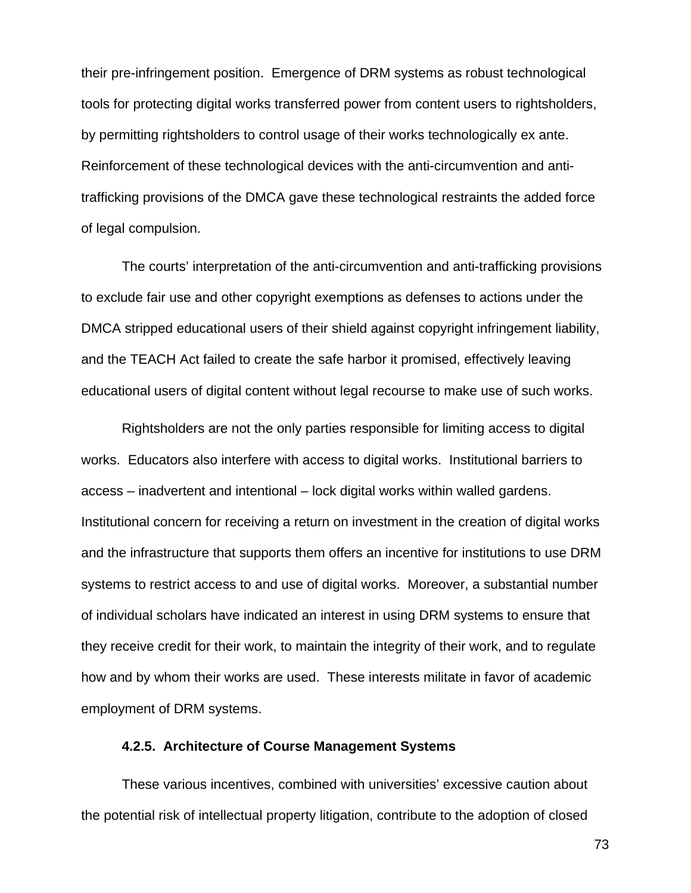their pre-infringement position. Emergence of DRM systems as robust technological tools for protecting digital works transferred power from content users to rightsholders, by permitting rightsholders to control usage of their works technologically ex ante. Reinforcement of these technological devices with the anti-circumvention and anti-trafficking provisions of the DMCA gave these technological restraints the added force of legal compulsion.

The courts' interpretation of the anti-circumvention and anti-trafficking provisions to exclude fair use and other copyright exemptions as defenses to actions under the DMCA stripped educational users of their shield against copyright infringement liability, and the TEACH Act failed to create the safe harbor it promised, effectively leaving educational users of digital content without legal recourse to make use of such works.

Rightsholders are not the only parties responsible for limiting access to digital works. Educators also interfere with access to digital works. Institutional barriers to access – inadvertent and intentional – lock digital works within walled gardens. Institutional concern for receiving a return on investment in the creation of digital works and the infrastructure that supports them offers an incentive for institutions to use DRM systems to restrict access to and use of digital works. Moreover, a substantial number of individual scholars have indicated an interest in using DRM systems to ensure that they receive credit for their work, to maintain the integrity of their work, and to regulate how and by whom their works are used. These interests militate in favor of academic employment of DRM systems.

#### 4.2.5. Architecture of Course Management Systems

These various incentives, combined with universities' excessive caution about the potential risk of intellectual property litigation, contribute to the adoption of closed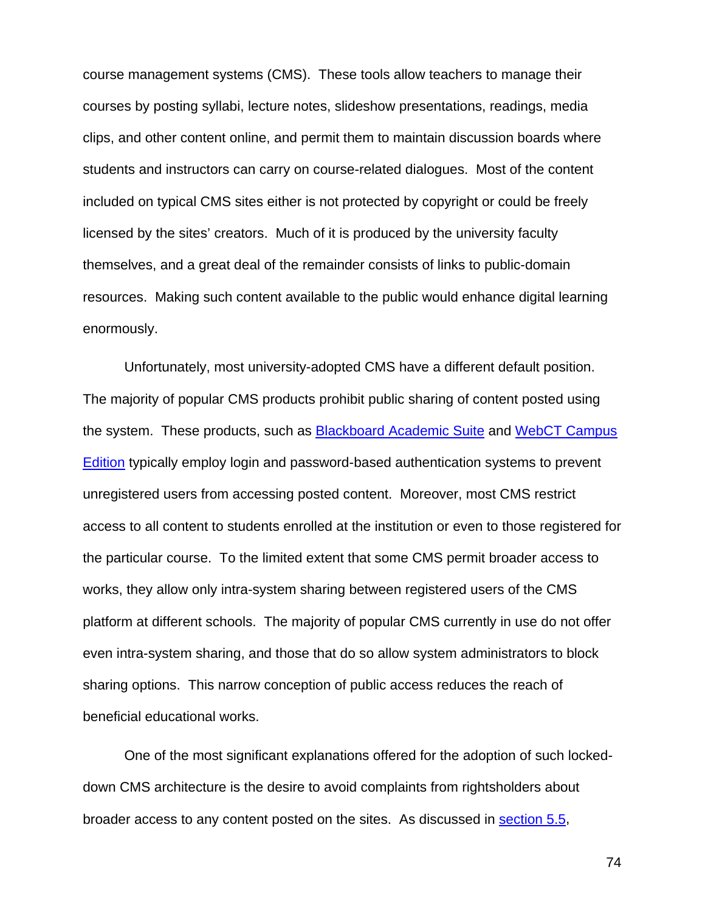course management systems (CMS). These tools allow teachers to manage their courses by posting syllabi, lecture notes, slideshow presentations, readings, media clips, and other content online, and permit them to maintain discussion boards where students and instructors can carry on course-related dialogues. Most of the content included on typical CMS sites either is not protected by copyright or could be freely licensed by the sites' creators. Much of it is produced by the university faculty themselves, and a great deal of the remainder consists of links to public-domain resources. Making such content available to the public would enhance digital learning enormously.

Unfortunately, most university-adopted CMS have a different default position. The majority of popular CMS products prohibit public sharing of content posted using the system. These products, such as Blackboard Academic Suite and WebCT Campus Edition typically employ login and password-based authentication systems to prevent unregistered users from accessing posted content. Moreover, most CMS restrict access to all content to students enrolled at the institution or even to those registered for the particular course. To the limited extent that some CMS permit broader access to works, they allow only intra-system sharing between registered users of the CMS platform at different schools. The majority of popular CMS currently in use do not offer even intra-system sharing, and those that do so allow system administrators to block sharing options. This narrow conception of public access reduces the reach of beneficial educational works.

One of the most significant explanations offered for the adoption of such locked-down CMS architecture is the desire to avoid complaints from rightsholders about broader access to any content posted on the sites. As discussed in section 5.5,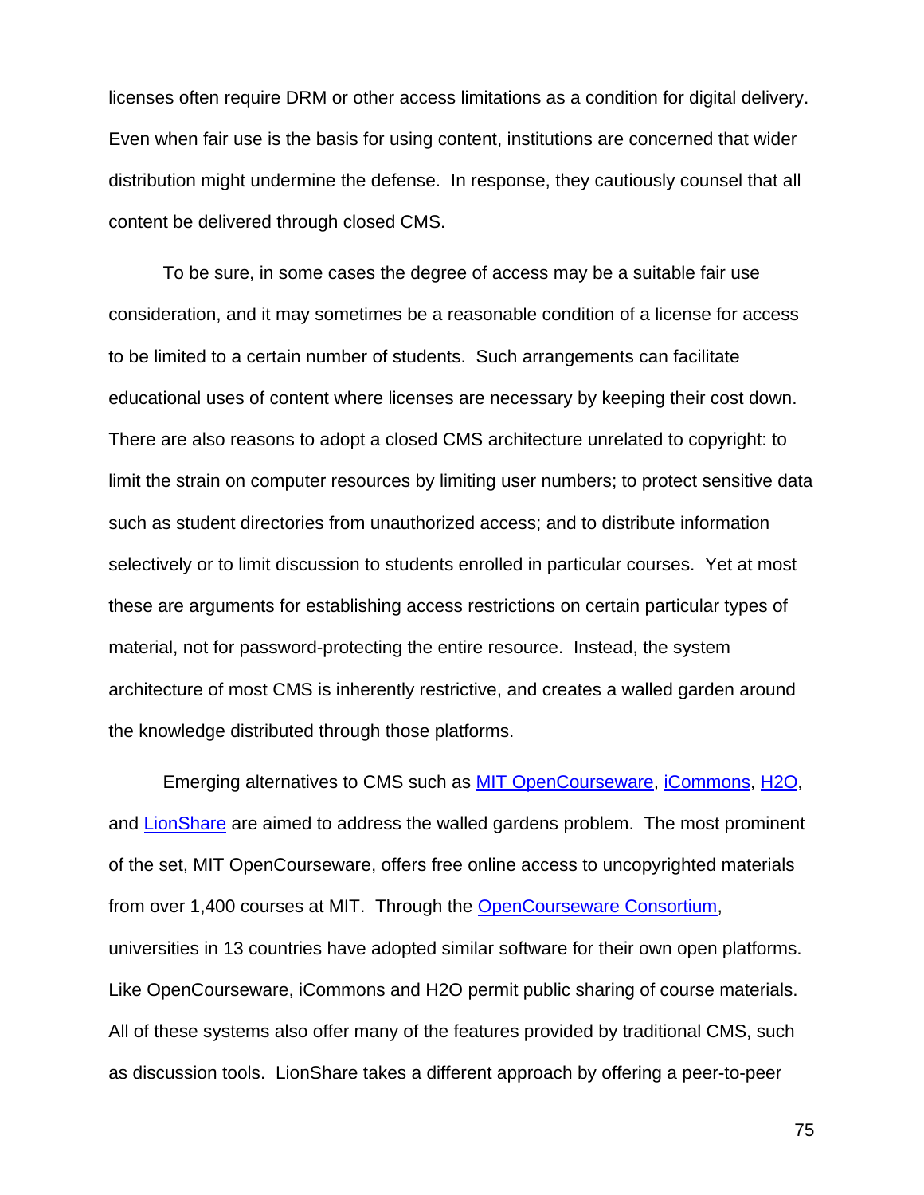licenses often require DRM or other access limitations as a condition for digital delivery. Even when fair use is the basis for using content, institutions are concerned that wider distribution might undermine the defense. In response, they cautiously counsel that all content be delivered through closed CMS.

To be sure, in some cases the degree of access may be a suitable fair use consideration, and it may sometimes be a reasonable condition of a license for access to be limited to a certain number of students. Such arrangements can facilitate educational uses of content where licenses are necessary by keeping their cost down. There are also reasons to adopt a closed CMS architecture unrelated to copyright: to limit the strain on computer resources by limiting user numbers; to protect sensitive data such as student directories from unauthorized access; and to distribute information selectively or to limit discussion to students enrolled in particular courses. Yet at most these are arguments for establishing access restrictions on certain particular types of material, not for password-protecting the entire resource. Instead, the system architecture of most CMS is inherently restrictive, and creates a walled garden around the knowledge distributed through those platforms.

Emerging alternatives to CMS such as MIT OpenCourseware, iCommons, H2O, and LionShare are aimed to address the walled gardens problem. The most prominent of the set, MIT OpenCourseware, offers free online access to uncopyrighted materials from over 1,400 courses at MIT. Through the OpenCourseware Consortium, universities in 13 countries have adopted similar software for their own open platforms. Like OpenCourseware, iCommons and H2O permit public sharing of course materials. All of these systems also offer many of the features provided by traditional CMS, such as discussion tools. LionShare takes a different approach by offering a peer-to-peer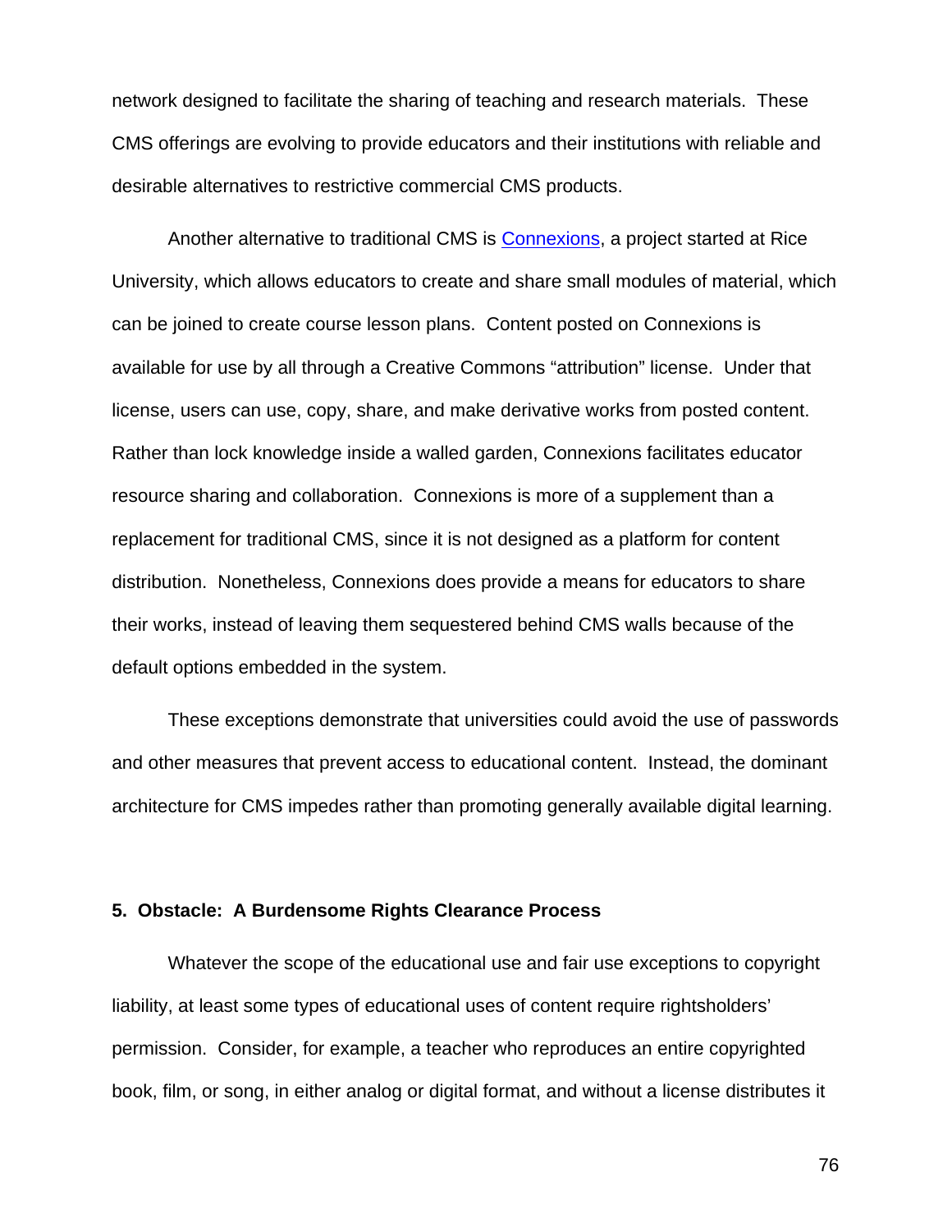network designed to facilitate the sharing of teaching and research materials. These CMS offerings are evolving to provide educators and their institutions with reliable and desirable alternatives to restrictive commercial CMS products.

Another alternative to traditional CMS is Connexions, a project started at Rice University, which allows educators to create and share small modules of material, which can be joined to create course lesson plans. Content posted on Connexions is available for use by all through a Creative Commons "attribution" license. Under that license, users can use, copy, share, and make derivative works from posted content. Rather than lock knowledge inside a walled garden, Connexions facilitates educator resource sharing and collaboration. Connexions is more of a supplement than a replacement for traditional CMS, since it is not designed as a platform for content distribution. Nonetheless, Connexions does provide a means for educators to share their works, instead of leaving them sequestered behind CMS walls because of the default options embedded in the system.

These exceptions demonstrate that universities could avoid the use of passwords and other measures that prevent access to educational content. Instead, the dominant architecture for CMS impedes rather than promoting generally available digital learning.

### 5. Obstacle: A Burdensome Rights Clearance Process

Whatever the scope of the educational use and fair use exceptions to copyright liability, at least some types of educational uses of content require rightsholders' permission. Consider, for example, a teacher who reproduces an entire copyrighted book, film, or song, in either analog or digital format, and without a license distributes it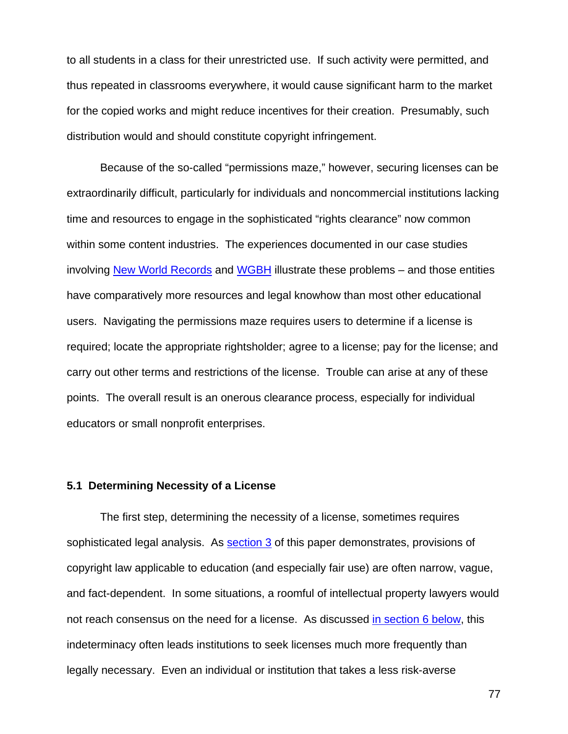to all students in a class for their unrestricted use. If such activity were permitted, and thus repeated in classrooms everywhere, it would cause significant harm to the market for the copied works and might reduce incentives for their creation. Presumably, such distribution would and should constitute copyright infringement.

Because of the so-called "permissions maze," however, securing licenses can be extraordinarily difficult, particularly for individuals and noncommercial institutions lacking time and resources to engage in the sophisticated "rights clearance" now common within some content industries. The experiences documented in our case studies involving New World Records and WGBH illustrate these problems – and those entities have comparatively more resources and legal knowhow than most other educational users. Navigating the permissions maze requires users to determine if a license is required; locate the appropriate rightsholder; agree to a license; pay for the license; and carry out other terms and restrictions of the license. Trouble can arise at any of these points. The overall result is an onerous clearance process, especially for individual educators or small nonprofit enterprises.

### 5.1 Determining Necessity of a License

The first step, determining the necessity of a license, sometimes requires sophisticated legal analysis. As section 3 of this paper demonstrates, provisions of copyright law applicable to education (and especially fair use) are often narrow, vague, and fact-dependent. In some situations, a roomful of intellectual property lawyers would not reach consensus on the need for a license. As discussed in section 6 below, this indeterminacy often leads institutions to seek licenses much more frequently than legally necessary. Even an individual or institution that takes a less risk-averse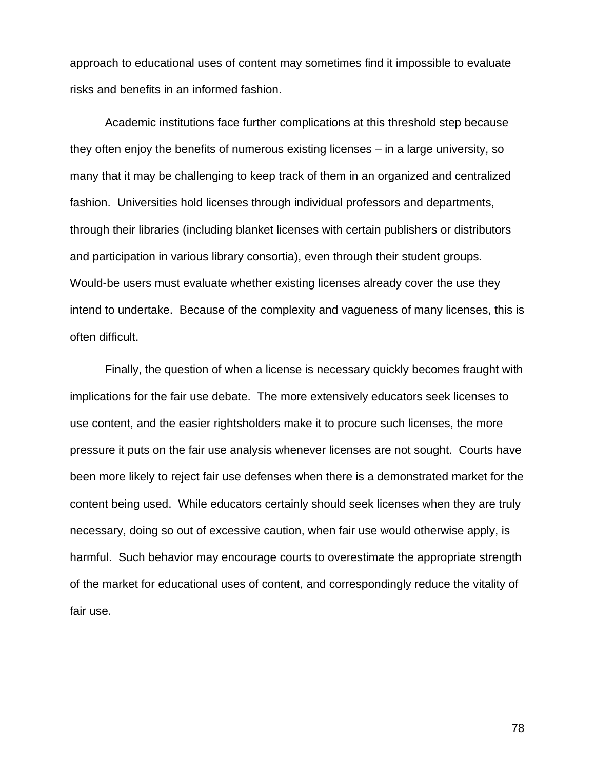approach to educational uses of content may sometimes find it impossible to evaluate risks and benefits in an informed fashion.

Academic institutions face further complications at this threshold step because they often enjoy the benefits of numerous existing licenses – in a large university, so many that it may be challenging to keep track of them in an organized and centralized fashion. Universities hold licenses through individual professors and departments, through their libraries (including blanket licenses with certain publishers or distributors and participation in various library consortia), even through their student groups. Would-be users must evaluate whether existing licenses already cover the use they intend to undertake. Because of the complexity and vagueness of many licenses, this is often difficult.

Finally, the question of when a license is necessary quickly becomes fraught with implications for the fair use debate. The more extensively educators seek licenses to use content, and the easier rightsholders make it to procure such licenses, the more pressure it puts on the fair use analysis whenever licenses are not sought. Courts have been more likely to reject fair use defenses when there is a demonstrated market for the content being used. While educators certainly should seek licenses when they are truly necessary, doing so out of excessive caution, when fair use would otherwise apply, is harmful. Such behavior may encourage courts to overestimate the appropriate strength of the market for educational uses of content, and correspondingly reduce the vitality of fair use.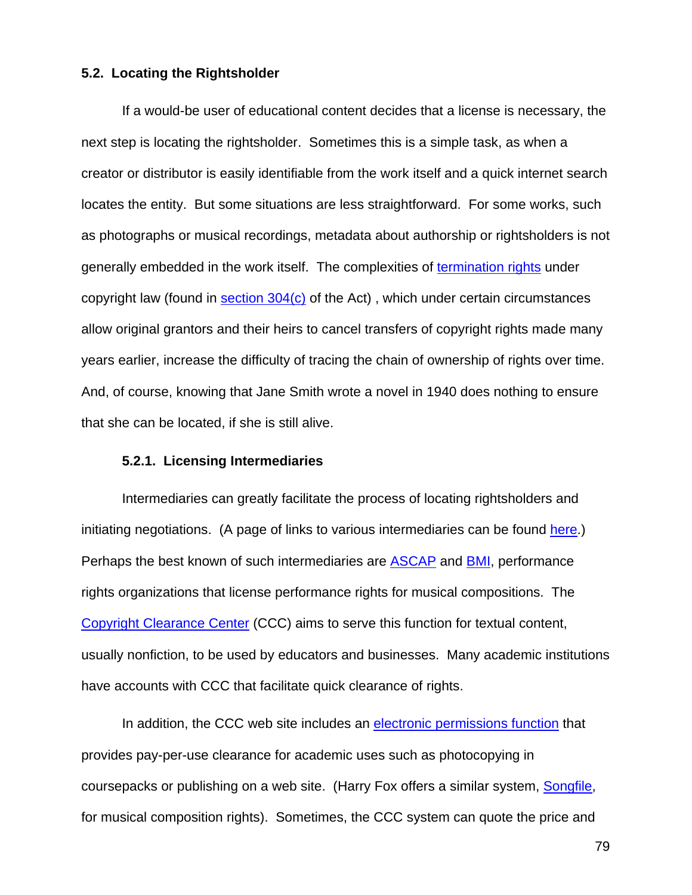## 5.2. Locating the Rightsholder

If a would-be user of educational content decides that a license is necessary, the next step is locating the rightsholder. Sometimes this is a simple task, as when a creator or distributor is easily identifiable from the work itself and a quick internet search locates the entity. But some situations are less straightforward. For some works, such as photographs or musical recordings, metadata about authorship or rightsholders is not generally embedded in the work itself. The complexities of termination rights under copyright law (found in section 304(c) of the Act) , which under certain circumstances allow original grantors and their heirs to cancel transfers of copyright rights made many years earlier, increase the difficulty of tracing the chain of ownership of rights over time. And, of course, knowing that Jane Smith wrote a novel in 1940 does nothing to ensure that she can be located, if she is still alive.

### 5.2.1. Licensing Intermediaries

Intermediaries can greatly facilitate the process of locating rightsholders and initiating negotiations. (A page of links to various intermediaries can be found here.) Perhaps the best known of such intermediaries are ASCAP and BMI, performance rights organizations that license performance rights for musical compositions. The Copyright Clearance Center (CCC) aims to serve this function for textual content, usually nonfiction, to be used by educators and businesses. Many academic institutions have accounts with CCC that facilitate quick clearance of rights.

In addition, the CCC web site includes an electronic permissions function that provides pay-per-use clearance for academic uses such as photocopying in coursepacks or publishing on a web site. (Harry Fox offers a similar system, Songfile, for musical composition rights). Sometimes, the CCC system can quote the price and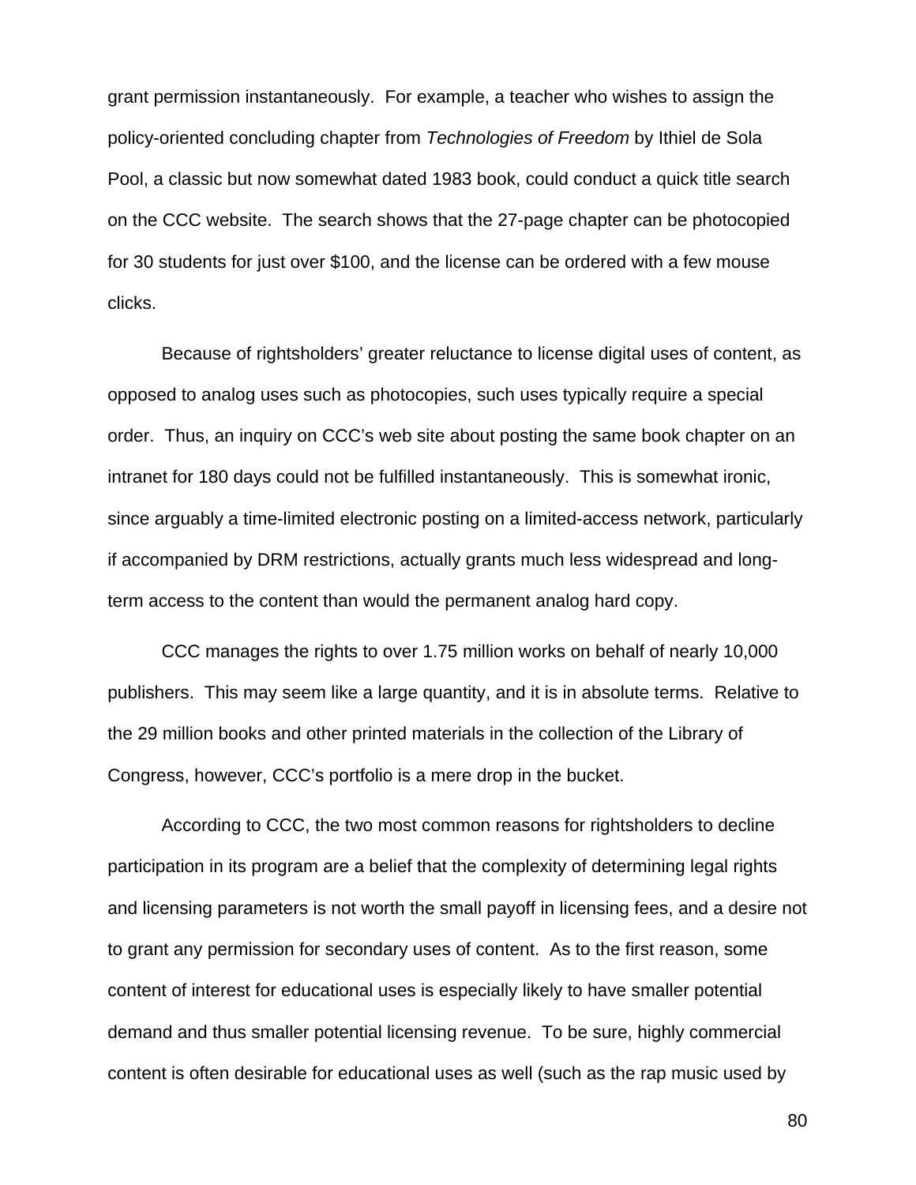grant permission instantaneously. For example, a teacher who wishes to assign the policy-oriented concluding chapter from *Technologies of Freedom* by Ithiel de Sola Pool, a classic but now somewhat dated 1983 book, could conduct a quick title search on the CCC website. The search shows that the 27-page chapter can be photocopied for 30 students for just over $100, and the license can be ordered with a few mouse clicks.

Because of rightsholders' greater reluctance to license digital uses of content, as opposed to analog uses such as photocopies, such uses typically require a special order. Thus, an inquiry on CCC's web site about posting the same book chapter on an intranet for 180 days could not be fulfilled instantaneously. This is somewhat ironic, since arguably a time-limited electronic posting on a limited-access network, particularly if accompanied by DRM restrictions, actually grants much less widespread and long-term access to the content than would the permanent analog hard copy.

CCC manages the rights to over 1.75 million works on behalf of nearly 10,000 publishers. This may seem like a large quantity, and it is in absolute terms. Relative to the 29 million books and other printed materials in the collection of the Library of Congress, however, CCC's portfolio is a mere drop in the bucket.

According to CCC, the two most common reasons for rightsholders to decline participation in its program are a belief that the complexity of determining legal rights and licensing parameters is not worth the small payoff in licensing fees, and a desire not to grant any permission for secondary uses of content. As to the first reason, some content of interest for educational uses is especially likely to have smaller potential demand and thus smaller potential licensing revenue. To be sure, highly commercial content is often desirable for educational uses as well (such as the rap music used by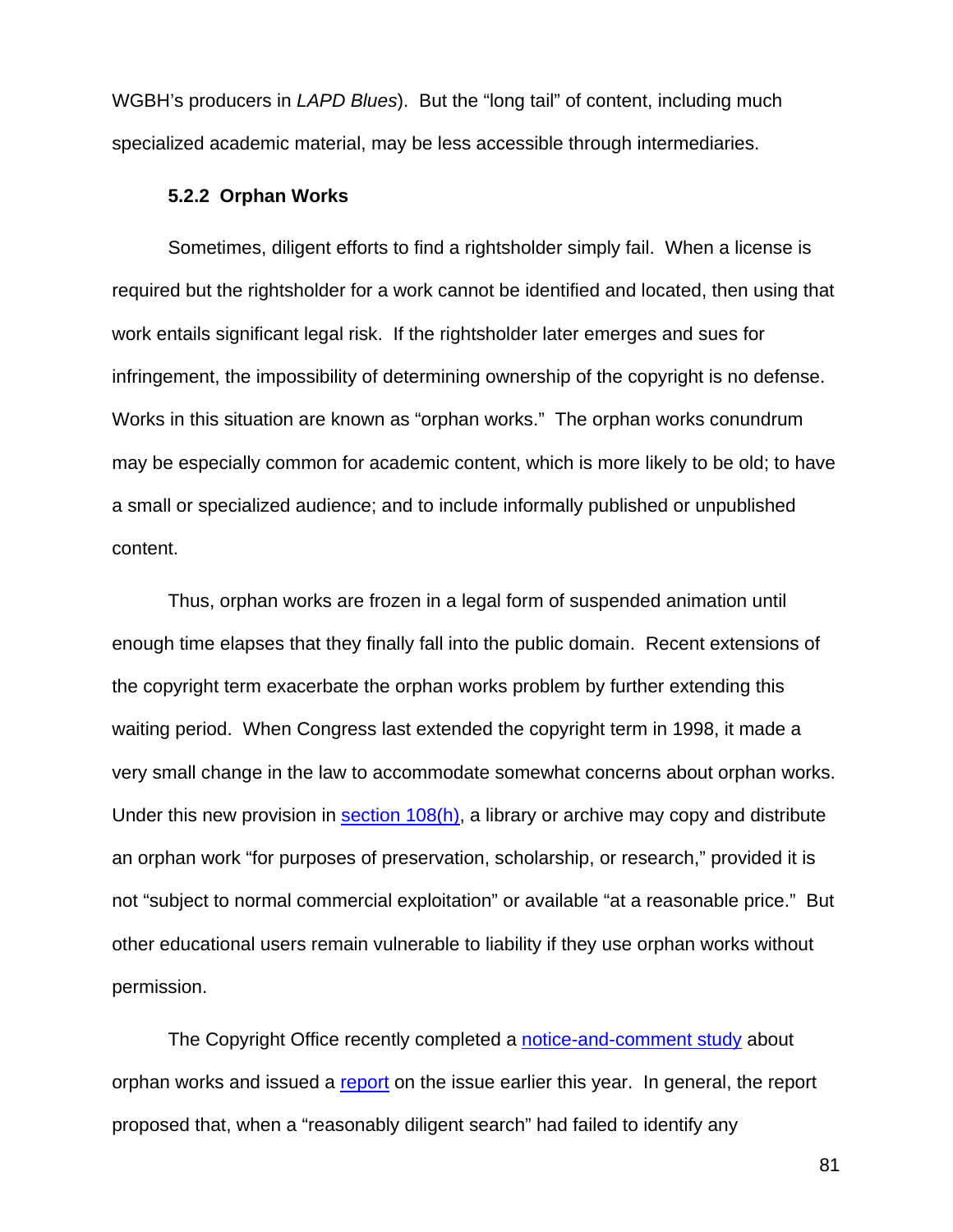WGBH's producers in *LAPD Blues*). But the "long tail" of content, including much specialized academic material, may be less accessible through intermediaries.

#### 5.2.2 Orphan Works

Sometimes, diligent efforts to find a rightsholder simply fail. When a license is required but the rightsholder for a work cannot be identified and located, then using that work entails significant legal risk. If the rightsholder later emerges and sues for infringement, the impossibility of determining ownership of the copyright is no defense. Works in this situation are known as "orphan works." The orphan works conundrum may be especially common for academic content, which is more likely to be old; to have a small or specialized audience; and to include informally published or unpublished content.

Thus, orphan works are frozen in a legal form of suspended animation until enough time elapses that they finally fall into the public domain. Recent extensions of the copyright term exacerbate the orphan works problem by further extending this waiting period. When Congress last extended the copyright term in 1998, it made a very small change in the law to accommodate somewhat concerns about orphan works. Under this new provision in section 108(h), a library or archive may copy and distribute an orphan work "for purposes of preservation, scholarship, or research," provided it is not "subject to normal commercial exploitation" or available "at a reasonable price." But other educational users remain vulnerable to liability if they use orphan works without permission.

The Copyright Office recently completed a notice-and-comment study about orphan works and issued a report on the issue earlier this year. In general, the report proposed that, when a "reasonably diligent search" had failed to identify any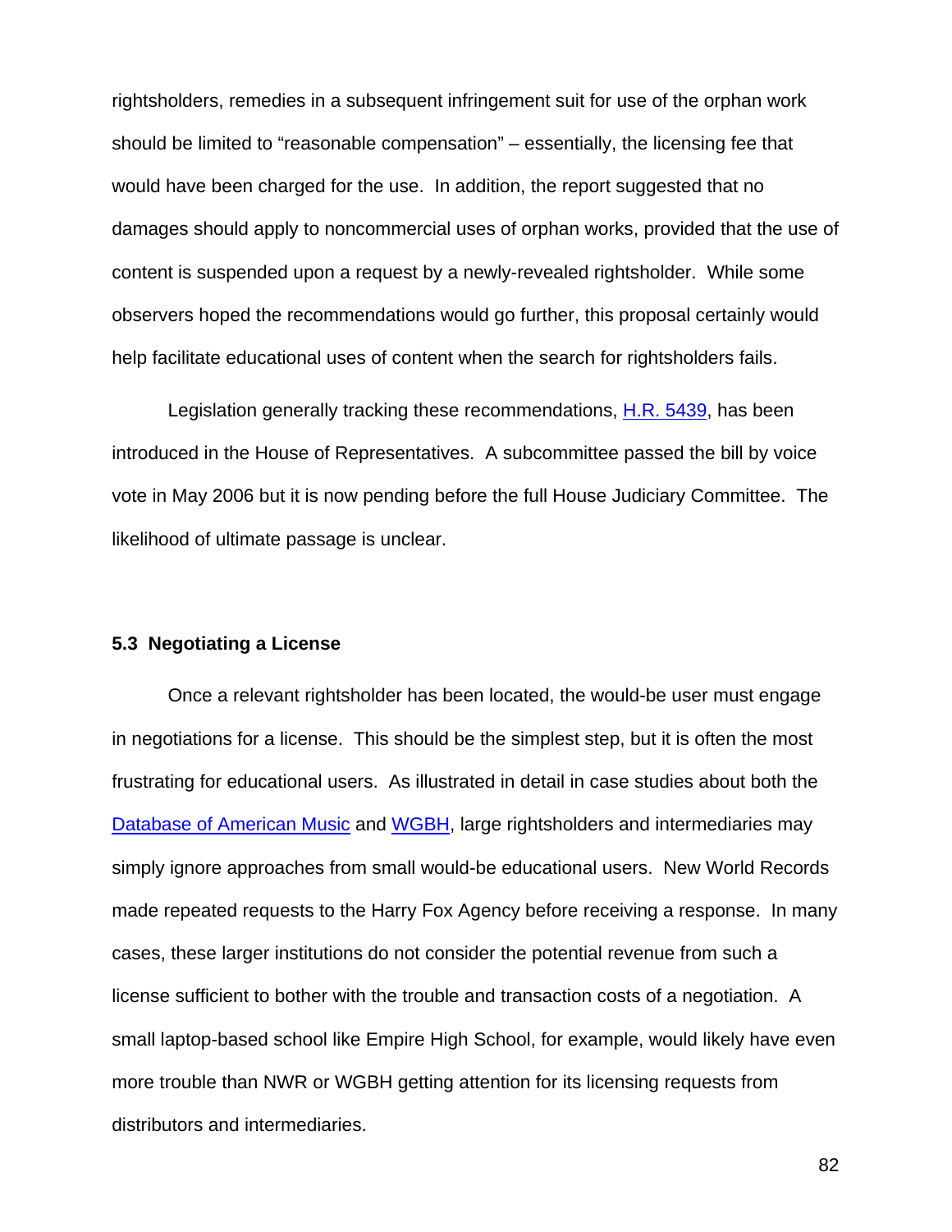rightsholders, remedies in a subsequent infringement suit for use of the orphan work should be limited to "reasonable compensation" – essentially, the licensing fee that would have been charged for the use. In addition, the report suggested that no damages should apply to noncommercial uses of orphan works, provided that the use of content is suspended upon a request by a newly-revealed rightsholder. While some observers hoped the recommendations would go further, this proposal certainly would help facilitate educational uses of content when the search for rightsholders fails.

Legislation generally tracking these recommendations, H.R. 5439, has been introduced in the House of Representatives. A subcommittee passed the bill by voice vote in May 2006 but it is now pending before the full House Judiciary Committee. The likelihood of ultimate passage is unclear.

### 5.3 Negotiating a License

Once a relevant rightsholder has been located, the would-be user must engage in negotiations for a license. This should be the simplest step, but it is often the most frustrating for educational users. As illustrated in detail in case studies about both the Database of American Music and WGBH, large rightsholders and intermediaries may simply ignore approaches from small would-be educational users. New World Records made repeated requests to the Harry Fox Agency before receiving a response. In many cases, these larger institutions do not consider the potential revenue from such a license sufficient to bother with the trouble and transaction costs of a negotiation. A small laptop-based school like Empire High School, for example, would likely have even more trouble than NWR or WGBH getting attention for its licensing requests from distributors and intermediaries.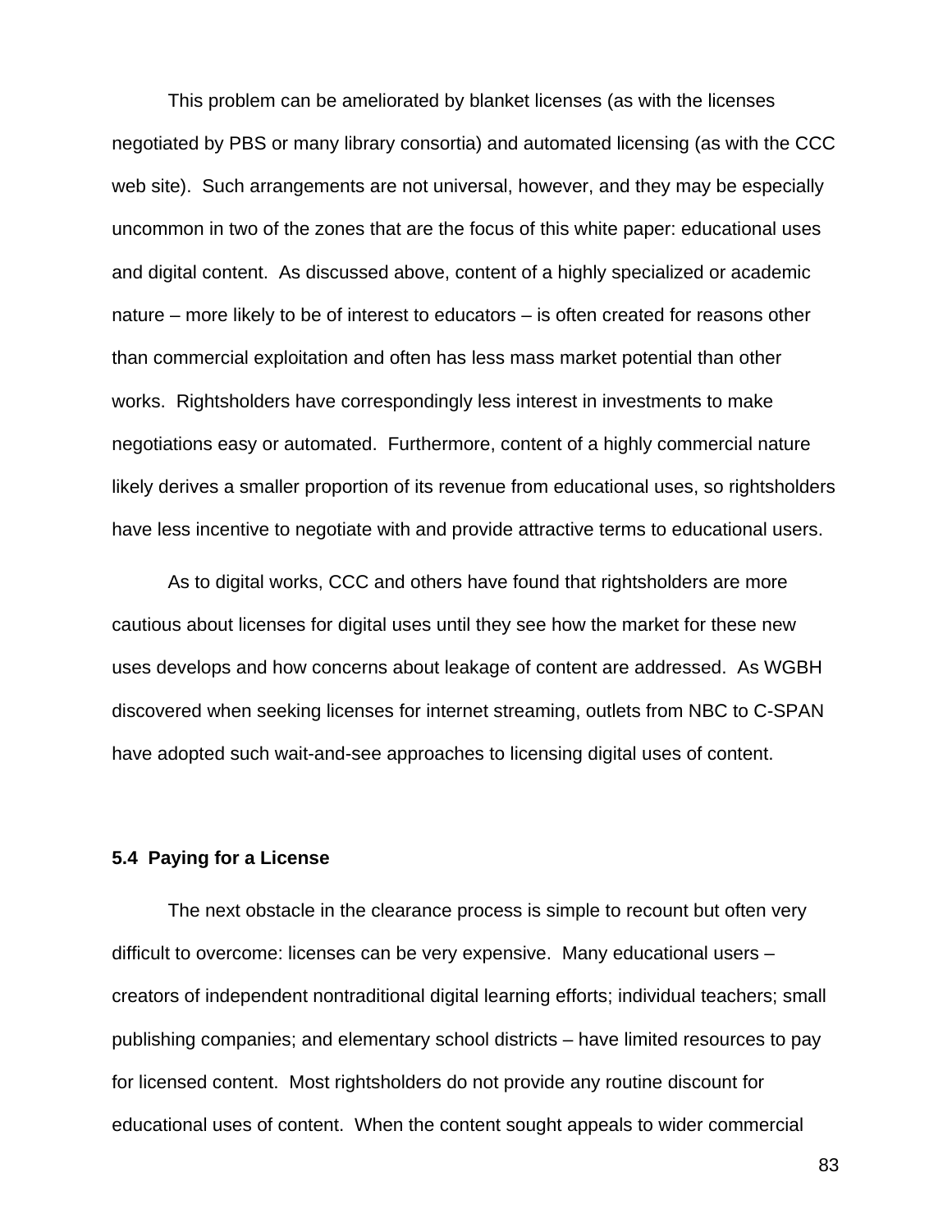This problem can be ameliorated by blanket licenses (as with the licenses negotiated by PBS or many library consortia) and automated licensing (as with the CCC web site). Such arrangements are not universal, however, and they may be especially uncommon in two of the zones that are the focus of this white paper: educational uses and digital content. As discussed above, content of a highly specialized or academic nature – more likely to be of interest to educators – is often created for reasons other than commercial exploitation and often has less mass market potential than other works. Rightsholders have correspondingly less interest in investments to make negotiations easy or automated. Furthermore, content of a highly commercial nature likely derives a smaller proportion of its revenue from educational uses, so rightsholders have less incentive to negotiate with and provide attractive terms to educational users.

As to digital works, CCC and others have found that rightsholders are more cautious about licenses for digital uses until they see how the market for these new uses develops and how concerns about leakage of content are addressed. As WGBH discovered when seeking licenses for internet streaming, outlets from NBC to C-SPAN have adopted such wait-and-see approaches to licensing digital uses of content.

### 5.4 Paying for a License

The next obstacle in the clearance process is simple to recount but often very difficult to overcome: licenses can be very expensive. Many educational users – creators of independent nontraditional digital learning efforts; individual teachers; small publishing companies; and elementary school districts – have limited resources to pay for licensed content. Most rightsholders do not provide any routine discount for educational uses of content. When the content sought appeals to wider commercial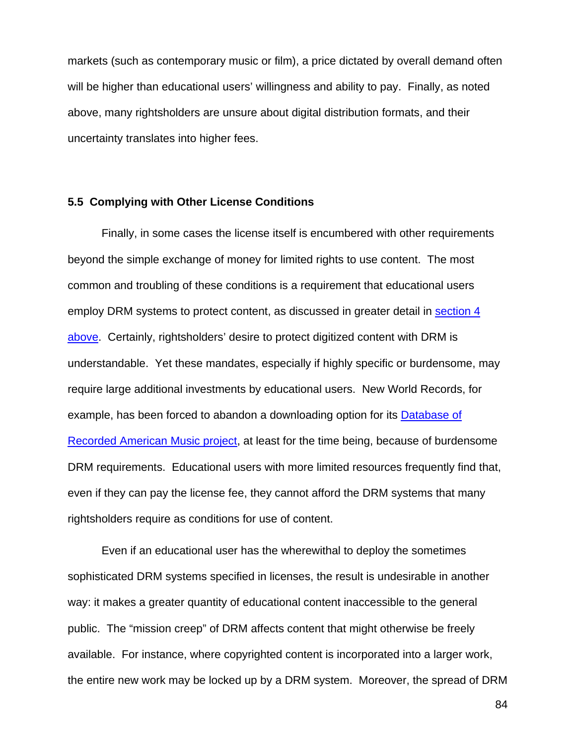markets (such as contemporary music or film), a price dictated by overall demand often will be higher than educational users' willingness and ability to pay. Finally, as noted above, many rightsholders are unsure about digital distribution formats, and their uncertainty translates into higher fees.

### 5.5 Complying with Other License Conditions

Finally, in some cases the license itself is encumbered with other requirements beyond the simple exchange of money for limited rights to use content. The most common and troubling of these conditions is a requirement that educational users employ DRM systems to protect content, as discussed in greater detail in section 4 above. Certainly, rightsholders' desire to protect digitized content with DRM is understandable. Yet these mandates, especially if highly specific or burdensome, may require large additional investments by educational users. New World Records, for example, has been forced to abandon a downloading option for its Database of Recorded American Music project, at least for the time being, because of burdensome DRM requirements. Educational users with more limited resources frequently find that, even if they can pay the license fee, they cannot afford the DRM systems that many rightsholders require as conditions for use of content.

Even if an educational user has the wherewithal to deploy the sometimes sophisticated DRM systems specified in licenses, the result is undesirable in another way: it makes a greater quantity of educational content inaccessible to the general public. The "mission creep" of DRM affects content that might otherwise be freely available. For instance, where copyrighted content is incorporated into a larger work, the entire new work may be locked up by a DRM system. Moreover, the spread of DRM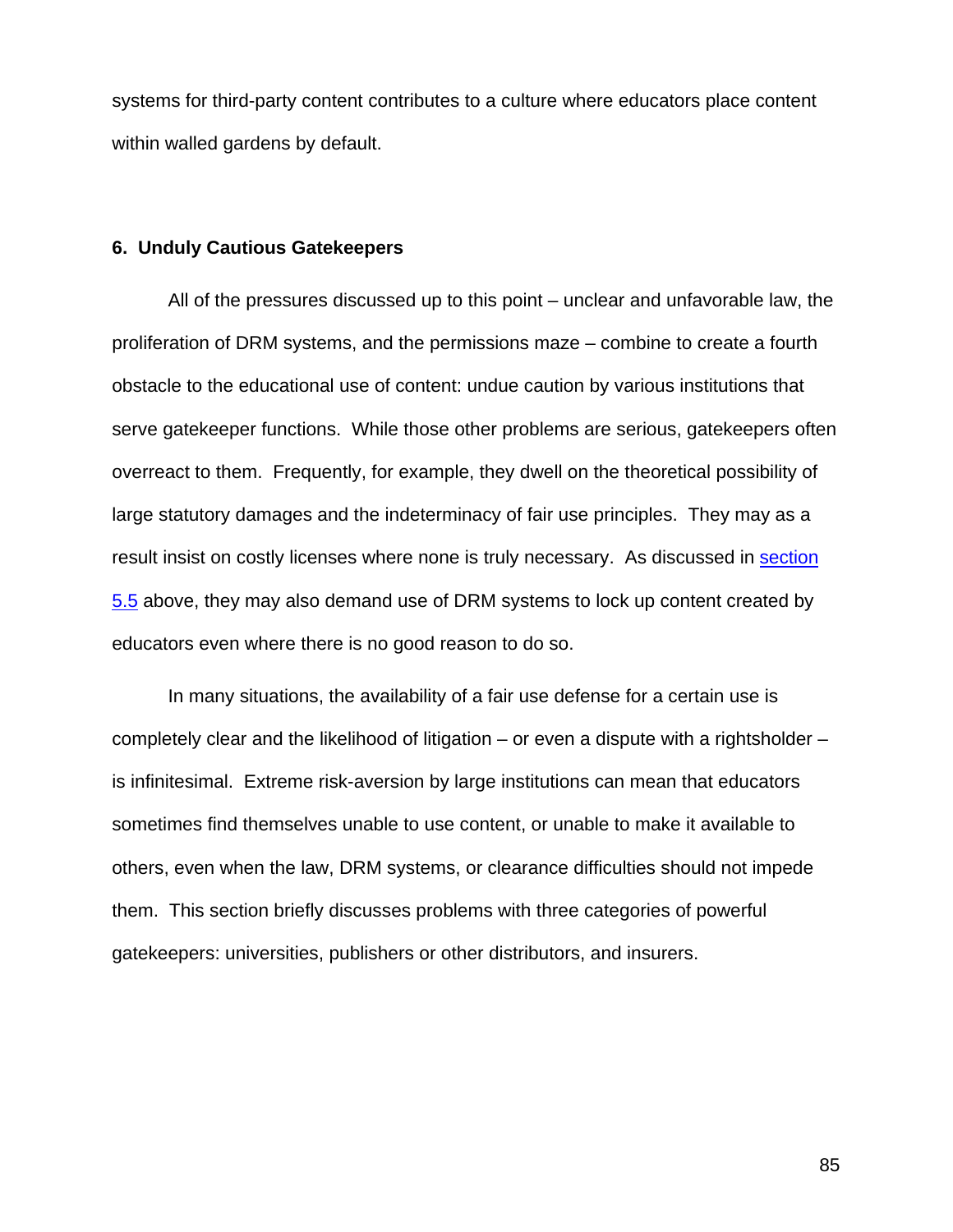systems for third-party content contributes to a culture where educators place content within walled gardens by default.

### 6. Unduly Cautious Gatekeepers

All of the pressures discussed up to this point – unclear and unfavorable law, the proliferation of DRM systems, and the permissions maze – combine to create a fourth obstacle to the educational use of content: undue caution by various institutions that serve gatekeeper functions. While those other problems are serious, gatekeepers often overreact to them. Frequently, for example, they dwell on the theoretical possibility of large statutory damages and the indeterminacy of fair use principles. They may as a result insist on costly licenses where none is truly necessary. As discussed in section 5.5 above, they may also demand use of DRM systems to lock up content created by educators even where there is no good reason to do so.

In many situations, the availability of a fair use defense for a certain use is completely clear and the likelihood of litigation – or even a dispute with a rightsholder – is infinitesimal. Extreme risk-aversion by large institutions can mean that educators sometimes find themselves unable to use content, or unable to make it available to others, even when the law, DRM systems, or clearance difficulties should not impede them. This section briefly discusses problems with three categories of powerful gatekeepers: universities, publishers or other distributors, and insurers.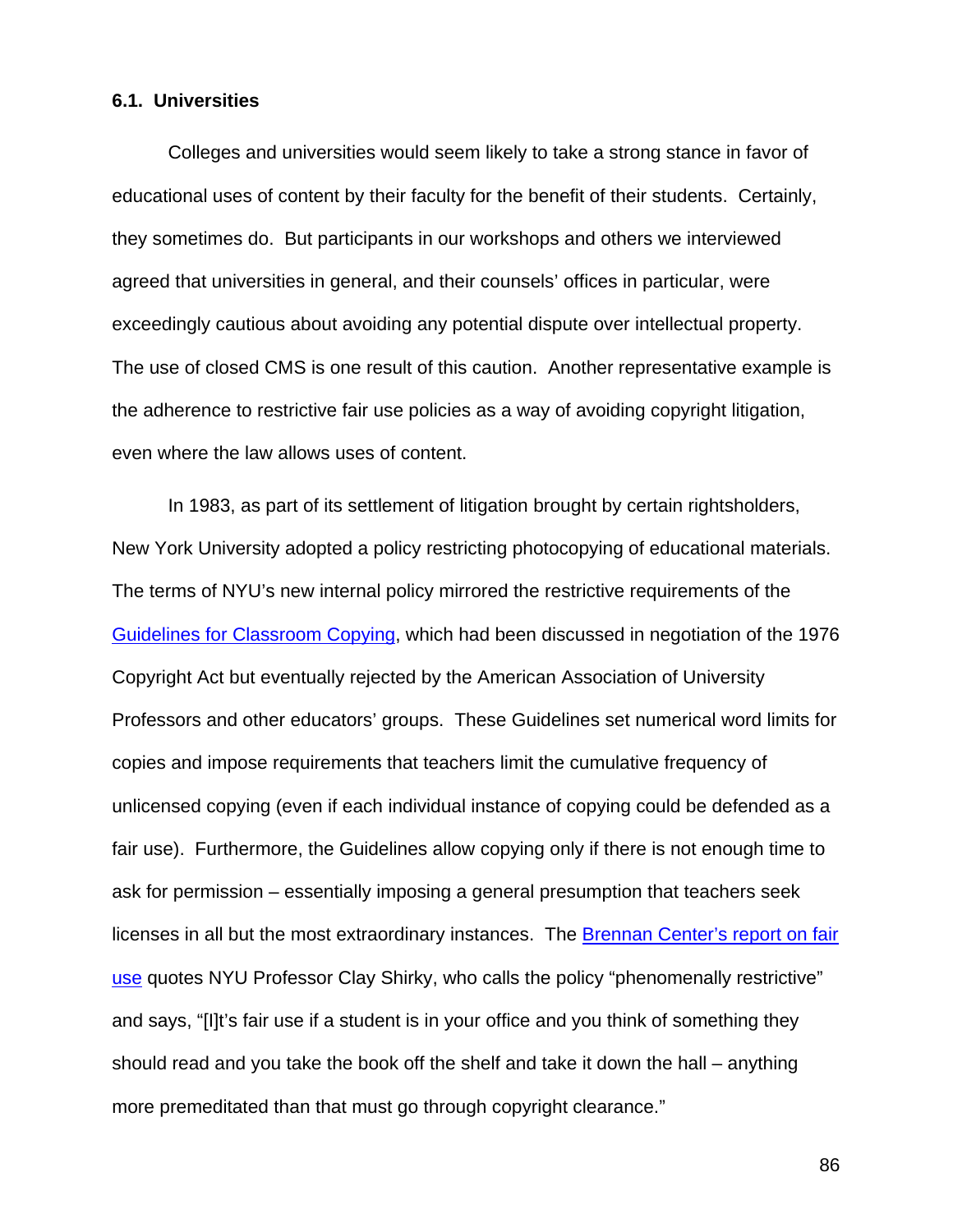### 6.1. Universities

Colleges and universities would seem likely to take a strong stance in favor of educational uses of content by their faculty for the benefit of their students. Certainly, they sometimes do. But participants in our workshops and others we interviewed agreed that universities in general, and their counsels' offices in particular, were exceedingly cautious about avoiding any potential dispute over intellectual property. The use of closed CMS is one result of this caution. Another representative example is the adherence to restrictive fair use policies as a way of avoiding copyright litigation, even where the law allows uses of content.

In 1983, as part of its settlement of litigation brought by certain rightsholders, New York University adopted a policy restricting photocopying of educational materials. The terms of NYU's new internal policy mirrored the restrictive requirements of the Guidelines for Classroom Copying, which had been discussed in negotiation of the 1976 Copyright Act but eventually rejected by the American Association of University Professors and other educators' groups. These Guidelines set numerical word limits for copies and impose requirements that teachers limit the cumulative frequency of unlicensed copying (even if each individual instance of copying could be defended as a fair use). Furthermore, the Guidelines allow copying only if there is not enough time to ask for permission – essentially imposing a general presumption that teachers seek licenses in all but the most extraordinary instances. The Brennan Center's report on fair use quotes NYU Professor Clay Shirky, who calls the policy "phenomenally restrictive" and says, "[I]t's fair use if a student is in your office and you think of something they should read and you take the book off the shelf and take it down the hall – anything more premeditated than that must go through copyright clearance."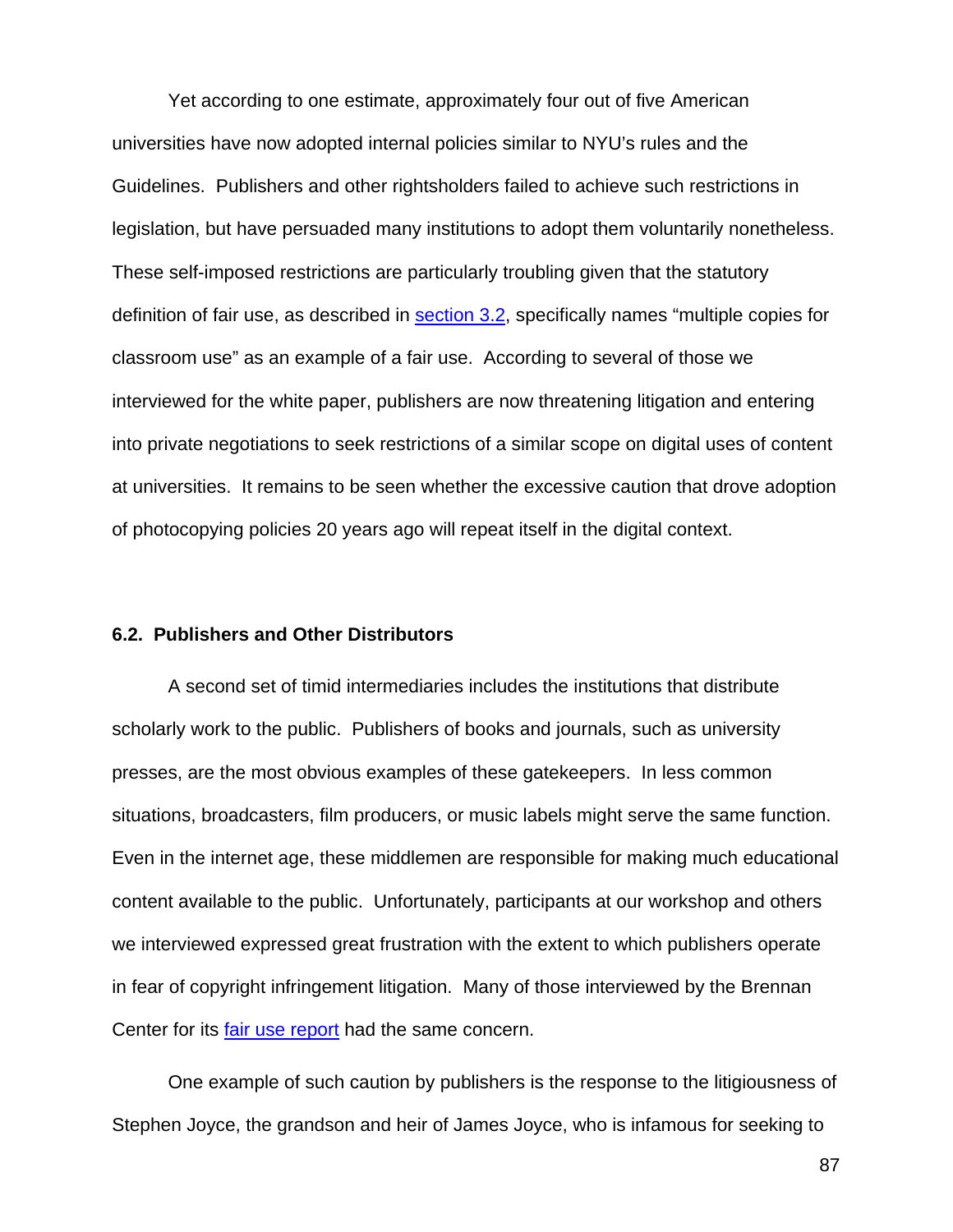Yet according to one estimate, approximately four out of five American universities have now adopted internal policies similar to NYU's rules and the Guidelines. Publishers and other rightsholders failed to achieve such restrictions in legislation, but have persuaded many institutions to adopt them voluntarily nonetheless. These self-imposed restrictions are particularly troubling given that the statutory definition of fair use, as described in section 3.2, specifically names "multiple copies for classroom use" as an example of a fair use. According to several of those we interviewed for the white paper, publishers are now threatening litigation and entering into private negotiations to seek restrictions of a similar scope on digital uses of content at universities. It remains to be seen whether the excessive caution that drove adoption of photocopying policies 20 years ago will repeat itself in the digital context.

### 6.2. Publishers and Other Distributors

A second set of timid intermediaries includes the institutions that distribute scholarly work to the public. Publishers of books and journals, such as university presses, are the most obvious examples of these gatekeepers. In less common situations, broadcasters, film producers, or music labels might serve the same function. Even in the internet age, these middlemen are responsible for making much educational content available to the public. Unfortunately, participants at our workshop and others we interviewed expressed great frustration with the extent to which publishers operate in fear of copyright infringement litigation. Many of those interviewed by the Brennan Center for its fair use report had the same concern.

One example of such caution by publishers is the response to the litigiousness of Stephen Joyce, the grandson and heir of James Joyce, who is infamous for seeking to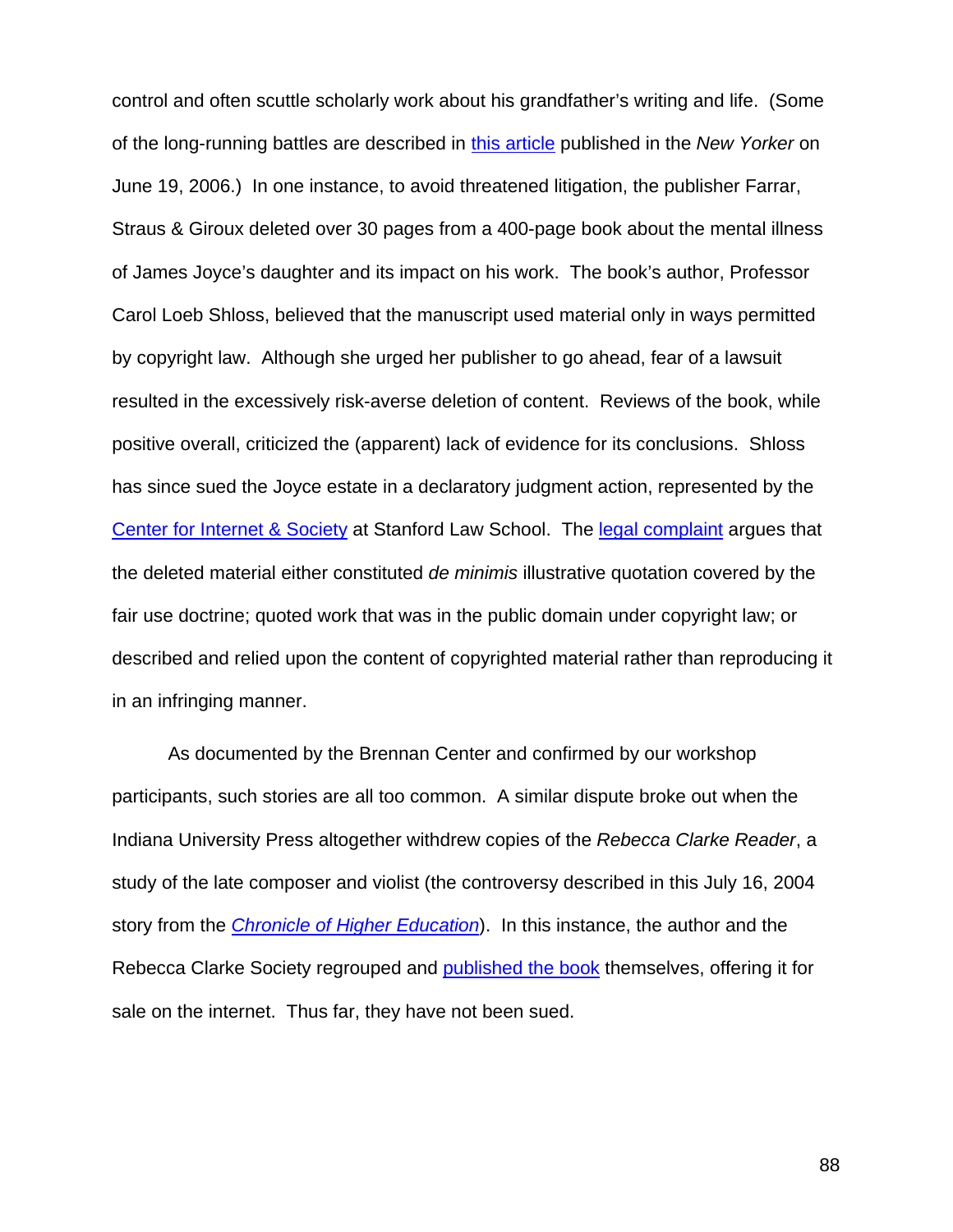control and often scuttle scholarly work about his grandfather's writing and life. (Some of the long-running battles are described in this article published in the *New Yorker* on June 19, 2006.) In one instance, to avoid threatened litigation, the publisher Farrar, Straus & Giroux deleted over 30 pages from a 400-page book about the mental illness of James Joyce's daughter and its impact on his work. The book's author, Professor Carol Loeb Shloss, believed that the manuscript used material only in ways permitted by copyright law. Although she urged her publisher to go ahead, fear of a lawsuit resulted in the excessively risk-averse deletion of content. Reviews of the book, while positive overall, criticized the (apparent) lack of evidence for its conclusions. Shloss has since sued the Joyce estate in a declaratory judgment action, represented by the Center for Internet & Society at Stanford Law School. The legal complaint argues that the deleted material either constituted *de minimis* illustrative quotation covered by the fair use doctrine; quoted work that was in the public domain under copyright law; or described and relied upon the content of copyrighted material rather than reproducing it in an infringing manner.

As documented by the Brennan Center and confirmed by our workshop participants, such stories are all too common. A similar dispute broke out when the Indiana University Press altogether withdrew copies of the *Rebecca Clarke Reader*, a study of the late composer and violist (the controversy described in this July 16, 2004 story from the *Chronicle of Higher Education*). In this instance, the author and the Rebecca Clarke Society regrouped and published the book themselves, offering it for sale on the internet. Thus far, they have not been sued.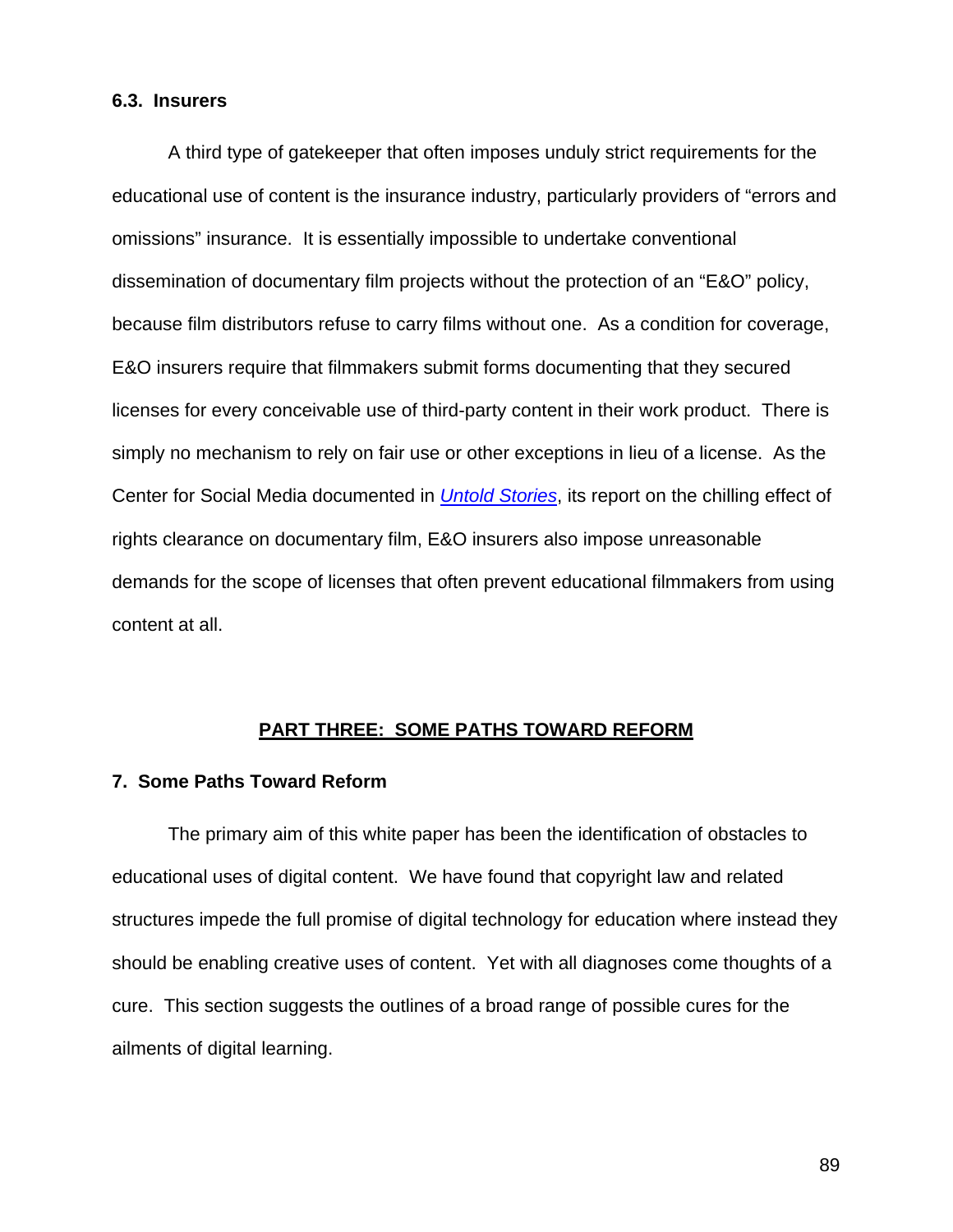### 6.3. Insurers

A third type of gatekeeper that often imposes unduly strict requirements for the educational use of content is the insurance industry, particularly providers of "errors and omissions" insurance. It is essentially impossible to undertake conventional dissemination of documentary film projects without the protection of an "E&O" policy, because film distributors refuse to carry films without one. As a condition for coverage, E&O insurers require that filmmakers submit forms documenting that they secured licenses for every conceivable use of third-party content in their work product. There is simply no mechanism to rely on fair use or other exceptions in lieu of a license. As the Center for Social Media documented in *Untold Stories*, its report on the chilling effect of rights clearance on documentary film, E&O insurers also impose unreasonable demands for the scope of licenses that often prevent educational filmmakers from using content at all.

# PART THREE: SOME PATHS TOWARD REFORM

## 7. Some Paths Toward Reform

The primary aim of this white paper has been the identification of obstacles to educational uses of digital content. We have found that copyright law and related structures impede the full promise of digital technology for education where instead they should be enabling creative uses of content. Yet with all diagnoses come thoughts of a cure. This section suggests the outlines of a broad range of possible cures for the ailments of digital learning.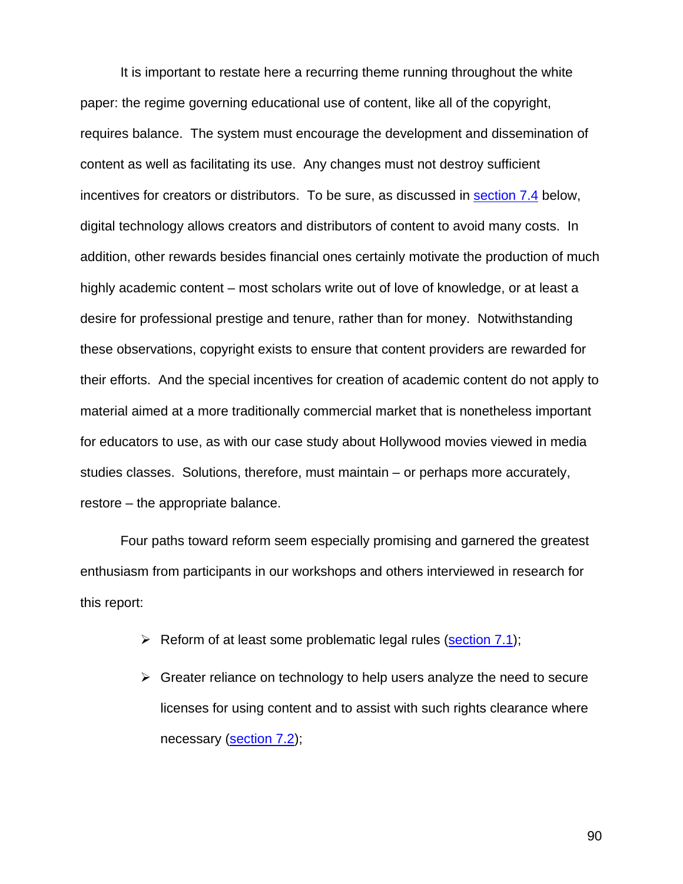It is important to restate here a recurring theme running throughout the white paper: the regime governing educational use of content, like all of the copyright, requires balance. The system must encourage the development and dissemination of content as well as facilitating its use. Any changes must not destroy sufficient incentives for creators or distributors. To be sure, as discussed in section 7.4 below, digital technology allows creators and distributors of content to avoid many costs. In addition, other rewards besides financial ones certainly motivate the production of much highly academic content – most scholars write out of love of knowledge, or at least a desire for professional prestige and tenure, rather than for money. Notwithstanding these observations, copyright exists to ensure that content providers are rewarded for their efforts. And the special incentives for creation of academic content do not apply to material aimed at a more traditionally commercial market that is nonetheless important for educators to use, as with our case study about Hollywood movies viewed in media studies classes. Solutions, therefore, must maintain – or perhaps more accurately, restore – the appropriate balance.

Four paths toward reform seem especially promising and garnered the greatest enthusiasm from participants in our workshops and others interviewed in research for this report:

- Reform of at least some problematic legal rules (section 7.1);
- Greater reliance on technology to help users analyze the need to secure licenses for using content and to assist with such rights clearance where necessary (section 7.2);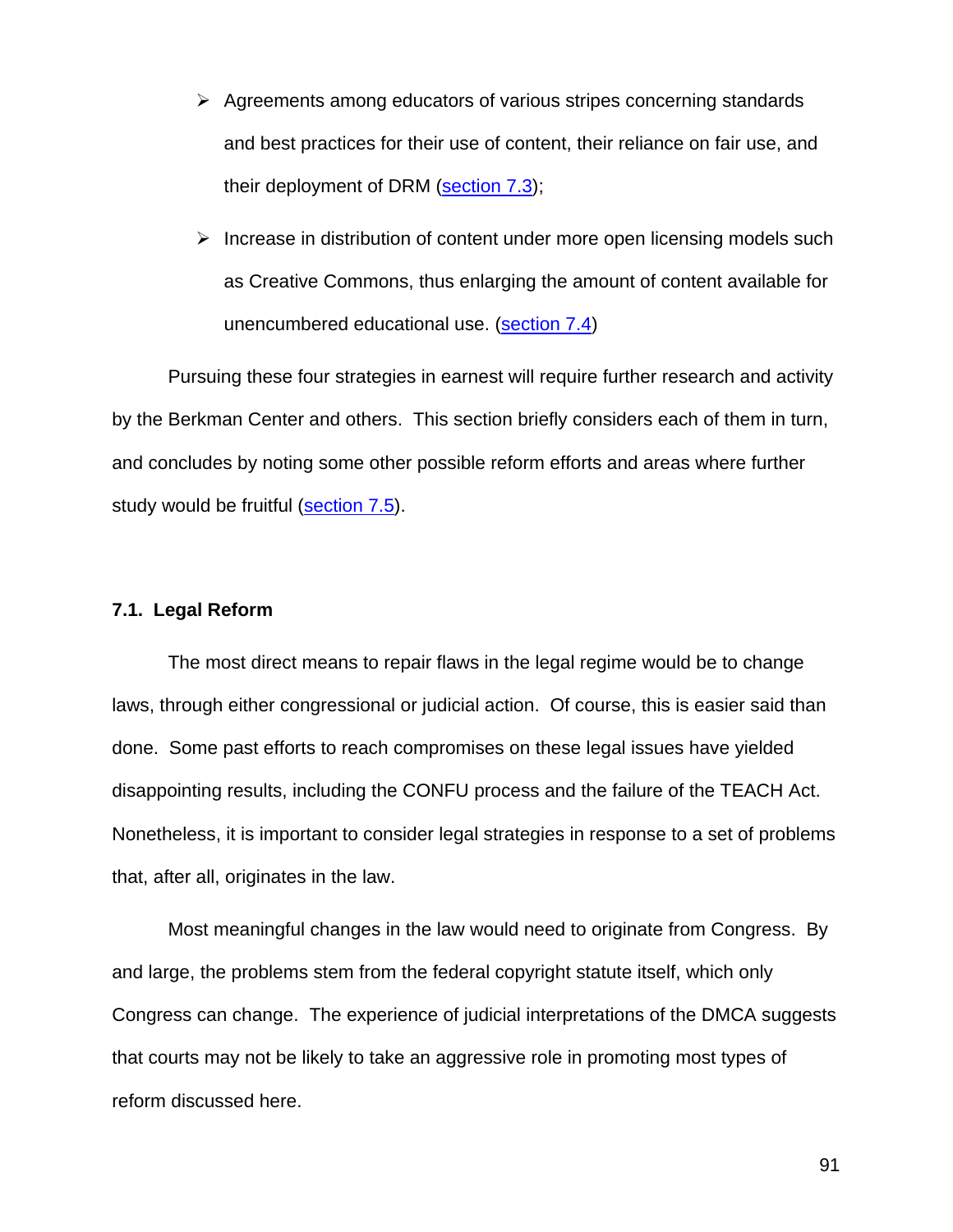- Agreements among educators of various stripes concerning standards and best practices for their use of content, their reliance on fair use, and their deployment of DRM (section 7.3);
- Increase in distribution of content under more open licensing models such as Creative Commons, thus enlarging the amount of content available for unencumbered educational use. (section 7.4)

Pursuing these four strategies in earnest will require further research and activity by the Berkman Center and others. This section briefly considers each of them in turn, and concludes by noting some other possible reform efforts and areas where further study would be fruitful (section 7.5).

### 7.1. Legal Reform

The most direct means to repair flaws in the legal regime would be to change laws, through either congressional or judicial action. Of course, this is easier said than done. Some past efforts to reach compromises on these legal issues have yielded disappointing results, including the CONFU process and the failure of the TEACH Act. Nonetheless, it is important to consider legal strategies in response to a set of problems that, after all, originates in the law.

Most meaningful changes in the law would need to originate from Congress. By and large, the problems stem from the federal copyright statute itself, which only Congress can change. The experience of judicial interpretations of the DMCA suggests that courts may not be likely to take an aggressive role in promoting most types of reform discussed here.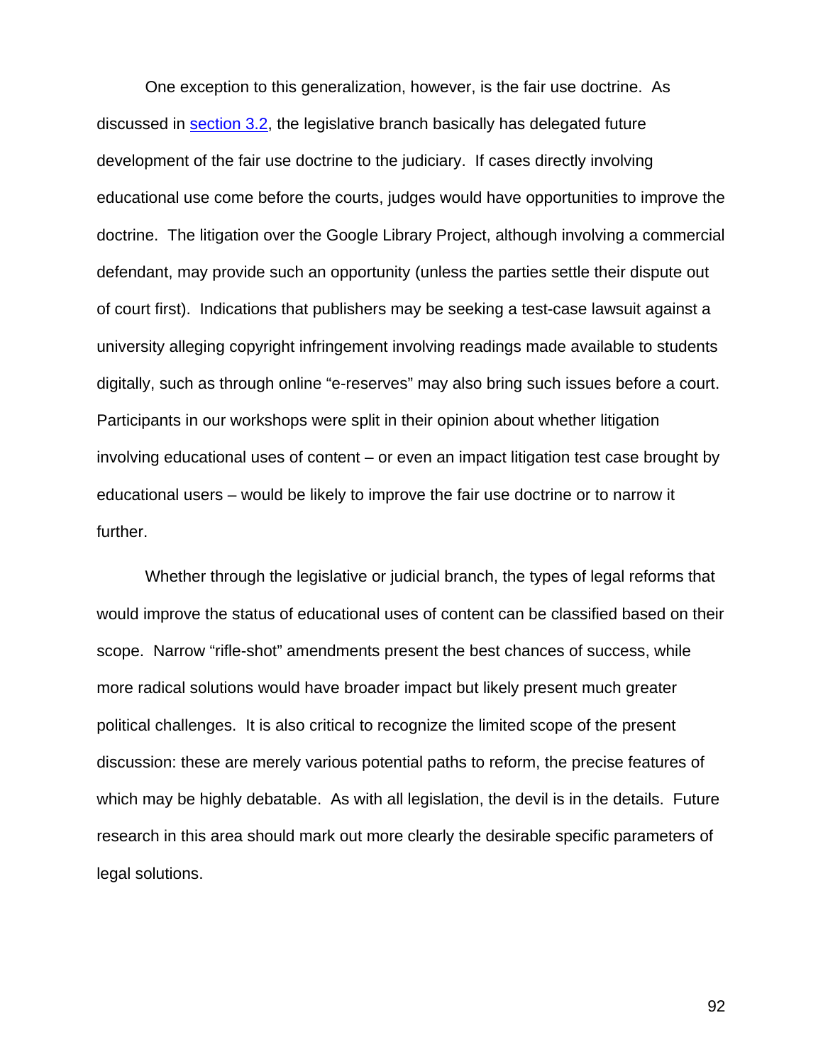One exception to this generalization, however, is the fair use doctrine. As discussed in section 3.2, the legislative branch basically has delegated future development of the fair use doctrine to the judiciary. If cases directly involving educational use come before the courts, judges would have opportunities to improve the doctrine. The litigation over the Google Library Project, although involving a commercial defendant, may provide such an opportunity (unless the parties settle their dispute out of court first). Indications that publishers may be seeking a test-case lawsuit against a university alleging copyright infringement involving readings made available to students digitally, such as through online "e-reserves" may also bring such issues before a court. Participants in our workshops were split in their opinion about whether litigation involving educational uses of content – or even an impact litigation test case brought by educational users – would be likely to improve the fair use doctrine or to narrow it further.

Whether through the legislative or judicial branch, the types of legal reforms that would improve the status of educational uses of content can be classified based on their scope. Narrow "rifle-shot" amendments present the best chances of success, while more radical solutions would have broader impact but likely present much greater political challenges. It is also critical to recognize the limited scope of the present discussion: these are merely various potential paths to reform, the precise features of which may be highly debatable. As with all legislation, the devil is in the details. Future research in this area should mark out more clearly the desirable specific parameters of legal solutions.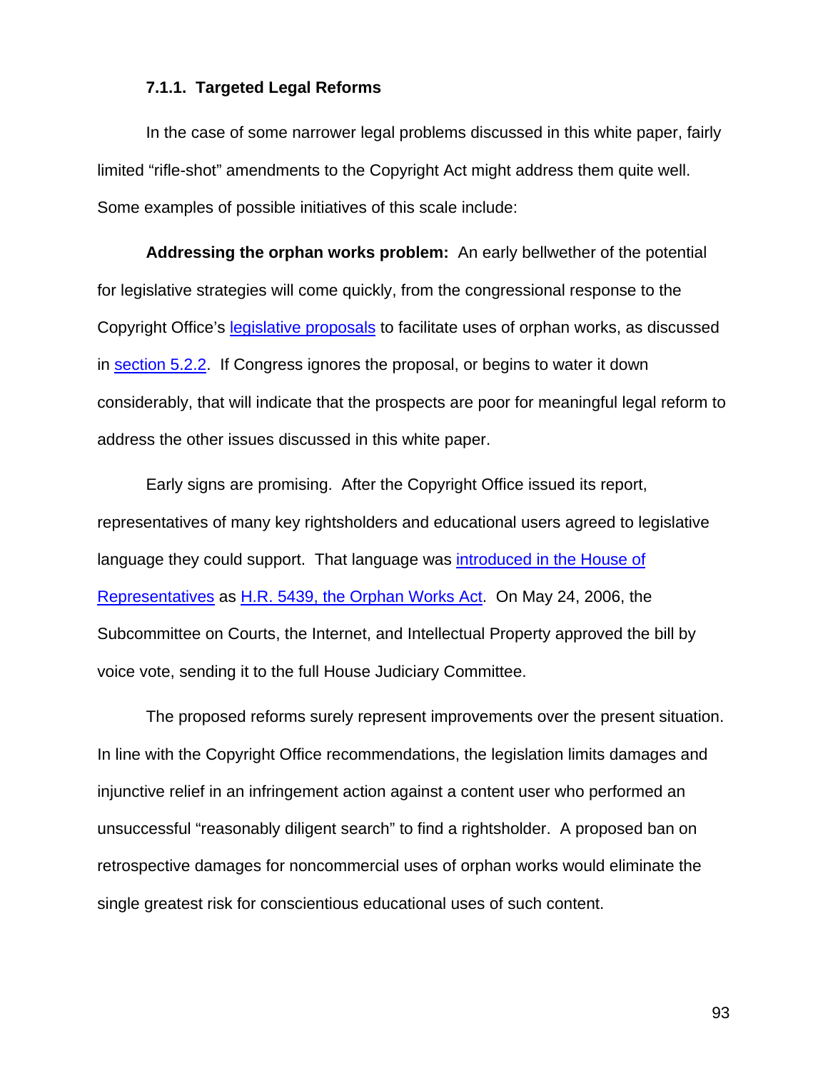#### 7.1.1. Targeted Legal Reforms

In the case of some narrower legal problems discussed in this white paper, fairly limited "rifle-shot" amendments to the Copyright Act might address them quite well. Some examples of possible initiatives of this scale include:

**Addressing the orphan works problem:** An early bellwether of the potential for legislative strategies will come quickly, from the congressional response to the Copyright Office's legislative proposals to facilitate uses of orphan works, as discussed in section 5.2.2. If Congress ignores the proposal, or begins to water it down considerably, that will indicate that the prospects are poor for meaningful legal reform to address the other issues discussed in this white paper.

Early signs are promising. After the Copyright Office issued its report, representatives of many key rightsholders and educational users agreed to legislative language they could support. That language was introduced in the House of Representatives as H.R. 5439, the Orphan Works Act. On May 24, 2006, the Subcommittee on Courts, the Internet, and Intellectual Property approved the bill by voice vote, sending it to the full House Judiciary Committee.

The proposed reforms surely represent improvements over the present situation. In line with the Copyright Office recommendations, the legislation limits damages and injunctive relief in an infringement action against a content user who performed an unsuccessful "reasonably diligent search" to find a rightsholder. A proposed ban on retrospective damages for noncommercial uses of orphan works would eliminate the single greatest risk for conscientious educational uses of such content.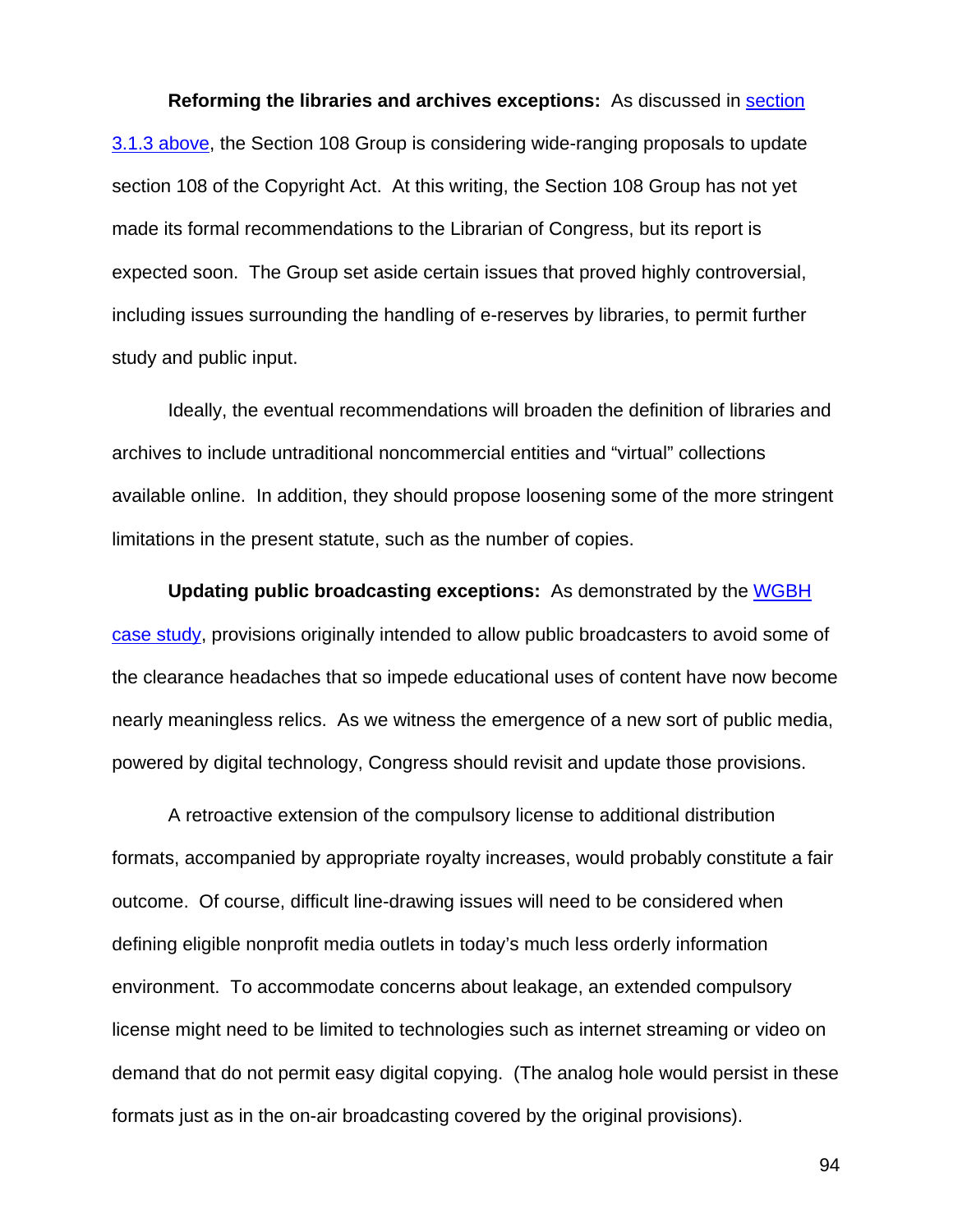**Reforming the libraries and archives exceptions:** As discussed in section 3.1.3 above, the Section 108 Group is considering wide-ranging proposals to update section 108 of the Copyright Act. At this writing, the Section 108 Group has not yet made its formal recommendations to the Librarian of Congress, but its report is expected soon. The Group set aside certain issues that proved highly controversial, including issues surrounding the handling of e-reserves by libraries, to permit further study and public input.

Ideally, the eventual recommendations will broaden the definition of libraries and archives to include untraditional noncommercial entities and "virtual" collections available online. In addition, they should propose loosening some of the more stringent limitations in the present statute, such as the number of copies.

**Updating public broadcasting exceptions:** As demonstrated by the WGBH case study, provisions originally intended to allow public broadcasters to avoid some of the clearance headaches that so impede educational uses of content have now become nearly meaningless relics. As we witness the emergence of a new sort of public media, powered by digital technology, Congress should revisit and update those provisions.

A retroactive extension of the compulsory license to additional distribution formats, accompanied by appropriate royalty increases, would probably constitute a fair outcome. Of course, difficult line-drawing issues will need to be considered when defining eligible nonprofit media outlets in today's much less orderly information environment. To accommodate concerns about leakage, an extended compulsory license might need to be limited to technologies such as internet streaming or video on demand that do not permit easy digital copying. (The analog hole would persist in these formats just as in the on-air broadcasting covered by the original provisions).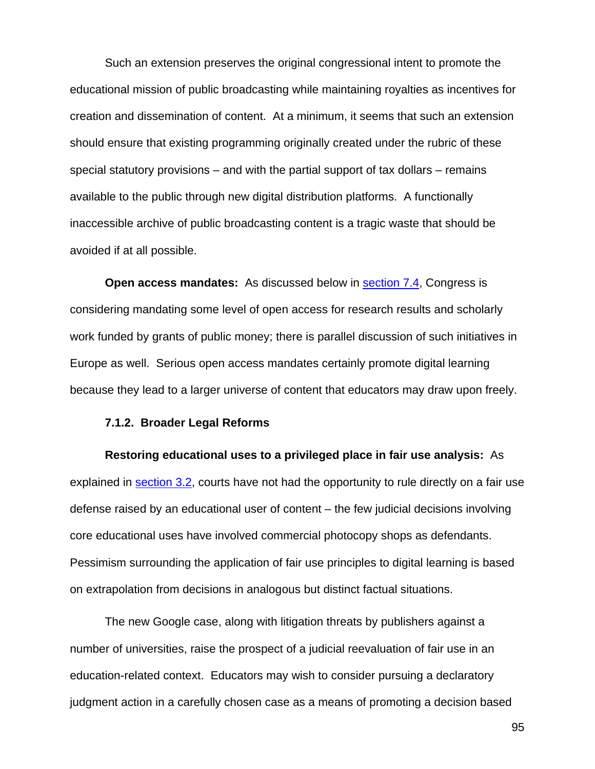Such an extension preserves the original congressional intent to promote the educational mission of public broadcasting while maintaining royalties as incentives for creation and dissemination of content. At a minimum, it seems that such an extension should ensure that existing programming originally created under the rubric of these special statutory provisions – and with the partial support of tax dollars – remains available to the public through new digital distribution platforms. A functionally inaccessible archive of public broadcasting content is a tragic waste that should be avoided if at all possible.

**Open access mandates:** As discussed below in section 7.4, Congress is considering mandating some level of open access for research results and scholarly work funded by grants of public money; there is parallel discussion of such initiatives in Europe as well. Serious open access mandates certainly promote digital learning because they lead to a larger universe of content that educators may draw upon freely.

#### 7.1.2. Broader Legal Reforms

**Restoring educational uses to a privileged place in fair use analysis:** As explained in section 3.2, courts have not had the opportunity to rule directly on a fair use defense raised by an educational user of content – the few judicial decisions involving core educational uses have involved commercial photocopy shops as defendants. Pessimism surrounding the application of fair use principles to digital learning is based on extrapolation from decisions in analogous but distinct factual situations.

The new Google case, along with litigation threats by publishers against a number of universities, raise the prospect of a judicial reevaluation of fair use in an education-related context. Educators may wish to consider pursuing a declaratory judgment action in a carefully chosen case as a means of promoting a decision based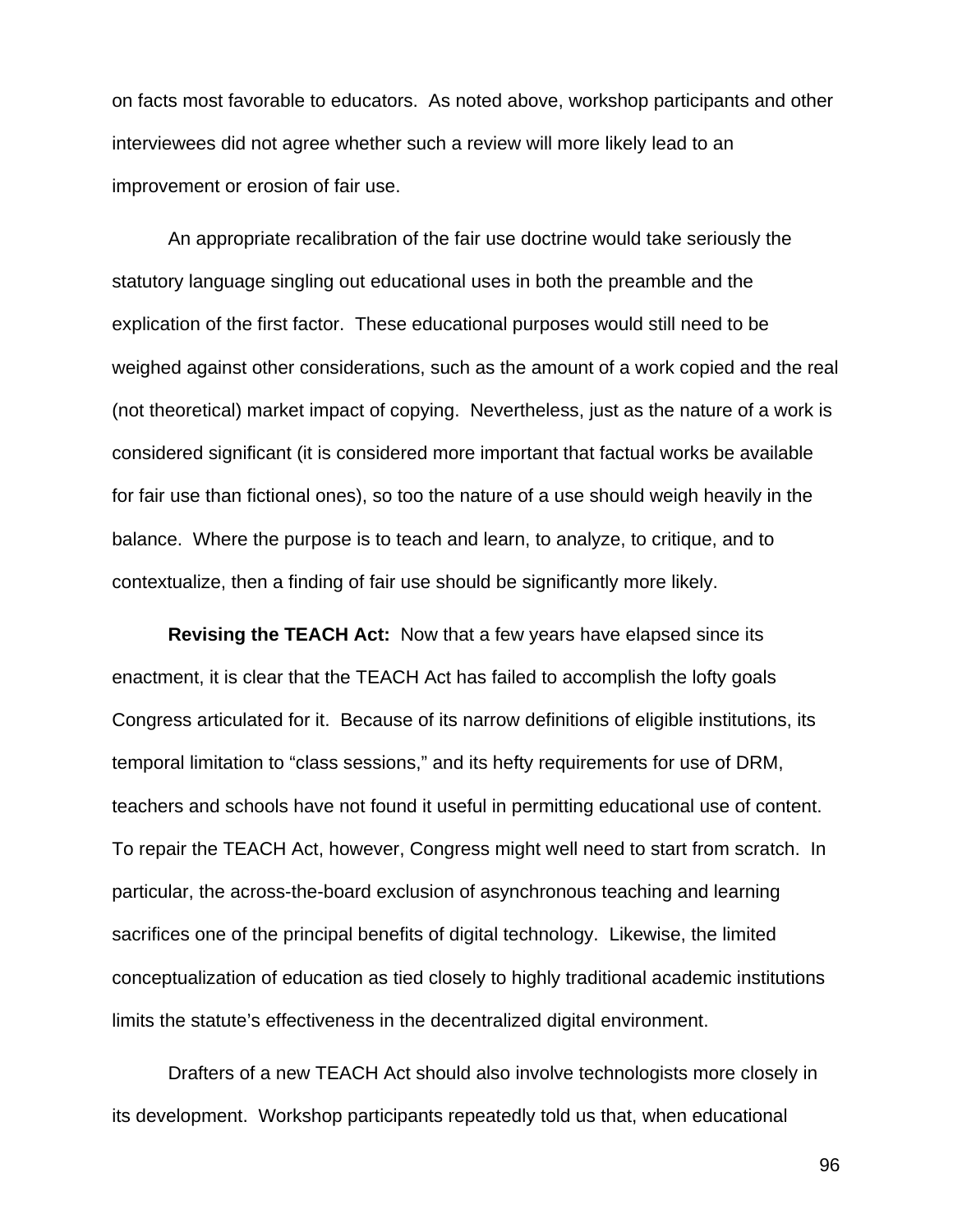on facts most favorable to educators. As noted above, workshop participants and other interviewees did not agree whether such a review will more likely lead to an improvement or erosion of fair use.

An appropriate recalibration of the fair use doctrine would take seriously the statutory language singling out educational uses in both the preamble and the explication of the first factor. These educational purposes would still need to be weighed against other considerations, such as the amount of a work copied and the real (not theoretical) market impact of copying. Nevertheless, just as the nature of a work is considered significant (it is considered more important that factual works be available for fair use than fictional ones), so too the nature of a use should weigh heavily in the balance. Where the purpose is to teach and learn, to analyze, to critique, and to contextualize, then a finding of fair use should be significantly more likely.

**Revising the TEACH Act:** Now that a few years have elapsed since its enactment, it is clear that the TEACH Act has failed to accomplish the lofty goals Congress articulated for it. Because of its narrow definitions of eligible institutions, its temporal limitation to “class sessions,” and its hefty requirements for use of DRM, teachers and schools have not found it useful in permitting educational use of content. To repair the TEACH Act, however, Congress might well need to start from scratch. In particular, the across-the-board exclusion of asynchronous teaching and learning sacrifices one of the principal benefits of digital technology. Likewise, the limited conceptualization of education as tied closely to highly traditional academic institutions limits the statute’s effectiveness in the decentralized digital environment.

Drafters of a new TEACH Act should also involve technologists more closely in its development. Workshop participants repeatedly told us that, when educational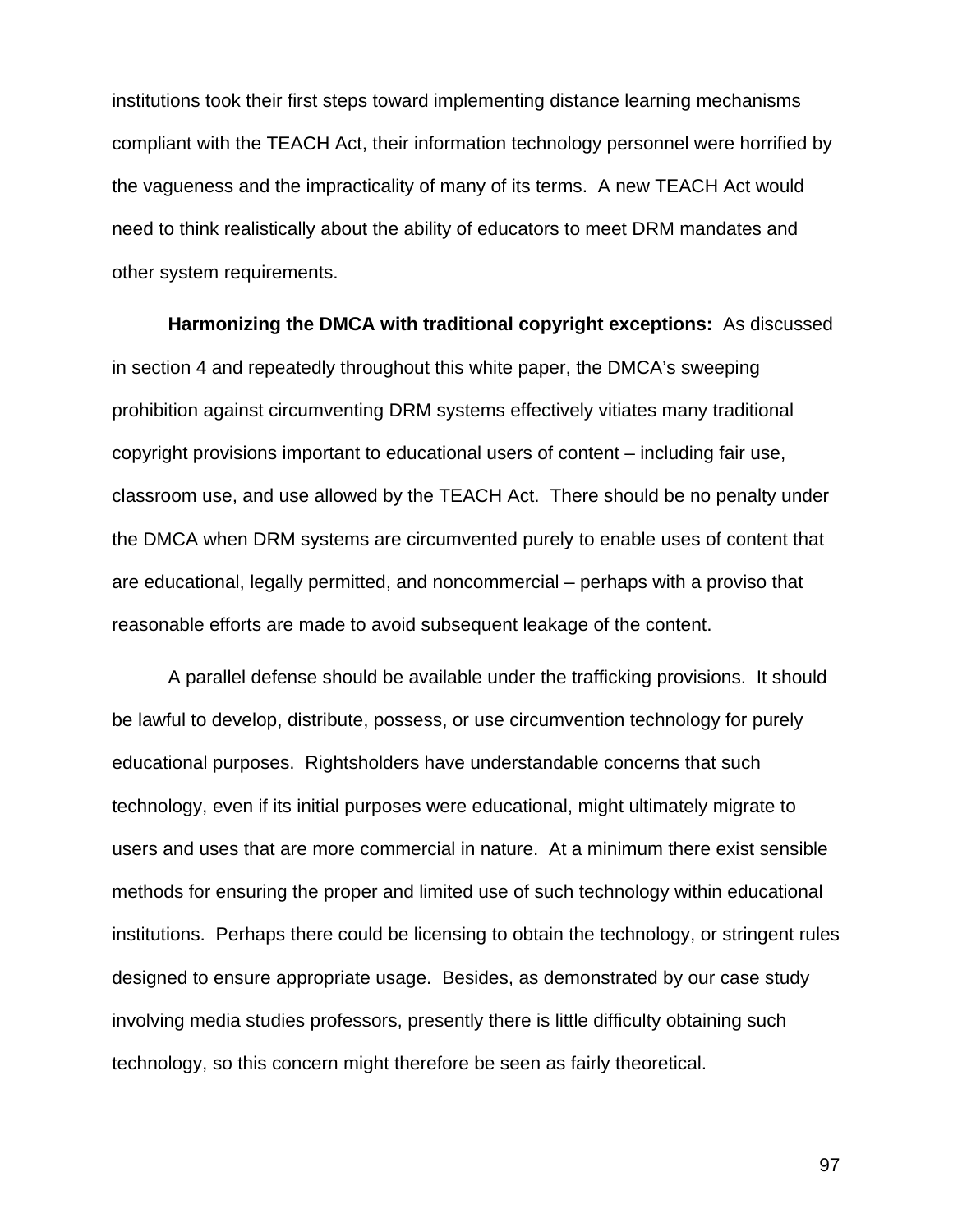institutions took their first steps toward implementing distance learning mechanisms compliant with the TEACH Act, their information technology personnel were horrified by the vagueness and the impracticality of many of its terms. A new TEACH Act would need to think realistically about the ability of educators to meet DRM mandates and other system requirements.

**Harmonizing the DMCA with traditional copyright exceptions:** As discussed in section 4 and repeatedly throughout this white paper, the DMCA's sweeping prohibition against circumventing DRM systems effectively vitiates many traditional copyright provisions important to educational users of content – including fair use, classroom use, and use allowed by the TEACH Act. There should be no penalty under the DMCA when DRM systems are circumvented purely to enable uses of content that are educational, legally permitted, and noncommercial – perhaps with a proviso that reasonable efforts are made to avoid subsequent leakage of the content.

A parallel defense should be available under the trafficking provisions. It should be lawful to develop, distribute, possess, or use circumvention technology for purely educational purposes. Rightsholders have understandable concerns that such technology, even if its initial purposes were educational, might ultimately migrate to users and uses that are more commercial in nature. At a minimum there exist sensible methods for ensuring the proper and limited use of such technology within educational institutions. Perhaps there could be licensing to obtain the technology, or stringent rules designed to ensure appropriate usage. Besides, as demonstrated by our case study involving media studies professors, presently there is little difficulty obtaining such technology, so this concern might therefore be seen as fairly theoretical.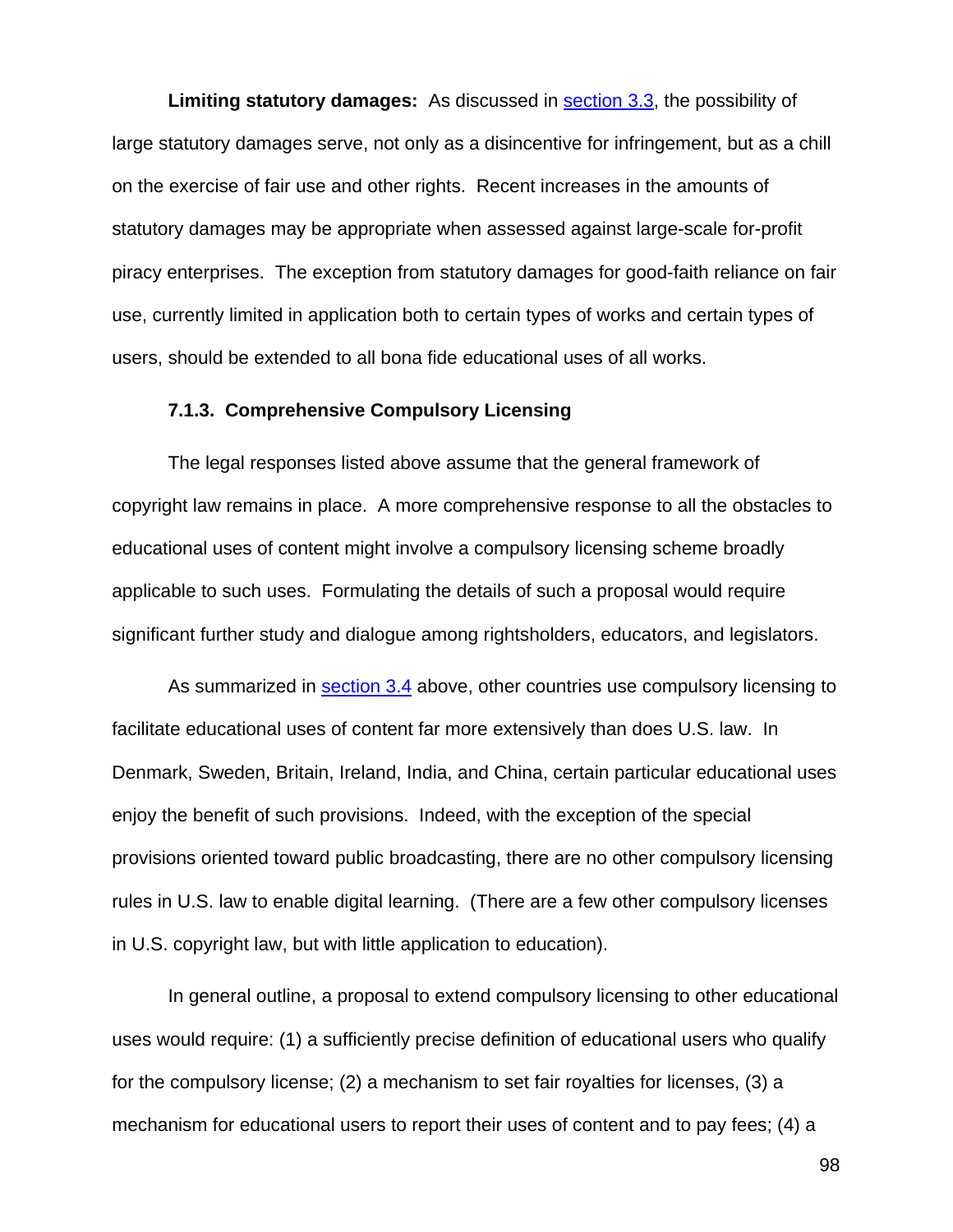**Limiting statutory damages:** As discussed in section 3.3, the possibility of large statutory damages serve, not only as a disincentive for infringement, but as a chill on the exercise of fair use and other rights. Recent increases in the amounts of statutory damages may be appropriate when assessed against large-scale for-profit piracy enterprises. The exception from statutory damages for good-faith reliance on fair use, currently limited in application both to certain types of works and certain types of users, should be extended to all bona fide educational uses of all works.

### 7.1.3. Comprehensive Compulsory Licensing

The legal responses listed above assume that the general framework of copyright law remains in place. A more comprehensive response to all the obstacles to educational uses of content might involve a compulsory licensing scheme broadly applicable to such uses. Formulating the details of such a proposal would require significant further study and dialogue among rightsholders, educators, and legislators.

As summarized in section 3.4 above, other countries use compulsory licensing to facilitate educational uses of content far more extensively than does U.S. law. In Denmark, Sweden, Britain, Ireland, India, and China, certain particular educational uses enjoy the benefit of such provisions. Indeed, with the exception of the special provisions oriented toward public broadcasting, there are no other compulsory licensing rules in U.S. law to enable digital learning. (There are a few other compulsory licenses in U.S. copyright law, but with little application to education).

In general outline, a proposal to extend compulsory licensing to other educational uses would require: (1) a sufficiently precise definition of educational users who qualify for the compulsory license; (2) a mechanism to set fair royalties for licenses, (3) a mechanism for educational users to report their uses of content and to pay fees; (4) a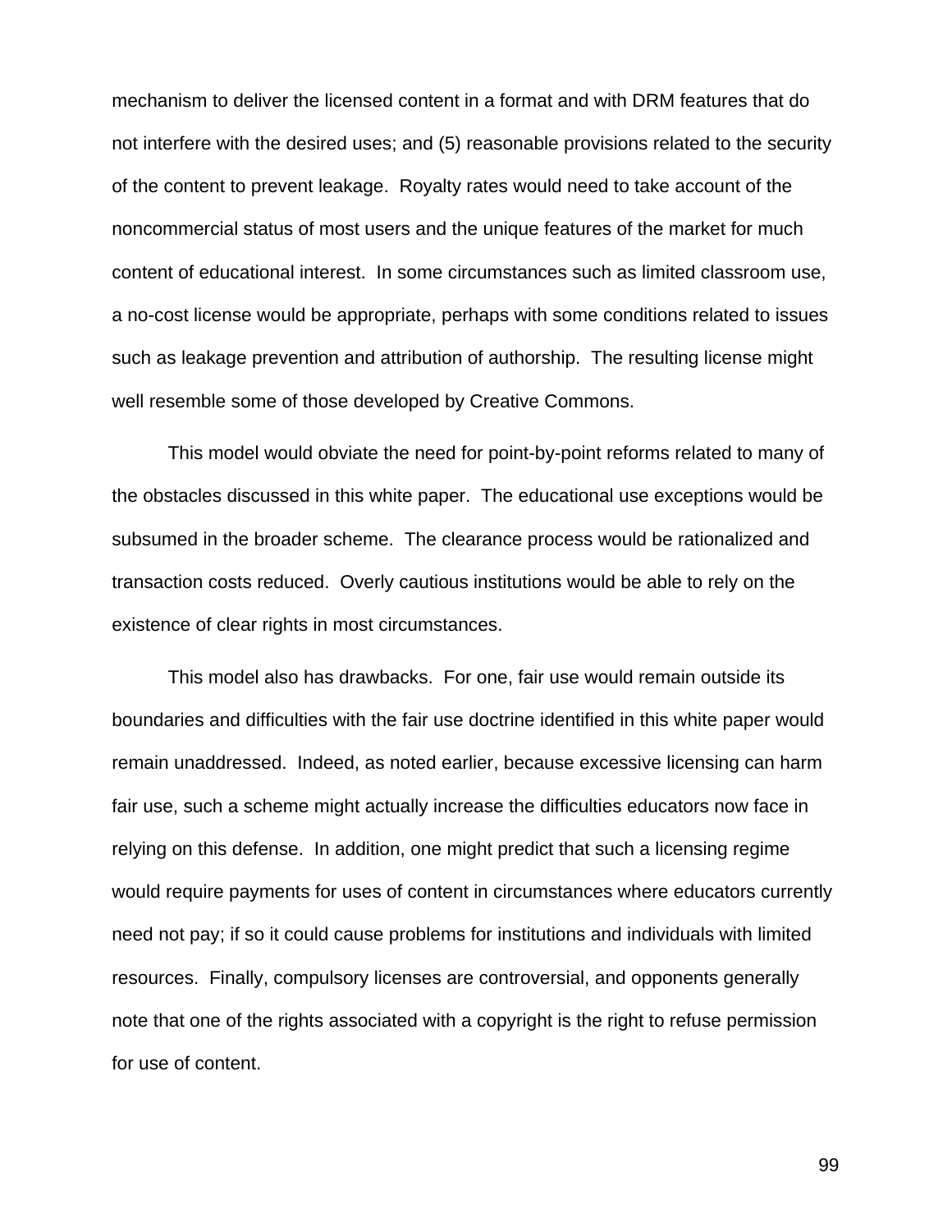mechanism to deliver the licensed content in a format and with DRM features that do not interfere with the desired uses; and (5) reasonable provisions related to the security of the content to prevent leakage. Royalty rates would need to take account of the noncommercial status of most users and the unique features of the market for much content of educational interest. In some circumstances such as limited classroom use, a no-cost license would be appropriate, perhaps with some conditions related to issues such as leakage prevention and attribution of authorship. The resulting license might well resemble some of those developed by Creative Commons.

This model would obviate the need for point-by-point reforms related to many of the obstacles discussed in this white paper. The educational use exceptions would be subsumed in the broader scheme. The clearance process would be rationalized and transaction costs reduced. Overly cautious institutions would be able to rely on the existence of clear rights in most circumstances.

This model also has drawbacks. For one, fair use would remain outside its boundaries and difficulties with the fair use doctrine identified in this white paper would remain unaddressed. Indeed, as noted earlier, because excessive licensing can harm fair use, such a scheme might actually increase the difficulties educators now face in relying on this defense. In addition, one might predict that such a licensing regime would require payments for uses of content in circumstances where educators currently need not pay; if so it could cause problems for institutions and individuals with limited resources. Finally, compulsory licenses are controversial, and opponents generally note that one of the rights associated with a copyright is the right to refuse permission for use of content.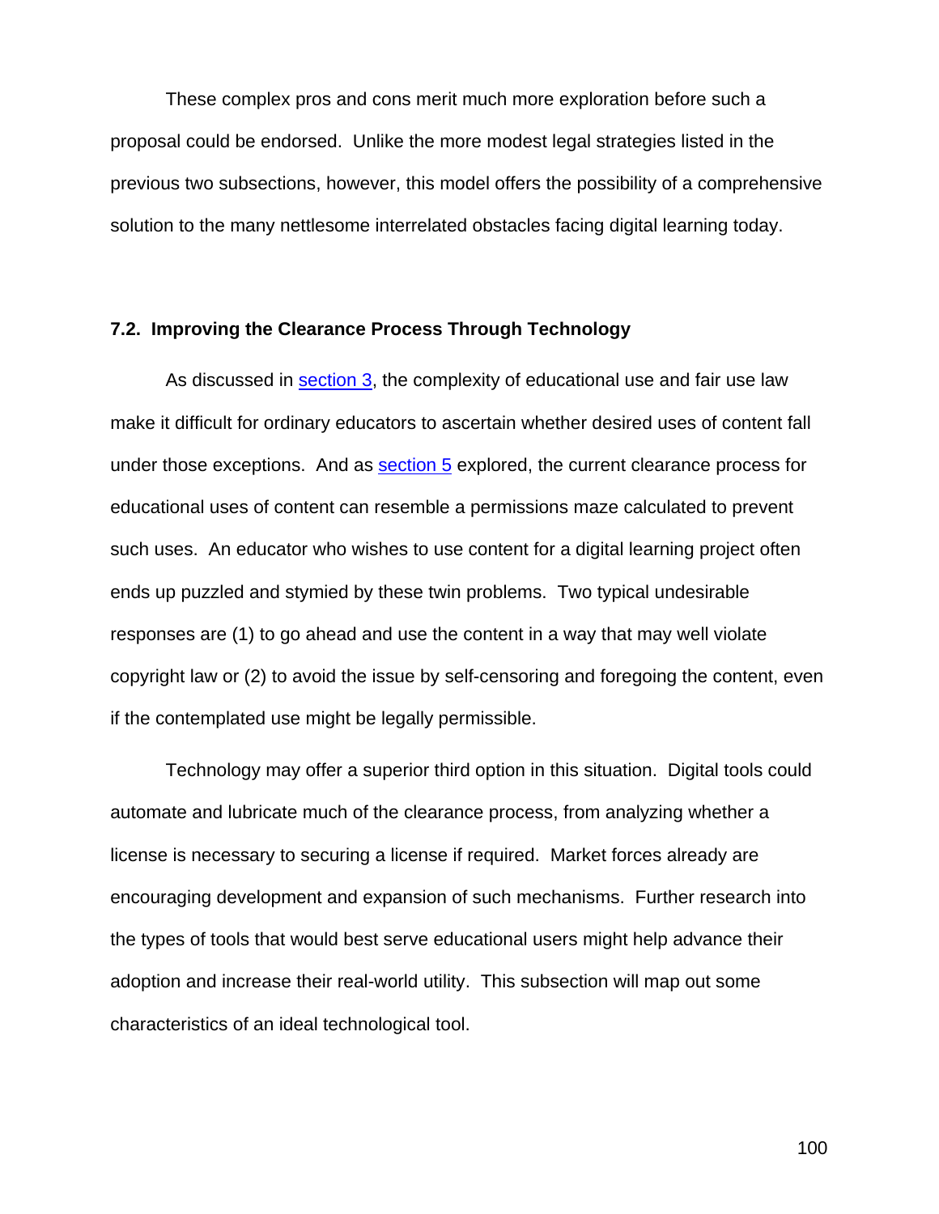These complex pros and cons merit much more exploration before such a proposal could be endorsed. Unlike the more modest legal strategies listed in the previous two subsections, however, this model offers the possibility of a comprehensive solution to the many nettlesome interrelated obstacles facing digital learning today.

### 7.2. Improving the Clearance Process Through Technology

As discussed in section 3, the complexity of educational use and fair use law make it difficult for ordinary educators to ascertain whether desired uses of content fall under those exceptions. And as section 5 explored, the current clearance process for educational uses of content can resemble a permissions maze calculated to prevent such uses. An educator who wishes to use content for a digital learning project often ends up puzzled and stymied by these twin problems. Two typical undesirable responses are (1) to go ahead and use the content in a way that may well violate copyright law or (2) to avoid the issue by self-censoring and foregoing the content, even if the contemplated use might be legally permissible.

Technology may offer a superior third option in this situation. Digital tools could automate and lubricate much of the clearance process, from analyzing whether a license is necessary to securing a license if required. Market forces already are encouraging development and expansion of such mechanisms. Further research into the types of tools that would best serve educational users might help advance their adoption and increase their real-world utility. This subsection will map out some characteristics of an ideal technological tool.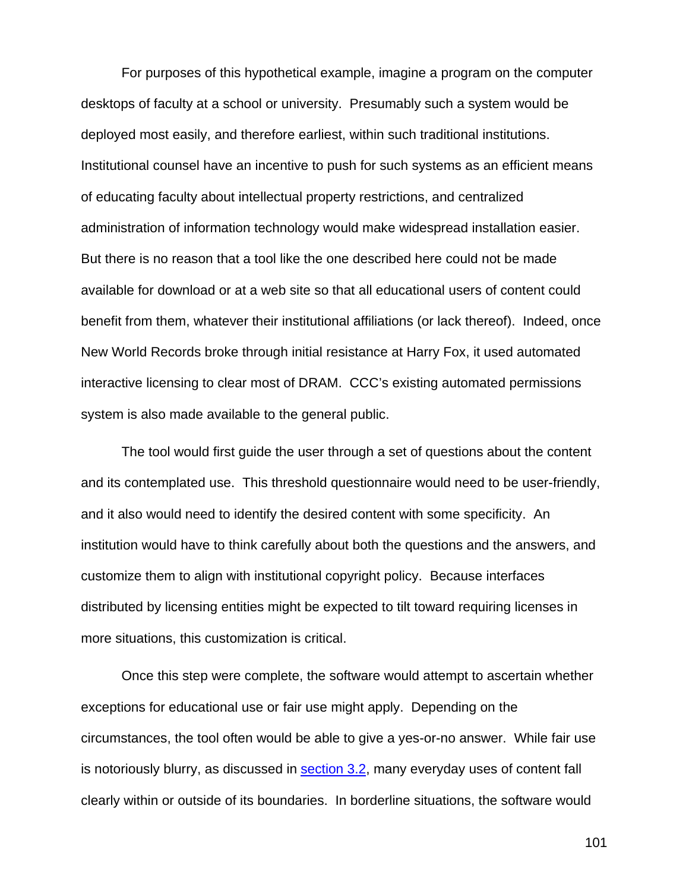For purposes of this hypothetical example, imagine a program on the computer desktops of faculty at a school or university. Presumably such a system would be deployed most easily, and therefore earliest, within such traditional institutions. Institutional counsel have an incentive to push for such systems as an efficient means of educating faculty about intellectual property restrictions, and centralized administration of information technology would make widespread installation easier. But there is no reason that a tool like the one described here could not be made available for download or at a web site so that all educational users of content could benefit from them, whatever their institutional affiliations (or lack thereof). Indeed, once New World Records broke through initial resistance at Harry Fox, it used automated interactive licensing to clear most of DRAM. CCC's existing automated permissions system is also made available to the general public.

The tool would first guide the user through a set of questions about the content and its contemplated use. This threshold questionnaire would need to be user-friendly, and it also would need to identify the desired content with some specificity. An institution would have to think carefully about both the questions and the answers, and customize them to align with institutional copyright policy. Because interfaces distributed by licensing entities might be expected to tilt toward requiring licenses in more situations, this customization is critical.

Once this step were complete, the software would attempt to ascertain whether exceptions for educational use or fair use might apply. Depending on the circumstances, the tool often would be able to give a yes-or-no answer. While fair use is notoriously blurry, as discussed in section 3.2, many everyday uses of content fall clearly within or outside of its boundaries. In borderline situations, the software would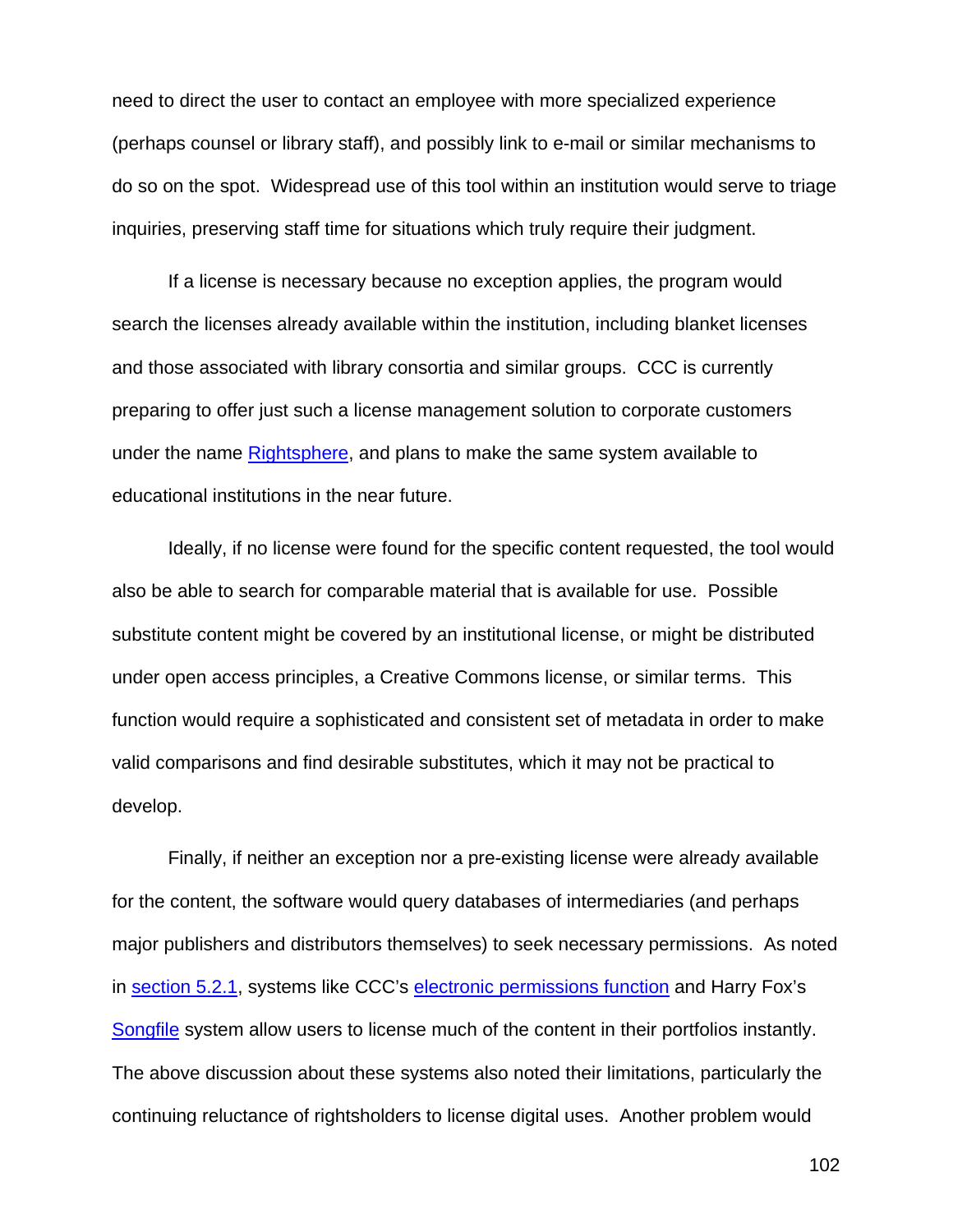need to direct the user to contact an employee with more specialized experience (perhaps counsel or library staff), and possibly link to e-mail or similar mechanisms to do so on the spot. Widespread use of this tool within an institution would serve to triage inquiries, preserving staff time for situations which truly require their judgment.

If a license is necessary because no exception applies, the program would search the licenses already available within the institution, including blanket licenses and those associated with library consortia and similar groups. CCC is currently preparing to offer just such a license management solution to corporate customers under the name Rightsphere, and plans to make the same system available to educational institutions in the near future.

Ideally, if no license were found for the specific content requested, the tool would also be able to search for comparable material that is available for use. Possible substitute content might be covered by an institutional license, or might be distributed under open access principles, a Creative Commons license, or similar terms. This function would require a sophisticated and consistent set of metadata in order to make valid comparisons and find desirable substitutes, which it may not be practical to develop.

Finally, if neither an exception nor a pre-existing license were already available for the content, the software would query databases of intermediaries (and perhaps major publishers and distributors themselves) to seek necessary permissions. As noted in section 5.2.1, systems like CCC's electronic permissions function and Harry Fox's Songfile system allow users to license much of the content in their portfolios instantly. The above discussion about these systems also noted their limitations, particularly the continuing reluctance of rightsholders to license digital uses. Another problem would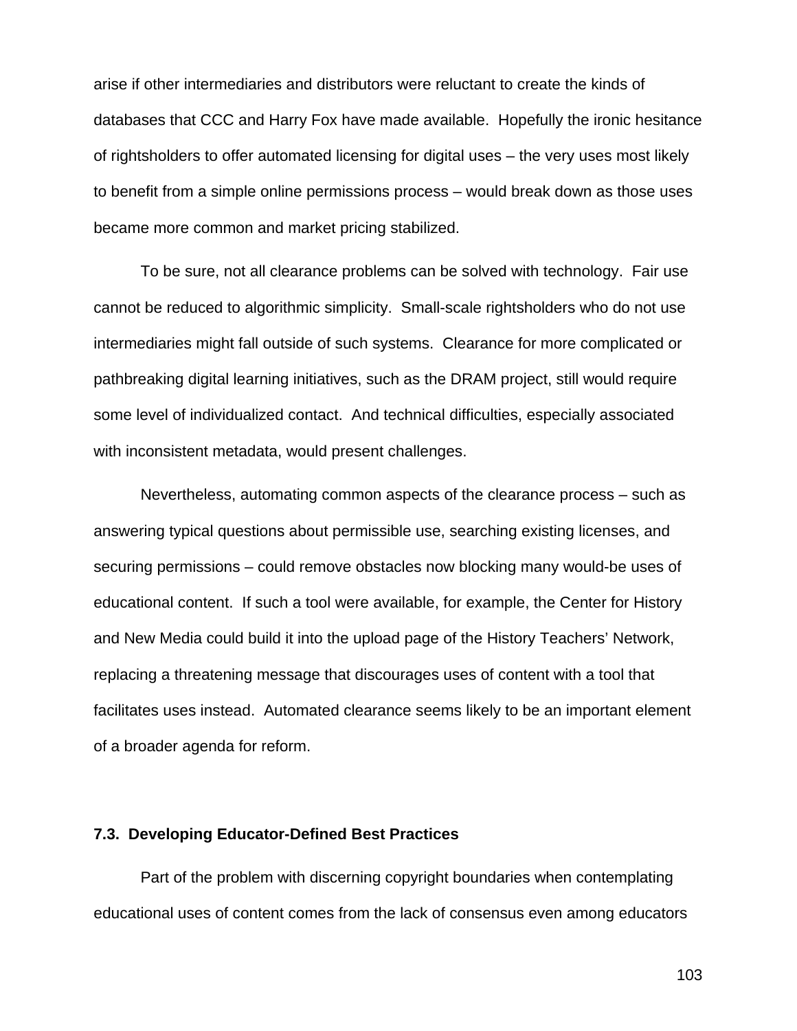arise if other intermediaries and distributors were reluctant to create the kinds of databases that CCC and Harry Fox have made available. Hopefully the ironic hesitance of rightsholders to offer automated licensing for digital uses – the very uses most likely to benefit from a simple online permissions process – would break down as those uses became more common and market pricing stabilized.

To be sure, not all clearance problems can be solved with technology. Fair use cannot be reduced to algorithmic simplicity. Small-scale rightsholders who do not use intermediaries might fall outside of such systems. Clearance for more complicated or pathbreaking digital learning initiatives, such as the DRAM project, still would require some level of individualized contact. And technical difficulties, especially associated with inconsistent metadata, would present challenges.

Nevertheless, automating common aspects of the clearance process – such as answering typical questions about permissible use, searching existing licenses, and securing permissions – could remove obstacles now blocking many would-be uses of educational content. If such a tool were available, for example, the Center for History and New Media could build it into the upload page of the History Teachers' Network, replacing a threatening message that discourages uses of content with a tool that facilitates uses instead. Automated clearance seems likely to be an important element of a broader agenda for reform.

### 7.3. Developing Educator-Defined Best Practices

Part of the problem with discerning copyright boundaries when contemplating educational uses of content comes from the lack of consensus even among educators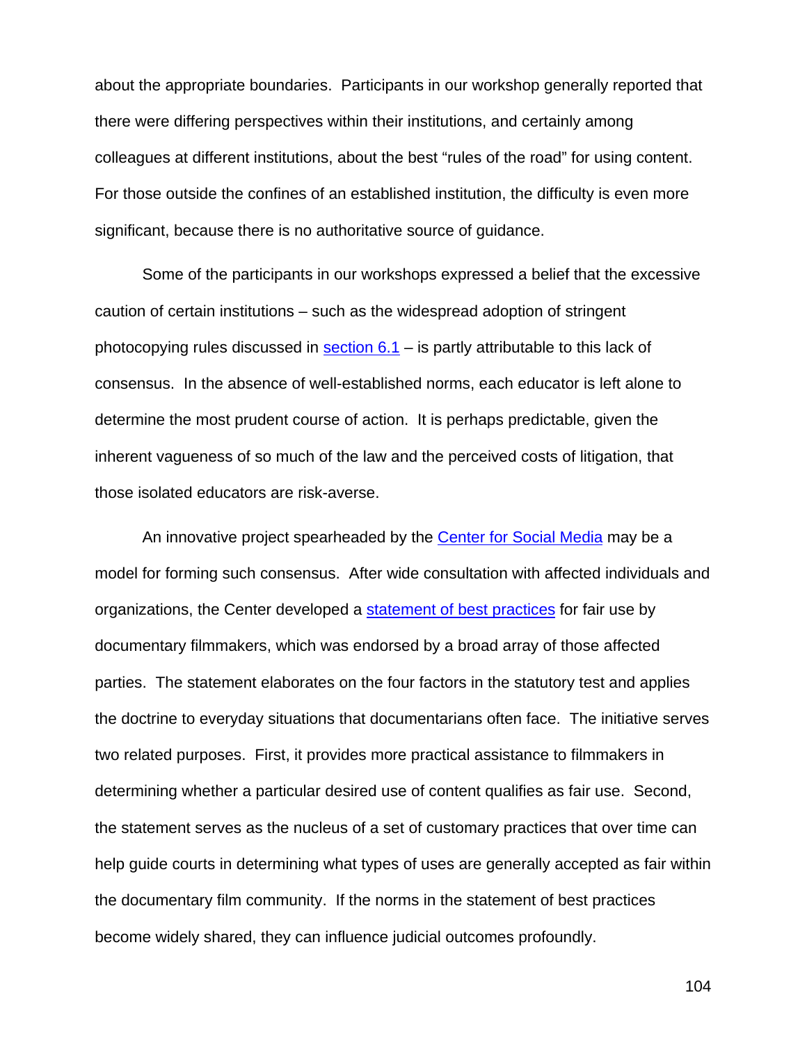about the appropriate boundaries. Participants in our workshop generally reported that there were differing perspectives within their institutions, and certainly among colleagues at different institutions, about the best "rules of the road" for using content. For those outside the confines of an established institution, the difficulty is even more significant, because there is no authoritative source of guidance.

Some of the participants in our workshops expressed a belief that the excessive caution of certain institutions – such as the widespread adoption of stringent photocopying rules discussed in section 6.1 – is partly attributable to this lack of consensus. In the absence of well-established norms, each educator is left alone to determine the most prudent course of action. It is perhaps predictable, given the inherent vagueness of so much of the law and the perceived costs of litigation, that those isolated educators are risk-averse.

An innovative project spearheaded by the Center for Social Media may be a model for forming such consensus. After wide consultation with affected individuals and organizations, the Center developed a statement of best practices for fair use by documentary filmmakers, which was endorsed by a broad array of those affected parties. The statement elaborates on the four factors in the statutory test and applies the doctrine to everyday situations that documentarians often face. The initiative serves two related purposes. First, it provides more practical assistance to filmmakers in determining whether a particular desired use of content qualifies as fair use. Second, the statement serves as the nucleus of a set of customary practices that over time can help guide courts in determining what types of uses are generally accepted as fair within the documentary film community. If the norms in the statement of best practices become widely shared, they can influence judicial outcomes profoundly.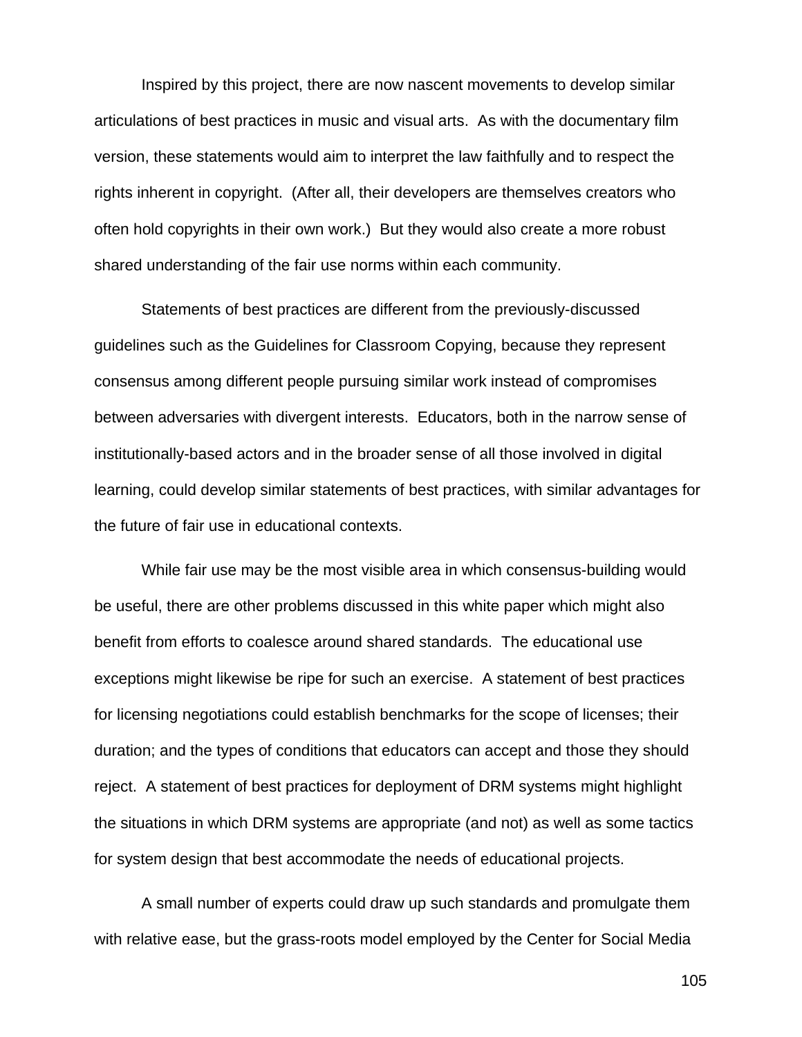Inspired by this project, there are now nascent movements to develop similar articulations of best practices in music and visual arts. As with the documentary film version, these statements would aim to interpret the law faithfully and to respect the rights inherent in copyright. (After all, their developers are themselves creators who often hold copyrights in their own work.) But they would also create a more robust shared understanding of the fair use norms within each community.

Statements of best practices are different from the previously-discussed guidelines such as the Guidelines for Classroom Copying, because they represent consensus among different people pursuing similar work instead of compromises between adversaries with divergent interests. Educators, both in the narrow sense of institutionally-based actors and in the broader sense of all those involved in digital learning, could develop similar statements of best practices, with similar advantages for the future of fair use in educational contexts.

While fair use may be the most visible area in which consensus-building would be useful, there are other problems discussed in this white paper which might also benefit from efforts to coalesce around shared standards. The educational use exceptions might likewise be ripe for such an exercise. A statement of best practices for licensing negotiations could establish benchmarks for the scope of licenses; their duration; and the types of conditions that educators can accept and those they should reject. A statement of best practices for deployment of DRM systems might highlight the situations in which DRM systems are appropriate (and not) as well as some tactics for system design that best accommodate the needs of educational projects.

A small number of experts could draw up such standards and promulgate them with relative ease, but the grass-roots model employed by the Center for Social Media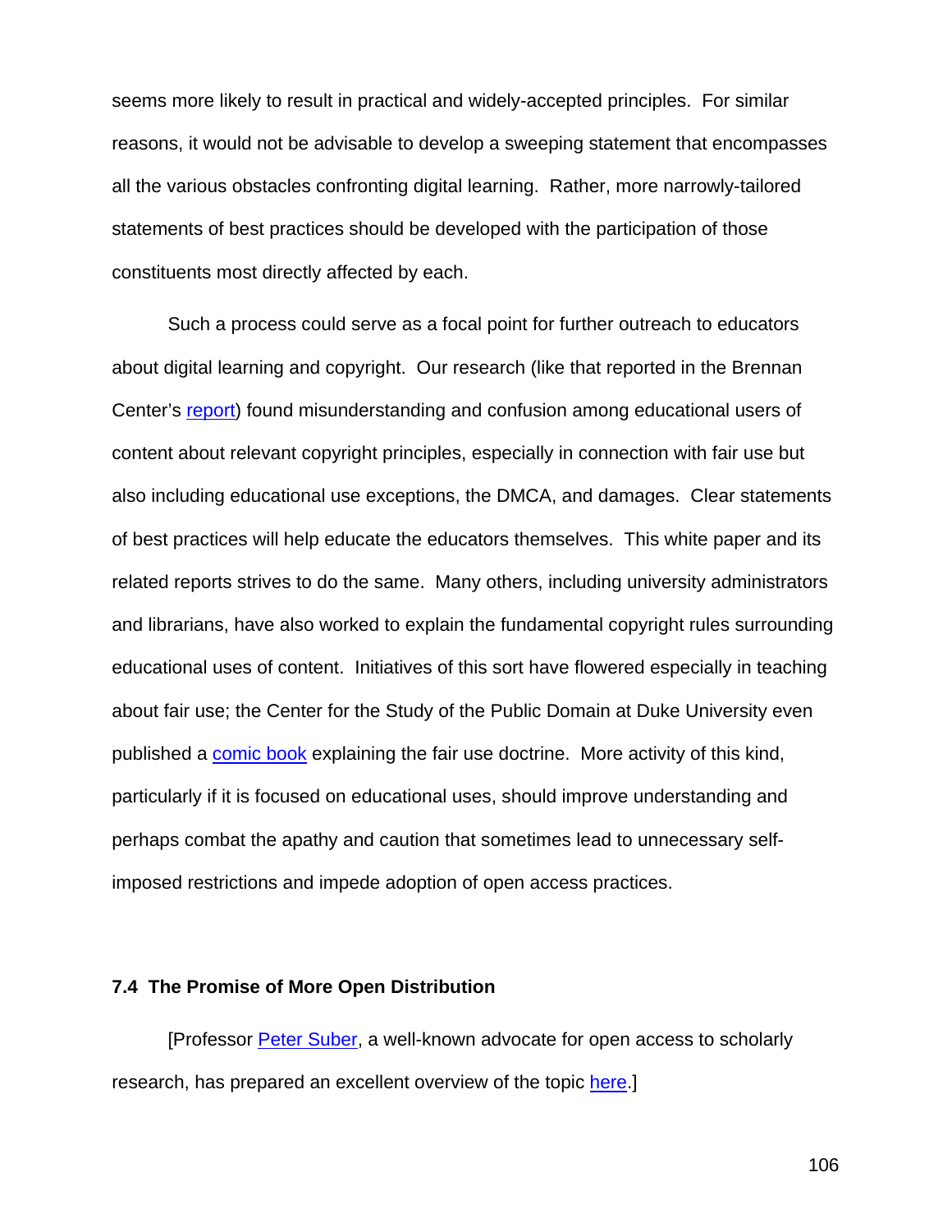seems more likely to result in practical and widely-accepted principles. For similar reasons, it would not be advisable to develop a sweeping statement that encompasses all the various obstacles confronting digital learning. Rather, more narrowly-tailored statements of best practices should be developed with the participation of those constituents most directly affected by each.

Such a process could serve as a focal point for further outreach to educators about digital learning and copyright. Our research (like that reported in the Brennan Center's report) found misunderstanding and confusion among educational users of content about relevant copyright principles, especially in connection with fair use but also including educational use exceptions, the DMCA, and damages. Clear statements of best practices will help educate the educators themselves. This white paper and its related reports strives to do the same. Many others, including university administrators and librarians, have also worked to explain the fundamental copyright rules surrounding educational uses of content. Initiatives of this sort have flowered especially in teaching about fair use; the Center for the Study of the Public Domain at Duke University even published a comic book explaining the fair use doctrine. More activity of this kind, particularly if it is focused on educational uses, should improve understanding and perhaps combat the apathy and caution that sometimes lead to unnecessary self-imposed restrictions and impede adoption of open access practices.

### 7.4 The Promise of More Open Distribution

[Professor Peter Suber, a well-known advocate for open access to scholarly research, has prepared an excellent overview of the topic here.]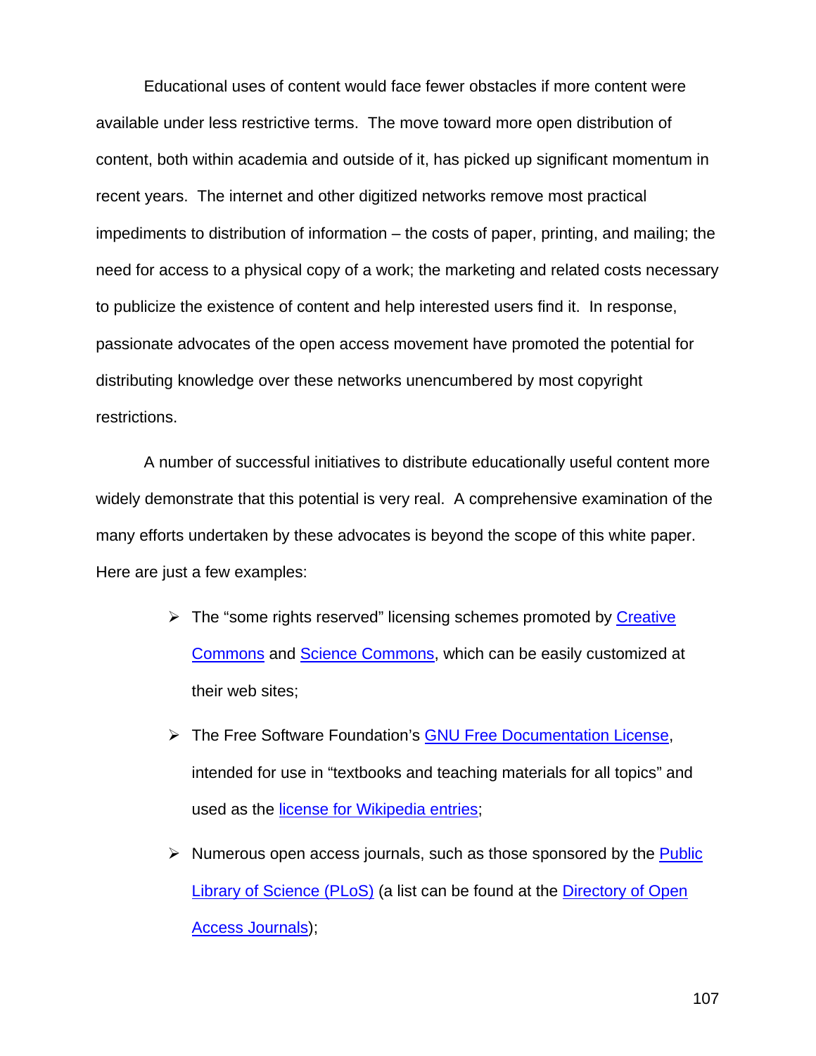Educational uses of content would face fewer obstacles if more content were available under less restrictive terms. The move toward more open distribution of content, both within academia and outside of it, has picked up significant momentum in recent years. The internet and other digitized networks remove most practical impediments to distribution of information – the costs of paper, printing, and mailing; the need for access to a physical copy of a work; the marketing and related costs necessary to publicize the existence of content and help interested users find it. In response, passionate advocates of the open access movement have promoted the potential for distributing knowledge over these networks unencumbered by most copyright restrictions.

A number of successful initiatives to distribute educationally useful content more widely demonstrate that this potential is very real. A comprehensive examination of the many efforts undertaken by these advocates is beyond the scope of this white paper. Here are just a few examples:

- The "some rights reserved" licensing schemes promoted by Creative Commons and Science Commons, which can be easily customized at their web sites;
- The Free Software Foundation's GNU Free Documentation License, intended for use in "textbooks and teaching materials for all topics" and used as the license for Wikipedia entries;
- Numerous open access journals, such as those sponsored by the Public Library of Science (PLoS) (a list can be found at the Directory of Open Access Journals);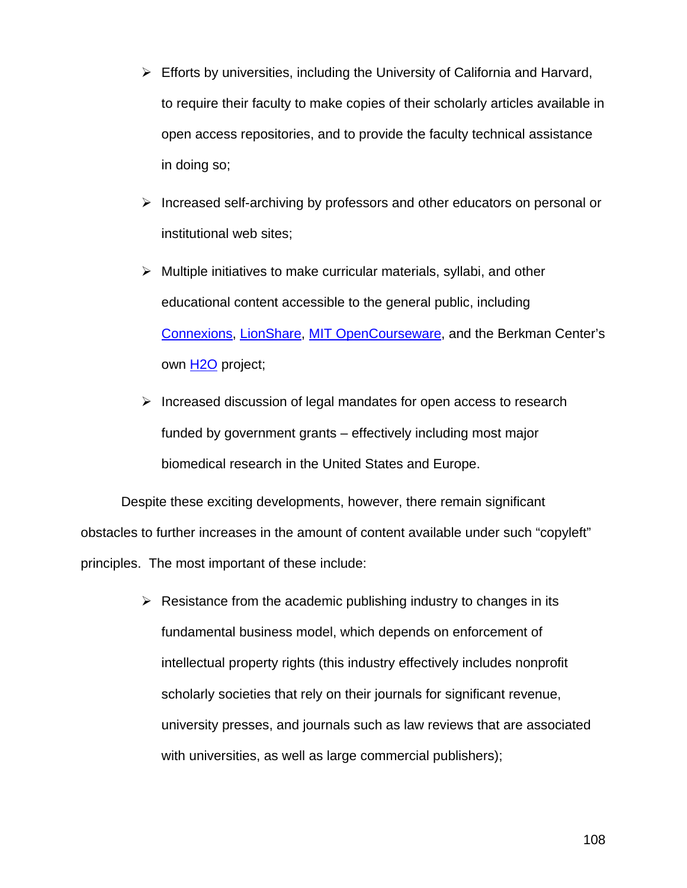- Efforts by universities, including the University of California and Harvard, to require their faculty to make copies of their scholarly articles available in open access repositories, and to provide the faculty technical assistance in doing so;
- Increased self-archiving by professors and other educators on personal or institutional web sites;
- Multiple initiatives to make curricular materials, syllabi, and other educational content accessible to the general public, including Connexions, LionShare, MIT OpenCourseware, and the Berkman Center's own H2O project;
- Increased discussion of legal mandates for open access to research funded by government grants – effectively including most major biomedical research in the United States and Europe.

Despite these exciting developments, however, there remain significant obstacles to further increases in the amount of content available under such "copyleft" principles. The most important of these include:

- Resistance from the academic publishing industry to changes in its fundamental business model, which depends on enforcement of intellectual property rights (this industry effectively includes nonprofit scholarly societies that rely on their journals for significant revenue, university presses, and journals such as law reviews that are associated with universities, as well as large commercial publishers);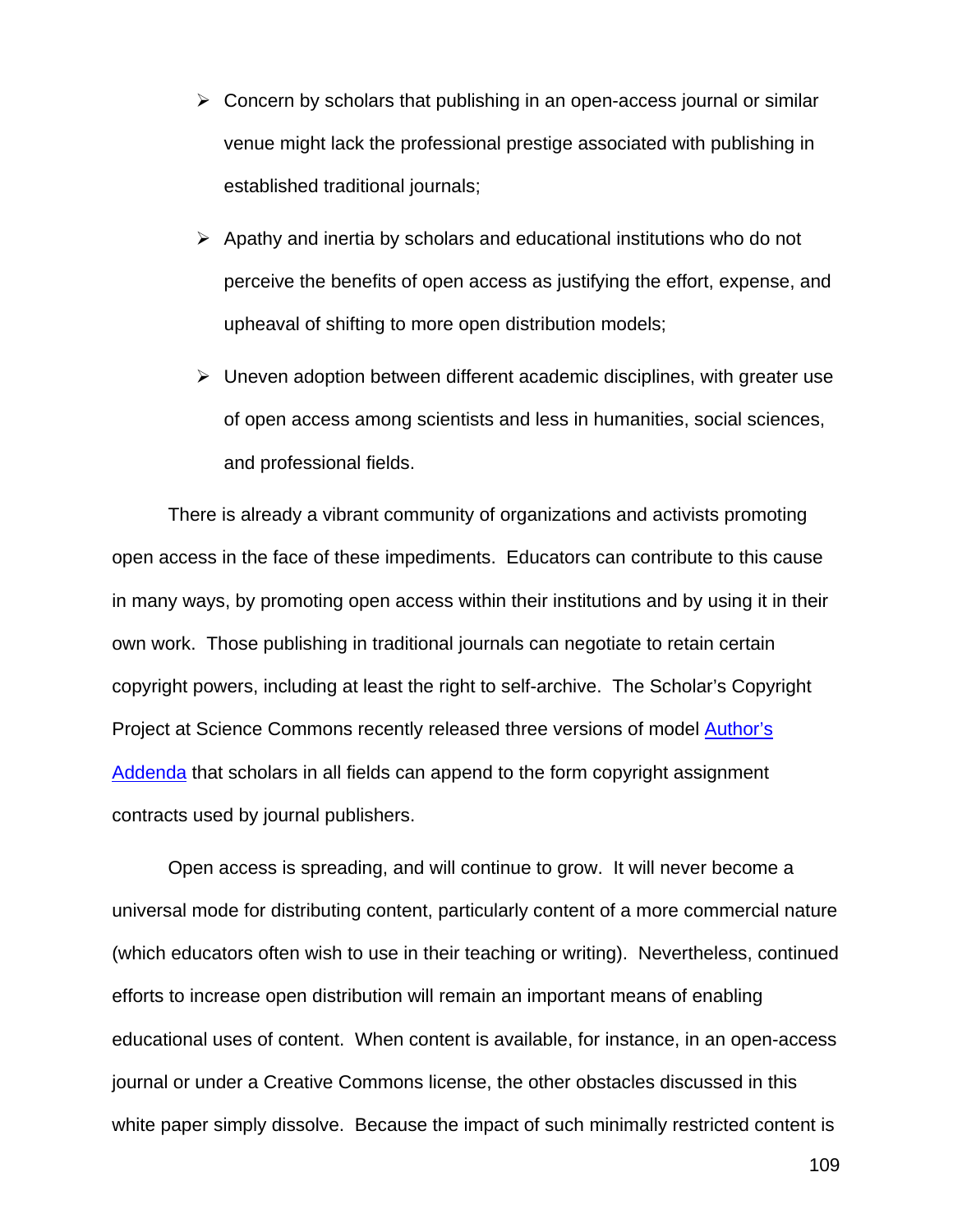- Concern by scholars that publishing in an open-access journal or similar venue might lack the professional prestige associated with publishing in established traditional journals;
- Apathy and inertia by scholars and educational institutions who do not perceive the benefits of open access as justifying the effort, expense, and upheaval of shifting to more open distribution models;
- Uneven adoption between different academic disciplines, with greater use of open access among scientists and less in humanities, social sciences, and professional fields.

There is already a vibrant community of organizations and activists promoting open access in the face of these impediments. Educators can contribute to this cause in many ways, by promoting open access within their institutions and by using it in their own work. Those publishing in traditional journals can negotiate to retain certain copyright powers, including at least the right to self-archive. The Scholar's Copyright Project at Science Commons recently released three versions of model Author's Addenda that scholars in all fields can append to the form copyright assignment contracts used by journal publishers.

Open access is spreading, and will continue to grow. It will never become a universal mode for distributing content, particularly content of a more commercial nature (which educators often wish to use in their teaching or writing). Nevertheless, continued efforts to increase open distribution will remain an important means of enabling educational uses of content. When content is available, for instance, in an open-access journal or under a Creative Commons license, the other obstacles discussed in this white paper simply dissolve. Because the impact of such minimally restricted content is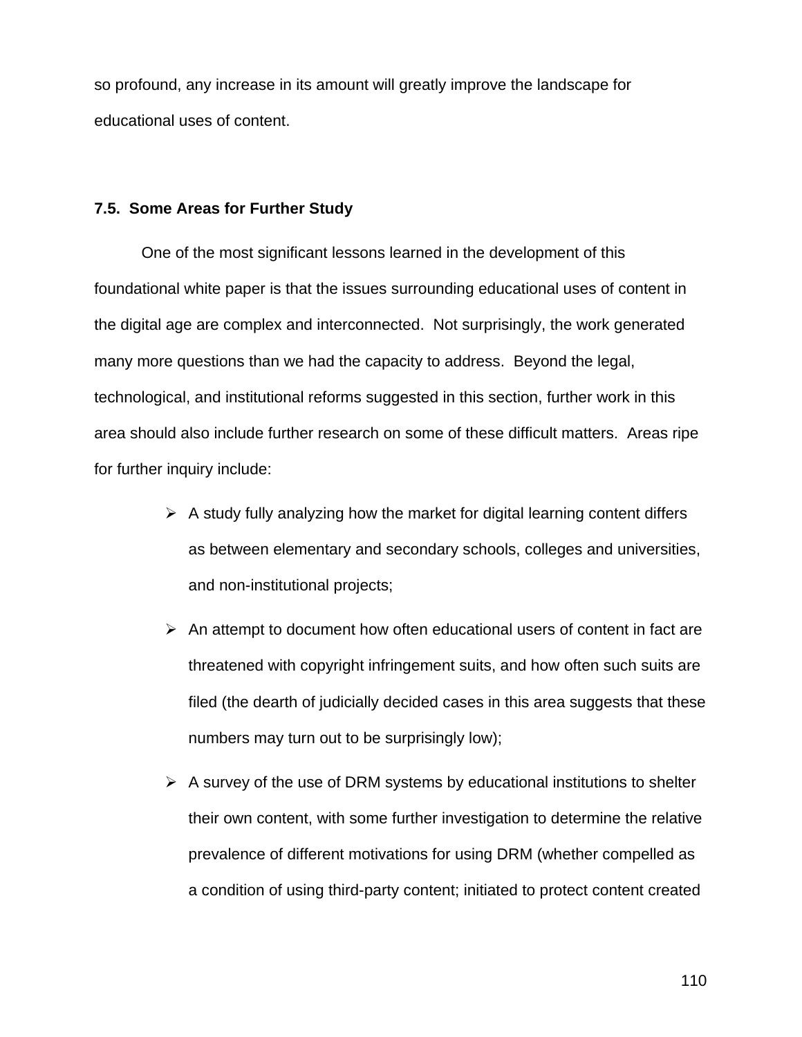so profound, any increase in its amount will greatly improve the landscape for educational uses of content.

### 7.5. Some Areas for Further Study

One of the most significant lessons learned in the development of this foundational white paper is that the issues surrounding educational uses of content in the digital age are complex and interconnected. Not surprisingly, the work generated many more questions than we had the capacity to address. Beyond the legal, technological, and institutional reforms suggested in this section, further work in this area should also include further research on some of these difficult matters. Areas ripe for further inquiry include:

- A study fully analyzing how the market for digital learning content differs as between elementary and secondary schools, colleges and universities, and non-institutional projects;
- An attempt to document how often educational users of content in fact are threatened with copyright infringement suits, and how often such suits are filed (the dearth of judicially decided cases in this area suggests that these numbers may turn out to be surprisingly low);
- A survey of the use of DRM systems by educational institutions to shelter their own content, with some further investigation to determine the relative prevalence of different motivations for using DRM (whether compelled as a condition of using third-party content; initiated to protect content created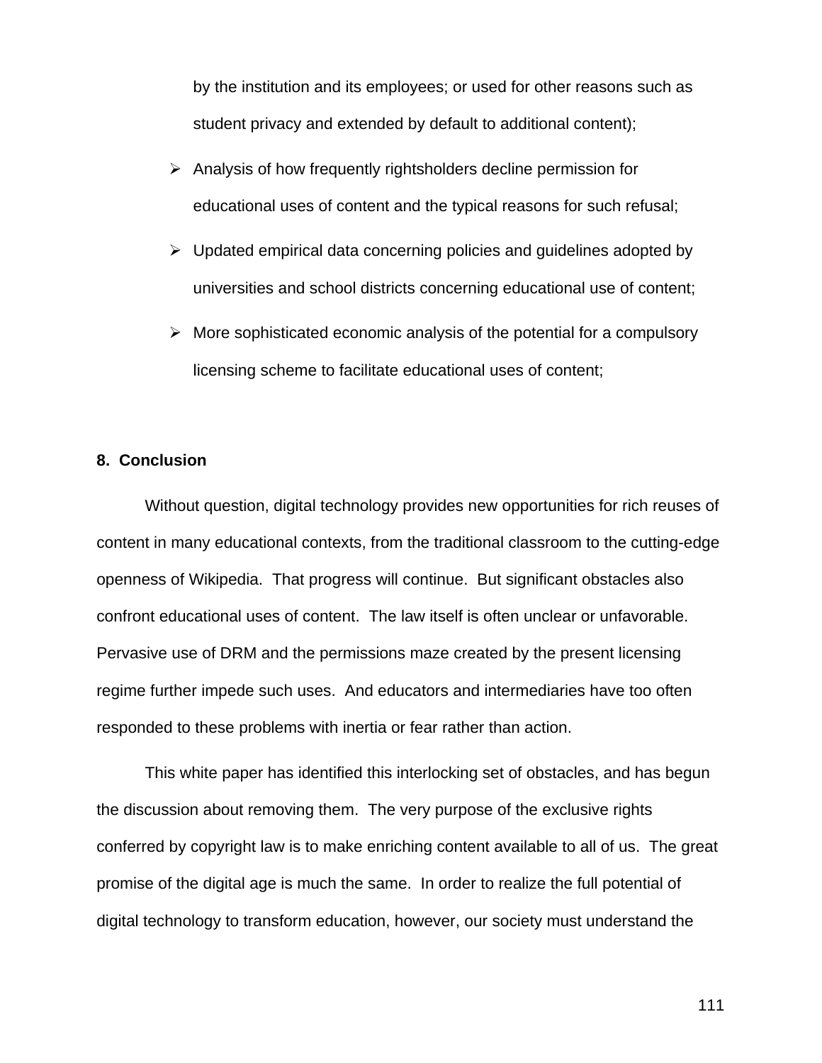by the institution and its employees; or used for other reasons such as student privacy and extended by default to additional content);

- Analysis of how frequently rightsholders decline permission for educational uses of content and the typical reasons for such refusal;
- Updated empirical data concerning policies and guidelines adopted by universities and school districts concerning educational use of content;
- More sophisticated economic analysis of the potential for a compulsory licensing scheme to facilitate educational uses of content;

## 8. Conclusion

Without question, digital technology provides new opportunities for rich reuses of content in many educational contexts, from the traditional classroom to the cutting-edge openness of Wikipedia. That progress will continue. But significant obstacles also confront educational uses of content. The law itself is often unclear or unfavorable. Pervasive use of DRM and the permissions maze created by the present licensing regime further impede such uses. And educators and intermediaries have too often responded to these problems with inertia or fear rather than action.

This white paper has identified this interlocking set of obstacles, and has begun the discussion about removing them. The very purpose of the exclusive rights conferred by copyright law is to make enriching content available to all of us. The great promise of the digital age is much the same. In order to realize the full potential of digital technology to transform education, however, our society must understand the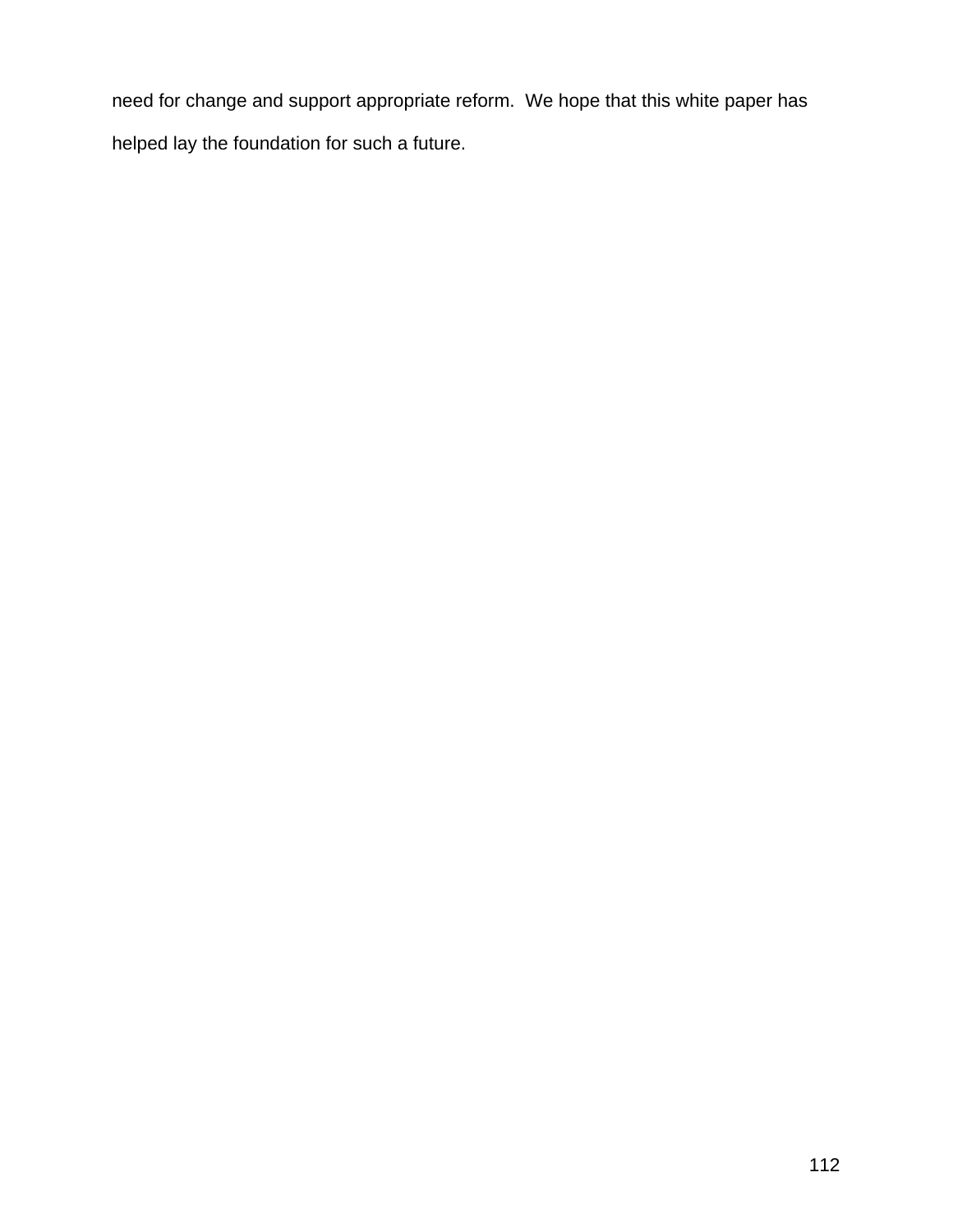need for change and support appropriate reform. We hope that this white paper has helped lay the foundation for such a future.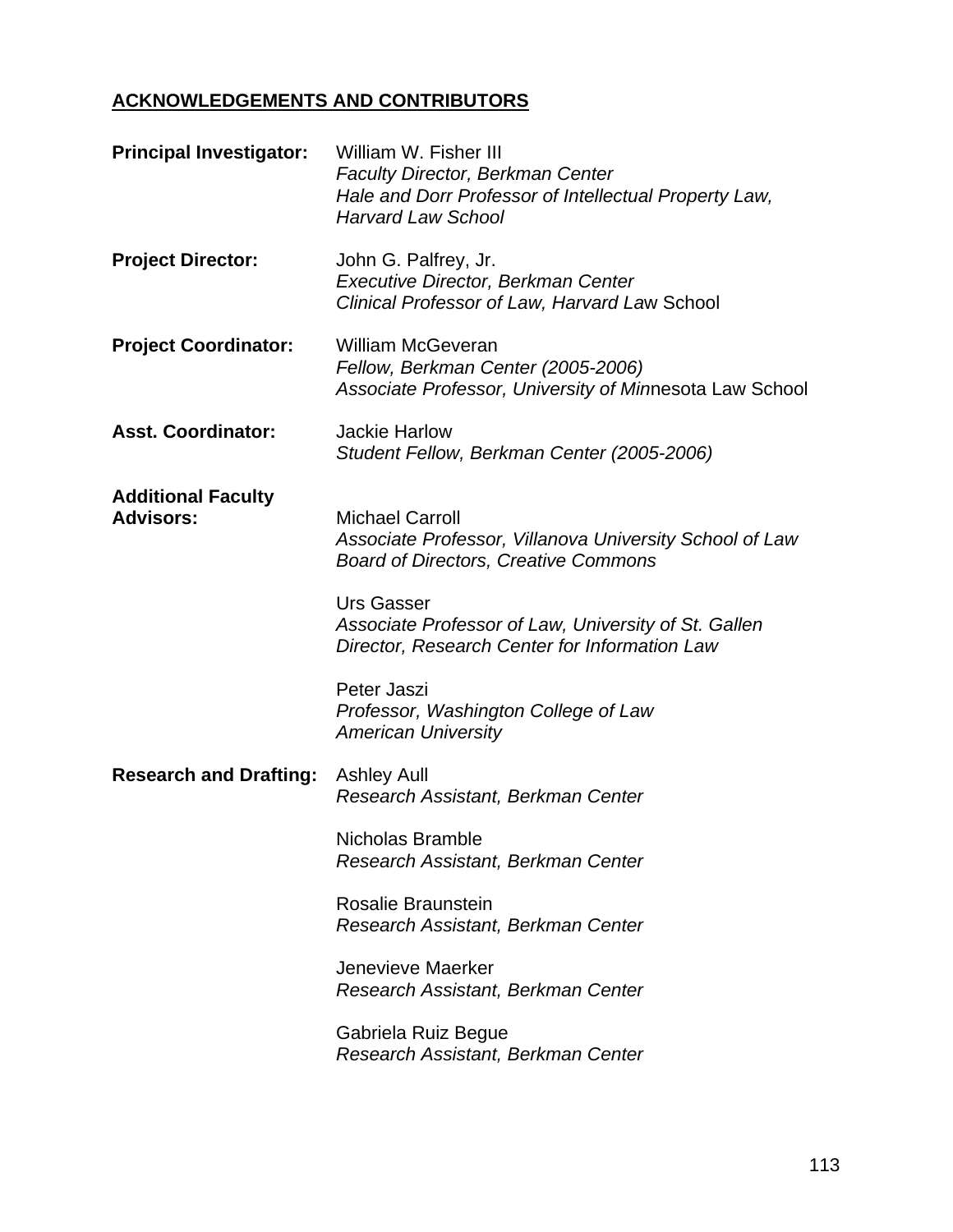## ACKNOWLEDGEMENTS AND CONTRIBUTORS

**Principal Investigator:** William W. Fisher III
*Faculty Director, Berkman Center*
*Hale and Dorr Professor of Intellectual Property Law, Harvard Law School*

**Project Director:** John G. Palfrey, Jr.
*Executive Director, Berkman Center*
*Clinical Professor of Law, Harvard La*w School

**Project Coordinator:** William McGeveran
*Fellow, Berkman Center (2005-2006)*
*Associate Professor, University of Min*nesota Law School

**Asst. Coordinator:** Jackie Harlow
*Student Fellow, Berkman Center (2005-2006)*

**Additional Faculty Advisors:**

Michael Carroll
*Associate Professor, Villanova University School of Law*
*Board of Directors, Creative Commons*

Urs Gasser
*Associate Professor of Law, University of St. Gallen*
*Director, Research Center for Information Law*

Peter Jaszi
*Professor, Washington College of Law*
*American University*

**Research and Drafting:**

Ashley Aull
*Research Assistant, Berkman Center*

Nicholas Bramble
*Research Assistant, Berkman Center*

Rosalie Braunstein
*Research Assistant, Berkman Center*

Jenevieve Maerker
*Research Assistant, Berkman Center*

Gabriela Ruiz Begue
*Research Assistant, Berkman Center*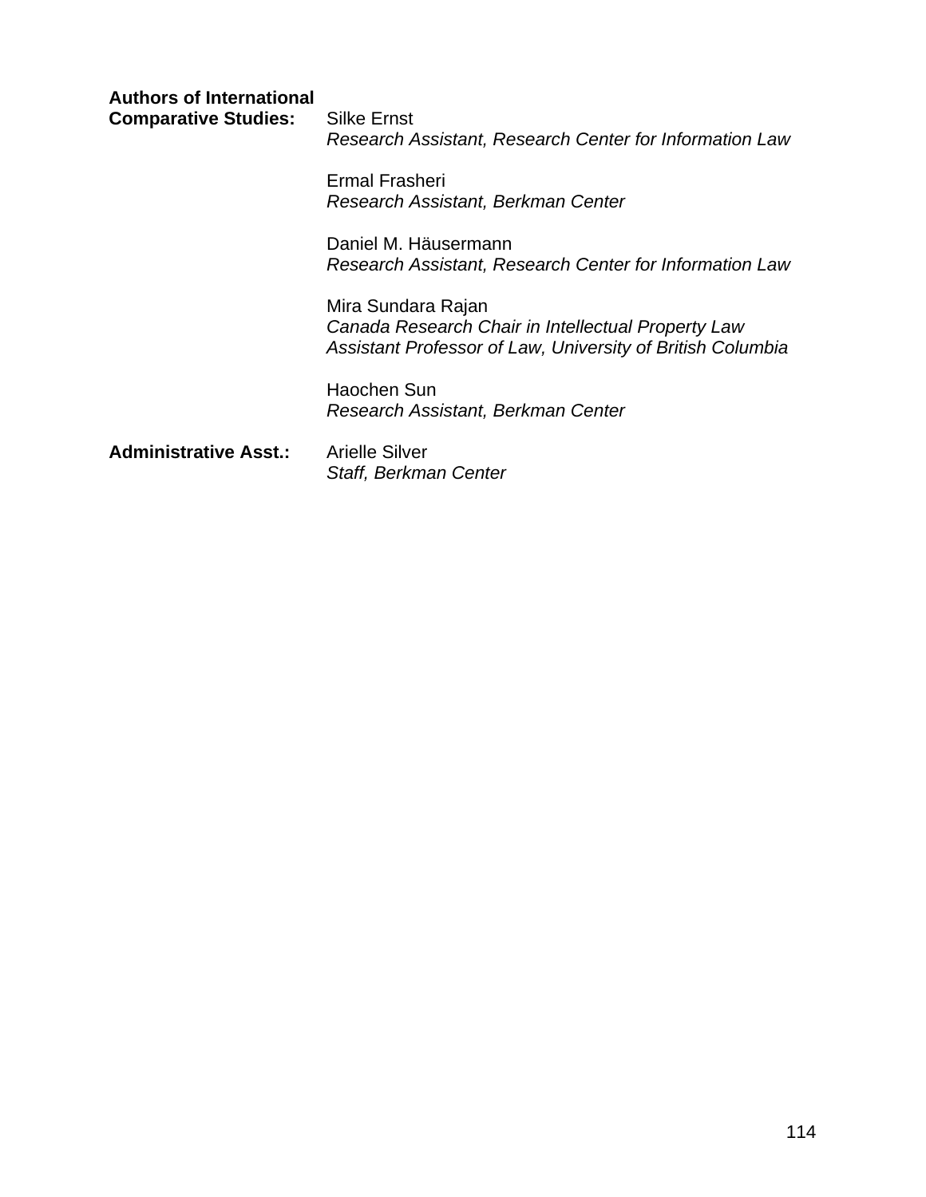**Authors of International Comparative Studies:**

Silke Ernst
*Research Assistant, Research Center for Information Law*

Ermal Frasheri
*Research Assistant, Berkman Center*

Daniel M. Häusermann
*Research Assistant, Research Center for Information Law*

Mira Sundara Rajan
*Canada Research Chair in Intellectual Property Law*
*Assistant Professor of Law, University of British Columbia*

Haochen Sun
*Research Assistant, Berkman Center*

**Administrative Asst.:**

Arielle Silver
*Staff, Berkman Center*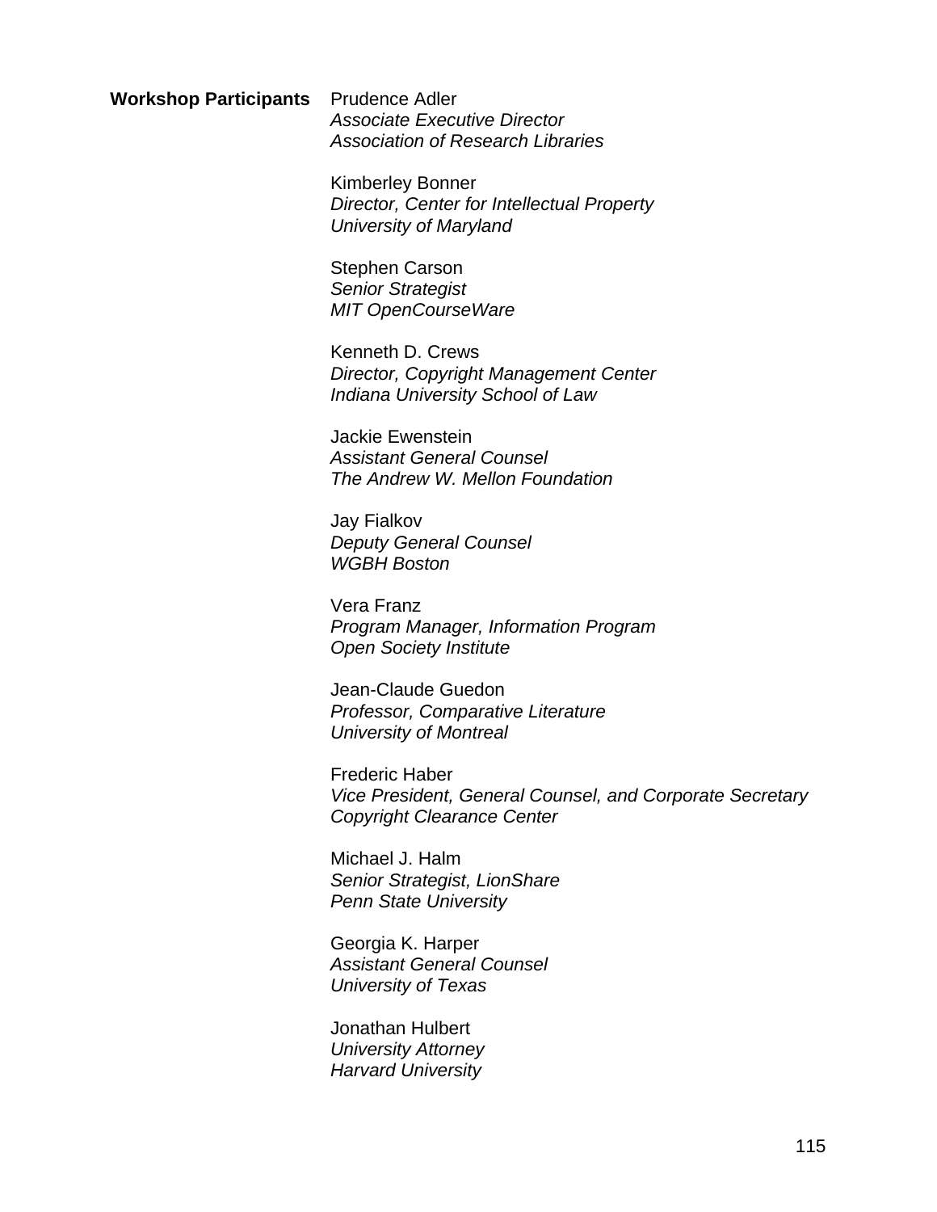**Workshop Participants**

Prudence Adler
*Associate Executive Director*
*Association of Research Libraries*

Kimberley Bonner
*Director, Center for Intellectual Property*
*University of Maryland*

Stephen Carson
*Senior Strategist*
*MIT OpenCourseWare*

Kenneth D. Crews
*Director, Copyright Management Center*
*Indiana University School of Law*

Jackie Ewenstein
*Assistant General Counsel*
*The Andrew W. Mellon Foundation*

Jay Fialkov
*Deputy General Counsel*
*WGBH Boston*

Vera Franz
*Program Manager, Information Program*
*Open Society Institute*

Jean-Claude Guedon
*Professor, Comparative Literature*
*University of Montreal*

Frederic Haber
*Vice President, General Counsel, and Corporate Secretary*
*Copyright Clearance Center*

Michael J. Halm
*Senior Strategist, LionShare*
*Penn State University*

Georgia K. Harper
*Assistant General Counsel*
*University of Texas*

Jonathan Hulbert
*University Attorney*
*Harvard University*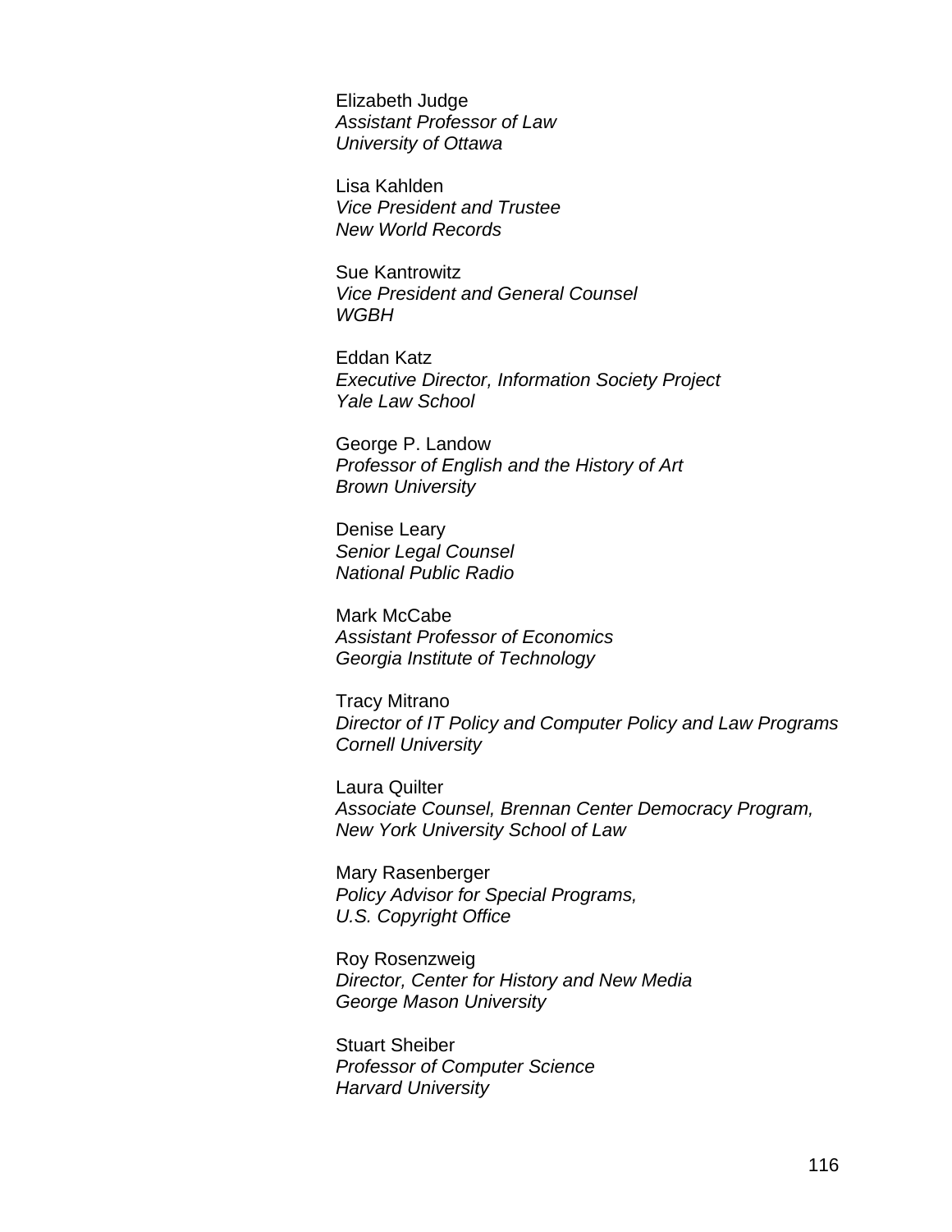Elizabeth Judge
*Assistant Professor of Law*
*University of Ottawa*

Lisa Kahlden
*Vice President and Trustee*
*New World Records*

Sue Kantrowitz
*Vice President and General Counsel*
*WGBH*

Eddan Katz
*Executive Director, Information Society Project*
*Yale Law School*

George P. Landow
*Professor of English and the History of Art*
*Brown University*

Denise Leary
*Senior Legal Counsel*
*National Public Radio*

Mark McCabe
*Assistant Professor of Economics*
*Georgia Institute of Technology*

Tracy Mitrano
*Director of IT Policy and Computer Policy and Law Programs*
*Cornell University*

Laura Quilter
*Associate Counsel, Brennan Center Democracy Program,*
*New York University School of Law*

Mary Rasenberger
*Policy Advisor for Special Programs,*
*U.S. Copyright Office*

Roy Rosenzweig
*Director, Center for History and New Media*
*George Mason University*

Stuart Sheiber
*Professor of Computer Science*
*Harvard University*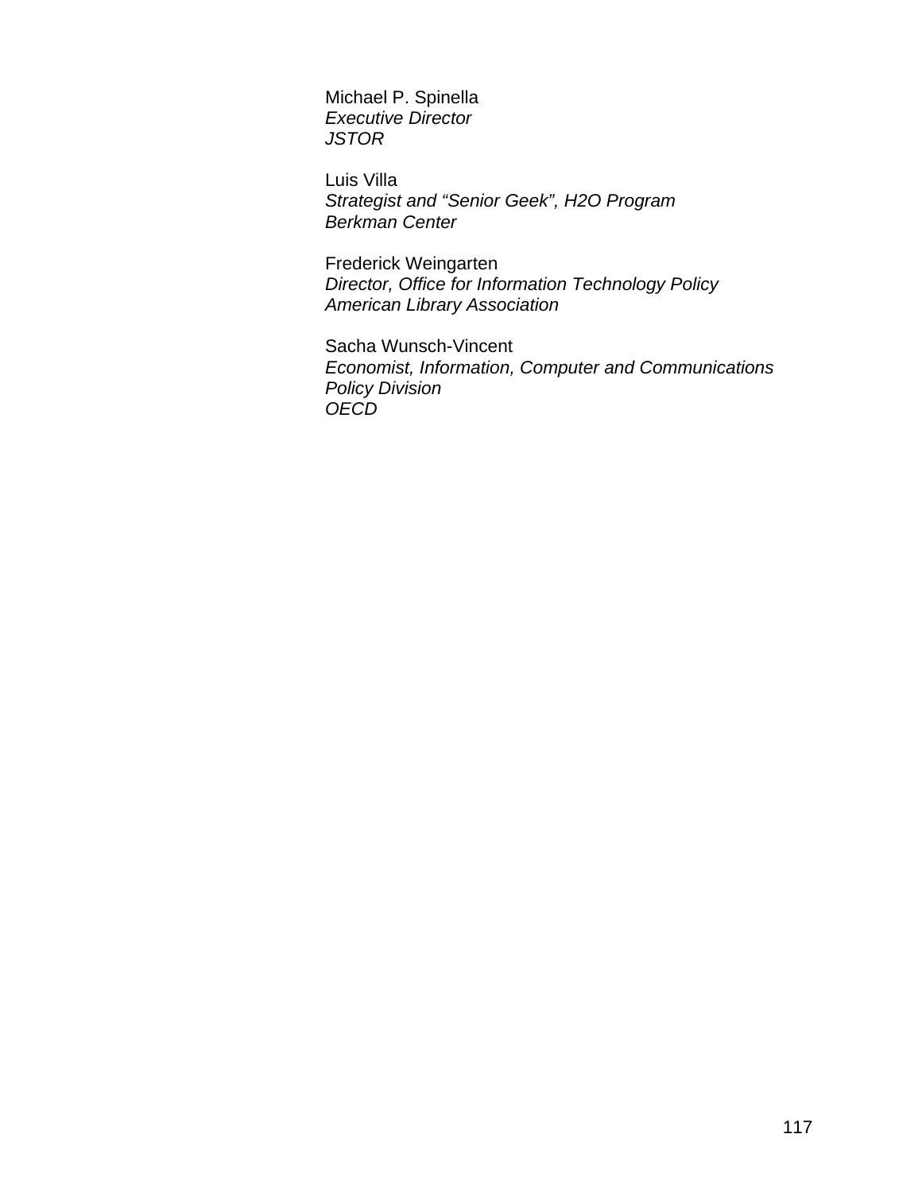Michael P. Spinella  
*Executive Director*  
*JSTOR*

Luis Villa  
*Strategist and "Senior Geek", H2O Program*  
*Berkman Center*

Frederick Weingarten  
*Director, Office for Information Technology Policy*  
*American Library Association*

Sacha Wunsch-Vincent  
*Economist, Information, Computer and Communications Policy Division*  
*OECD*